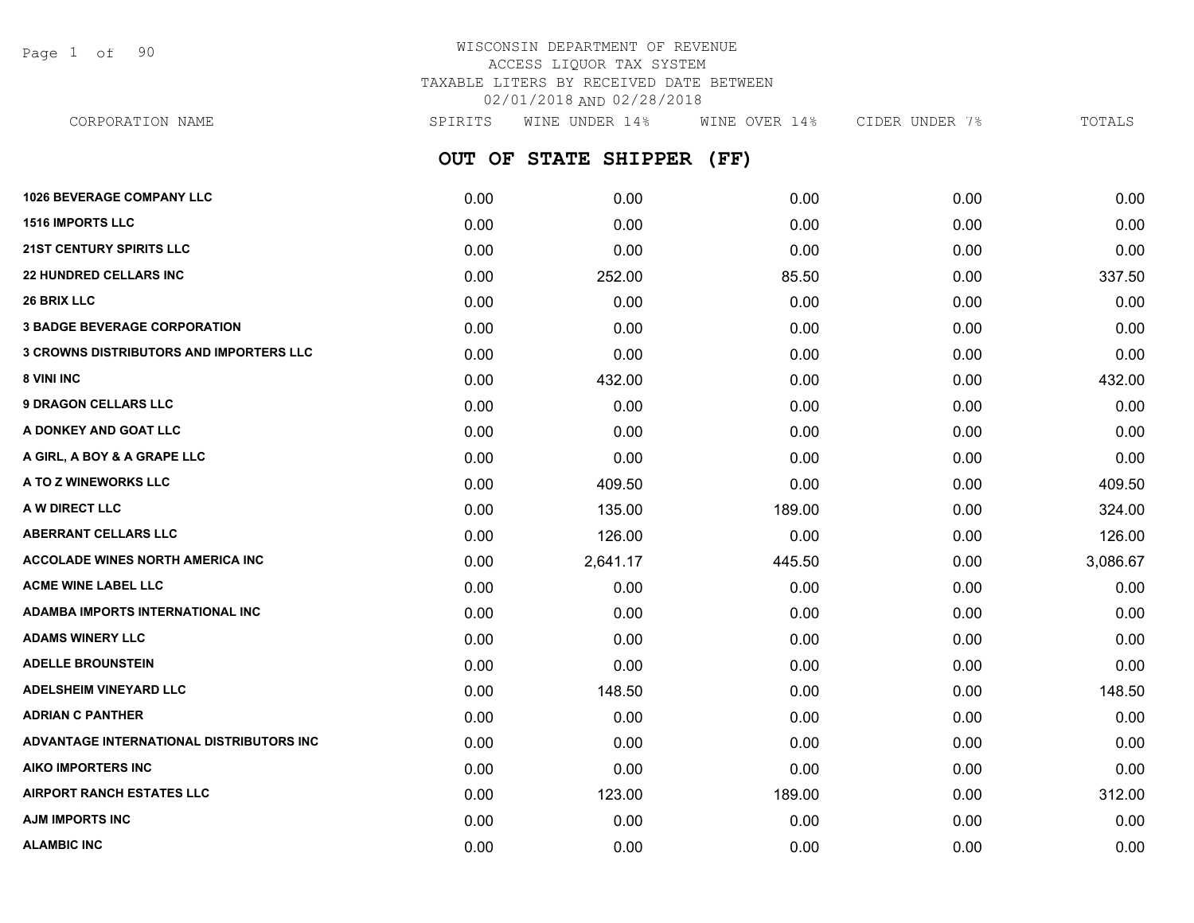WISCONSIN DEPARTMENT OF REVENUE
ACCESS LIQUOR TAX SYSTEM
TAXABLE LITERS BY RECEIVED DATE BETWEEN
02/01/2018 AND 02/28/2018

## OUT OF STATE SHIPPER (FF)

| CORPORATION NAME | SPIRITS | WINE UNDER 14% | WINE OVER 14% | CIDER UNDER 7% | TOTALS |
|---|---|---|---|---|---|
| **1026 BEVERAGE COMPANY LLC** | 0.00 | 0.00 | 0.00 | 0.00 | 0.00 |
| **1516 IMPORTS LLC** | 0.00 | 0.00 | 0.00 | 0.00 | 0.00 |
| **21ST CENTURY SPIRITS LLC** | 0.00 | 0.00 | 0.00 | 0.00 | 0.00 |
| **22 HUNDRED CELLARS INC** | 0.00 | 252.00 | 85.50 | 0.00 | 337.50 |
| **26 BRIX LLC** | 0.00 | 0.00 | 0.00 | 0.00 | 0.00 |
| **3 BADGE BEVERAGE CORPORATION** | 0.00 | 0.00 | 0.00 | 0.00 | 0.00 |
| **3 CROWNS DISTRIBUTORS AND IMPORTERS LLC** | 0.00 | 0.00 | 0.00 | 0.00 | 0.00 |
| **8 VINI INC** | 0.00 | 432.00 | 0.00 | 0.00 | 432.00 |
| **9 DRAGON CELLARS LLC** | 0.00 | 0.00 | 0.00 | 0.00 | 0.00 |
| **A DONKEY AND GOAT LLC** | 0.00 | 0.00 | 0.00 | 0.00 | 0.00 |
| **A GIRL, A BOY & A GRAPE LLC** | 0.00 | 0.00 | 0.00 | 0.00 | 0.00 |
| **A TO Z WINEWORKS LLC** | 0.00 | 409.50 | 0.00 | 0.00 | 409.50 |
| **A W DIRECT LLC** | 0.00 | 135.00 | 189.00 | 0.00 | 324.00 |
| **ABERRANT CELLARS LLC** | 0.00 | 126.00 | 0.00 | 0.00 | 126.00 |
| **ACCOLADE WINES NORTH AMERICA INC** | 0.00 | 2,641.17 | 445.50 | 0.00 | 3,086.67 |
| **ACME WINE LABEL LLC** | 0.00 | 0.00 | 0.00 | 0.00 | 0.00 |
| **ADAMBA IMPORTS INTERNATIONAL INC** | 0.00 | 0.00 | 0.00 | 0.00 | 0.00 |
| **ADAMS WINERY LLC** | 0.00 | 0.00 | 0.00 | 0.00 | 0.00 |
| **ADELLE BROUNSTEIN** | 0.00 | 0.00 | 0.00 | 0.00 | 0.00 |
| **ADELSHEIM VINEYARD LLC** | 0.00 | 148.50 | 0.00 | 0.00 | 148.50 |
| **ADRIAN C PANTHER** | 0.00 | 0.00 | 0.00 | 0.00 | 0.00 |
| **ADVANTAGE INTERNATIONAL DISTRIBUTORS INC** | 0.00 | 0.00 | 0.00 | 0.00 | 0.00 |
| **AIKO IMPORTERS INC** | 0.00 | 0.00 | 0.00 | 0.00 | 0.00 |
| **AIRPORT RANCH ESTATES LLC** | 0.00 | 123.00 | 189.00 | 0.00 | 312.00 |
| **AJM IMPORTS INC** | 0.00 | 0.00 | 0.00 | 0.00 | 0.00 |
| **ALAMBIC INC** | 0.00 | 0.00 | 0.00 | 0.00 | 0.00 |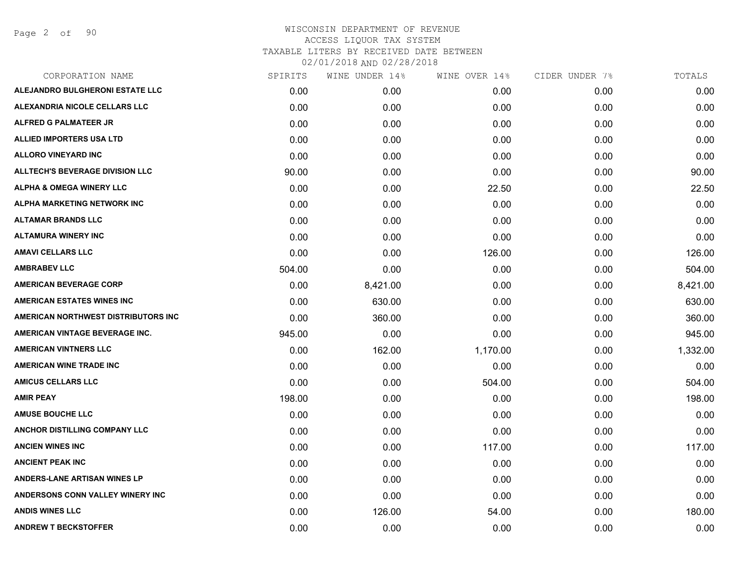# WISCONSIN DEPARTMENT OF REVENUE
ACCESS LIQUOR TAX SYSTEM
TAXABLE LITERS BY RECEIVED DATE BETWEEN
02/01/2018 AND 02/28/2018

| CORPORATION NAME | SPIRITS | WINE UNDER 14% | WINE OVER 14% | CIDER UNDER 7% | TOTALS |
|---|---|---|---|---|---|
| ALEJANDRO BULGHERONI ESTATE LLC | 0.00 | 0.00 | 0.00 | 0.00 | 0.00 |
| ALEXANDRIA NICOLE CELLARS LLC | 0.00 | 0.00 | 0.00 | 0.00 | 0.00 |
| ALFRED G PALMATEER JR | 0.00 | 0.00 | 0.00 | 0.00 | 0.00 |
| ALLIED IMPORTERS USA LTD | 0.00 | 0.00 | 0.00 | 0.00 | 0.00 |
| ALLORO VINEYARD INC | 0.00 | 0.00 | 0.00 | 0.00 | 0.00 |
| ALLTECH'S BEVERAGE DIVISION LLC | 90.00 | 0.00 | 0.00 | 0.00 | 90.00 |
| ALPHA & OMEGA WINERY LLC | 0.00 | 0.00 | 22.50 | 0.00 | 22.50 |
| ALPHA MARKETING NETWORK INC | 0.00 | 0.00 | 0.00 | 0.00 | 0.00 |
| ALTAMAR BRANDS LLC | 0.00 | 0.00 | 0.00 | 0.00 | 0.00 |
| ALTAMURA WINERY INC | 0.00 | 0.00 | 0.00 | 0.00 | 0.00 |
| AMAVI CELLARS LLC | 0.00 | 0.00 | 126.00 | 0.00 | 126.00 |
| AMBRABEV LLC | 504.00 | 0.00 | 0.00 | 0.00 | 504.00 |
| AMERICAN BEVERAGE CORP | 0.00 | 8,421.00 | 0.00 | 0.00 | 8,421.00 |
| AMERICAN ESTATES WINES INC | 0.00 | 630.00 | 0.00 | 0.00 | 630.00 |
| AMERICAN NORTHWEST DISTRIBUTORS INC | 0.00 | 360.00 | 0.00 | 0.00 | 360.00 |
| AMERICAN VINTAGE BEVERAGE INC. | 945.00 | 0.00 | 0.00 | 0.00 | 945.00 |
| AMERICAN VINTNERS LLC | 0.00 | 162.00 | 1,170.00 | 0.00 | 1,332.00 |
| AMERICAN WINE TRADE INC | 0.00 | 0.00 | 0.00 | 0.00 | 0.00 |
| AMICUS CELLARS LLC | 0.00 | 0.00 | 504.00 | 0.00 | 504.00 |
| AMIR PEAY | 198.00 | 0.00 | 0.00 | 0.00 | 198.00 |
| AMUSE BOUCHE LLC | 0.00 | 0.00 | 0.00 | 0.00 | 0.00 |
| ANCHOR DISTILLING COMPANY LLC | 0.00 | 0.00 | 0.00 | 0.00 | 0.00 |
| ANCIEN WINES INC | 0.00 | 0.00 | 117.00 | 0.00 | 117.00 |
| ANCIENT PEAK INC | 0.00 | 0.00 | 0.00 | 0.00 | 0.00 |
| ANDERS-LANE ARTISAN WINES LP | 0.00 | 0.00 | 0.00 | 0.00 | 0.00 |
| ANDERSONS CONN VALLEY WINERY INC | 0.00 | 0.00 | 0.00 | 0.00 | 0.00 |
| ANDIS WINES LLC | 0.00 | 126.00 | 54.00 | 0.00 | 180.00 |
| ANDREW T BECKSTOFFER | 0.00 | 0.00 | 0.00 | 0.00 | 0.00 |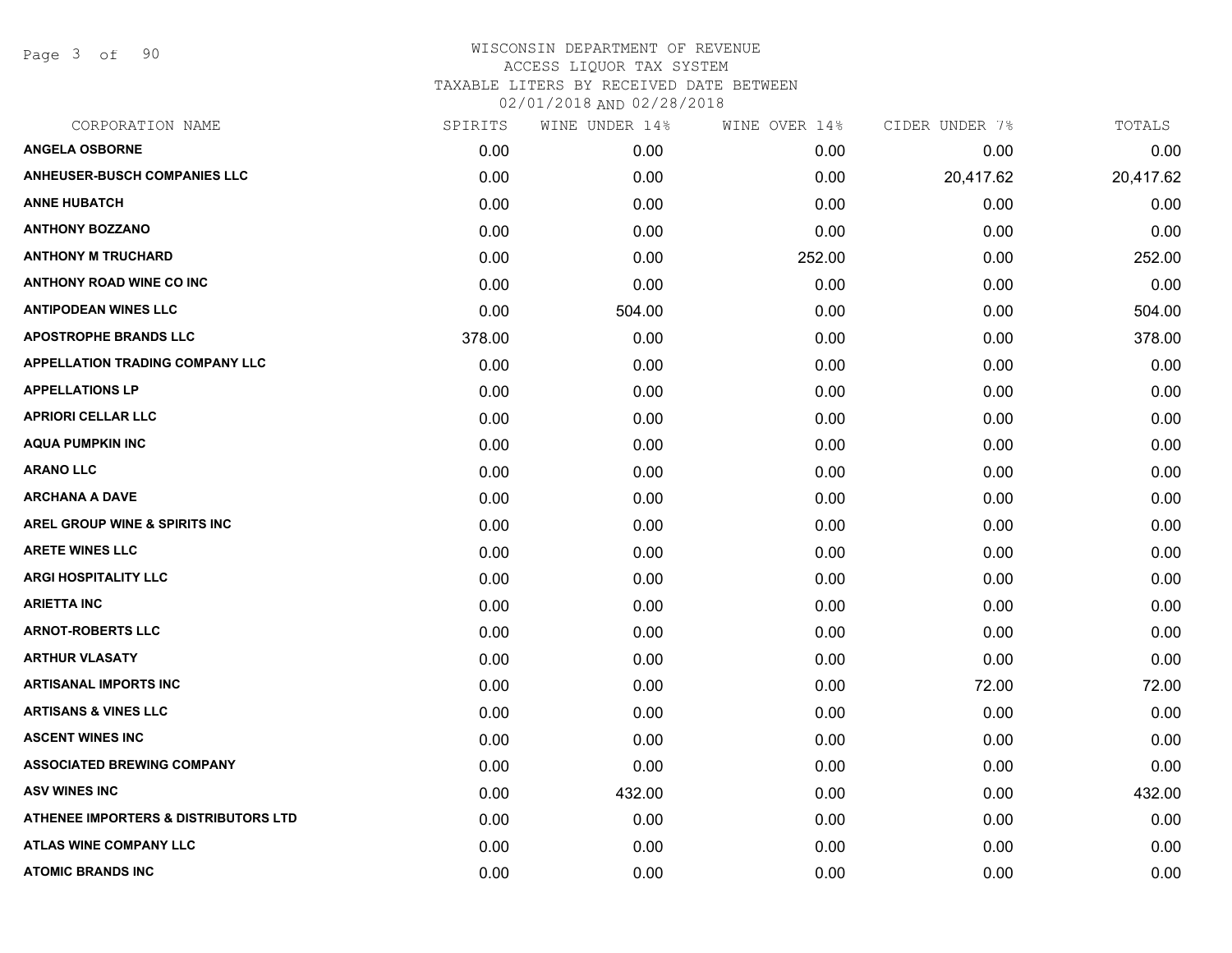# WISCONSIN DEPARTMENT OF REVENUE
## ACCESS LIQUOR TAX SYSTEM
### TAXABLE LITERS BY RECEIVED DATE BETWEEN 02/01/2018 AND 02/28/2018

| CORPORATION NAME | SPIRITS | WINE UNDER 14% | WINE OVER 14% | CIDER UNDER 7% | TOTALS |
|---|---|---|---|---|---|
| ANGELA OSBORNE | 0.00 | 0.00 | 0.00 | 0.00 | 0.00 |
| ANHEUSER-BUSCH COMPANIES LLC | 0.00 | 0.00 | 0.00 | 20,417.62 | 20,417.62 |
| ANNE HUBATCH | 0.00 | 0.00 | 0.00 | 0.00 | 0.00 |
| ANTHONY BOZZANO | 0.00 | 0.00 | 0.00 | 0.00 | 0.00 |
| ANTHONY M TRUCHARD | 0.00 | 0.00 | 252.00 | 0.00 | 252.00 |
| ANTHONY ROAD WINE CO INC | 0.00 | 0.00 | 0.00 | 0.00 | 0.00 |
| ANTIPODEAN WINES LLC | 0.00 | 504.00 | 0.00 | 0.00 | 504.00 |
| APOSTROPHE BRANDS LLC | 378.00 | 0.00 | 0.00 | 0.00 | 378.00 |
| APPELLATION TRADING COMPANY LLC | 0.00 | 0.00 | 0.00 | 0.00 | 0.00 |
| APPELLATIONS LP | 0.00 | 0.00 | 0.00 | 0.00 | 0.00 |
| APRIORI CELLAR LLC | 0.00 | 0.00 | 0.00 | 0.00 | 0.00 |
| AQUA PUMPKIN INC | 0.00 | 0.00 | 0.00 | 0.00 | 0.00 |
| ARANO LLC | 0.00 | 0.00 | 0.00 | 0.00 | 0.00 |
| ARCHANA A DAVE | 0.00 | 0.00 | 0.00 | 0.00 | 0.00 |
| AREL GROUP WINE & SPIRITS INC | 0.00 | 0.00 | 0.00 | 0.00 | 0.00 |
| ARETE WINES LLC | 0.00 | 0.00 | 0.00 | 0.00 | 0.00 |
| ARGI HOSPITALITY LLC | 0.00 | 0.00 | 0.00 | 0.00 | 0.00 |
| ARIETTA INC | 0.00 | 0.00 | 0.00 | 0.00 | 0.00 |
| ARNOT-ROBERTS LLC | 0.00 | 0.00 | 0.00 | 0.00 | 0.00 |
| ARTHUR VLASATY | 0.00 | 0.00 | 0.00 | 0.00 | 0.00 |
| ARTISANAL IMPORTS INC | 0.00 | 0.00 | 0.00 | 72.00 | 72.00 |
| ARTISANS & VINES LLC | 0.00 | 0.00 | 0.00 | 0.00 | 0.00 |
| ASCENT WINES INC | 0.00 | 0.00 | 0.00 | 0.00 | 0.00 |
| ASSOCIATED BREWING COMPANY | 0.00 | 0.00 | 0.00 | 0.00 | 0.00 |
| ASV WINES INC | 0.00 | 432.00 | 0.00 | 0.00 | 432.00 |
| ATHENEE IMPORTERS & DISTRIBUTORS LTD | 0.00 | 0.00 | 0.00 | 0.00 | 0.00 |
| ATLAS WINE COMPANY LLC | 0.00 | 0.00 | 0.00 | 0.00 | 0.00 |
| ATOMIC BRANDS INC | 0.00 | 0.00 | 0.00 | 0.00 | 0.00 |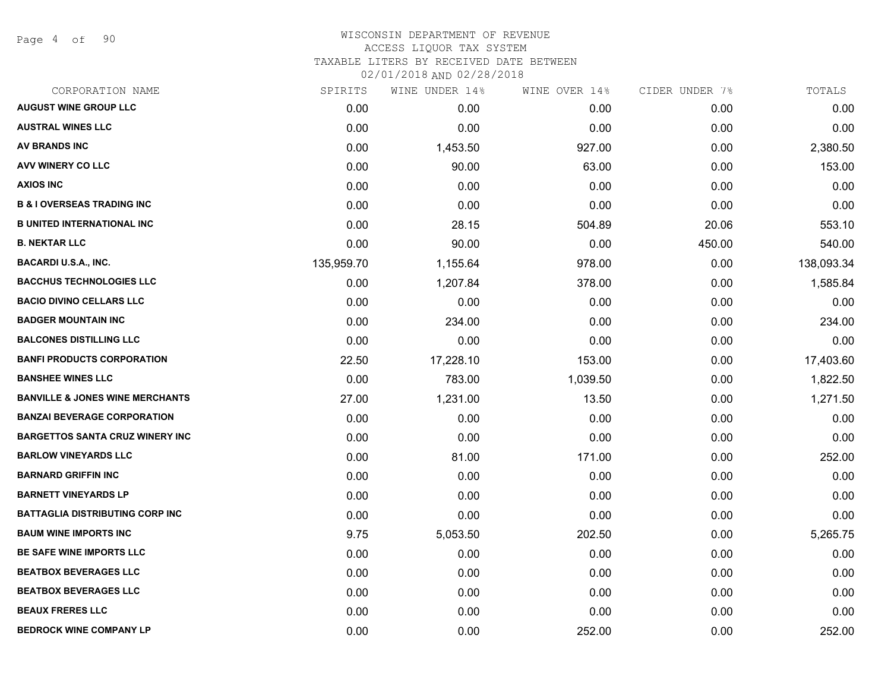# WISCONSIN DEPARTMENT OF REVENUE
## ACCESS LIQUOR TAX SYSTEM
### TAXABLE LITERS BY RECEIVED DATE BETWEEN 02/01/2018 AND 02/28/2018

| CORPORATION NAME | SPIRITS | WINE UNDER 14% | WINE OVER 14% | CIDER UNDER 7% | TOTALS |
|---|---|---|---|---|---|
| AUGUST WINE GROUP LLC | 0.00 | 0.00 | 0.00 | 0.00 | 0.00 |
| AUSTRAL WINES LLC | 0.00 | 0.00 | 0.00 | 0.00 | 0.00 |
| AV BRANDS INC | 0.00 | 1,453.50 | 927.00 | 0.00 | 2,380.50 |
| AVV WINERY CO LLC | 0.00 | 90.00 | 63.00 | 0.00 | 153.00 |
| AXIOS INC | 0.00 | 0.00 | 0.00 | 0.00 | 0.00 |
| B & I OVERSEAS TRADING INC | 0.00 | 0.00 | 0.00 | 0.00 | 0.00 |
| B UNITED INTERNATIONAL INC | 0.00 | 28.15 | 504.89 | 20.06 | 553.10 |
| B. NEKTAR LLC | 0.00 | 90.00 | 0.00 | 450.00 | 540.00 |
| BACARDI U.S.A., INC. | 135,959.70 | 1,155.64 | 978.00 | 0.00 | 138,093.34 |
| BACCHUS TECHNOLOGIES LLC | 0.00 | 1,207.84 | 378.00 | 0.00 | 1,585.84 |
| BACIO DIVINO CELLARS LLC | 0.00 | 0.00 | 0.00 | 0.00 | 0.00 |
| BADGER MOUNTAIN INC | 0.00 | 234.00 | 0.00 | 0.00 | 234.00 |
| BALCONES DISTILLING LLC | 0.00 | 0.00 | 0.00 | 0.00 | 0.00 |
| BANFI PRODUCTS CORPORATION | 22.50 | 17,228.10 | 153.00 | 0.00 | 17,403.60 |
| BANSHEE WINES LLC | 0.00 | 783.00 | 1,039.50 | 0.00 | 1,822.50 |
| BANVILLE & JONES WINE MERCHANTS | 27.00 | 1,231.00 | 13.50 | 0.00 | 1,271.50 |
| BANZAI BEVERAGE CORPORATION | 0.00 | 0.00 | 0.00 | 0.00 | 0.00 |
| BARGETTOS SANTA CRUZ WINERY INC | 0.00 | 0.00 | 0.00 | 0.00 | 0.00 |
| BARLOW VINEYARDS LLC | 0.00 | 81.00 | 171.00 | 0.00 | 252.00 |
| BARNARD GRIFFIN INC | 0.00 | 0.00 | 0.00 | 0.00 | 0.00 |
| BARNETT VINEYARDS LP | 0.00 | 0.00 | 0.00 | 0.00 | 0.00 |
| BATTAGLIA DISTRIBUTING CORP INC | 0.00 | 0.00 | 0.00 | 0.00 | 0.00 |
| BAUM WINE IMPORTS INC | 9.75 | 5,053.50 | 202.50 | 0.00 | 5,265.75 |
| BE SAFE WINE IMPORTS LLC | 0.00 | 0.00 | 0.00 | 0.00 | 0.00 |
| BEATBOX BEVERAGES LLC | 0.00 | 0.00 | 0.00 | 0.00 | 0.00 |
| BEATBOX BEVERAGES LLC | 0.00 | 0.00 | 0.00 | 0.00 | 0.00 |
| BEAUX FRERES LLC | 0.00 | 0.00 | 0.00 | 0.00 | 0.00 |
| BEDROCK WINE COMPANY LP | 0.00 | 0.00 | 252.00 | 0.00 | 252.00 |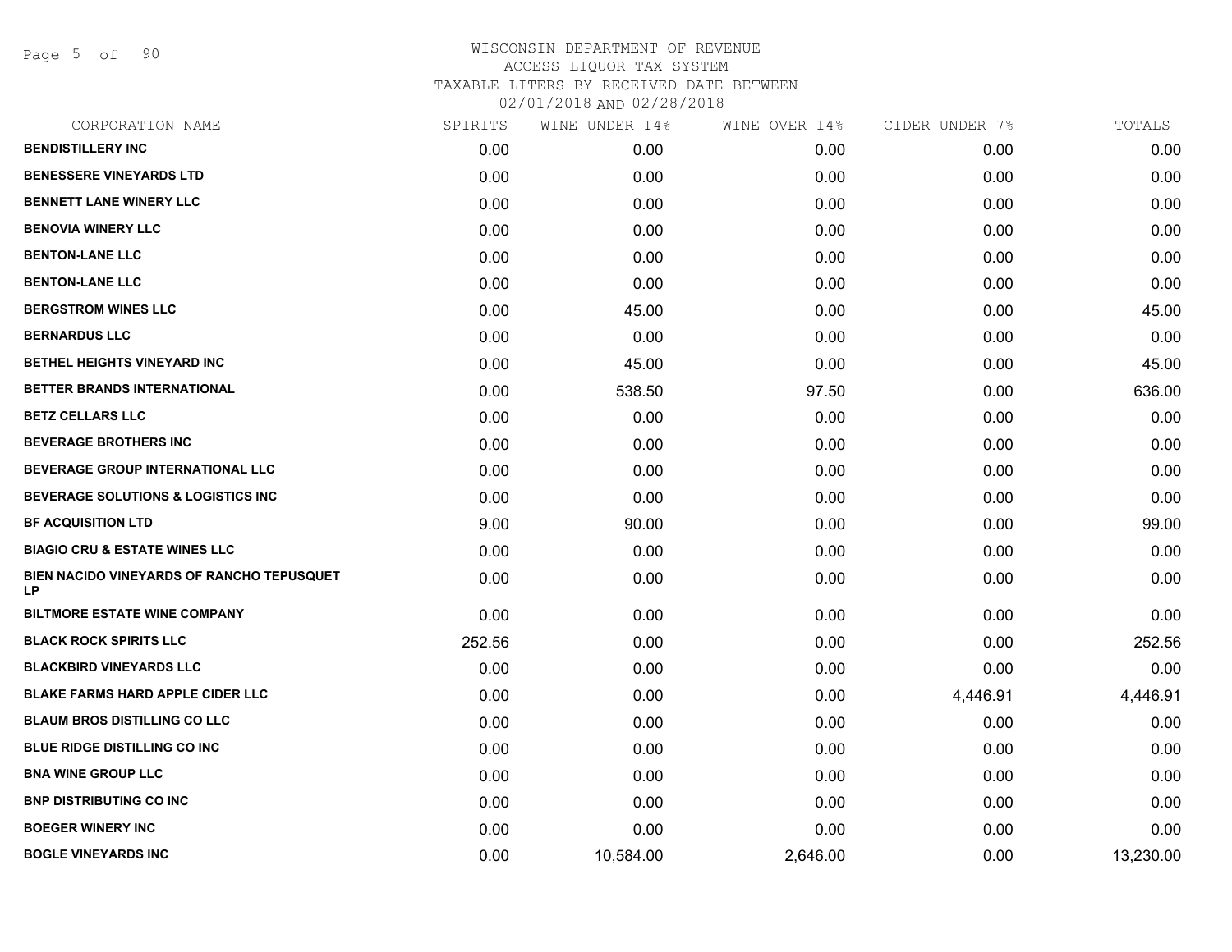# WISCONSIN DEPARTMENT OF REVENUE
## ACCESS LIQUOR TAX SYSTEM
### TAXABLE LITERS BY RECEIVED DATE BETWEEN 02/01/2018 AND 02/28/2018

| CORPORATION NAME | SPIRITS | WINE UNDER 14% | WINE OVER 14% | CIDER UNDER 7% | TOTALS |
|---|---|---|---|---|---|
| BENDISTILLERY INC | 0.00 | 0.00 | 0.00 | 0.00 | 0.00 |
| BENESSERE VINEYARDS LTD | 0.00 | 0.00 | 0.00 | 0.00 | 0.00 |
| BENNETT LANE WINERY LLC | 0.00 | 0.00 | 0.00 | 0.00 | 0.00 |
| BENOVIA WINERY LLC | 0.00 | 0.00 | 0.00 | 0.00 | 0.00 |
| BENTON-LANE LLC | 0.00 | 0.00 | 0.00 | 0.00 | 0.00 |
| BENTON-LANE LLC | 0.00 | 0.00 | 0.00 | 0.00 | 0.00 |
| BERGSTROM WINES LLC | 0.00 | 45.00 | 0.00 | 0.00 | 45.00 |
| BERNARDUS LLC | 0.00 | 0.00 | 0.00 | 0.00 | 0.00 |
| BETHEL HEIGHTS VINEYARD INC | 0.00 | 45.00 | 0.00 | 0.00 | 45.00 |
| BETTER BRANDS INTERNATIONAL | 0.00 | 538.50 | 97.50 | 0.00 | 636.00 |
| BETZ CELLARS LLC | 0.00 | 0.00 | 0.00 | 0.00 | 0.00 |
| BEVERAGE BROTHERS INC | 0.00 | 0.00 | 0.00 | 0.00 | 0.00 |
| BEVERAGE GROUP INTERNATIONAL LLC | 0.00 | 0.00 | 0.00 | 0.00 | 0.00 |
| BEVERAGE SOLUTIONS & LOGISTICS INC | 0.00 | 0.00 | 0.00 | 0.00 | 0.00 |
| BF ACQUISITION LTD | 9.00 | 90.00 | 0.00 | 0.00 | 99.00 |
| BIAGIO CRU & ESTATE WINES LLC | 0.00 | 0.00 | 0.00 | 0.00 | 0.00 |
| BIEN NACIDO VINEYARDS OF RANCHO TEPUSQUET LP | 0.00 | 0.00 | 0.00 | 0.00 | 0.00 |
| BILTMORE ESTATE WINE COMPANY | 0.00 | 0.00 | 0.00 | 0.00 | 0.00 |
| BLACK ROCK SPIRITS LLC | 252.56 | 0.00 | 0.00 | 0.00 | 252.56 |
| BLACKBIRD VINEYARDS LLC | 0.00 | 0.00 | 0.00 | 0.00 | 0.00 |
| BLAKE FARMS HARD APPLE CIDER LLC | 0.00 | 0.00 | 0.00 | 4,446.91 | 4,446.91 |
| BLAUM BROS DISTILLING CO LLC | 0.00 | 0.00 | 0.00 | 0.00 | 0.00 |
| BLUE RIDGE DISTILLING CO INC | 0.00 | 0.00 | 0.00 | 0.00 | 0.00 |
| BNA WINE GROUP LLC | 0.00 | 0.00 | 0.00 | 0.00 | 0.00 |
| BNP DISTRIBUTING CO INC | 0.00 | 0.00 | 0.00 | 0.00 | 0.00 |
| BOEGER WINERY INC | 0.00 | 0.00 | 0.00 | 0.00 | 0.00 |
| BOGLE VINEYARDS INC | 0.00 | 10,584.00 | 2,646.00 | 0.00 | 13,230.00 |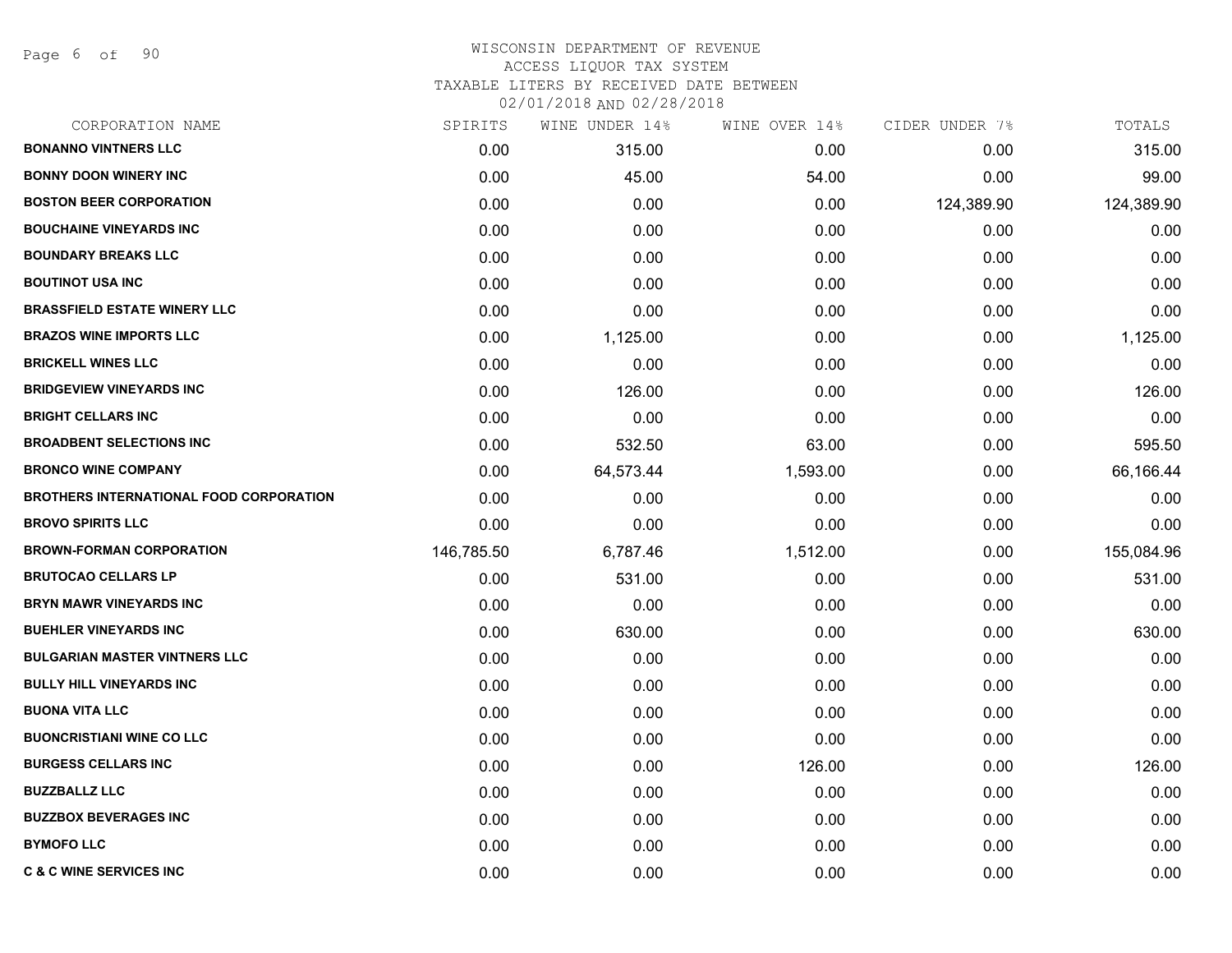# WISCONSIN DEPARTMENT OF REVENUE

ACCESS LIQUOR TAX SYSTEM

TAXABLE LITERS BY RECEIVED DATE BETWEEN

02/01/2018 AND 02/28/2018

| CORPORATION NAME | SPIRITS | WINE UNDER 14% | WINE OVER 14% | CIDER UNDER 7% | TOTALS |
|---|---|---|---|---|---|
| **BONANNO VINTNERS LLC** | 0.00 | 315.00 | 0.00 | 0.00 | 315.00 |
| **BONNY DOON WINERY INC** | 0.00 | 45.00 | 54.00 | 0.00 | 99.00 |
| **BOSTON BEER CORPORATION** | 0.00 | 0.00 | 0.00 | 124,389.90 | 124,389.90 |
| **BOUCHAINE VINEYARDS INC** | 0.00 | 0.00 | 0.00 | 0.00 | 0.00 |
| **BOUNDARY BREAKS LLC** | 0.00 | 0.00 | 0.00 | 0.00 | 0.00 |
| **BOUTINOT USA INC** | 0.00 | 0.00 | 0.00 | 0.00 | 0.00 |
| **BRASSFIELD ESTATE WINERY LLC** | 0.00 | 0.00 | 0.00 | 0.00 | 0.00 |
| **BRAZOS WINE IMPORTS LLC** | 0.00 | 1,125.00 | 0.00 | 0.00 | 1,125.00 |
| **BRICKELL WINES LLC** | 0.00 | 0.00 | 0.00 | 0.00 | 0.00 |
| **BRIDGEVIEW VINEYARDS INC** | 0.00 | 126.00 | 0.00 | 0.00 | 126.00 |
| **BRIGHT CELLARS INC** | 0.00 | 0.00 | 0.00 | 0.00 | 0.00 |
| **BROADBENT SELECTIONS INC** | 0.00 | 532.50 | 63.00 | 0.00 | 595.50 |
| **BRONCO WINE COMPANY** | 0.00 | 64,573.44 | 1,593.00 | 0.00 | 66,166.44 |
| **BROTHERS INTERNATIONAL FOOD CORPORATION** | 0.00 | 0.00 | 0.00 | 0.00 | 0.00 |
| **BROVO SPIRITS LLC** | 0.00 | 0.00 | 0.00 | 0.00 | 0.00 |
| **BROWN-FORMAN CORPORATION** | 146,785.50 | 6,787.46 | 1,512.00 | 0.00 | 155,084.96 |
| **BRUTOCAO CELLARS LP** | 0.00 | 531.00 | 0.00 | 0.00 | 531.00 |
| **BRYN MAWR VINEYARDS INC** | 0.00 | 0.00 | 0.00 | 0.00 | 0.00 |
| **BUEHLER VINEYARDS INC** | 0.00 | 630.00 | 0.00 | 0.00 | 630.00 |
| **BULGARIAN MASTER VINTNERS LLC** | 0.00 | 0.00 | 0.00 | 0.00 | 0.00 |
| **BULLY HILL VINEYARDS INC** | 0.00 | 0.00 | 0.00 | 0.00 | 0.00 |
| **BUONA VITA LLC** | 0.00 | 0.00 | 0.00 | 0.00 | 0.00 |
| **BUONCRISTIANI WINE CO LLC** | 0.00 | 0.00 | 0.00 | 0.00 | 0.00 |
| **BURGESS CELLARS INC** | 0.00 | 0.00 | 126.00 | 0.00 | 126.00 |
| **BUZZBALLZ LLC** | 0.00 | 0.00 | 0.00 | 0.00 | 0.00 |
| **BUZZBOX BEVERAGES INC** | 0.00 | 0.00 | 0.00 | 0.00 | 0.00 |
| **BYMOFO LLC** | 0.00 | 0.00 | 0.00 | 0.00 | 0.00 |
| **C & C WINE SERVICES INC** | 0.00 | 0.00 | 0.00 | 0.00 | 0.00 |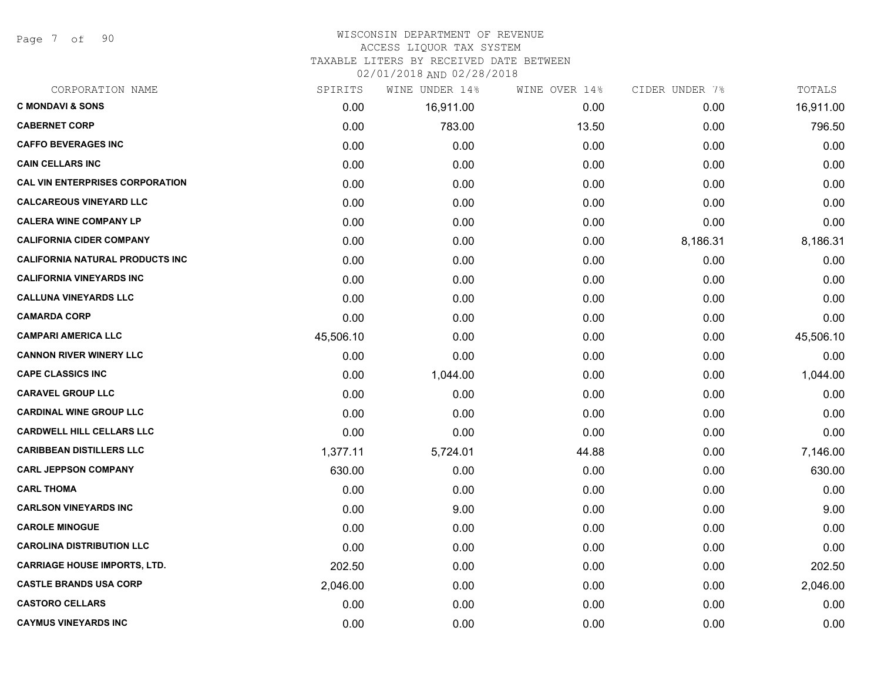WISCONSIN DEPARTMENT OF REVENUE
ACCESS LIQUOR TAX SYSTEM
TAXABLE LITERS BY RECEIVED DATE BETWEEN
02/01/2018 AND 02/28/2018

| CORPORATION NAME | SPIRITS | WINE UNDER 14% | WINE OVER 14% | CIDER UNDER 7% | TOTALS |
|---|---|---|---|---|---|
| C MONDAVI & SONS | 0.00 | 16,911.00 | 0.00 | 0.00 | 16,911.00 |
| CABERNET CORP | 0.00 | 783.00 | 13.50 | 0.00 | 796.50 |
| CAFFO BEVERAGES INC | 0.00 | 0.00 | 0.00 | 0.00 | 0.00 |
| CAIN CELLARS INC | 0.00 | 0.00 | 0.00 | 0.00 | 0.00 |
| CAL VIN ENTERPRISES CORPORATION | 0.00 | 0.00 | 0.00 | 0.00 | 0.00 |
| CALCAREOUS VINEYARD LLC | 0.00 | 0.00 | 0.00 | 0.00 | 0.00 |
| CALERA WINE COMPANY LP | 0.00 | 0.00 | 0.00 | 0.00 | 0.00 |
| CALIFORNIA CIDER COMPANY | 0.00 | 0.00 | 0.00 | 8,186.31 | 8,186.31 |
| CALIFORNIA NATURAL PRODUCTS INC | 0.00 | 0.00 | 0.00 | 0.00 | 0.00 |
| CALIFORNIA VINEYARDS INC | 0.00 | 0.00 | 0.00 | 0.00 | 0.00 |
| CALLUNA VINEYARDS LLC | 0.00 | 0.00 | 0.00 | 0.00 | 0.00 |
| CAMARDA CORP | 0.00 | 0.00 | 0.00 | 0.00 | 0.00 |
| CAMPARI AMERICA LLC | 45,506.10 | 0.00 | 0.00 | 0.00 | 45,506.10 |
| CANNON RIVER WINERY LLC | 0.00 | 0.00 | 0.00 | 0.00 | 0.00 |
| CAPE CLASSICS INC | 0.00 | 1,044.00 | 0.00 | 0.00 | 1,044.00 |
| CARAVEL GROUP LLC | 0.00 | 0.00 | 0.00 | 0.00 | 0.00 |
| CARDINAL WINE GROUP LLC | 0.00 | 0.00 | 0.00 | 0.00 | 0.00 |
| CARDWELL HILL CELLARS LLC | 0.00 | 0.00 | 0.00 | 0.00 | 0.00 |
| CARIBBEAN DISTILLERS LLC | 1,377.11 | 5,724.01 | 44.88 | 0.00 | 7,146.00 |
| CARL JEPPSON COMPANY | 630.00 | 0.00 | 0.00 | 0.00 | 630.00 |
| CARL THOMA | 0.00 | 0.00 | 0.00 | 0.00 | 0.00 |
| CARLSON VINEYARDS INC | 0.00 | 9.00 | 0.00 | 0.00 | 9.00 |
| CAROLE MINOGUE | 0.00 | 0.00 | 0.00 | 0.00 | 0.00 |
| CAROLINA DISTRIBUTION LLC | 0.00 | 0.00 | 0.00 | 0.00 | 0.00 |
| CARRIAGE HOUSE IMPORTS, LTD. | 202.50 | 0.00 | 0.00 | 0.00 | 202.50 |
| CASTLE BRANDS USA CORP | 2,046.00 | 0.00 | 0.00 | 0.00 | 2,046.00 |
| CASTORO CELLARS | 0.00 | 0.00 | 0.00 | 0.00 | 0.00 |
| CAYMUS VINEYARDS INC | 0.00 | 0.00 | 0.00 | 0.00 | 0.00 |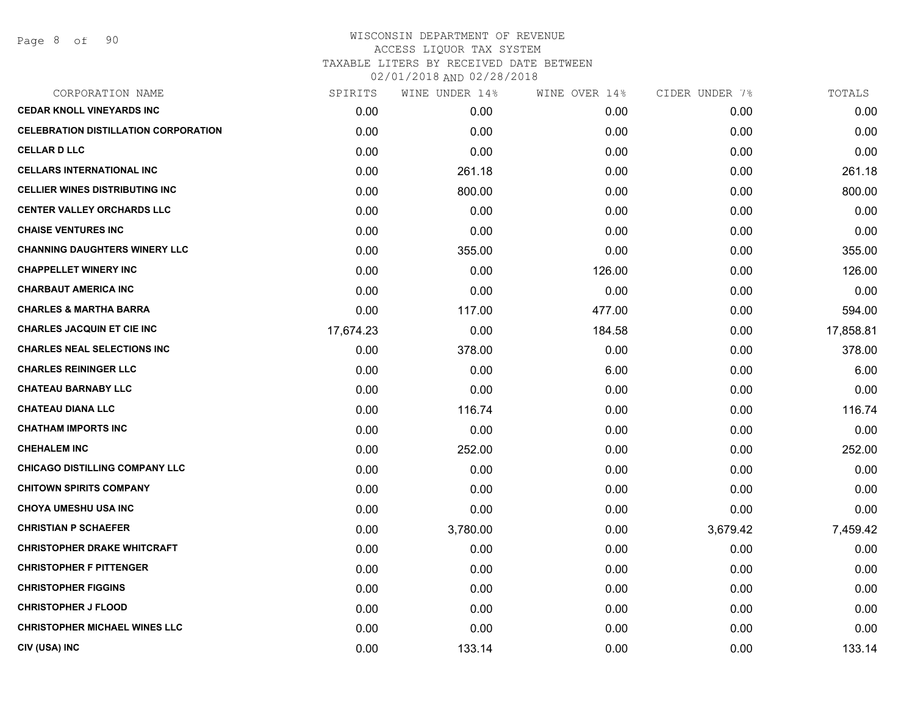# WISCONSIN DEPARTMENT OF REVENUE
ACCESS LIQUOR TAX SYSTEM
TAXABLE LITERS BY RECEIVED DATE BETWEEN
02/01/2018 AND 02/28/2018

| CORPORATION NAME | SPIRITS | WINE UNDER 14% | WINE OVER 14% | CIDER UNDER 7% | TOTALS |
|---|---|---|---|---|---|
| CEDAR KNOLL VINEYARDS INC | 0.00 | 0.00 | 0.00 | 0.00 | 0.00 |
| CELEBRATION DISTILLATION CORPORATION | 0.00 | 0.00 | 0.00 | 0.00 | 0.00 |
| CELLAR D LLC | 0.00 | 0.00 | 0.00 | 0.00 | 0.00 |
| CELLARS INTERNATIONAL INC | 0.00 | 261.18 | 0.00 | 0.00 | 261.18 |
| CELLIER WINES DISTRIBUTING INC | 0.00 | 800.00 | 0.00 | 0.00 | 800.00 |
| CENTER VALLEY ORCHARDS LLC | 0.00 | 0.00 | 0.00 | 0.00 | 0.00 |
| CHAISE VENTURES INC | 0.00 | 0.00 | 0.00 | 0.00 | 0.00 |
| CHANNING DAUGHTERS WINERY LLC | 0.00 | 355.00 | 0.00 | 0.00 | 355.00 |
| CHAPPELLET WINERY INC | 0.00 | 0.00 | 126.00 | 0.00 | 126.00 |
| CHARBAUT AMERICA INC | 0.00 | 0.00 | 0.00 | 0.00 | 0.00 |
| CHARLES & MARTHA BARRA | 0.00 | 117.00 | 477.00 | 0.00 | 594.00 |
| CHARLES JACQUIN ET CIE INC | 17,674.23 | 0.00 | 184.58 | 0.00 | 17,858.81 |
| CHARLES NEAL SELECTIONS INC | 0.00 | 378.00 | 0.00 | 0.00 | 378.00 |
| CHARLES REININGER LLC | 0.00 | 0.00 | 6.00 | 0.00 | 6.00 |
| CHATEAU BARNABY LLC | 0.00 | 0.00 | 0.00 | 0.00 | 0.00 |
| CHATEAU DIANA LLC | 0.00 | 116.74 | 0.00 | 0.00 | 116.74 |
| CHATHAM IMPORTS INC | 0.00 | 0.00 | 0.00 | 0.00 | 0.00 |
| CHEHALEM INC | 0.00 | 252.00 | 0.00 | 0.00 | 252.00 |
| CHICAGO DISTILLING COMPANY LLC | 0.00 | 0.00 | 0.00 | 0.00 | 0.00 |
| CHITOWN SPIRITS COMPANY | 0.00 | 0.00 | 0.00 | 0.00 | 0.00 |
| CHOYA UMESHU USA INC | 0.00 | 0.00 | 0.00 | 0.00 | 0.00 |
| CHRISTIAN P SCHAEFER | 0.00 | 3,780.00 | 0.00 | 3,679.42 | 7,459.42 |
| CHRISTOPHER DRAKE WHITCRAFT | 0.00 | 0.00 | 0.00 | 0.00 | 0.00 |
| CHRISTOPHER F PITTENGER | 0.00 | 0.00 | 0.00 | 0.00 | 0.00 |
| CHRISTOPHER FIGGINS | 0.00 | 0.00 | 0.00 | 0.00 | 0.00 |
| CHRISTOPHER J FLOOD | 0.00 | 0.00 | 0.00 | 0.00 | 0.00 |
| CHRISTOPHER MICHAEL WINES LLC | 0.00 | 0.00 | 0.00 | 0.00 | 0.00 |
| CIV (USA) INC | 0.00 | 133.14 | 0.00 | 0.00 | 133.14 |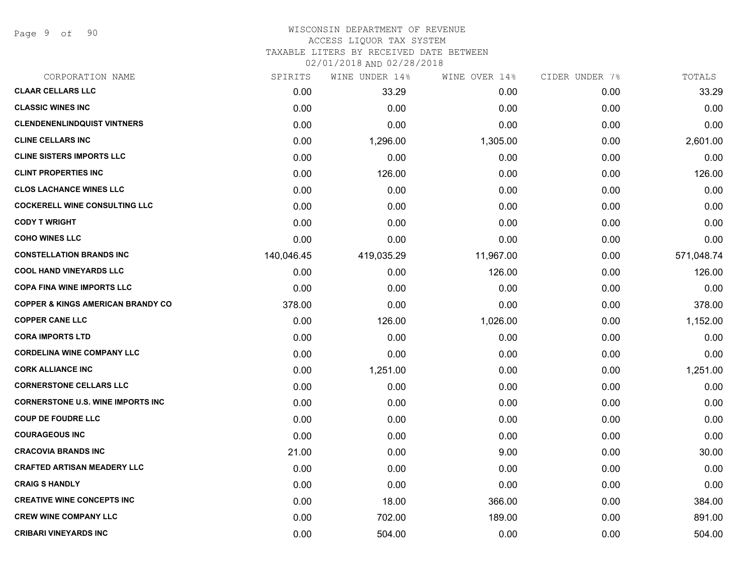WISCONSIN DEPARTMENT OF REVENUE
ACCESS LIQUOR TAX SYSTEM
TAXABLE LITERS BY RECEIVED DATE BETWEEN
02/01/2018 AND 02/28/2018

| CORPORATION NAME | SPIRITS | WINE UNDER 14% | WINE OVER 14% | CIDER UNDER 7% | TOTALS |
|---|---|---|---|---|---|
| **CLAAR CELLARS LLC** | 0.00 | 33.29 | 0.00 | 0.00 | 33.29 |
| **CLASSIC WINES INC** | 0.00 | 0.00 | 0.00 | 0.00 | 0.00 |
| **CLENDENENLINDQUIST VINTNERS** | 0.00 | 0.00 | 0.00 | 0.00 | 0.00 |
| **CLINE CELLARS INC** | 0.00 | 1,296.00 | 1,305.00 | 0.00 | 2,601.00 |
| **CLINE SISTERS IMPORTS LLC** | 0.00 | 0.00 | 0.00 | 0.00 | 0.00 |
| **CLINT PROPERTIES INC** | 0.00 | 126.00 | 0.00 | 0.00 | 126.00 |
| **CLOS LACHANCE WINES LLC** | 0.00 | 0.00 | 0.00 | 0.00 | 0.00 |
| **COCKERELL WINE CONSULTING LLC** | 0.00 | 0.00 | 0.00 | 0.00 | 0.00 |
| **CODY T WRIGHT** | 0.00 | 0.00 | 0.00 | 0.00 | 0.00 |
| **COHO WINES LLC** | 0.00 | 0.00 | 0.00 | 0.00 | 0.00 |
| **CONSTELLATION BRANDS INC** | 140,046.45 | 419,035.29 | 11,967.00 | 0.00 | 571,048.74 |
| **COOL HAND VINEYARDS LLC** | 0.00 | 0.00 | 126.00 | 0.00 | 126.00 |
| **COPA FINA WINE IMPORTS LLC** | 0.00 | 0.00 | 0.00 | 0.00 | 0.00 |
| **COPPER & KINGS AMERICAN BRANDY CO** | 378.00 | 0.00 | 0.00 | 0.00 | 378.00 |
| **COPPER CANE LLC** | 0.00 | 126.00 | 1,026.00 | 0.00 | 1,152.00 |
| **CORA IMPORTS LTD** | 0.00 | 0.00 | 0.00 | 0.00 | 0.00 |
| **CORDELINA WINE COMPANY LLC** | 0.00 | 0.00 | 0.00 | 0.00 | 0.00 |
| **CORK ALLIANCE INC** | 0.00 | 1,251.00 | 0.00 | 0.00 | 1,251.00 |
| **CORNERSTONE CELLARS LLC** | 0.00 | 0.00 | 0.00 | 0.00 | 0.00 |
| **CORNERSTONE U.S. WINE IMPORTS INC** | 0.00 | 0.00 | 0.00 | 0.00 | 0.00 |
| **COUP DE FOUDRE LLC** | 0.00 | 0.00 | 0.00 | 0.00 | 0.00 |
| **COURAGEOUS INC** | 0.00 | 0.00 | 0.00 | 0.00 | 0.00 |
| **CRACOVIA BRANDS INC** | 21.00 | 0.00 | 9.00 | 0.00 | 30.00 |
| **CRAFTED ARTISAN MEADERY LLC** | 0.00 | 0.00 | 0.00 | 0.00 | 0.00 |
| **CRAIG S HANDLY** | 0.00 | 0.00 | 0.00 | 0.00 | 0.00 |
| **CREATIVE WINE CONCEPTS INC** | 0.00 | 18.00 | 366.00 | 0.00 | 384.00 |
| **CREW WINE COMPANY LLC** | 0.00 | 702.00 | 189.00 | 0.00 | 891.00 |
| **CRIBARI VINEYARDS INC** | 0.00 | 504.00 | 0.00 | 0.00 | 504.00 |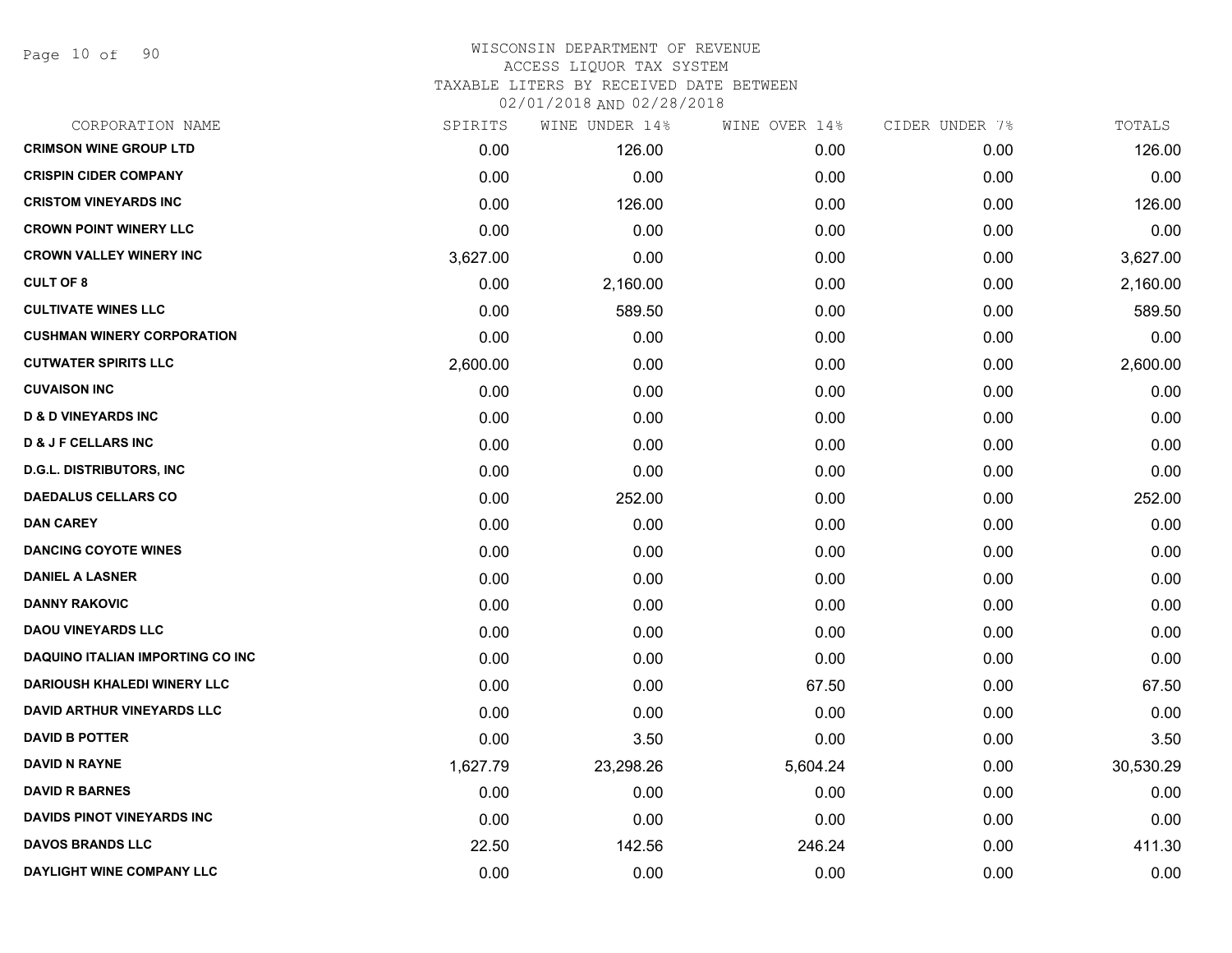# WISCONSIN DEPARTMENT OF REVENUE
## ACCESS LIQUOR TAX SYSTEM
## TAXABLE LITERS BY RECEIVED DATE BETWEEN 02/01/2018 AND 02/28/2018

| CORPORATION NAME | SPIRITS | WINE UNDER 14% | WINE OVER 14% | CIDER UNDER 7% | TOTALS |
|---|---|---|---|---|---|
| CRIMSON WINE GROUP LTD | 0.00 | 126.00 | 0.00 | 0.00 | 126.00 |
| CRISPIN CIDER COMPANY | 0.00 | 0.00 | 0.00 | 0.00 | 0.00 |
| CRISTOM VINEYARDS INC | 0.00 | 126.00 | 0.00 | 0.00 | 126.00 |
| CROWN POINT WINERY LLC | 0.00 | 0.00 | 0.00 | 0.00 | 0.00 |
| CROWN VALLEY WINERY INC | 3,627.00 | 0.00 | 0.00 | 0.00 | 3,627.00 |
| CULT OF 8 | 0.00 | 2,160.00 | 0.00 | 0.00 | 2,160.00 |
| CULTIVATE WINES LLC | 0.00 | 589.50 | 0.00 | 0.00 | 589.50 |
| CUSHMAN WINERY CORPORATION | 0.00 | 0.00 | 0.00 | 0.00 | 0.00 |
| CUTWATER SPIRITS LLC | 2,600.00 | 0.00 | 0.00 | 0.00 | 2,600.00 |
| CUVAISON INC | 0.00 | 0.00 | 0.00 | 0.00 | 0.00 |
| D & D VINEYARDS INC | 0.00 | 0.00 | 0.00 | 0.00 | 0.00 |
| D & J F CELLARS INC | 0.00 | 0.00 | 0.00 | 0.00 | 0.00 |
| D.G.L. DISTRIBUTORS, INC | 0.00 | 0.00 | 0.00 | 0.00 | 0.00 |
| DAEDALUS CELLARS CO | 0.00 | 252.00 | 0.00 | 0.00 | 252.00 |
| DAN CAREY | 0.00 | 0.00 | 0.00 | 0.00 | 0.00 |
| DANCING COYOTE WINES | 0.00 | 0.00 | 0.00 | 0.00 | 0.00 |
| DANIEL A LASNER | 0.00 | 0.00 | 0.00 | 0.00 | 0.00 |
| DANNY RAKOVIC | 0.00 | 0.00 | 0.00 | 0.00 | 0.00 |
| DAOU VINEYARDS LLC | 0.00 | 0.00 | 0.00 | 0.00 | 0.00 |
| DAQUINO ITALIAN IMPORTING CO INC | 0.00 | 0.00 | 0.00 | 0.00 | 0.00 |
| DARIOUSH KHALEDI WINERY LLC | 0.00 | 0.00 | 67.50 | 0.00 | 67.50 |
| DAVID ARTHUR VINEYARDS LLC | 0.00 | 0.00 | 0.00 | 0.00 | 0.00 |
| DAVID B POTTER | 0.00 | 3.50 | 0.00 | 0.00 | 3.50 |
| DAVID N RAYNE | 1,627.79 | 23,298.26 | 5,604.24 | 0.00 | 30,530.29 |
| DAVID R BARNES | 0.00 | 0.00 | 0.00 | 0.00 | 0.00 |
| DAVIDS PINOT VINEYARDS INC | 0.00 | 0.00 | 0.00 | 0.00 | 0.00 |
| DAVOS BRANDS LLC | 22.50 | 142.56 | 246.24 | 0.00 | 411.30 |
| DAYLIGHT WINE COMPANY LLC | 0.00 | 0.00 | 0.00 | 0.00 | 0.00 |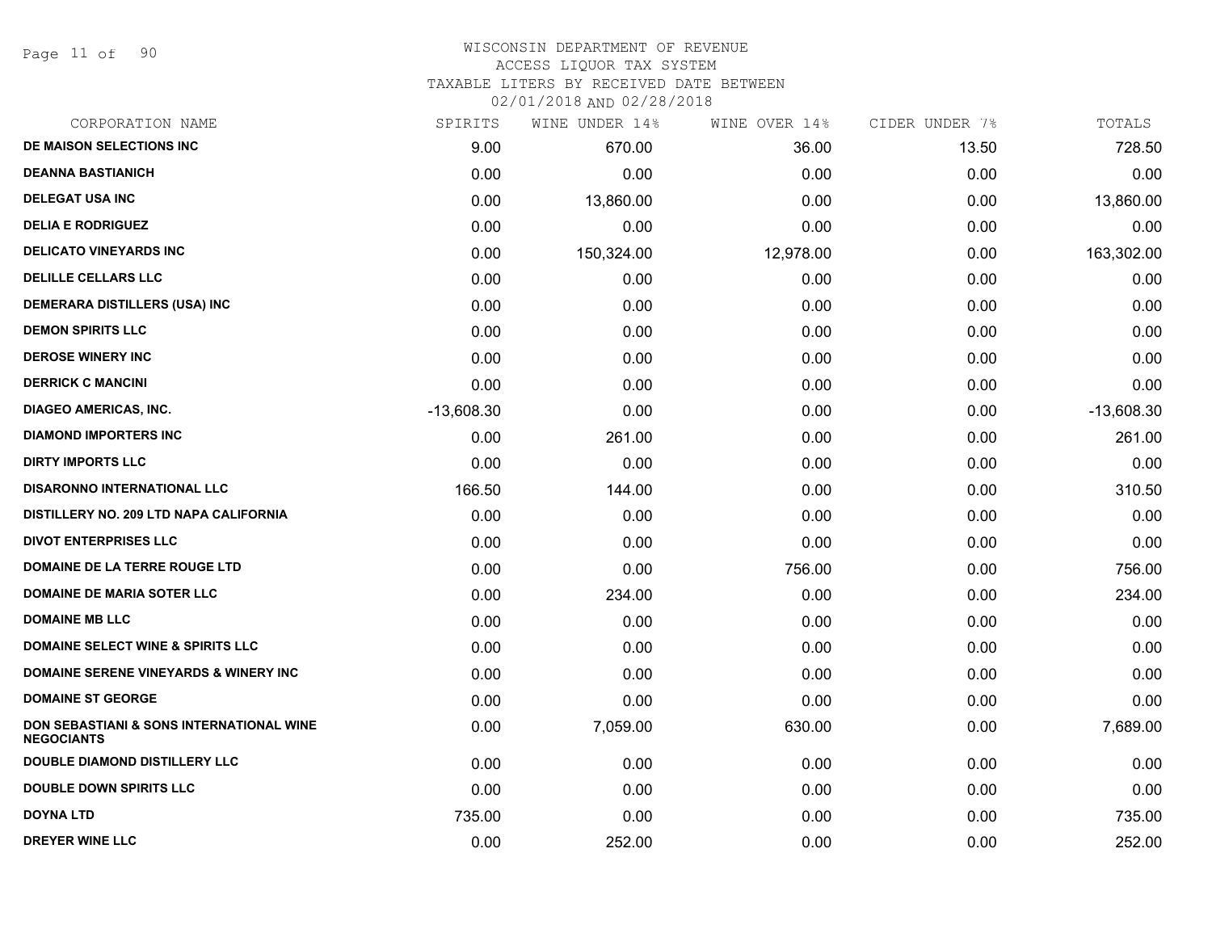# WISCONSIN DEPARTMENT OF REVENUE
## ACCESS LIQUOR TAX SYSTEM
## TAXABLE LITERS BY RECEIVED DATE BETWEEN 02/01/2018 AND 02/28/2018

| CORPORATION NAME | SPIRITS | WINE UNDER 14% | WINE OVER 14% | CIDER UNDER 7% | TOTALS |
|---|---|---|---|---|---|
| DE MAISON SELECTIONS INC | 9.00 | 670.00 | 36.00 | 13.50 | 728.50 |
| DEANNA BASTIANICH | 0.00 | 0.00 | 0.00 | 0.00 | 0.00 |
| DELEGAT USA INC | 0.00 | 13,860.00 | 0.00 | 0.00 | 13,860.00 |
| DELIA E RODRIGUEZ | 0.00 | 0.00 | 0.00 | 0.00 | 0.00 |
| DELICATO VINEYARDS INC | 0.00 | 150,324.00 | 12,978.00 | 0.00 | 163,302.00 |
| DELILLE CELLARS LLC | 0.00 | 0.00 | 0.00 | 0.00 | 0.00 |
| DEMERARA DISTILLERS (USA) INC | 0.00 | 0.00 | 0.00 | 0.00 | 0.00 |
| DEMON SPIRITS LLC | 0.00 | 0.00 | 0.00 | 0.00 | 0.00 |
| DEROSE WINERY INC | 0.00 | 0.00 | 0.00 | 0.00 | 0.00 |
| DERRICK C MANCINI | 0.00 | 0.00 | 0.00 | 0.00 | 0.00 |
| DIAGEO AMERICAS, INC. | -13,608.30 | 0.00 | 0.00 | 0.00 | -13,608.30 |
| DIAMOND IMPORTERS INC | 0.00 | 261.00 | 0.00 | 0.00 | 261.00 |
| DIRTY IMPORTS LLC | 0.00 | 0.00 | 0.00 | 0.00 | 0.00 |
| DISARONNO INTERNATIONAL LLC | 166.50 | 144.00 | 0.00 | 0.00 | 310.50 |
| DISTILLERY NO. 209 LTD NAPA CALIFORNIA | 0.00 | 0.00 | 0.00 | 0.00 | 0.00 |
| DIVOT ENTERPRISES LLC | 0.00 | 0.00 | 0.00 | 0.00 | 0.00 |
| DOMAINE DE LA TERRE ROUGE LTD | 0.00 | 0.00 | 756.00 | 0.00 | 756.00 |
| DOMAINE DE MARIA SOTER LLC | 0.00 | 234.00 | 0.00 | 0.00 | 234.00 |
| DOMAINE MB LLC | 0.00 | 0.00 | 0.00 | 0.00 | 0.00 |
| DOMAINE SELECT WINE & SPIRITS LLC | 0.00 | 0.00 | 0.00 | 0.00 | 0.00 |
| DOMAINE SERENE VINEYARDS & WINERY INC | 0.00 | 0.00 | 0.00 | 0.00 | 0.00 |
| DOMAINE ST GEORGE | 0.00 | 0.00 | 0.00 | 0.00 | 0.00 |
| DON SEBASTIANI & SONS INTERNATIONAL WINE NEGOCIANTS | 0.00 | 7,059.00 | 630.00 | 0.00 | 7,689.00 |
| DOUBLE DIAMOND DISTILLERY LLC | 0.00 | 0.00 | 0.00 | 0.00 | 0.00 |
| DOUBLE DOWN SPIRITS LLC | 0.00 | 0.00 | 0.00 | 0.00 | 0.00 |
| DOYNA LTD | 735.00 | 0.00 | 0.00 | 0.00 | 735.00 |
| DREYER WINE LLC | 0.00 | 252.00 | 0.00 | 0.00 | 252.00 |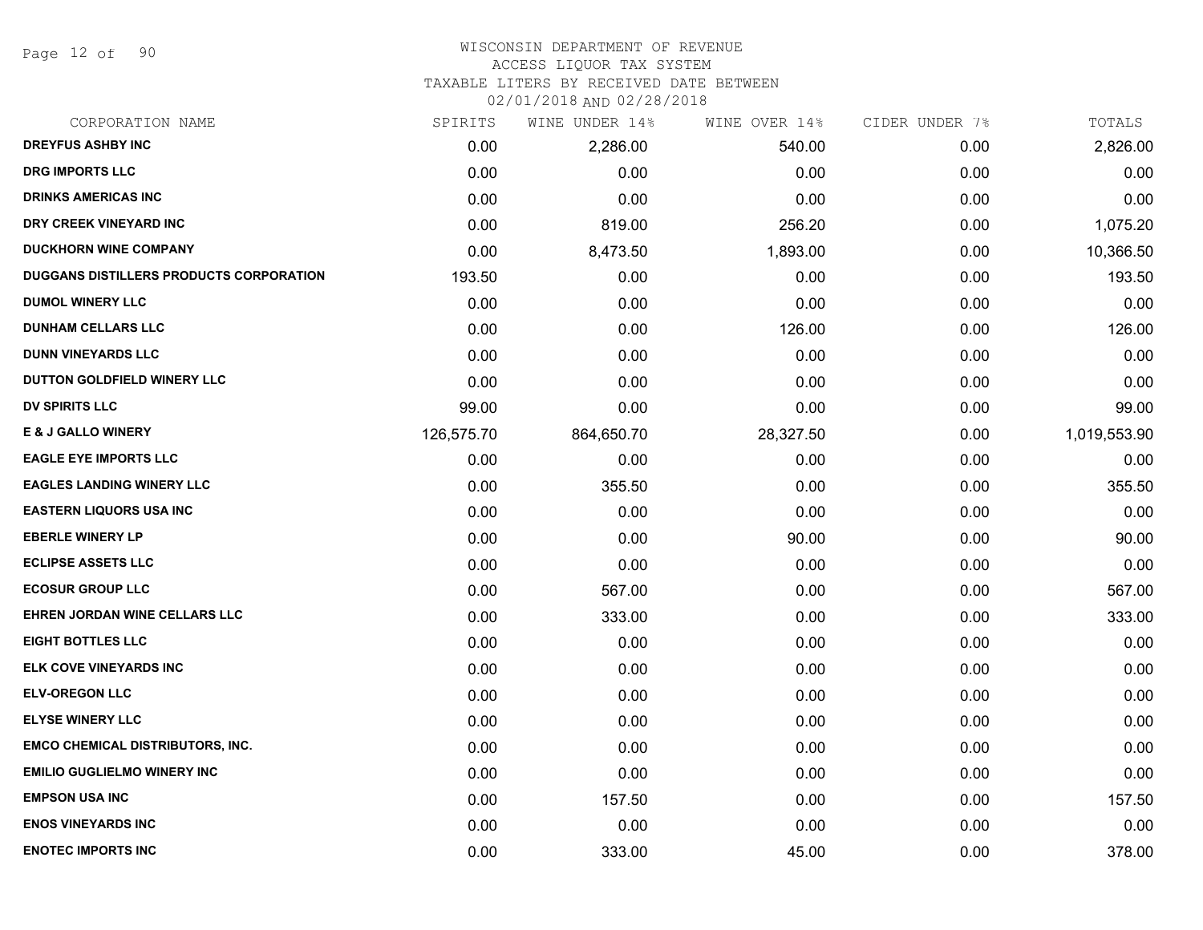# WISCONSIN DEPARTMENT OF REVENUE
## ACCESS LIQUOR TAX SYSTEM
## TAXABLE LITERS BY RECEIVED DATE BETWEEN 02/01/2018 AND 02/28/2018

| CORPORATION NAME | SPIRITS | WINE UNDER 14% | WINE OVER 14% | CIDER UNDER 7% | TOTALS |
|---|---|---|---|---|---|
| DREYFUS ASHBY INC | 0.00 | 2,286.00 | 540.00 | 0.00 | 2,826.00 |
| DRG IMPORTS LLC | 0.00 | 0.00 | 0.00 | 0.00 | 0.00 |
| DRINKS AMERICAS INC | 0.00 | 0.00 | 0.00 | 0.00 | 0.00 |
| DRY CREEK VINEYARD INC | 0.00 | 819.00 | 256.20 | 0.00 | 1,075.20 |
| DUCKHORN WINE COMPANY | 0.00 | 8,473.50 | 1,893.00 | 0.00 | 10,366.50 |
| DUGGANS DISTILLERS PRODUCTS CORPORATION | 193.50 | 0.00 | 0.00 | 0.00 | 193.50 |
| DUMOL WINERY LLC | 0.00 | 0.00 | 0.00 | 0.00 | 0.00 |
| DUNHAM CELLARS LLC | 0.00 | 0.00 | 126.00 | 0.00 | 126.00 |
| DUNN VINEYARDS LLC | 0.00 | 0.00 | 0.00 | 0.00 | 0.00 |
| DUTTON GOLDFIELD WINERY LLC | 0.00 | 0.00 | 0.00 | 0.00 | 0.00 |
| DV SPIRITS LLC | 99.00 | 0.00 | 0.00 | 0.00 | 99.00 |
| E & J GALLO WINERY | 126,575.70 | 864,650.70 | 28,327.50 | 0.00 | 1,019,553.90 |
| EAGLE EYE IMPORTS LLC | 0.00 | 0.00 | 0.00 | 0.00 | 0.00 |
| EAGLES LANDING WINERY LLC | 0.00 | 355.50 | 0.00 | 0.00 | 355.50 |
| EASTERN LIQUORS USA INC | 0.00 | 0.00 | 0.00 | 0.00 | 0.00 |
| EBERLE WINERY LP | 0.00 | 0.00 | 90.00 | 0.00 | 90.00 |
| ECLIPSE ASSETS LLC | 0.00 | 0.00 | 0.00 | 0.00 | 0.00 |
| ECOSUR GROUP LLC | 0.00 | 567.00 | 0.00 | 0.00 | 567.00 |
| EHREN JORDAN WINE CELLARS LLC | 0.00 | 333.00 | 0.00 | 0.00 | 333.00 |
| EIGHT BOTTLES LLC | 0.00 | 0.00 | 0.00 | 0.00 | 0.00 |
| ELK COVE VINEYARDS INC | 0.00 | 0.00 | 0.00 | 0.00 | 0.00 |
| ELV-OREGON LLC | 0.00 | 0.00 | 0.00 | 0.00 | 0.00 |
| ELYSE WINERY LLC | 0.00 | 0.00 | 0.00 | 0.00 | 0.00 |
| EMCO CHEMICAL DISTRIBUTORS, INC. | 0.00 | 0.00 | 0.00 | 0.00 | 0.00 |
| EMILIO GUGLIELMO WINERY INC | 0.00 | 0.00 | 0.00 | 0.00 | 0.00 |
| EMPSON USA INC | 0.00 | 157.50 | 0.00 | 0.00 | 157.50 |
| ENOS VINEYARDS INC | 0.00 | 0.00 | 0.00 | 0.00 | 0.00 |
| ENOTEC IMPORTS INC | 0.00 | 333.00 | 45.00 | 0.00 | 378.00 |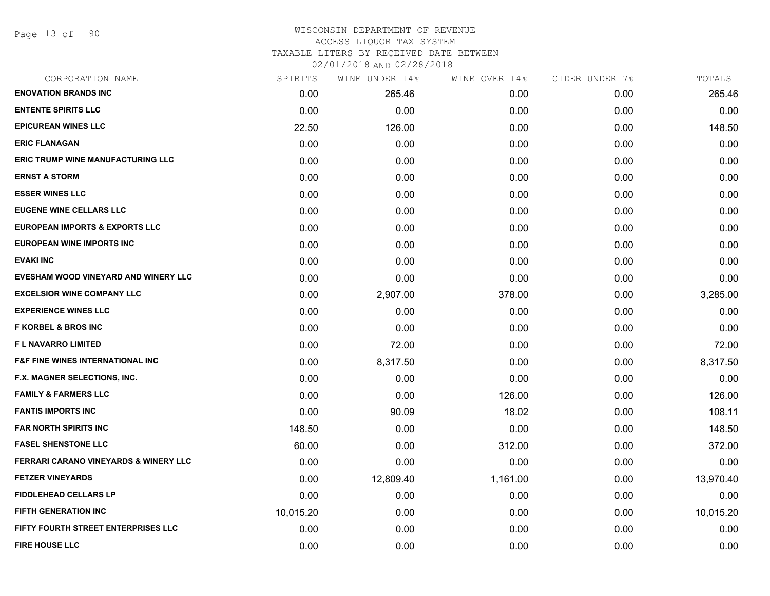# WISCONSIN DEPARTMENT OF REVENUE
## ACCESS LIQUOR TAX SYSTEM
## TAXABLE LITERS BY RECEIVED DATE BETWEEN 02/01/2018 AND 02/28/2018

| CORPORATION NAME | SPIRITS | WINE UNDER 14% | WINE OVER 14% | CIDER UNDER 7% | TOTALS |
|---|---|---|---|---|---|
| ENOVATION BRANDS INC | 0.00 | 265.46 | 0.00 | 0.00 | 265.46 |
| ENTENTE SPIRITS LLC | 0.00 | 0.00 | 0.00 | 0.00 | 0.00 |
| EPICUREAN WINES LLC | 22.50 | 126.00 | 0.00 | 0.00 | 148.50 |
| ERIC FLANAGAN | 0.00 | 0.00 | 0.00 | 0.00 | 0.00 |
| ERIC TRUMP WINE MANUFACTURING LLC | 0.00 | 0.00 | 0.00 | 0.00 | 0.00 |
| ERNST A STORM | 0.00 | 0.00 | 0.00 | 0.00 | 0.00 |
| ESSER WINES LLC | 0.00 | 0.00 | 0.00 | 0.00 | 0.00 |
| EUGENE WINE CELLARS LLC | 0.00 | 0.00 | 0.00 | 0.00 | 0.00 |
| EUROPEAN IMPORTS & EXPORTS LLC | 0.00 | 0.00 | 0.00 | 0.00 | 0.00 |
| EUROPEAN WINE IMPORTS INC | 0.00 | 0.00 | 0.00 | 0.00 | 0.00 |
| EVAKI INC | 0.00 | 0.00 | 0.00 | 0.00 | 0.00 |
| EVESHAM WOOD VINEYARD AND WINERY LLC | 0.00 | 0.00 | 0.00 | 0.00 | 0.00 |
| EXCELSIOR WINE COMPANY LLC | 0.00 | 2,907.00 | 378.00 | 0.00 | 3,285.00 |
| EXPERIENCE WINES LLC | 0.00 | 0.00 | 0.00 | 0.00 | 0.00 |
| F KORBEL & BROS INC | 0.00 | 0.00 | 0.00 | 0.00 | 0.00 |
| F L NAVARRO LIMITED | 0.00 | 72.00 | 0.00 | 0.00 | 72.00 |
| F&F FINE WINES INTERNATIONAL INC | 0.00 | 8,317.50 | 0.00 | 0.00 | 8,317.50 |
| F.X. MAGNER SELECTIONS, INC. | 0.00 | 0.00 | 0.00 | 0.00 | 0.00 |
| FAMILY & FARMERS LLC | 0.00 | 0.00 | 126.00 | 0.00 | 126.00 |
| FANTIS IMPORTS INC | 0.00 | 90.09 | 18.02 | 0.00 | 108.11 |
| FAR NORTH SPIRITS INC | 148.50 | 0.00 | 0.00 | 0.00 | 148.50 |
| FASEL SHENSTONE LLC | 60.00 | 0.00 | 312.00 | 0.00 | 372.00 |
| FERRARI CARANO VINEYARDS & WINERY LLC | 0.00 | 0.00 | 0.00 | 0.00 | 0.00 |
| FETZER VINEYARDS | 0.00 | 12,809.40 | 1,161.00 | 0.00 | 13,970.40 |
| FIDDLEHEAD CELLARS LP | 0.00 | 0.00 | 0.00 | 0.00 | 0.00 |
| FIFTH GENERATION INC | 10,015.20 | 0.00 | 0.00 | 0.00 | 10,015.20 |
| FIFTY FOURTH STREET ENTERPRISES LLC | 0.00 | 0.00 | 0.00 | 0.00 | 0.00 |
| FIRE HOUSE LLC | 0.00 | 0.00 | 0.00 | 0.00 | 0.00 |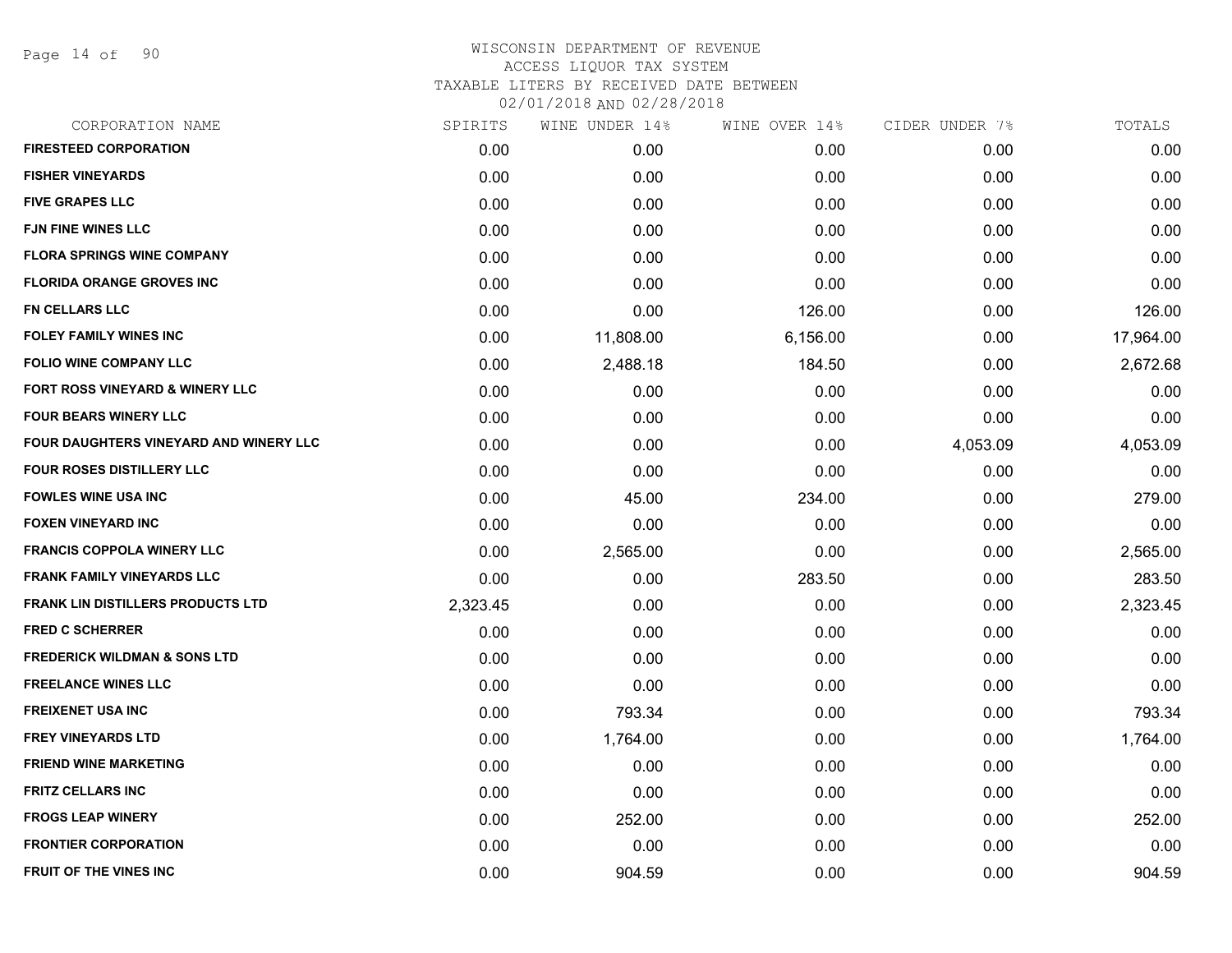WISCONSIN DEPARTMENT OF REVENUE
ACCESS LIQUOR TAX SYSTEM
TAXABLE LITERS BY RECEIVED DATE BETWEEN
02/01/2018 AND 02/28/2018

| CORPORATION NAME | SPIRITS | WINE UNDER 14% | WINE OVER 14% | CIDER UNDER 7% | TOTALS |
|---|---|---|---|---|---|
| FIRESTEED CORPORATION | 0.00 | 0.00 | 0.00 | 0.00 | 0.00 |
| FISHER VINEYARDS | 0.00 | 0.00 | 0.00 | 0.00 | 0.00 |
| FIVE GRAPES LLC | 0.00 | 0.00 | 0.00 | 0.00 | 0.00 |
| FJN FINE WINES LLC | 0.00 | 0.00 | 0.00 | 0.00 | 0.00 |
| FLORA SPRINGS WINE COMPANY | 0.00 | 0.00 | 0.00 | 0.00 | 0.00 |
| FLORIDA ORANGE GROVES INC | 0.00 | 0.00 | 0.00 | 0.00 | 0.00 |
| FN CELLARS LLC | 0.00 | 0.00 | 126.00 | 0.00 | 126.00 |
| FOLEY FAMILY WINES INC | 0.00 | 11,808.00 | 6,156.00 | 0.00 | 17,964.00 |
| FOLIO WINE COMPANY LLC | 0.00 | 2,488.18 | 184.50 | 0.00 | 2,672.68 |
| FORT ROSS VINEYARD & WINERY LLC | 0.00 | 0.00 | 0.00 | 0.00 | 0.00 |
| FOUR BEARS WINERY LLC | 0.00 | 0.00 | 0.00 | 0.00 | 0.00 |
| FOUR DAUGHTERS VINEYARD AND WINERY LLC | 0.00 | 0.00 | 0.00 | 4,053.09 | 4,053.09 |
| FOUR ROSES DISTILLERY LLC | 0.00 | 0.00 | 0.00 | 0.00 | 0.00 |
| FOWLES WINE USA INC | 0.00 | 45.00 | 234.00 | 0.00 | 279.00 |
| FOXEN VINEYARD INC | 0.00 | 0.00 | 0.00 | 0.00 | 0.00 |
| FRANCIS COPPOLA WINERY LLC | 0.00 | 2,565.00 | 0.00 | 0.00 | 2,565.00 |
| FRANK FAMILY VINEYARDS LLC | 0.00 | 0.00 | 283.50 | 0.00 | 283.50 |
| FRANK LIN DISTILLERS PRODUCTS LTD | 2,323.45 | 0.00 | 0.00 | 0.00 | 2,323.45 |
| FRED C SCHERRER | 0.00 | 0.00 | 0.00 | 0.00 | 0.00 |
| FREDERICK WILDMAN & SONS LTD | 0.00 | 0.00 | 0.00 | 0.00 | 0.00 |
| FREELANCE WINES LLC | 0.00 | 0.00 | 0.00 | 0.00 | 0.00 |
| FREIXENET USA INC | 0.00 | 793.34 | 0.00 | 0.00 | 793.34 |
| FREY VINEYARDS LTD | 0.00 | 1,764.00 | 0.00 | 0.00 | 1,764.00 |
| FRIEND WINE MARKETING | 0.00 | 0.00 | 0.00 | 0.00 | 0.00 |
| FRITZ CELLARS INC | 0.00 | 0.00 | 0.00 | 0.00 | 0.00 |
| FROGS LEAP WINERY | 0.00 | 252.00 | 0.00 | 0.00 | 252.00 |
| FRONTIER CORPORATION | 0.00 | 0.00 | 0.00 | 0.00 | 0.00 |
| FRUIT OF THE VINES INC | 0.00 | 904.59 | 0.00 | 0.00 | 904.59 |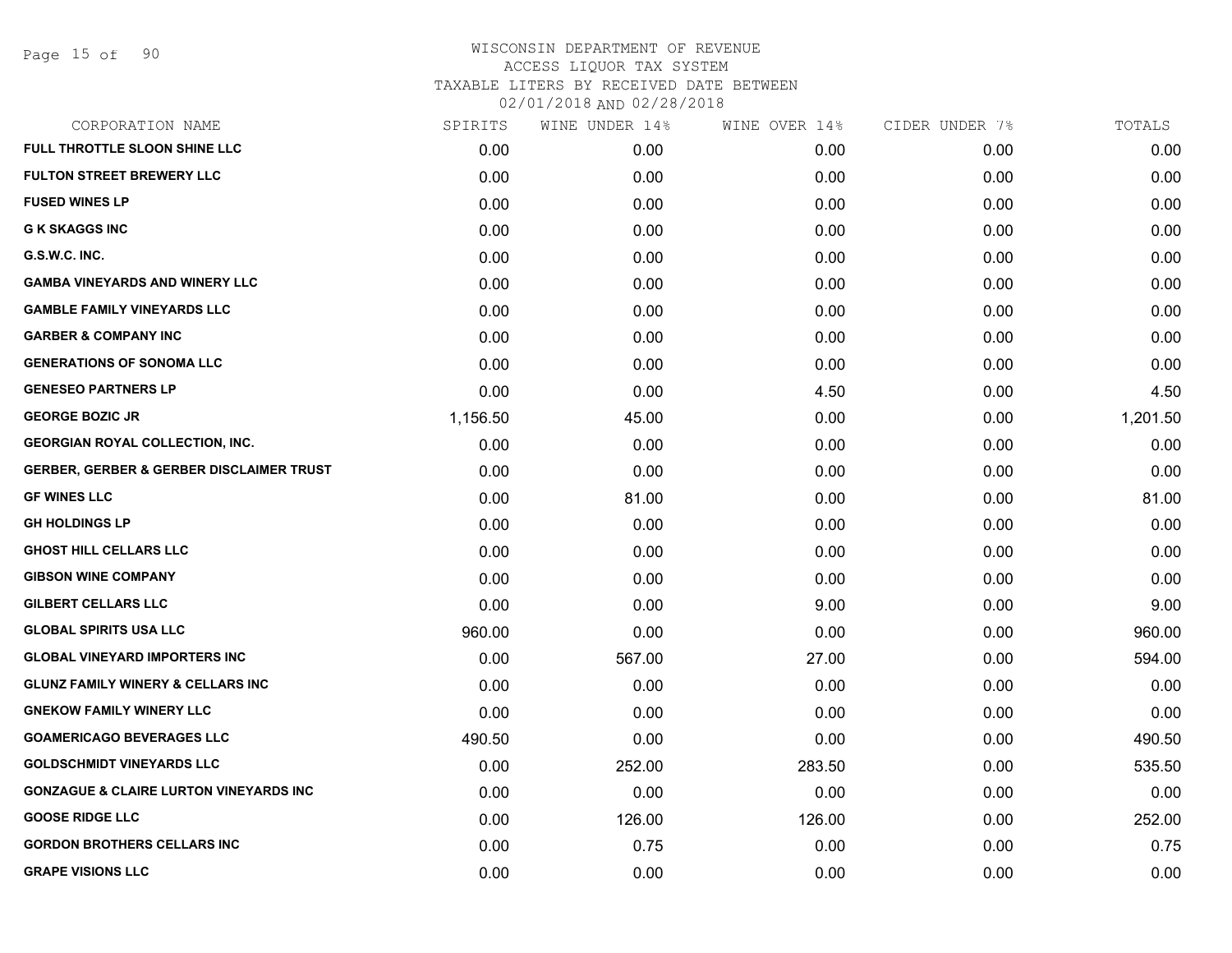# WISCONSIN DEPARTMENT OF REVENUE
## ACCESS LIQUOR TAX SYSTEM
## TAXABLE LITERS BY RECEIVED DATE BETWEEN 02/01/2018 AND 02/28/2018

| CORPORATION NAME | SPIRITS | WINE UNDER 14% | WINE OVER 14% | CIDER UNDER 7% | TOTALS |
|---|---|---|---|---|---|
| FULL THROTTLE SLOON SHINE LLC | 0.00 | 0.00 | 0.00 | 0.00 | 0.00 |
| FULTON STREET BREWERY LLC | 0.00 | 0.00 | 0.00 | 0.00 | 0.00 |
| FUSED WINES LP | 0.00 | 0.00 | 0.00 | 0.00 | 0.00 |
| G K SKAGGS INC | 0.00 | 0.00 | 0.00 | 0.00 | 0.00 |
| G.S.W.C. INC. | 0.00 | 0.00 | 0.00 | 0.00 | 0.00 |
| GAMBA VINEYARDS AND WINERY LLC | 0.00 | 0.00 | 0.00 | 0.00 | 0.00 |
| GAMBLE FAMILY VINEYARDS LLC | 0.00 | 0.00 | 0.00 | 0.00 | 0.00 |
| GARBER & COMPANY INC | 0.00 | 0.00 | 0.00 | 0.00 | 0.00 |
| GENERATIONS OF SONOMA LLC | 0.00 | 0.00 | 0.00 | 0.00 | 0.00 |
| GENESEO PARTNERS LP | 0.00 | 0.00 | 4.50 | 0.00 | 4.50 |
| GEORGE BOZIC JR | 1,156.50 | 45.00 | 0.00 | 0.00 | 1,201.50 |
| GEORGIAN ROYAL COLLECTION, INC. | 0.00 | 0.00 | 0.00 | 0.00 | 0.00 |
| GERBER, GERBER & GERBER DISCLAIMER TRUST | 0.00 | 0.00 | 0.00 | 0.00 | 0.00 |
| GF WINES LLC | 0.00 | 81.00 | 0.00 | 0.00 | 81.00 |
| GH HOLDINGS LP | 0.00 | 0.00 | 0.00 | 0.00 | 0.00 |
| GHOST HILL CELLARS LLC | 0.00 | 0.00 | 0.00 | 0.00 | 0.00 |
| GIBSON WINE COMPANY | 0.00 | 0.00 | 0.00 | 0.00 | 0.00 |
| GILBERT CELLARS LLC | 0.00 | 0.00 | 9.00 | 0.00 | 9.00 |
| GLOBAL SPIRITS USA LLC | 960.00 | 0.00 | 0.00 | 0.00 | 960.00 |
| GLOBAL VINEYARD IMPORTERS INC | 0.00 | 567.00 | 27.00 | 0.00 | 594.00 |
| GLUNZ FAMILY WINERY & CELLARS INC | 0.00 | 0.00 | 0.00 | 0.00 | 0.00 |
| GNEKOW FAMILY WINERY LLC | 0.00 | 0.00 | 0.00 | 0.00 | 0.00 |
| GOAMERICAGO BEVERAGES LLC | 490.50 | 0.00 | 0.00 | 0.00 | 490.50 |
| GOLDSCHMIDT VINEYARDS LLC | 0.00 | 252.00 | 283.50 | 0.00 | 535.50 |
| GONZAGUE & CLAIRE LURTON VINEYARDS INC | 0.00 | 0.00 | 0.00 | 0.00 | 0.00 |
| GOOSE RIDGE LLC | 0.00 | 126.00 | 126.00 | 0.00 | 252.00 |
| GORDON BROTHERS CELLARS INC | 0.00 | 0.75 | 0.00 | 0.00 | 0.75 |
| GRAPE VISIONS LLC | 0.00 | 0.00 | 0.00 | 0.00 | 0.00 |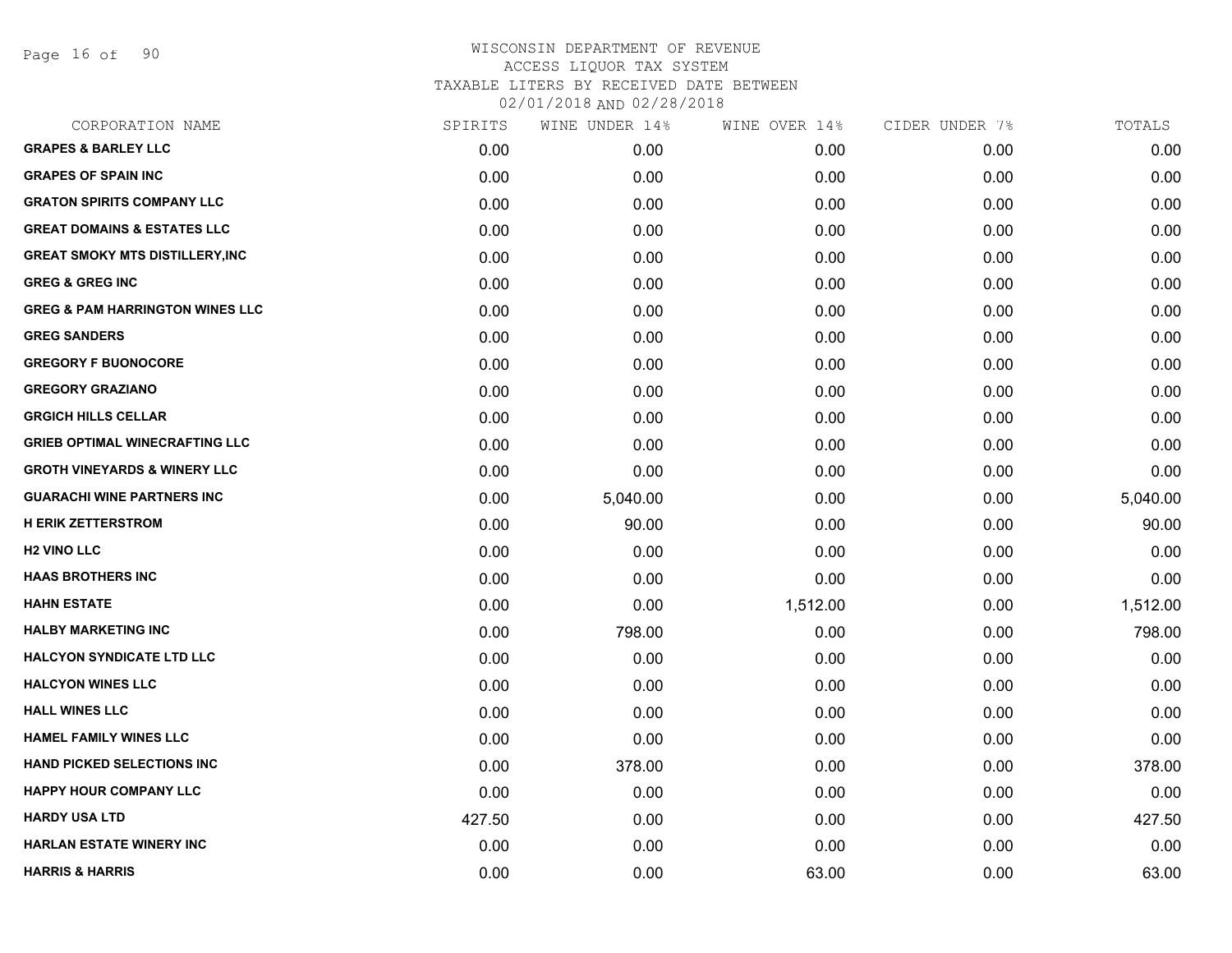# WISCONSIN DEPARTMENT OF REVENUE
## ACCESS LIQUOR TAX SYSTEM
## TAXABLE LITERS BY RECEIVED DATE BETWEEN 02/01/2018 AND 02/28/2018

| CORPORATION NAME | SPIRITS | WINE UNDER 14% | WINE OVER 14% | CIDER UNDER 7% | TOTALS |
|---|---|---|---|---|---|
| GRAPES & BARLEY LLC | 0.00 | 0.00 | 0.00 | 0.00 | 0.00 |
| GRAPES OF SPAIN INC | 0.00 | 0.00 | 0.00 | 0.00 | 0.00 |
| GRATON SPIRITS COMPANY LLC | 0.00 | 0.00 | 0.00 | 0.00 | 0.00 |
| GREAT DOMAINS & ESTATES LLC | 0.00 | 0.00 | 0.00 | 0.00 | 0.00 |
| GREAT SMOKY MTS DISTILLERY,INC | 0.00 | 0.00 | 0.00 | 0.00 | 0.00 |
| GREG & GREG INC | 0.00 | 0.00 | 0.00 | 0.00 | 0.00 |
| GREG & PAM HARRINGTON WINES LLC | 0.00 | 0.00 | 0.00 | 0.00 | 0.00 |
| GREG SANDERS | 0.00 | 0.00 | 0.00 | 0.00 | 0.00 |
| GREGORY F BUONOCORE | 0.00 | 0.00 | 0.00 | 0.00 | 0.00 |
| GREGORY GRAZIANO | 0.00 | 0.00 | 0.00 | 0.00 | 0.00 |
| GRGICH HILLS CELLAR | 0.00 | 0.00 | 0.00 | 0.00 | 0.00 |
| GRIEB OPTIMAL WINECRAFTING LLC | 0.00 | 0.00 | 0.00 | 0.00 | 0.00 |
| GROTH VINEYARDS & WINERY LLC | 0.00 | 0.00 | 0.00 | 0.00 | 0.00 |
| GUARACHI WINE PARTNERS INC | 0.00 | 5,040.00 | 0.00 | 0.00 | 5,040.00 |
| H ERIK ZETTERSTROM | 0.00 | 90.00 | 0.00 | 0.00 | 90.00 |
| H2 VINO LLC | 0.00 | 0.00 | 0.00 | 0.00 | 0.00 |
| HAAS BROTHERS INC | 0.00 | 0.00 | 0.00 | 0.00 | 0.00 |
| HAHN ESTATE | 0.00 | 0.00 | 1,512.00 | 0.00 | 1,512.00 |
| HALBY MARKETING INC | 0.00 | 798.00 | 0.00 | 0.00 | 798.00 |
| HALCYON SYNDICATE LTD LLC | 0.00 | 0.00 | 0.00 | 0.00 | 0.00 |
| HALCYON WINES LLC | 0.00 | 0.00 | 0.00 | 0.00 | 0.00 |
| HALL WINES LLC | 0.00 | 0.00 | 0.00 | 0.00 | 0.00 |
| HAMEL FAMILY WINES LLC | 0.00 | 0.00 | 0.00 | 0.00 | 0.00 |
| HAND PICKED SELECTIONS INC | 0.00 | 378.00 | 0.00 | 0.00 | 378.00 |
| HAPPY HOUR COMPANY LLC | 0.00 | 0.00 | 0.00 | 0.00 | 0.00 |
| HARDY USA LTD | 427.50 | 0.00 | 0.00 | 0.00 | 427.50 |
| HARLAN ESTATE WINERY INC | 0.00 | 0.00 | 0.00 | 0.00 | 0.00 |
| HARRIS & HARRIS | 0.00 | 0.00 | 63.00 | 0.00 | 63.00 |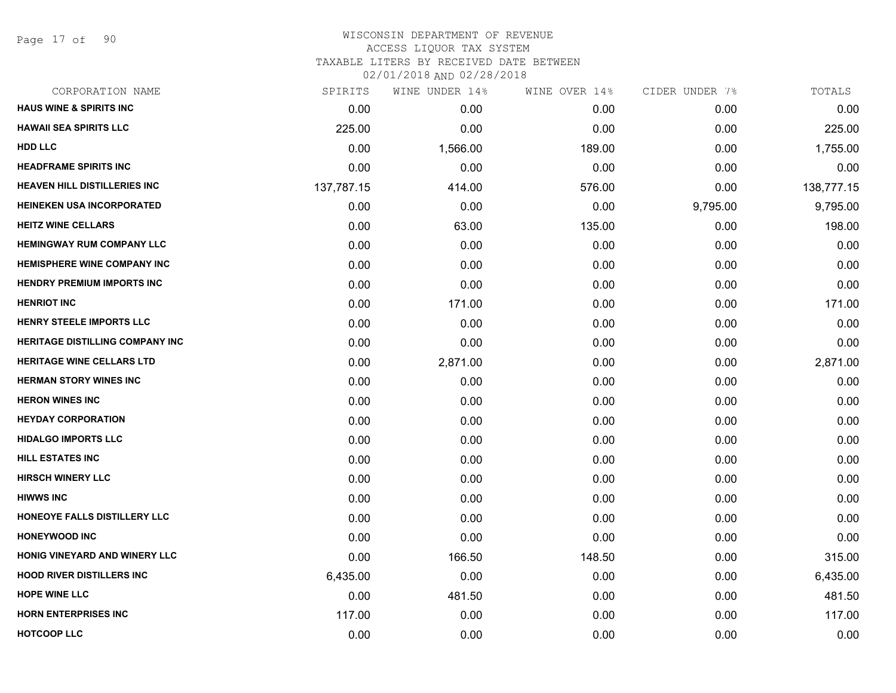# WISCONSIN DEPARTMENT OF REVENUE
## ACCESS LIQUOR TAX SYSTEM
### TAXABLE LITERS BY RECEIVED DATE BETWEEN 02/01/2018 AND 02/28/2018

| CORPORATION NAME | SPIRITS | WINE UNDER 14% | WINE OVER 14% | CIDER UNDER 7% | TOTALS |
|---|---|---|---|---|---|
| HAUS WINE & SPIRITS INC | 0.00 | 0.00 | 0.00 | 0.00 | 0.00 |
| HAWAII SEA SPIRITS LLC | 225.00 | 0.00 | 0.00 | 0.00 | 225.00 |
| HDD LLC | 0.00 | 1,566.00 | 189.00 | 0.00 | 1,755.00 |
| HEADFRAME SPIRITS INC | 0.00 | 0.00 | 0.00 | 0.00 | 0.00 |
| HEAVEN HILL DISTILLERIES INC | 137,787.15 | 414.00 | 576.00 | 0.00 | 138,777.15 |
| HEINEKEN USA INCORPORATED | 0.00 | 0.00 | 0.00 | 9,795.00 | 9,795.00 |
| HEITZ WINE CELLARS | 0.00 | 63.00 | 135.00 | 0.00 | 198.00 |
| HEMINGWAY RUM COMPANY LLC | 0.00 | 0.00 | 0.00 | 0.00 | 0.00 |
| HEMISPHERE WINE COMPANY INC | 0.00 | 0.00 | 0.00 | 0.00 | 0.00 |
| HENDRY PREMIUM IMPORTS INC | 0.00 | 0.00 | 0.00 | 0.00 | 0.00 |
| HENRIOT INC | 0.00 | 171.00 | 0.00 | 0.00 | 171.00 |
| HENRY STEELE IMPORTS LLC | 0.00 | 0.00 | 0.00 | 0.00 | 0.00 |
| HERITAGE DISTILLING COMPANY INC | 0.00 | 0.00 | 0.00 | 0.00 | 0.00 |
| HERITAGE WINE CELLARS LTD | 0.00 | 2,871.00 | 0.00 | 0.00 | 2,871.00 |
| HERMAN STORY WINES INC | 0.00 | 0.00 | 0.00 | 0.00 | 0.00 |
| HERON WINES INC | 0.00 | 0.00 | 0.00 | 0.00 | 0.00 |
| HEYDAY CORPORATION | 0.00 | 0.00 | 0.00 | 0.00 | 0.00 |
| HIDALGO IMPORTS LLC | 0.00 | 0.00 | 0.00 | 0.00 | 0.00 |
| HILL ESTATES INC | 0.00 | 0.00 | 0.00 | 0.00 | 0.00 |
| HIRSCH WINERY LLC | 0.00 | 0.00 | 0.00 | 0.00 | 0.00 |
| HIWWS INC | 0.00 | 0.00 | 0.00 | 0.00 | 0.00 |
| HONEOYE FALLS DISTILLERY LLC | 0.00 | 0.00 | 0.00 | 0.00 | 0.00 |
| HONEYWOOD INC | 0.00 | 0.00 | 0.00 | 0.00 | 0.00 |
| HONIG VINEYARD AND WINERY LLC | 0.00 | 166.50 | 148.50 | 0.00 | 315.00 |
| HOOD RIVER DISTILLERS INC | 6,435.00 | 0.00 | 0.00 | 0.00 | 6,435.00 |
| HOPE WINE LLC | 0.00 | 481.50 | 0.00 | 0.00 | 481.50 |
| HORN ENTERPRISES INC | 117.00 | 0.00 | 0.00 | 0.00 | 117.00 |
| HOTCOOP LLC | 0.00 | 0.00 | 0.00 | 0.00 | 0.00 |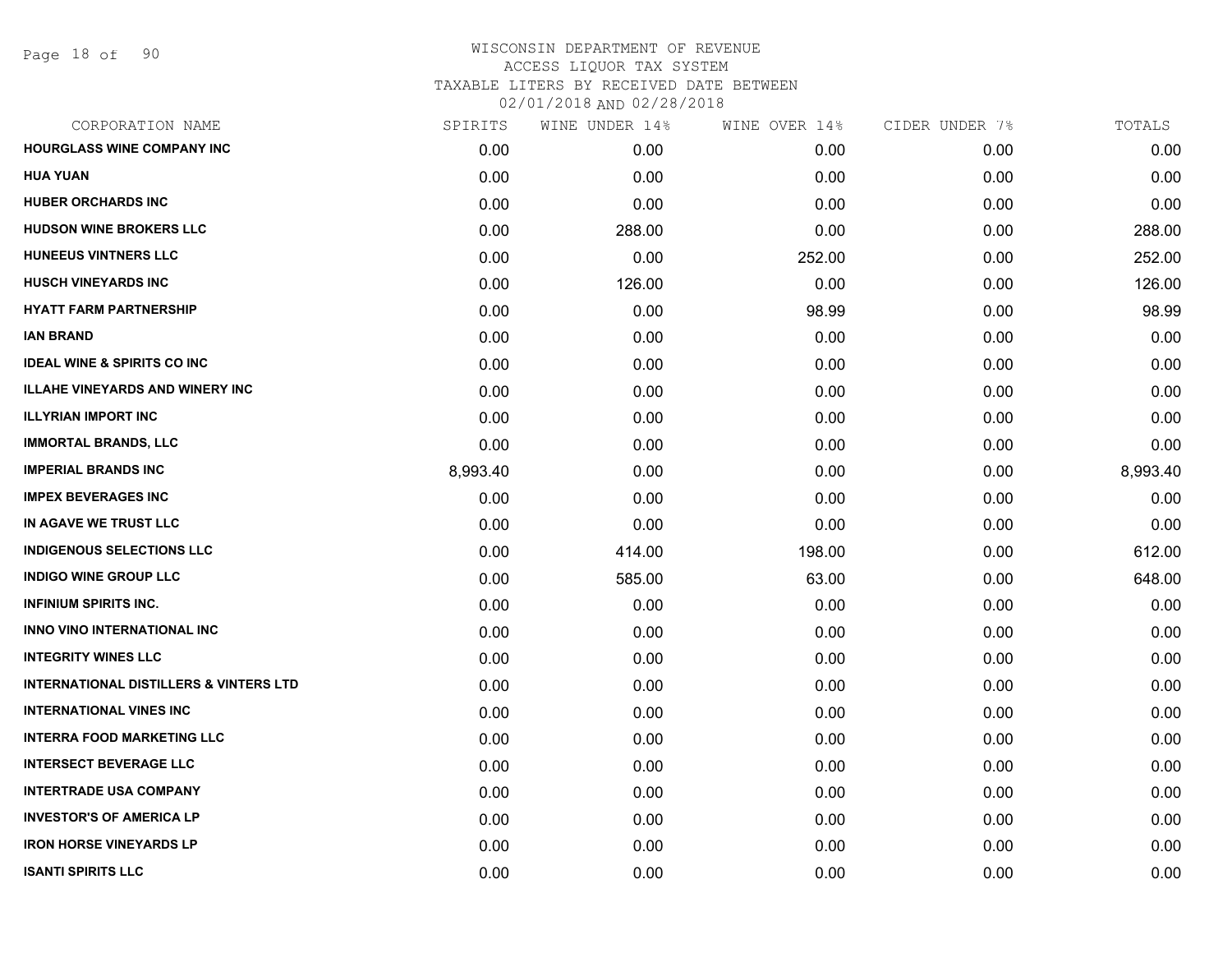WISCONSIN DEPARTMENT OF REVENUE
ACCESS LIQUOR TAX SYSTEM
TAXABLE LITERS BY RECEIVED DATE BETWEEN
02/01/2018 AND 02/28/2018

| CORPORATION NAME | SPIRITS | WINE UNDER 14% | WINE OVER 14% | CIDER UNDER 7% | TOTALS |
|---|---|---|---|---|---|
| HOURGLASS WINE COMPANY INC | 0.00 | 0.00 | 0.00 | 0.00 | 0.00 |
| HUA YUAN | 0.00 | 0.00 | 0.00 | 0.00 | 0.00 |
| HUBER ORCHARDS INC | 0.00 | 0.00 | 0.00 | 0.00 | 0.00 |
| HUDSON WINE BROKERS LLC | 0.00 | 288.00 | 0.00 | 0.00 | 288.00 |
| HUNEEUS VINTNERS LLC | 0.00 | 0.00 | 252.00 | 0.00 | 252.00 |
| HUSCH VINEYARDS INC | 0.00 | 126.00 | 0.00 | 0.00 | 126.00 |
| HYATT FARM PARTNERSHIP | 0.00 | 0.00 | 98.99 | 0.00 | 98.99 |
| IAN BRAND | 0.00 | 0.00 | 0.00 | 0.00 | 0.00 |
| IDEAL WINE & SPIRITS CO INC | 0.00 | 0.00 | 0.00 | 0.00 | 0.00 |
| ILLAHE VINEYARDS AND WINERY INC | 0.00 | 0.00 | 0.00 | 0.00 | 0.00 |
| ILLYRIAN IMPORT INC | 0.00 | 0.00 | 0.00 | 0.00 | 0.00 |
| IMMORTAL BRANDS, LLC | 0.00 | 0.00 | 0.00 | 0.00 | 0.00 |
| IMPERIAL BRANDS INC | 8,993.40 | 0.00 | 0.00 | 0.00 | 8,993.40 |
| IMPEX BEVERAGES INC | 0.00 | 0.00 | 0.00 | 0.00 | 0.00 |
| IN AGAVE WE TRUST LLC | 0.00 | 0.00 | 0.00 | 0.00 | 0.00 |
| INDIGENOUS SELECTIONS LLC | 0.00 | 414.00 | 198.00 | 0.00 | 612.00 |
| INDIGO WINE GROUP LLC | 0.00 | 585.00 | 63.00 | 0.00 | 648.00 |
| INFINIUM SPIRITS INC. | 0.00 | 0.00 | 0.00 | 0.00 | 0.00 |
| INNO VINO INTERNATIONAL INC | 0.00 | 0.00 | 0.00 | 0.00 | 0.00 |
| INTEGRITY WINES LLC | 0.00 | 0.00 | 0.00 | 0.00 | 0.00 |
| INTERNATIONAL DISTILLERS & VINTERS LTD | 0.00 | 0.00 | 0.00 | 0.00 | 0.00 |
| INTERNATIONAL VINES INC | 0.00 | 0.00 | 0.00 | 0.00 | 0.00 |
| INTERRA FOOD MARKETING LLC | 0.00 | 0.00 | 0.00 | 0.00 | 0.00 |
| INTERSECT BEVERAGE LLC | 0.00 | 0.00 | 0.00 | 0.00 | 0.00 |
| INTERTRADE USA COMPANY | 0.00 | 0.00 | 0.00 | 0.00 | 0.00 |
| INVESTOR'S OF AMERICA LP | 0.00 | 0.00 | 0.00 | 0.00 | 0.00 |
| IRON HORSE VINEYARDS LP | 0.00 | 0.00 | 0.00 | 0.00 | 0.00 |
| ISANTI SPIRITS LLC | 0.00 | 0.00 | 0.00 | 0.00 | 0.00 |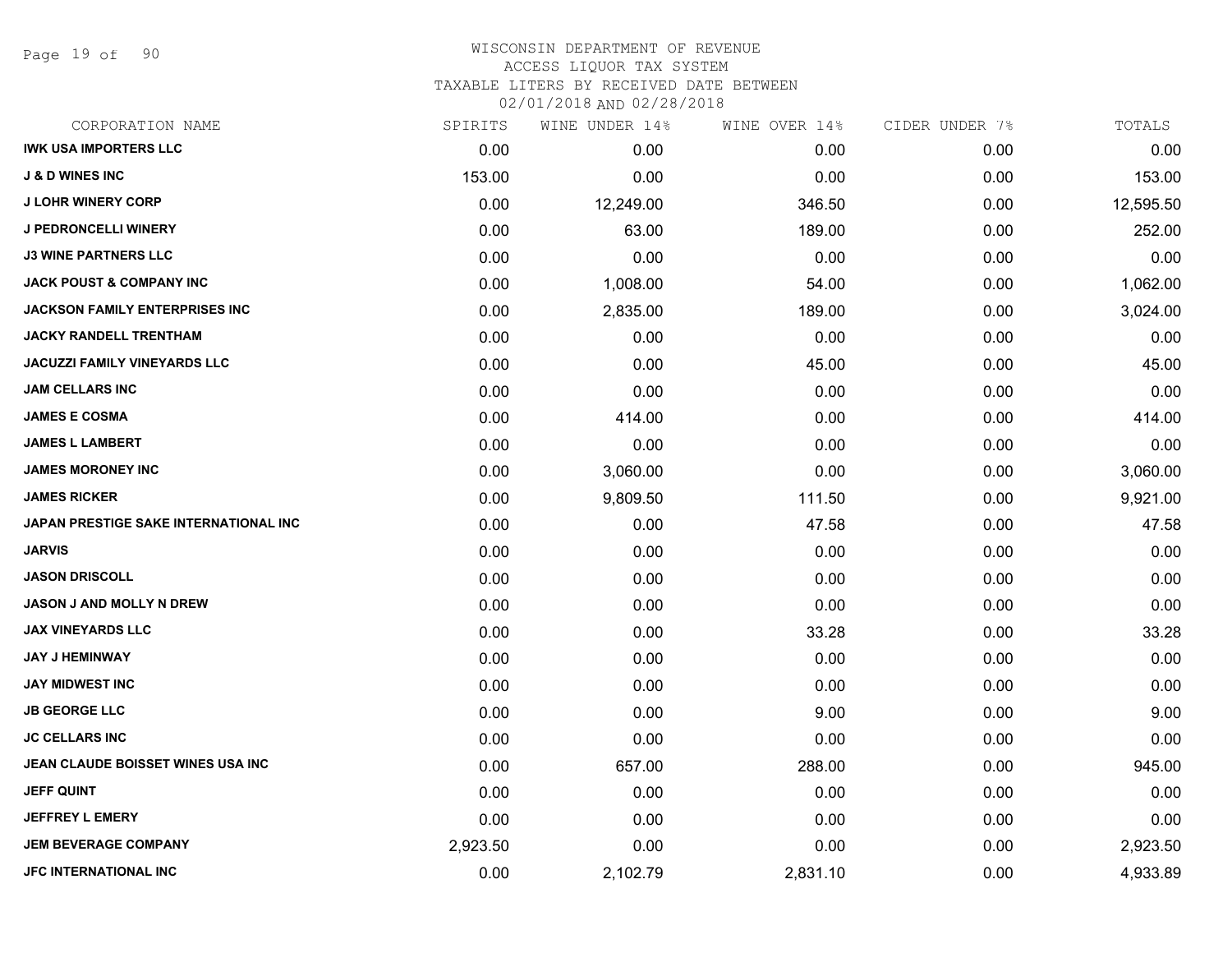WISCONSIN DEPARTMENT OF REVENUE
ACCESS LIQUOR TAX SYSTEM
TAXABLE LITERS BY RECEIVED DATE BETWEEN
02/01/2018 AND 02/28/2018

| CORPORATION NAME | SPIRITS | WINE UNDER 14% | WINE OVER 14% | CIDER UNDER 7% | TOTALS |
|---|---|---|---|---|---|
| IWK USA IMPORTERS LLC | 0.00 | 0.00 | 0.00 | 0.00 | 0.00 |
| J & D WINES INC | 153.00 | 0.00 | 0.00 | 0.00 | 153.00 |
| J LOHR WINERY CORP | 0.00 | 12,249.00 | 346.50 | 0.00 | 12,595.50 |
| J PEDRONCELLI WINERY | 0.00 | 63.00 | 189.00 | 0.00 | 252.00 |
| J3 WINE PARTNERS LLC | 0.00 | 0.00 | 0.00 | 0.00 | 0.00 |
| JACK POUST & COMPANY INC | 0.00 | 1,008.00 | 54.00 | 0.00 | 1,062.00 |
| JACKSON FAMILY ENTERPRISES INC | 0.00 | 2,835.00 | 189.00 | 0.00 | 3,024.00 |
| JACKY RANDELL TRENTHAM | 0.00 | 0.00 | 0.00 | 0.00 | 0.00 |
| JACUZZI FAMILY VINEYARDS LLC | 0.00 | 0.00 | 45.00 | 0.00 | 45.00 |
| JAM CELLARS INC | 0.00 | 0.00 | 0.00 | 0.00 | 0.00 |
| JAMES E COSMA | 0.00 | 414.00 | 0.00 | 0.00 | 414.00 |
| JAMES L LAMBERT | 0.00 | 0.00 | 0.00 | 0.00 | 0.00 |
| JAMES MORONEY INC | 0.00 | 3,060.00 | 0.00 | 0.00 | 3,060.00 |
| JAMES RICKER | 0.00 | 9,809.50 | 111.50 | 0.00 | 9,921.00 |
| JAPAN PRESTIGE SAKE INTERNATIONAL INC | 0.00 | 0.00 | 47.58 | 0.00 | 47.58 |
| JARVIS | 0.00 | 0.00 | 0.00 | 0.00 | 0.00 |
| JASON DRISCOLL | 0.00 | 0.00 | 0.00 | 0.00 | 0.00 |
| JASON J AND MOLLY N DREW | 0.00 | 0.00 | 0.00 | 0.00 | 0.00 |
| JAX VINEYARDS LLC | 0.00 | 0.00 | 33.28 | 0.00 | 33.28 |
| JAY J HEMINWAY | 0.00 | 0.00 | 0.00 | 0.00 | 0.00 |
| JAY MIDWEST INC | 0.00 | 0.00 | 0.00 | 0.00 | 0.00 |
| JB GEORGE LLC | 0.00 | 0.00 | 9.00 | 0.00 | 9.00 |
| JC CELLARS INC | 0.00 | 0.00 | 0.00 | 0.00 | 0.00 |
| JEAN CLAUDE BOISSET WINES USA INC | 0.00 | 657.00 | 288.00 | 0.00 | 945.00 |
| JEFF QUINT | 0.00 | 0.00 | 0.00 | 0.00 | 0.00 |
| JEFFREY L EMERY | 0.00 | 0.00 | 0.00 | 0.00 | 0.00 |
| JEM BEVERAGE COMPANY | 2,923.50 | 0.00 | 0.00 | 0.00 | 2,923.50 |
| JFC INTERNATIONAL INC | 0.00 | 2,102.79 | 2,831.10 | 0.00 | 4,933.89 |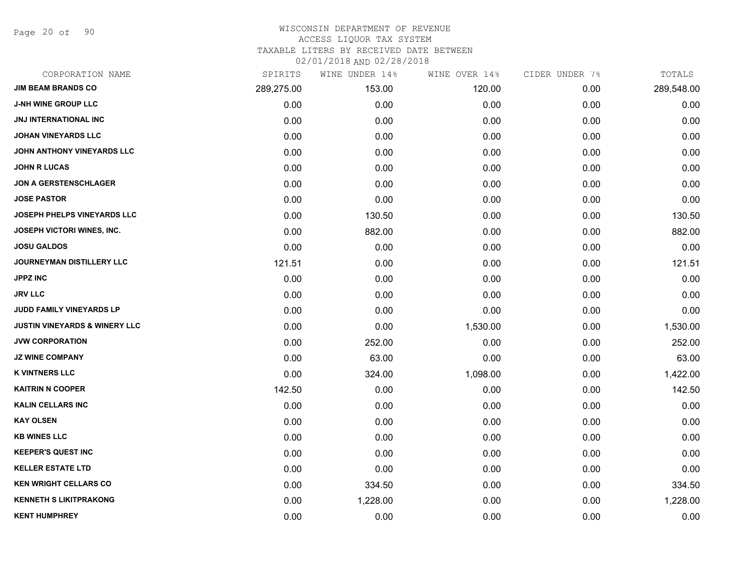WISCONSIN DEPARTMENT OF REVENUE
ACCESS LIQUOR TAX SYSTEM
TAXABLE LITERS BY RECEIVED DATE BETWEEN
02/01/2018 AND 02/28/2018

| CORPORATION NAME | SPIRITS | WINE UNDER 14% | WINE OVER 14% | CIDER UNDER 7% | TOTALS |
|---|---|---|---|---|---|
| JIM BEAM BRANDS CO | 289,275.00 | 153.00 | 120.00 | 0.00 | 289,548.00 |
| J-NH WINE GROUP LLC | 0.00 | 0.00 | 0.00 | 0.00 | 0.00 |
| JNJ INTERNATIONAL INC | 0.00 | 0.00 | 0.00 | 0.00 | 0.00 |
| JOHAN VINEYARDS LLC | 0.00 | 0.00 | 0.00 | 0.00 | 0.00 |
| JOHN ANTHONY VINEYARDS LLC | 0.00 | 0.00 | 0.00 | 0.00 | 0.00 |
| JOHN R LUCAS | 0.00 | 0.00 | 0.00 | 0.00 | 0.00 |
| JON A GERSTENSCHLAGER | 0.00 | 0.00 | 0.00 | 0.00 | 0.00 |
| JOSE PASTOR | 0.00 | 0.00 | 0.00 | 0.00 | 0.00 |
| JOSEPH PHELPS VINEYARDS LLC | 0.00 | 130.50 | 0.00 | 0.00 | 130.50 |
| JOSEPH VICTORI WINES, INC. | 0.00 | 882.00 | 0.00 | 0.00 | 882.00 |
| JOSU GALDOS | 0.00 | 0.00 | 0.00 | 0.00 | 0.00 |
| JOURNEYMAN DISTILLERY LLC | 121.51 | 0.00 | 0.00 | 0.00 | 121.51 |
| JPPZ INC | 0.00 | 0.00 | 0.00 | 0.00 | 0.00 |
| JRV LLC | 0.00 | 0.00 | 0.00 | 0.00 | 0.00 |
| JUDD FAMILY VINEYARDS LP | 0.00 | 0.00 | 0.00 | 0.00 | 0.00 |
| JUSTIN VINEYARDS & WINERY LLC | 0.00 | 0.00 | 1,530.00 | 0.00 | 1,530.00 |
| JVW CORPORATION | 0.00 | 252.00 | 0.00 | 0.00 | 252.00 |
| JZ WINE COMPANY | 0.00 | 63.00 | 0.00 | 0.00 | 63.00 |
| K VINTNERS LLC | 0.00 | 324.00 | 1,098.00 | 0.00 | 1,422.00 |
| KAITRIN N COOPER | 142.50 | 0.00 | 0.00 | 0.00 | 142.50 |
| KALIN CELLARS INC | 0.00 | 0.00 | 0.00 | 0.00 | 0.00 |
| KAY OLSEN | 0.00 | 0.00 | 0.00 | 0.00 | 0.00 |
| KB WINES LLC | 0.00 | 0.00 | 0.00 | 0.00 | 0.00 |
| KEEPER'S QUEST INC | 0.00 | 0.00 | 0.00 | 0.00 | 0.00 |
| KELLER ESTATE LTD | 0.00 | 0.00 | 0.00 | 0.00 | 0.00 |
| KEN WRIGHT CELLARS CO | 0.00 | 334.50 | 0.00 | 0.00 | 334.50 |
| KENNETH S LIKITPRAKONG | 0.00 | 1,228.00 | 0.00 | 0.00 | 1,228.00 |
| KENT HUMPHREY | 0.00 | 0.00 | 0.00 | 0.00 | 0.00 |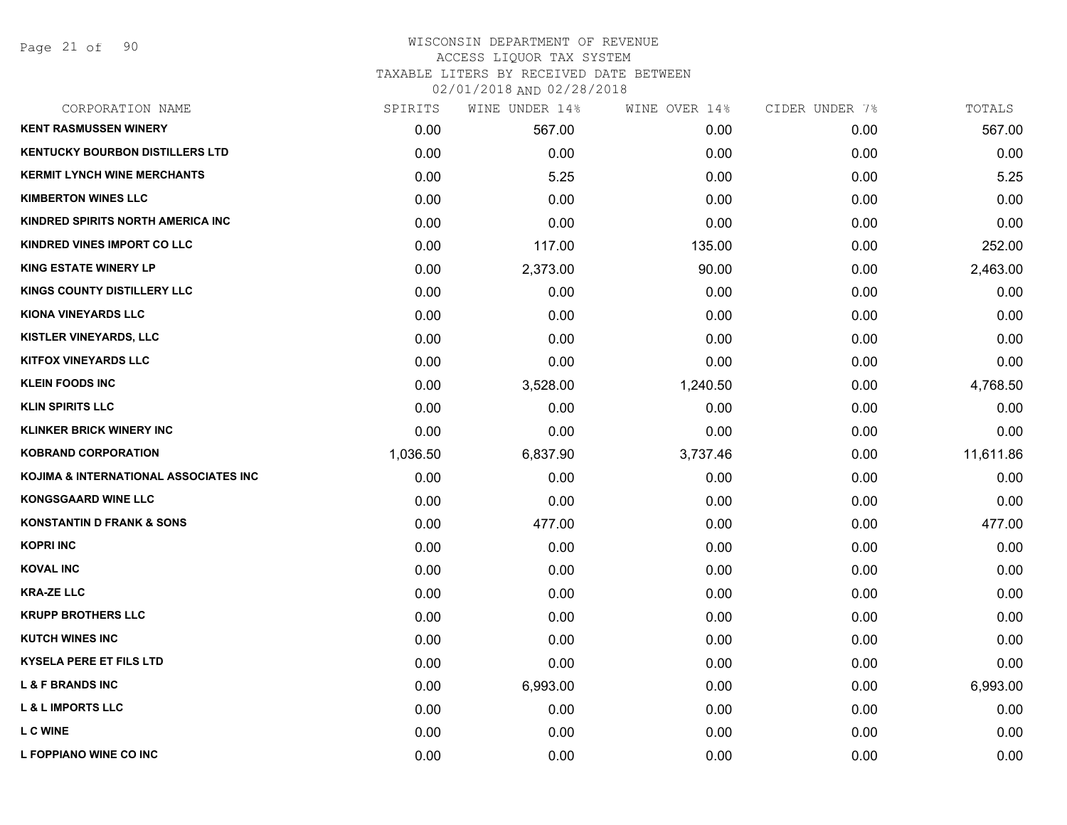# WISCONSIN DEPARTMENT OF REVENUE
## ACCESS LIQUOR TAX SYSTEM
### TAXABLE LITERS BY RECEIVED DATE BETWEEN 02/01/2018 AND 02/28/2018

| CORPORATION NAME | SPIRITS | WINE UNDER 14% | WINE OVER 14% | CIDER UNDER 7% | TOTALS |
|---|---|---|---|---|---|
| KENT RASMUSSEN WINERY | 0.00 | 567.00 | 0.00 | 0.00 | 567.00 |
| KENTUCKY BOURBON DISTILLERS LTD | 0.00 | 0.00 | 0.00 | 0.00 | 0.00 |
| KERMIT LYNCH WINE MERCHANTS | 0.00 | 5.25 | 0.00 | 0.00 | 5.25 |
| KIMBERTON WINES LLC | 0.00 | 0.00 | 0.00 | 0.00 | 0.00 |
| KINDRED SPIRITS NORTH AMERICA INC | 0.00 | 0.00 | 0.00 | 0.00 | 0.00 |
| KINDRED VINES IMPORT CO LLC | 0.00 | 117.00 | 135.00 | 0.00 | 252.00 |
| KING ESTATE WINERY LP | 0.00 | 2,373.00 | 90.00 | 0.00 | 2,463.00 |
| KINGS COUNTY DISTILLERY LLC | 0.00 | 0.00 | 0.00 | 0.00 | 0.00 |
| KIONA VINEYARDS LLC | 0.00 | 0.00 | 0.00 | 0.00 | 0.00 |
| KISTLER VINEYARDS, LLC | 0.00 | 0.00 | 0.00 | 0.00 | 0.00 |
| KITFOX VINEYARDS LLC | 0.00 | 0.00 | 0.00 | 0.00 | 0.00 |
| KLEIN FOODS INC | 0.00 | 3,528.00 | 1,240.50 | 0.00 | 4,768.50 |
| KLIN SPIRITS LLC | 0.00 | 0.00 | 0.00 | 0.00 | 0.00 |
| KLINKER BRICK WINERY INC | 0.00 | 0.00 | 0.00 | 0.00 | 0.00 |
| KOBRAND CORPORATION | 1,036.50 | 6,837.90 | 3,737.46 | 0.00 | 11,611.86 |
| KOJIMA & INTERNATIONAL ASSOCIATES INC | 0.00 | 0.00 | 0.00 | 0.00 | 0.00 |
| KONGSGAARD WINE LLC | 0.00 | 0.00 | 0.00 | 0.00 | 0.00 |
| KONSTANTIN D FRANK & SONS | 0.00 | 477.00 | 0.00 | 0.00 | 477.00 |
| KOPRI INC | 0.00 | 0.00 | 0.00 | 0.00 | 0.00 |
| KOVAL INC | 0.00 | 0.00 | 0.00 | 0.00 | 0.00 |
| KRA-ZE LLC | 0.00 | 0.00 | 0.00 | 0.00 | 0.00 |
| KRUPP BROTHERS LLC | 0.00 | 0.00 | 0.00 | 0.00 | 0.00 |
| KUTCH WINES INC | 0.00 | 0.00 | 0.00 | 0.00 | 0.00 |
| KYSELA PERE ET FILS LTD | 0.00 | 0.00 | 0.00 | 0.00 | 0.00 |
| L & F BRANDS INC | 0.00 | 6,993.00 | 0.00 | 0.00 | 6,993.00 |
| L & L IMPORTS LLC | 0.00 | 0.00 | 0.00 | 0.00 | 0.00 |
| L C WINE | 0.00 | 0.00 | 0.00 | 0.00 | 0.00 |
| L FOPPIANO WINE CO INC | 0.00 | 0.00 | 0.00 | 0.00 | 0.00 |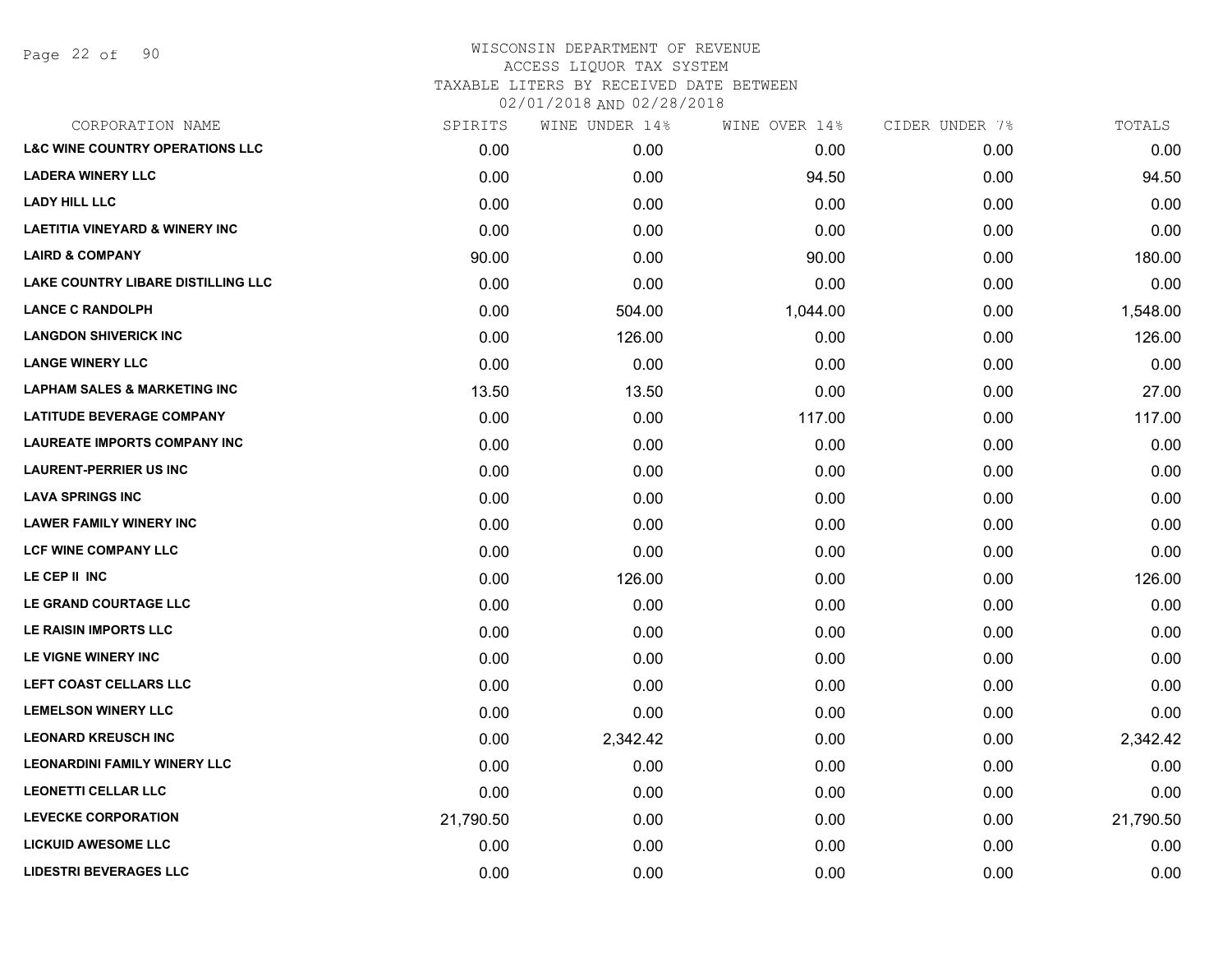WISCONSIN DEPARTMENT OF REVENUE
ACCESS LIQUOR TAX SYSTEM
TAXABLE LITERS BY RECEIVED DATE BETWEEN
02/01/2018 AND 02/28/2018

| CORPORATION NAME | SPIRITS | WINE UNDER 14% | WINE OVER 14% | CIDER UNDER 7% | TOTALS |
|---|---|---|---|---|---|
| **L&C WINE COUNTRY OPERATIONS LLC** | 0.00 | 0.00 | 0.00 | 0.00 | 0.00 |
| **LADERA WINERY LLC** | 0.00 | 0.00 | 94.50 | 0.00 | 94.50 |
| **LADY HILL LLC** | 0.00 | 0.00 | 0.00 | 0.00 | 0.00 |
| **LAETITIA VINEYARD & WINERY INC** | 0.00 | 0.00 | 0.00 | 0.00 | 0.00 |
| **LAIRD & COMPANY** | 90.00 | 0.00 | 90.00 | 0.00 | 180.00 |
| **LAKE COUNTRY LIBARE DISTILLING LLC** | 0.00 | 0.00 | 0.00 | 0.00 | 0.00 |
| **LANCE C RANDOLPH** | 0.00 | 504.00 | 1,044.00 | 0.00 | 1,548.00 |
| **LANGDON SHIVERICK INC** | 0.00 | 126.00 | 0.00 | 0.00 | 126.00 |
| **LANGE WINERY LLC** | 0.00 | 0.00 | 0.00 | 0.00 | 0.00 |
| **LAPHAM SALES & MARKETING INC** | 13.50 | 13.50 | 0.00 | 0.00 | 27.00 |
| **LATITUDE BEVERAGE COMPANY** | 0.00 | 0.00 | 117.00 | 0.00 | 117.00 |
| **LAUREATE IMPORTS COMPANY INC** | 0.00 | 0.00 | 0.00 | 0.00 | 0.00 |
| **LAURENT-PERRIER US INC** | 0.00 | 0.00 | 0.00 | 0.00 | 0.00 |
| **LAVA SPRINGS INC** | 0.00 | 0.00 | 0.00 | 0.00 | 0.00 |
| **LAWER FAMILY WINERY INC** | 0.00 | 0.00 | 0.00 | 0.00 | 0.00 |
| **LCF WINE COMPANY LLC** | 0.00 | 0.00 | 0.00 | 0.00 | 0.00 |
| **LE CEP II INC** | 0.00 | 126.00 | 0.00 | 0.00 | 126.00 |
| **LE GRAND COURTAGE LLC** | 0.00 | 0.00 | 0.00 | 0.00 | 0.00 |
| **LE RAISIN IMPORTS LLC** | 0.00 | 0.00 | 0.00 | 0.00 | 0.00 |
| **LE VIGNE WINERY INC** | 0.00 | 0.00 | 0.00 | 0.00 | 0.00 |
| **LEFT COAST CELLARS LLC** | 0.00 | 0.00 | 0.00 | 0.00 | 0.00 |
| **LEMELSON WINERY LLC** | 0.00 | 0.00 | 0.00 | 0.00 | 0.00 |
| **LEONARD KREUSCH INC** | 0.00 | 2,342.42 | 0.00 | 0.00 | 2,342.42 |
| **LEONARDINI FAMILY WINERY LLC** | 0.00 | 0.00 | 0.00 | 0.00 | 0.00 |
| **LEONETTI CELLAR LLC** | 0.00 | 0.00 | 0.00 | 0.00 | 0.00 |
| **LEVECKE CORPORATION** | 21,790.50 | 0.00 | 0.00 | 0.00 | 21,790.50 |
| **LICKUID AWESOME LLC** | 0.00 | 0.00 | 0.00 | 0.00 | 0.00 |
| **LIDESTRI BEVERAGES LLC** | 0.00 | 0.00 | 0.00 | 0.00 | 0.00 |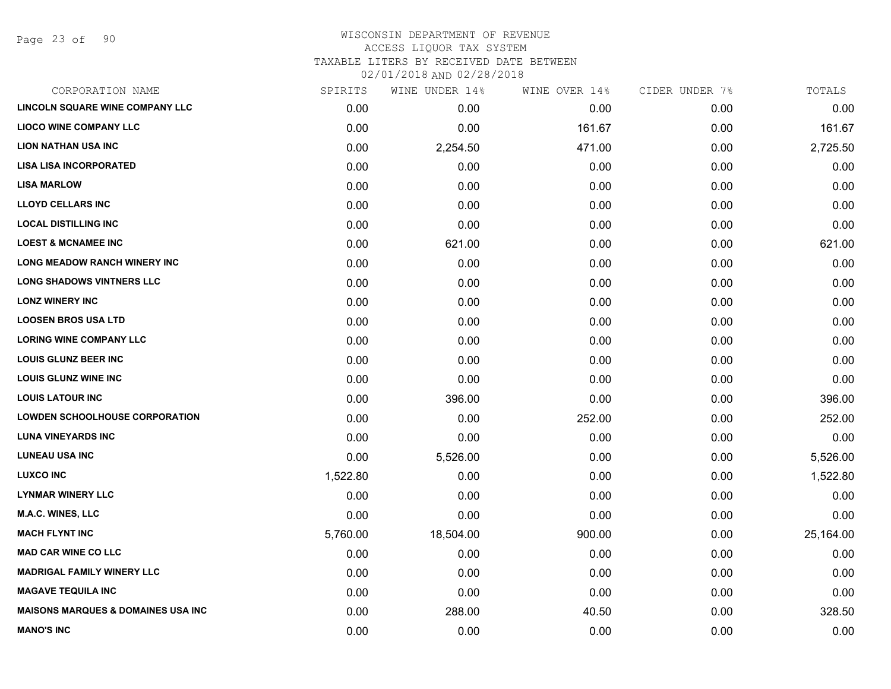WISCONSIN DEPARTMENT OF REVENUE
ACCESS LIQUOR TAX SYSTEM
TAXABLE LITERS BY RECEIVED DATE BETWEEN
02/01/2018 AND 02/28/2018

| CORPORATION NAME | SPIRITS | WINE UNDER 14% | WINE OVER 14% | CIDER UNDER 7% | TOTALS |
|---|---|---|---|---|---|
| LINCOLN SQUARE WINE COMPANY LLC | 0.00 | 0.00 | 0.00 | 0.00 | 0.00 |
| LIOCO WINE COMPANY LLC | 0.00 | 0.00 | 161.67 | 0.00 | 161.67 |
| LION NATHAN USA INC | 0.00 | 2,254.50 | 471.00 | 0.00 | 2,725.50 |
| LISA LISA INCORPORATED | 0.00 | 0.00 | 0.00 | 0.00 | 0.00 |
| LISA MARLOW | 0.00 | 0.00 | 0.00 | 0.00 | 0.00 |
| LLOYD CELLARS INC | 0.00 | 0.00 | 0.00 | 0.00 | 0.00 |
| LOCAL DISTILLING INC | 0.00 | 0.00 | 0.00 | 0.00 | 0.00 |
| LOEST & MCNAMEE INC | 0.00 | 621.00 | 0.00 | 0.00 | 621.00 |
| LONG MEADOW RANCH WINERY INC | 0.00 | 0.00 | 0.00 | 0.00 | 0.00 |
| LONG SHADOWS VINTNERS LLC | 0.00 | 0.00 | 0.00 | 0.00 | 0.00 |
| LONZ WINERY INC | 0.00 | 0.00 | 0.00 | 0.00 | 0.00 |
| LOOSEN BROS USA LTD | 0.00 | 0.00 | 0.00 | 0.00 | 0.00 |
| LORING WINE COMPANY LLC | 0.00 | 0.00 | 0.00 | 0.00 | 0.00 |
| LOUIS GLUNZ BEER INC | 0.00 | 0.00 | 0.00 | 0.00 | 0.00 |
| LOUIS GLUNZ WINE INC | 0.00 | 0.00 | 0.00 | 0.00 | 0.00 |
| LOUIS LATOUR INC | 0.00 | 396.00 | 0.00 | 0.00 | 396.00 |
| LOWDEN SCHOOLHOUSE CORPORATION | 0.00 | 0.00 | 252.00 | 0.00 | 252.00 |
| LUNA VINEYARDS INC | 0.00 | 0.00 | 0.00 | 0.00 | 0.00 |
| LUNEAU USA INC | 0.00 | 5,526.00 | 0.00 | 0.00 | 5,526.00 |
| LUXCO INC | 1,522.80 | 0.00 | 0.00 | 0.00 | 1,522.80 |
| LYNMAR WINERY LLC | 0.00 | 0.00 | 0.00 | 0.00 | 0.00 |
| M.A.C. WINES, LLC | 0.00 | 0.00 | 0.00 | 0.00 | 0.00 |
| MACH FLYNT INC | 5,760.00 | 18,504.00 | 900.00 | 0.00 | 25,164.00 |
| MAD CAR WINE CO LLC | 0.00 | 0.00 | 0.00 | 0.00 | 0.00 |
| MADRIGAL FAMILY WINERY LLC | 0.00 | 0.00 | 0.00 | 0.00 | 0.00 |
| MAGAVE TEQUILA INC | 0.00 | 0.00 | 0.00 | 0.00 | 0.00 |
| MAISONS MARQUES & DOMAINES USA INC | 0.00 | 288.00 | 40.50 | 0.00 | 328.50 |
| MANO'S INC | 0.00 | 0.00 | 0.00 | 0.00 | 0.00 |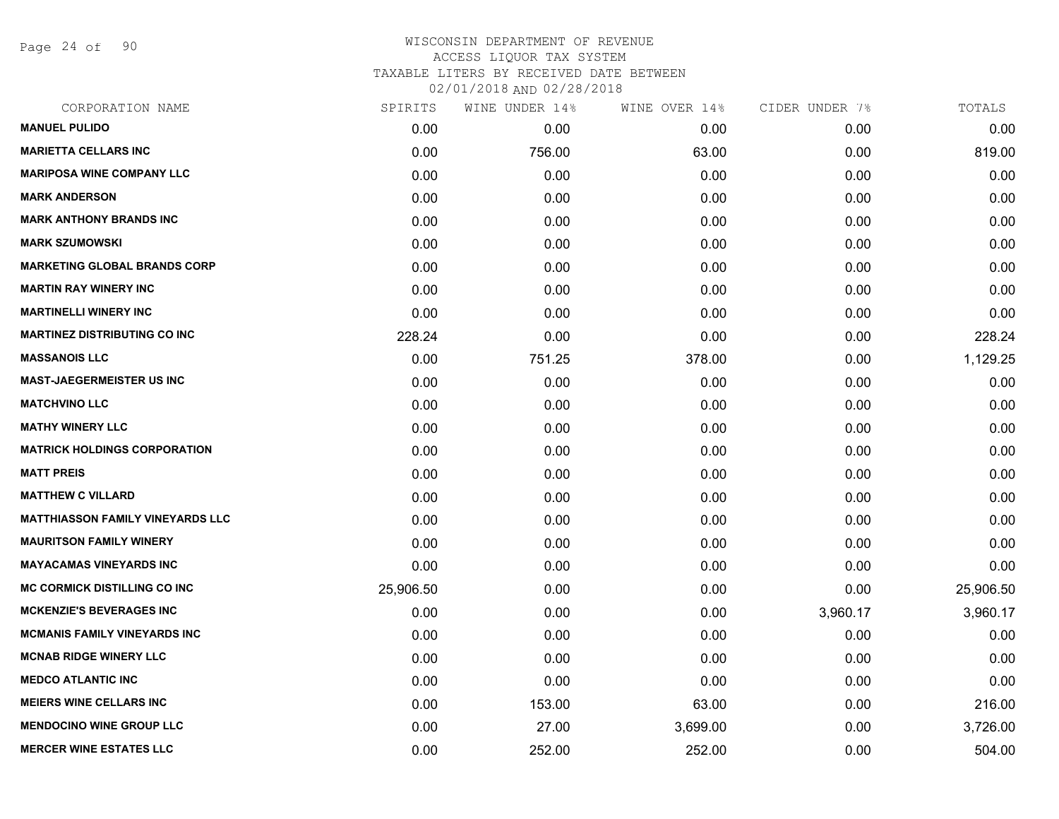# WISCONSIN DEPARTMENT OF REVENUE
## ACCESS LIQUOR TAX SYSTEM
## TAXABLE LITERS BY RECEIVED DATE BETWEEN 02/01/2018 AND 02/28/2018

| CORPORATION NAME | SPIRITS | WINE UNDER 14% | WINE OVER 14% | CIDER UNDER 7% | TOTALS |
|---|---|---|---|---|---|
| MANUEL PULIDO | 0.00 | 0.00 | 0.00 | 0.00 | 0.00 |
| MARIETTA CELLARS INC | 0.00 | 756.00 | 63.00 | 0.00 | 819.00 |
| MARIPOSA WINE COMPANY LLC | 0.00 | 0.00 | 0.00 | 0.00 | 0.00 |
| MARK ANDERSON | 0.00 | 0.00 | 0.00 | 0.00 | 0.00 |
| MARK ANTHONY BRANDS INC | 0.00 | 0.00 | 0.00 | 0.00 | 0.00 |
| MARK SZUMOWSKI | 0.00 | 0.00 | 0.00 | 0.00 | 0.00 |
| MARKETING GLOBAL BRANDS CORP | 0.00 | 0.00 | 0.00 | 0.00 | 0.00 |
| MARTIN RAY WINERY INC | 0.00 | 0.00 | 0.00 | 0.00 | 0.00 |
| MARTINELLI WINERY INC | 0.00 | 0.00 | 0.00 | 0.00 | 0.00 |
| MARTINEZ DISTRIBUTING CO INC | 228.24 | 0.00 | 0.00 | 0.00 | 228.24 |
| MASSANOIS LLC | 0.00 | 751.25 | 378.00 | 0.00 | 1,129.25 |
| MAST-JAEGERMEISTER US INC | 0.00 | 0.00 | 0.00 | 0.00 | 0.00 |
| MATCHVINO LLC | 0.00 | 0.00 | 0.00 | 0.00 | 0.00 |
| MATHY WINERY LLC | 0.00 | 0.00 | 0.00 | 0.00 | 0.00 |
| MATRICK HOLDINGS CORPORATION | 0.00 | 0.00 | 0.00 | 0.00 | 0.00 |
| MATT PREIS | 0.00 | 0.00 | 0.00 | 0.00 | 0.00 |
| MATTHEW C VILLARD | 0.00 | 0.00 | 0.00 | 0.00 | 0.00 |
| MATTHIASSON FAMILY VINEYARDS LLC | 0.00 | 0.00 | 0.00 | 0.00 | 0.00 |
| MAURITSON FAMILY WINERY | 0.00 | 0.00 | 0.00 | 0.00 | 0.00 |
| MAYACAMAS VINEYARDS INC | 0.00 | 0.00 | 0.00 | 0.00 | 0.00 |
| MC CORMICK DISTILLING CO INC | 25,906.50 | 0.00 | 0.00 | 0.00 | 25,906.50 |
| MCKENZIE'S BEVERAGES INC | 0.00 | 0.00 | 0.00 | 3,960.17 | 3,960.17 |
| MCMANIS FAMILY VINEYARDS INC | 0.00 | 0.00 | 0.00 | 0.00 | 0.00 |
| MCNAB RIDGE WINERY LLC | 0.00 | 0.00 | 0.00 | 0.00 | 0.00 |
| MEDCO ATLANTIC INC | 0.00 | 0.00 | 0.00 | 0.00 | 0.00 |
| MEIERS WINE CELLARS INC | 0.00 | 153.00 | 63.00 | 0.00 | 216.00 |
| MENDOCINO WINE GROUP LLC | 0.00 | 27.00 | 3,699.00 | 0.00 | 3,726.00 |
| MERCER WINE ESTATES LLC | 0.00 | 252.00 | 252.00 | 0.00 | 504.00 |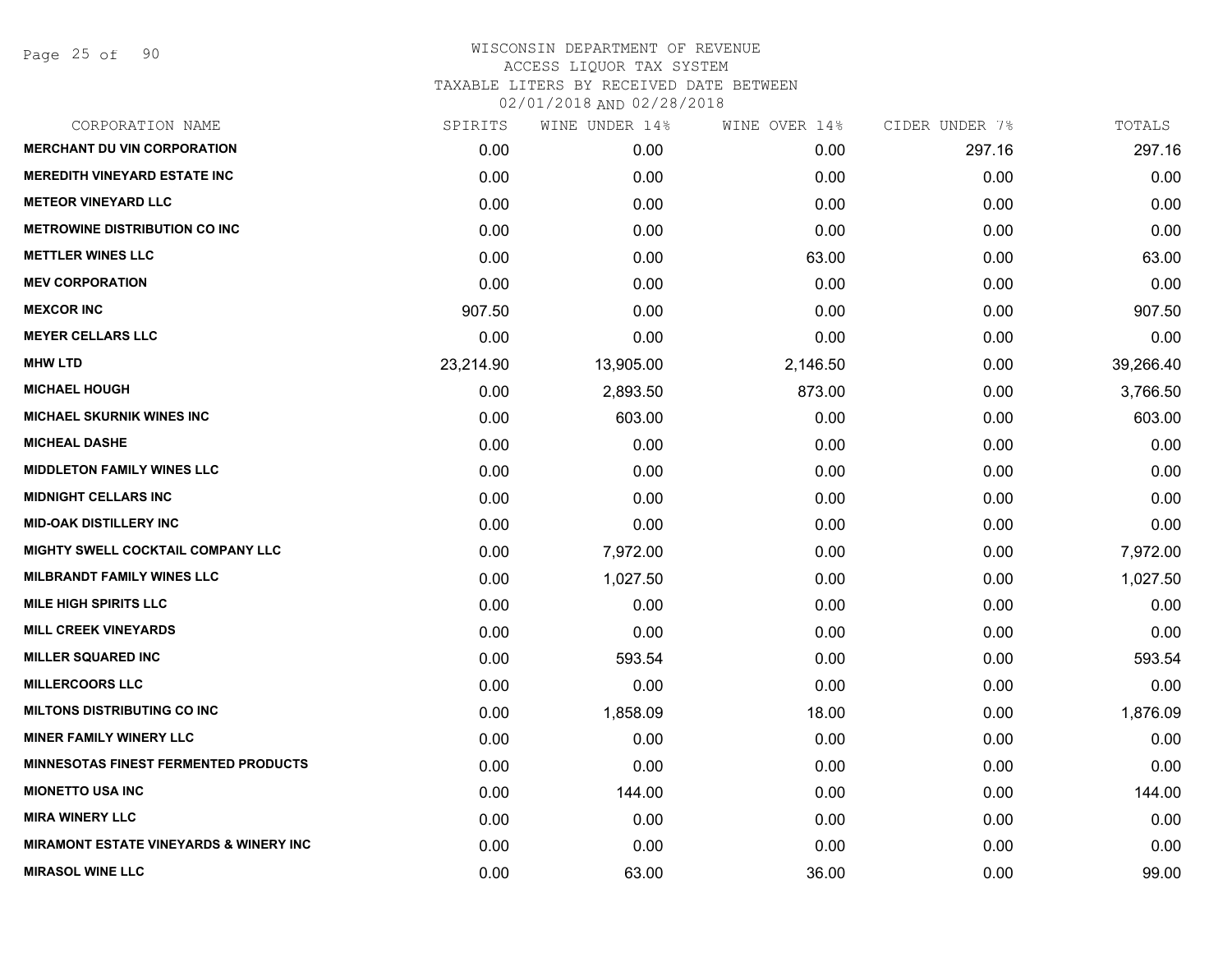WISCONSIN DEPARTMENT OF REVENUE
ACCESS LIQUOR TAX SYSTEM
TAXABLE LITERS BY RECEIVED DATE BETWEEN
02/01/2018 AND 02/28/2018

| CORPORATION NAME | SPIRITS | WINE UNDER 14% | WINE OVER 14% | CIDER UNDER 7% | TOTALS |
|---|---|---|---|---|---|
| MERCHANT DU VIN CORPORATION | 0.00 | 0.00 | 0.00 | 297.16 | 297.16 |
| MEREDITH VINEYARD ESTATE INC | 0.00 | 0.00 | 0.00 | 0.00 | 0.00 |
| METEOR VINEYARD LLC | 0.00 | 0.00 | 0.00 | 0.00 | 0.00 |
| METROWINE DISTRIBUTION CO INC | 0.00 | 0.00 | 0.00 | 0.00 | 0.00 |
| METTLER WINES LLC | 0.00 | 0.00 | 63.00 | 0.00 | 63.00 |
| MEV CORPORATION | 0.00 | 0.00 | 0.00 | 0.00 | 0.00 |
| MEXCOR INC | 907.50 | 0.00 | 0.00 | 0.00 | 907.50 |
| MEYER CELLARS LLC | 0.00 | 0.00 | 0.00 | 0.00 | 0.00 |
| MHW LTD | 23,214.90 | 13,905.00 | 2,146.50 | 0.00 | 39,266.40 |
| MICHAEL HOUGH | 0.00 | 2,893.50 | 873.00 | 0.00 | 3,766.50 |
| MICHAEL SKURNIK WINES INC | 0.00 | 603.00 | 0.00 | 0.00 | 603.00 |
| MICHEAL DASHE | 0.00 | 0.00 | 0.00 | 0.00 | 0.00 |
| MIDDLETON FAMILY WINES LLC | 0.00 | 0.00 | 0.00 | 0.00 | 0.00 |
| MIDNIGHT CELLARS INC | 0.00 | 0.00 | 0.00 | 0.00 | 0.00 |
| MID-OAK DISTILLERY INC | 0.00 | 0.00 | 0.00 | 0.00 | 0.00 |
| MIGHTY SWELL COCKTAIL COMPANY LLC | 0.00 | 7,972.00 | 0.00 | 0.00 | 7,972.00 |
| MILBRANDT FAMILY WINES LLC | 0.00 | 1,027.50 | 0.00 | 0.00 | 1,027.50 |
| MILE HIGH SPIRITS LLC | 0.00 | 0.00 | 0.00 | 0.00 | 0.00 |
| MILL CREEK VINEYARDS | 0.00 | 0.00 | 0.00 | 0.00 | 0.00 |
| MILLER SQUARED INC | 0.00 | 593.54 | 0.00 | 0.00 | 593.54 |
| MILLERCOORS LLC | 0.00 | 0.00 | 0.00 | 0.00 | 0.00 |
| MILTONS DISTRIBUTING CO INC | 0.00 | 1,858.09 | 18.00 | 0.00 | 1,876.09 |
| MINER FAMILY WINERY LLC | 0.00 | 0.00 | 0.00 | 0.00 | 0.00 |
| MINNESOTAS FINEST FERMENTED PRODUCTS | 0.00 | 0.00 | 0.00 | 0.00 | 0.00 |
| MIONETTO USA INC | 0.00 | 144.00 | 0.00 | 0.00 | 144.00 |
| MIRA WINERY LLC | 0.00 | 0.00 | 0.00 | 0.00 | 0.00 |
| MIRAMONT ESTATE VINEYARDS & WINERY INC | 0.00 | 0.00 | 0.00 | 0.00 | 0.00 |
| MIRASOL WINE LLC | 0.00 | 63.00 | 36.00 | 0.00 | 99.00 |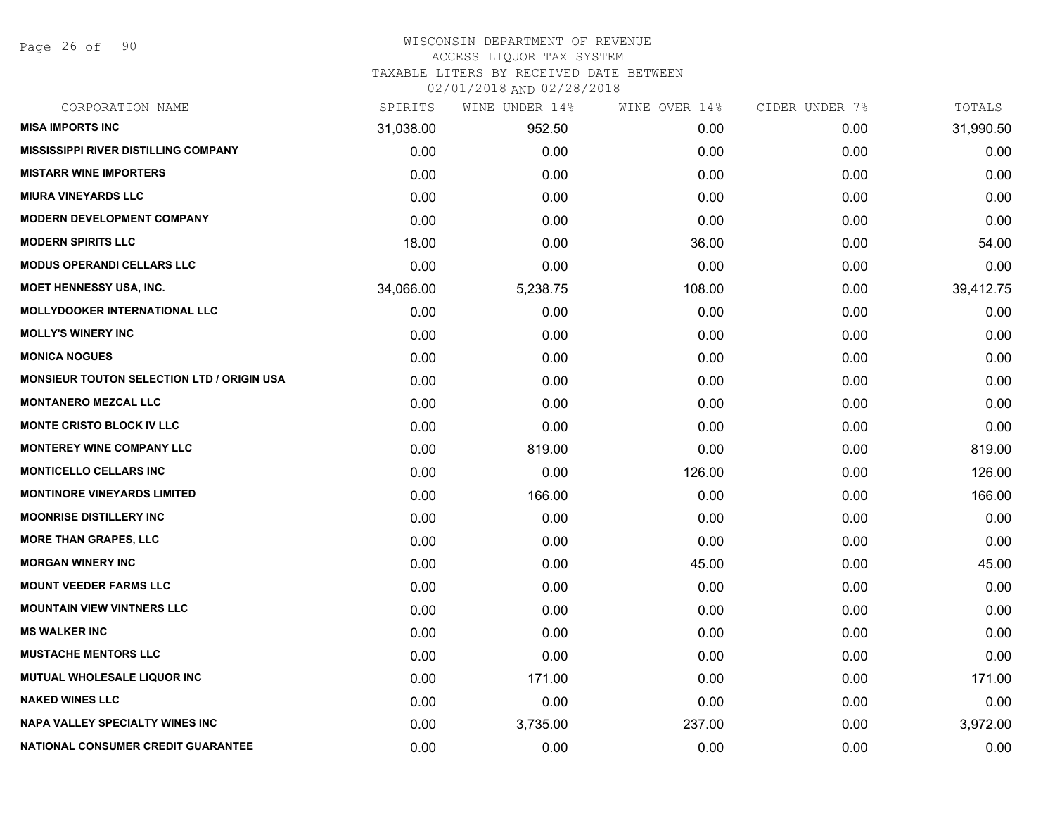WISCONSIN DEPARTMENT OF REVENUE
ACCESS LIQUOR TAX SYSTEM
TAXABLE LITERS BY RECEIVED DATE BETWEEN
02/01/2018 AND 02/28/2018

| CORPORATION NAME | SPIRITS | WINE UNDER 14% | WINE OVER 14% | CIDER UNDER 7% | TOTALS |
|---|---|---|---|---|---|
| **MISA IMPORTS INC** | 31,038.00 | 952.50 | 0.00 | 0.00 | 31,990.50 |
| **MISSISSIPPI RIVER DISTILLING COMPANY** | 0.00 | 0.00 | 0.00 | 0.00 | 0.00 |
| **MISTARR WINE IMPORTERS** | 0.00 | 0.00 | 0.00 | 0.00 | 0.00 |
| **MIURA VINEYARDS LLC** | 0.00 | 0.00 | 0.00 | 0.00 | 0.00 |
| **MODERN DEVELOPMENT COMPANY** | 0.00 | 0.00 | 0.00 | 0.00 | 0.00 |
| **MODERN SPIRITS LLC** | 18.00 | 0.00 | 36.00 | 0.00 | 54.00 |
| **MODUS OPERANDI CELLARS LLC** | 0.00 | 0.00 | 0.00 | 0.00 | 0.00 |
| **MOET HENNESSY USA, INC.** | 34,066.00 | 5,238.75 | 108.00 | 0.00 | 39,412.75 |
| **MOLLYDOOKER INTERNATIONAL LLC** | 0.00 | 0.00 | 0.00 | 0.00 | 0.00 |
| **MOLLY'S WINERY INC** | 0.00 | 0.00 | 0.00 | 0.00 | 0.00 |
| **MONICA NOGUES** | 0.00 | 0.00 | 0.00 | 0.00 | 0.00 |
| **MONSIEUR TOUTON SELECTION LTD / ORIGIN USA** | 0.00 | 0.00 | 0.00 | 0.00 | 0.00 |
| **MONTANERO MEZCAL LLC** | 0.00 | 0.00 | 0.00 | 0.00 | 0.00 |
| **MONTE CRISTO BLOCK IV LLC** | 0.00 | 0.00 | 0.00 | 0.00 | 0.00 |
| **MONTEREY WINE COMPANY LLC** | 0.00 | 819.00 | 0.00 | 0.00 | 819.00 |
| **MONTICELLO CELLARS INC** | 0.00 | 0.00 | 126.00 | 0.00 | 126.00 |
| **MONTINORE VINEYARDS LIMITED** | 0.00 | 166.00 | 0.00 | 0.00 | 166.00 |
| **MOONRISE DISTILLERY INC** | 0.00 | 0.00 | 0.00 | 0.00 | 0.00 |
| **MORE THAN GRAPES, LLC** | 0.00 | 0.00 | 0.00 | 0.00 | 0.00 |
| **MORGAN WINERY INC** | 0.00 | 0.00 | 45.00 | 0.00 | 45.00 |
| **MOUNT VEEDER FARMS LLC** | 0.00 | 0.00 | 0.00 | 0.00 | 0.00 |
| **MOUNTAIN VIEW VINTNERS LLC** | 0.00 | 0.00 | 0.00 | 0.00 | 0.00 |
| **MS WALKER INC** | 0.00 | 0.00 | 0.00 | 0.00 | 0.00 |
| **MUSTACHE MENTORS LLC** | 0.00 | 0.00 | 0.00 | 0.00 | 0.00 |
| **MUTUAL WHOLESALE LIQUOR INC** | 0.00 | 171.00 | 0.00 | 0.00 | 171.00 |
| **NAKED WINES LLC** | 0.00 | 0.00 | 0.00 | 0.00 | 0.00 |
| **NAPA VALLEY SPECIALTY WINES INC** | 0.00 | 3,735.00 | 237.00 | 0.00 | 3,972.00 |
| **NATIONAL CONSUMER CREDIT GUARANTEE** | 0.00 | 0.00 | 0.00 | 0.00 | 0.00 |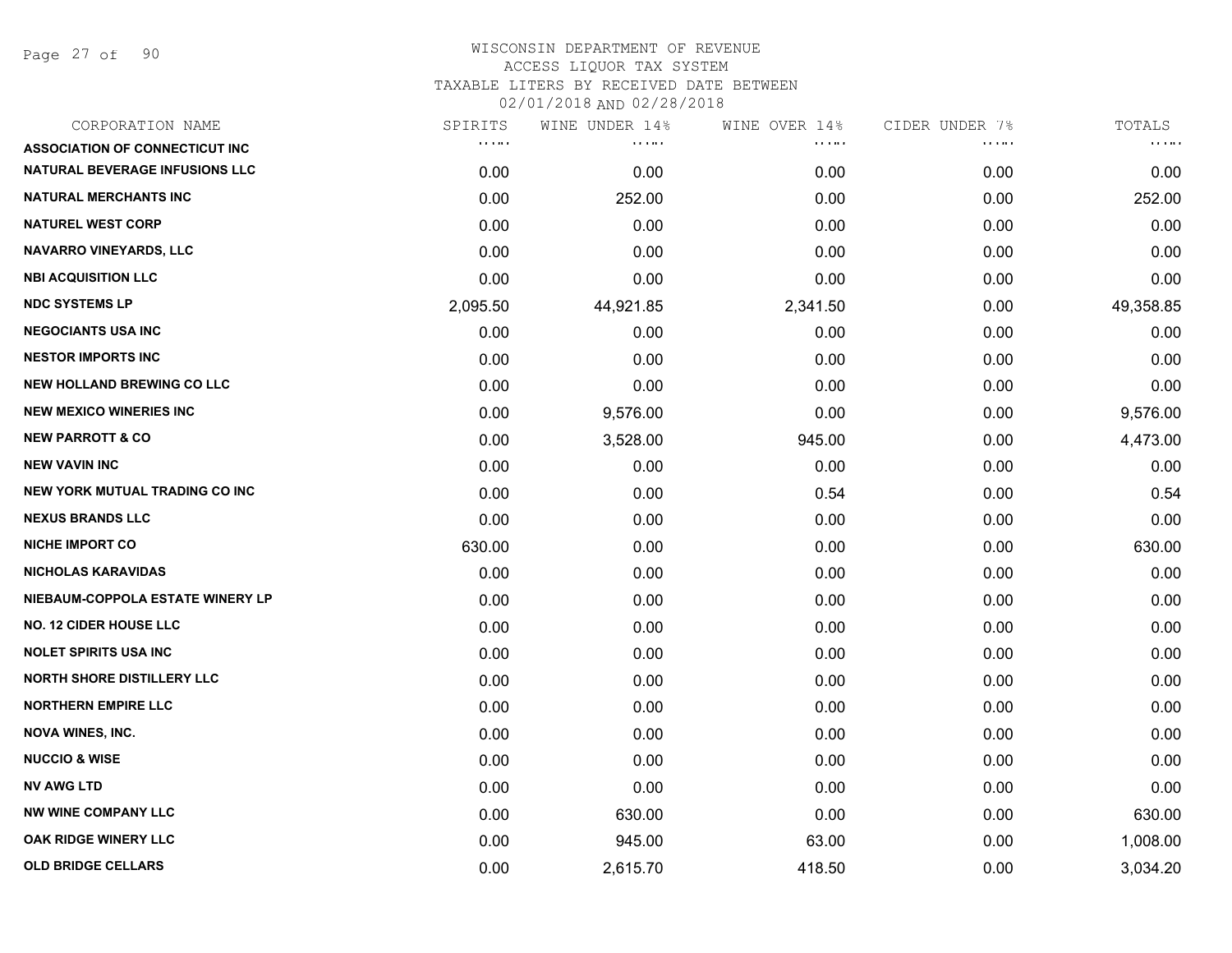# WISCONSIN DEPARTMENT OF REVENUE
## ACCESS LIQUOR TAX SYSTEM
## TAXABLE LITERS BY RECEIVED DATE BETWEEN 02/01/2018 AND 02/28/2018

| CORPORATION NAME | SPIRITS | WINE UNDER 14% | WINE OVER 14% | CIDER UNDER 7% | TOTALS |
|---|---|---|---|---|---|
| ASSOCIATION OF CONNECTICUT INC | | | | | |
| NATURAL BEVERAGE INFUSIONS LLC | 0.00 | 0.00 | 0.00 | 0.00 | 0.00 |
| NATURAL MERCHANTS INC | 0.00 | 252.00 | 0.00 | 0.00 | 252.00 |
| NATUREL WEST CORP | 0.00 | 0.00 | 0.00 | 0.00 | 0.00 |
| NAVARRO VINEYARDS, LLC | 0.00 | 0.00 | 0.00 | 0.00 | 0.00 |
| NBI ACQUISITION LLC | 0.00 | 0.00 | 0.00 | 0.00 | 0.00 |
| NDC SYSTEMS LP | 2,095.50 | 44,921.85 | 2,341.50 | 0.00 | 49,358.85 |
| NEGOCIANTS USA INC | 0.00 | 0.00 | 0.00 | 0.00 | 0.00 |
| NESTOR IMPORTS INC | 0.00 | 0.00 | 0.00 | 0.00 | 0.00 |
| NEW HOLLAND BREWING CO LLC | 0.00 | 0.00 | 0.00 | 0.00 | 0.00 |
| NEW MEXICO WINERIES INC | 0.00 | 9,576.00 | 0.00 | 0.00 | 9,576.00 |
| NEW PARROTT & CO | 0.00 | 3,528.00 | 945.00 | 0.00 | 4,473.00 |
| NEW VAVIN INC | 0.00 | 0.00 | 0.00 | 0.00 | 0.00 |
| NEW YORK MUTUAL TRADING CO INC | 0.00 | 0.00 | 0.54 | 0.00 | 0.54 |
| NEXUS BRANDS LLC | 0.00 | 0.00 | 0.00 | 0.00 | 0.00 |
| NICHE IMPORT CO | 630.00 | 0.00 | 0.00 | 0.00 | 630.00 |
| NICHOLAS KARAVIDAS | 0.00 | 0.00 | 0.00 | 0.00 | 0.00 |
| NIEBAUM-COPPOLA ESTATE WINERY LP | 0.00 | 0.00 | 0.00 | 0.00 | 0.00 |
| NO. 12 CIDER HOUSE LLC | 0.00 | 0.00 | 0.00 | 0.00 | 0.00 |
| NOLET SPIRITS USA INC | 0.00 | 0.00 | 0.00 | 0.00 | 0.00 |
| NORTH SHORE DISTILLERY LLC | 0.00 | 0.00 | 0.00 | 0.00 | 0.00 |
| NORTHERN EMPIRE LLC | 0.00 | 0.00 | 0.00 | 0.00 | 0.00 |
| NOVA WINES, INC. | 0.00 | 0.00 | 0.00 | 0.00 | 0.00 |
| NUCCIO & WISE | 0.00 | 0.00 | 0.00 | 0.00 | 0.00 |
| NV AWG LTD | 0.00 | 0.00 | 0.00 | 0.00 | 0.00 |
| NW WINE COMPANY LLC | 0.00 | 630.00 | 0.00 | 0.00 | 630.00 |
| OAK RIDGE WINERY LLC | 0.00 | 945.00 | 63.00 | 0.00 | 1,008.00 |
| OLD BRIDGE CELLARS | 0.00 | 2,615.70 | 418.50 | 0.00 | 3,034.20 |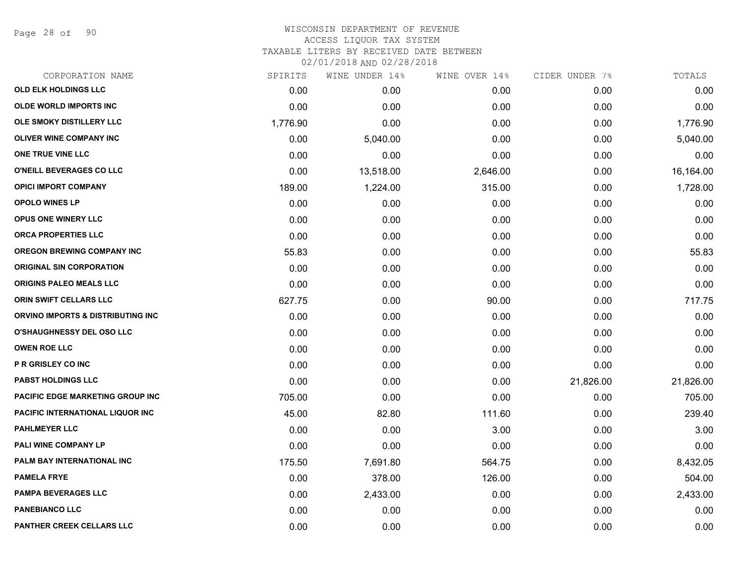# WISCONSIN DEPARTMENT OF REVENUE
## ACCESS LIQUOR TAX SYSTEM
### TAXABLE LITERS BY RECEIVED DATE BETWEEN 02/01/2018 AND 02/28/2018

| CORPORATION NAME | SPIRITS | WINE UNDER 14% | WINE OVER 14% | CIDER UNDER 7% | TOTALS |
|---|---|---|---|---|---|
| OLD ELK HOLDINGS LLC | 0.00 | 0.00 | 0.00 | 0.00 | 0.00 |
| OLDE WORLD IMPORTS INC | 0.00 | 0.00 | 0.00 | 0.00 | 0.00 |
| OLE SMOKY DISTILLERY LLC | 1,776.90 | 0.00 | 0.00 | 0.00 | 1,776.90 |
| OLIVER WINE COMPANY INC | 0.00 | 5,040.00 | 0.00 | 0.00 | 5,040.00 |
| ONE TRUE VINE LLC | 0.00 | 0.00 | 0.00 | 0.00 | 0.00 |
| O'NEILL BEVERAGES CO LLC | 0.00 | 13,518.00 | 2,646.00 | 0.00 | 16,164.00 |
| OPICI IMPORT COMPANY | 189.00 | 1,224.00 | 315.00 | 0.00 | 1,728.00 |
| OPOLO WINES LP | 0.00 | 0.00 | 0.00 | 0.00 | 0.00 |
| OPUS ONE WINERY LLC | 0.00 | 0.00 | 0.00 | 0.00 | 0.00 |
| ORCA PROPERTIES LLC | 0.00 | 0.00 | 0.00 | 0.00 | 0.00 |
| OREGON BREWING COMPANY INC | 55.83 | 0.00 | 0.00 | 0.00 | 55.83 |
| ORIGINAL SIN CORPORATION | 0.00 | 0.00 | 0.00 | 0.00 | 0.00 |
| ORIGINS PALEO MEALS LLC | 0.00 | 0.00 | 0.00 | 0.00 | 0.00 |
| ORIN SWIFT CELLARS LLC | 627.75 | 0.00 | 90.00 | 0.00 | 717.75 |
| ORVINO IMPORTS & DISTRIBUTING INC | 0.00 | 0.00 | 0.00 | 0.00 | 0.00 |
| O'SHAUGHNESSY DEL OSO LLC | 0.00 | 0.00 | 0.00 | 0.00 | 0.00 |
| OWEN ROE LLC | 0.00 | 0.00 | 0.00 | 0.00 | 0.00 |
| P R GRISLEY CO INC | 0.00 | 0.00 | 0.00 | 0.00 | 0.00 |
| PABST HOLDINGS LLC | 0.00 | 0.00 | 0.00 | 21,826.00 | 21,826.00 |
| PACIFIC EDGE MARKETING GROUP INC | 705.00 | 0.00 | 0.00 | 0.00 | 705.00 |
| PACIFIC INTERNATIONAL LIQUOR INC | 45.00 | 82.80 | 111.60 | 0.00 | 239.40 |
| PAHLMEYER LLC | 0.00 | 0.00 | 3.00 | 0.00 | 3.00 |
| PALI WINE COMPANY LP | 0.00 | 0.00 | 0.00 | 0.00 | 0.00 |
| PALM BAY INTERNATIONAL INC | 175.50 | 7,691.80 | 564.75 | 0.00 | 8,432.05 |
| PAMELA FRYE | 0.00 | 378.00 | 126.00 | 0.00 | 504.00 |
| PAMPA BEVERAGES LLC | 0.00 | 2,433.00 | 0.00 | 0.00 | 2,433.00 |
| PANEBIANCO LLC | 0.00 | 0.00 | 0.00 | 0.00 | 0.00 |
| PANTHER CREEK CELLARS LLC | 0.00 | 0.00 | 0.00 | 0.00 | 0.00 |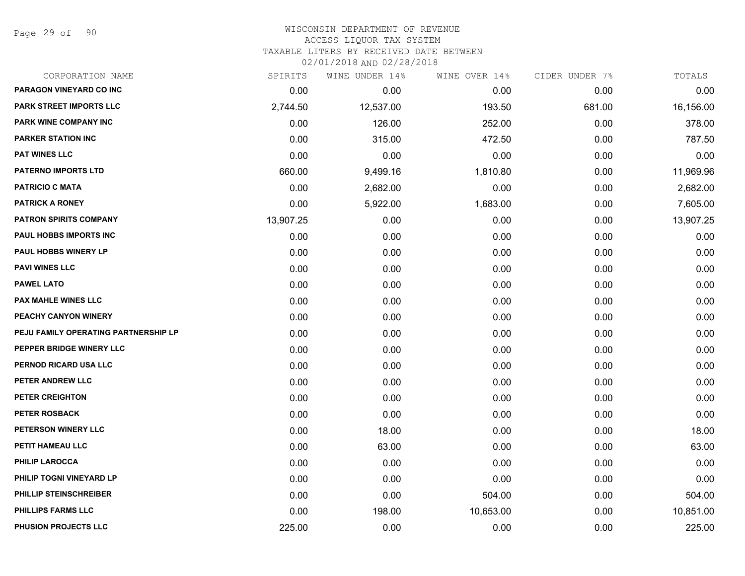# WISCONSIN DEPARTMENT OF REVENUE
## ACCESS LIQUOR TAX SYSTEM
### TAXABLE LITERS BY RECEIVED DATE BETWEEN 02/01/2018 AND 02/28/2018

| CORPORATION NAME | SPIRITS | WINE UNDER 14% | WINE OVER 14% | CIDER UNDER 7% | TOTALS |
|---|---|---|---|---|---|
| PARAGON VINEYARD CO INC | 0.00 | 0.00 | 0.00 | 0.00 | 0.00 |
| PARK STREET IMPORTS LLC | 2,744.50 | 12,537.00 | 193.50 | 681.00 | 16,156.00 |
| PARK WINE COMPANY INC | 0.00 | 126.00 | 252.00 | 0.00 | 378.00 |
| PARKER STATION INC | 0.00 | 315.00 | 472.50 | 0.00 | 787.50 |
| PAT WINES LLC | 0.00 | 0.00 | 0.00 | 0.00 | 0.00 |
| PATERNO IMPORTS LTD | 660.00 | 9,499.16 | 1,810.80 | 0.00 | 11,969.96 |
| PATRICIO C MATA | 0.00 | 2,682.00 | 0.00 | 0.00 | 2,682.00 |
| PATRICK A RONEY | 0.00 | 5,922.00 | 1,683.00 | 0.00 | 7,605.00 |
| PATRON SPIRITS COMPANY | 13,907.25 | 0.00 | 0.00 | 0.00 | 13,907.25 |
| PAUL HOBBS IMPORTS INC | 0.00 | 0.00 | 0.00 | 0.00 | 0.00 |
| PAUL HOBBS WINERY LP | 0.00 | 0.00 | 0.00 | 0.00 | 0.00 |
| PAVI WINES LLC | 0.00 | 0.00 | 0.00 | 0.00 | 0.00 |
| PAWEL LATO | 0.00 | 0.00 | 0.00 | 0.00 | 0.00 |
| PAX MAHLE WINES LLC | 0.00 | 0.00 | 0.00 | 0.00 | 0.00 |
| PEACHY CANYON WINERY | 0.00 | 0.00 | 0.00 | 0.00 | 0.00 |
| PEJU FAMILY OPERATING PARTNERSHIP LP | 0.00 | 0.00 | 0.00 | 0.00 | 0.00 |
| PEPPER BRIDGE WINERY LLC | 0.00 | 0.00 | 0.00 | 0.00 | 0.00 |
| PERNOD RICARD USA LLC | 0.00 | 0.00 | 0.00 | 0.00 | 0.00 |
| PETER ANDREW LLC | 0.00 | 0.00 | 0.00 | 0.00 | 0.00 |
| PETER CREIGHTON | 0.00 | 0.00 | 0.00 | 0.00 | 0.00 |
| PETER ROSBACK | 0.00 | 0.00 | 0.00 | 0.00 | 0.00 |
| PETERSON WINERY LLC | 0.00 | 18.00 | 0.00 | 0.00 | 18.00 |
| PETIT HAMEAU LLC | 0.00 | 63.00 | 0.00 | 0.00 | 63.00 |
| PHILIP LAROCCA | 0.00 | 0.00 | 0.00 | 0.00 | 0.00 |
| PHILIP TOGNI VINEYARD LP | 0.00 | 0.00 | 0.00 | 0.00 | 0.00 |
| PHILLIP STEINSCHREIBER | 0.00 | 0.00 | 504.00 | 0.00 | 504.00 |
| PHILLIPS FARMS LLC | 0.00 | 198.00 | 10,653.00 | 0.00 | 10,851.00 |
| PHUSION PROJECTS LLC | 225.00 | 0.00 | 0.00 | 0.00 | 225.00 |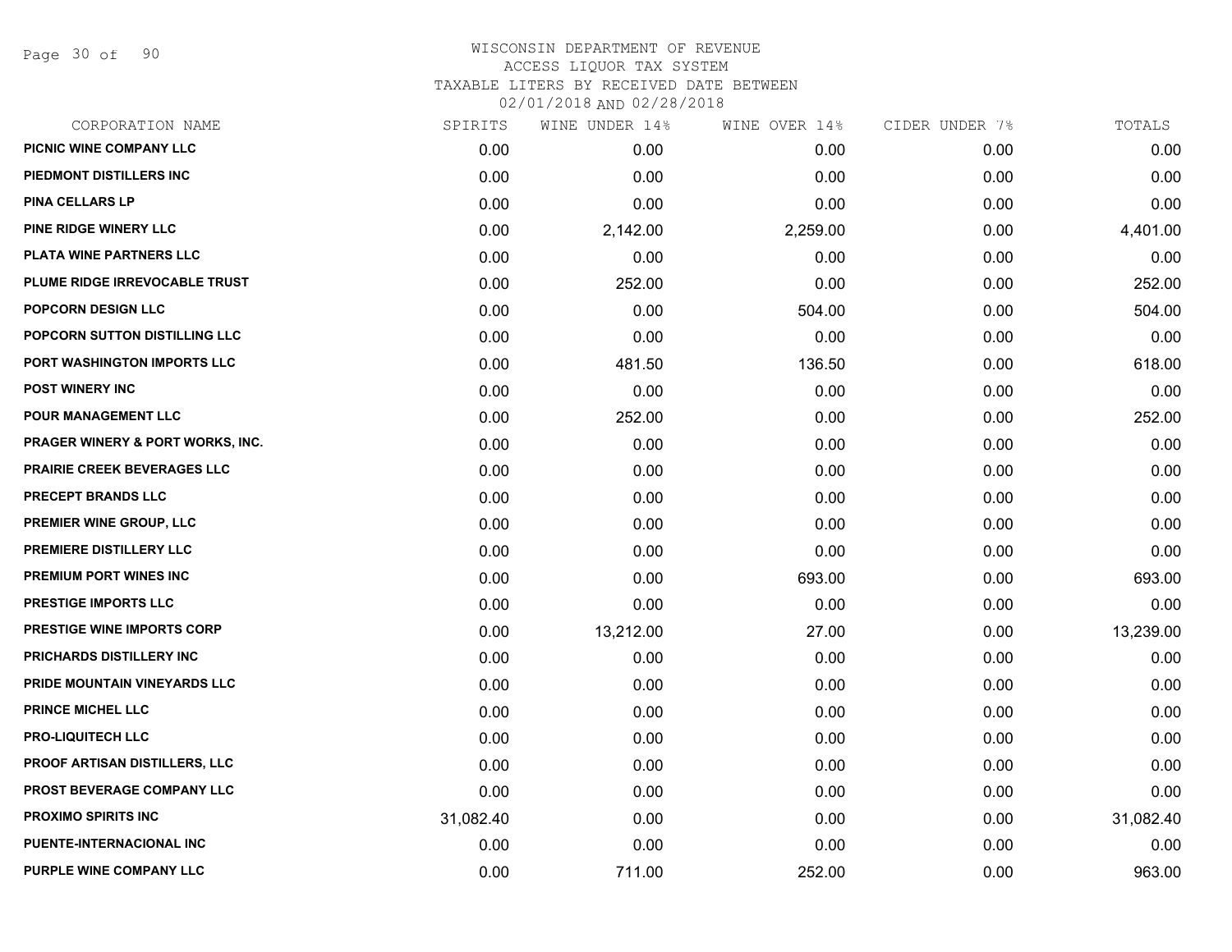# WISCONSIN DEPARTMENT OF REVENUE
ACCESS LIQUOR TAX SYSTEM
TAXABLE LITERS BY RECEIVED DATE BETWEEN
02/01/2018 AND 02/28/2018

| CORPORATION NAME | SPIRITS | WINE UNDER 14% | WINE OVER 14% | CIDER UNDER 7% | TOTALS |
|---|---|---|---|---|---|
| PICNIC WINE COMPANY LLC | 0.00 | 0.00 | 0.00 | 0.00 | 0.00 |
| PIEDMONT DISTILLERS INC | 0.00 | 0.00 | 0.00 | 0.00 | 0.00 |
| PINA CELLARS LP | 0.00 | 0.00 | 0.00 | 0.00 | 0.00 |
| PINE RIDGE WINERY LLC | 0.00 | 2,142.00 | 2,259.00 | 0.00 | 4,401.00 |
| PLATA WINE PARTNERS LLC | 0.00 | 0.00 | 0.00 | 0.00 | 0.00 |
| PLUME RIDGE IRREVOCABLE TRUST | 0.00 | 252.00 | 0.00 | 0.00 | 252.00 |
| POPCORN DESIGN LLC | 0.00 | 0.00 | 504.00 | 0.00 | 504.00 |
| POPCORN SUTTON DISTILLING LLC | 0.00 | 0.00 | 0.00 | 0.00 | 0.00 |
| PORT WASHINGTON IMPORTS LLC | 0.00 | 481.50 | 136.50 | 0.00 | 618.00 |
| POST WINERY INC | 0.00 | 0.00 | 0.00 | 0.00 | 0.00 |
| POUR MANAGEMENT LLC | 0.00 | 252.00 | 0.00 | 0.00 | 252.00 |
| PRAGER WINERY & PORT WORKS, INC. | 0.00 | 0.00 | 0.00 | 0.00 | 0.00 |
| PRAIRIE CREEK BEVERAGES LLC | 0.00 | 0.00 | 0.00 | 0.00 | 0.00 |
| PRECEPT BRANDS LLC | 0.00 | 0.00 | 0.00 | 0.00 | 0.00 |
| PREMIER WINE GROUP, LLC | 0.00 | 0.00 | 0.00 | 0.00 | 0.00 |
| PREMIERE DISTILLERY LLC | 0.00 | 0.00 | 0.00 | 0.00 | 0.00 |
| PREMIUM PORT WINES INC | 0.00 | 0.00 | 693.00 | 0.00 | 693.00 |
| PRESTIGE IMPORTS LLC | 0.00 | 0.00 | 0.00 | 0.00 | 0.00 |
| PRESTIGE WINE IMPORTS CORP | 0.00 | 13,212.00 | 27.00 | 0.00 | 13,239.00 |
| PRICHARDS DISTILLERY INC | 0.00 | 0.00 | 0.00 | 0.00 | 0.00 |
| PRIDE MOUNTAIN VINEYARDS LLC | 0.00 | 0.00 | 0.00 | 0.00 | 0.00 |
| PRINCE MICHEL LLC | 0.00 | 0.00 | 0.00 | 0.00 | 0.00 |
| PRO-LIQUITECH LLC | 0.00 | 0.00 | 0.00 | 0.00 | 0.00 |
| PROOF ARTISAN DISTILLERS, LLC | 0.00 | 0.00 | 0.00 | 0.00 | 0.00 |
| PROST BEVERAGE COMPANY LLC | 0.00 | 0.00 | 0.00 | 0.00 | 0.00 |
| PROXIMO SPIRITS INC | 31,082.40 | 0.00 | 0.00 | 0.00 | 31,082.40 |
| PUENTE-INTERNACIONAL INC | 0.00 | 0.00 | 0.00 | 0.00 | 0.00 |
| PURPLE WINE COMPANY LLC | 0.00 | 711.00 | 252.00 | 0.00 | 963.00 |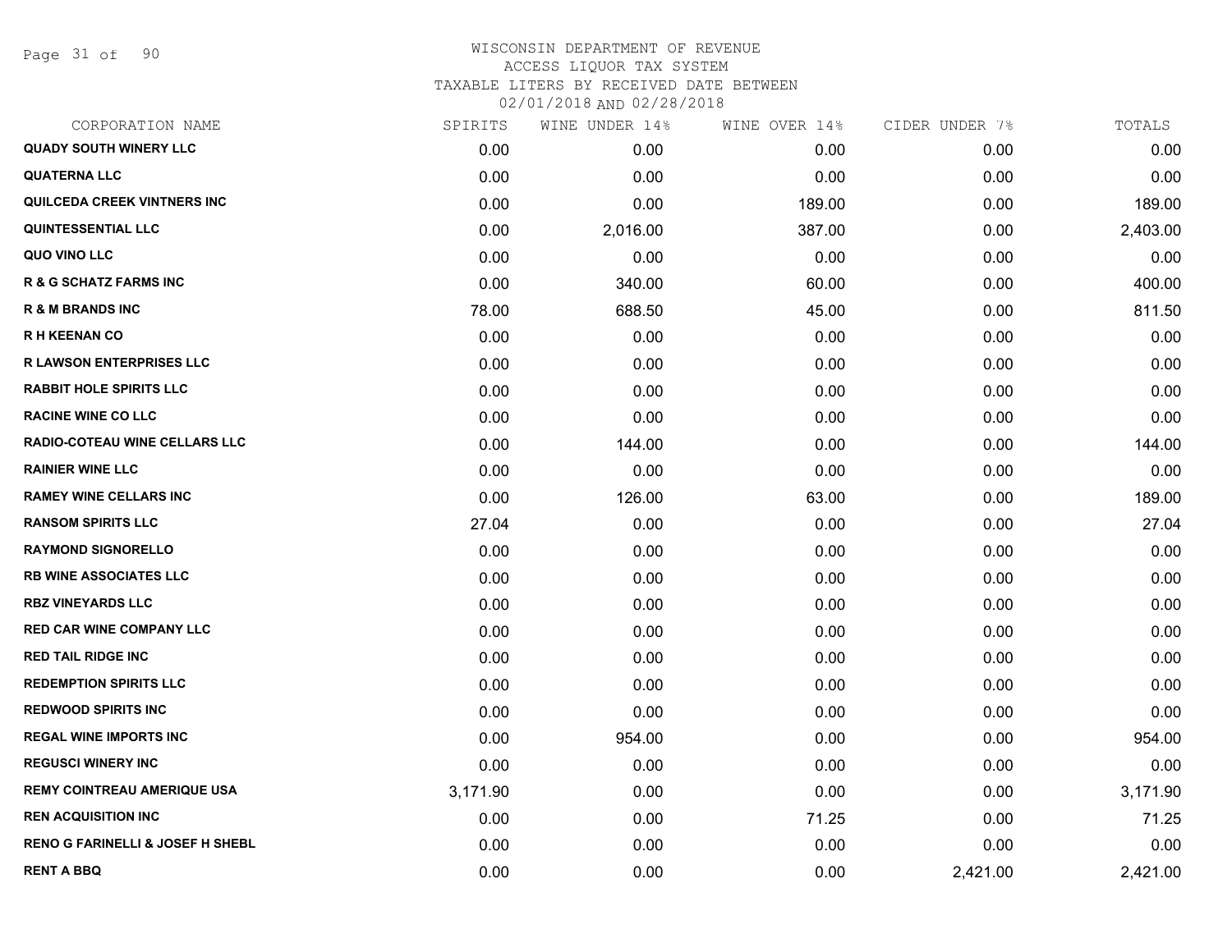# WISCONSIN DEPARTMENT OF REVENUE
## ACCESS LIQUOR TAX SYSTEM
### TAXABLE LITERS BY RECEIVED DATE BETWEEN 02/01/2018 AND 02/28/2018

| CORPORATION NAME | SPIRITS | WINE UNDER 14% | WINE OVER 14% | CIDER UNDER 7% | TOTALS |
|---|---|---|---|---|---|
| QUADY SOUTH WINERY LLC | 0.00 | 0.00 | 0.00 | 0.00 | 0.00 |
| QUATERNA LLC | 0.00 | 0.00 | 0.00 | 0.00 | 0.00 |
| QUILCEDA CREEK VINTNERS INC | 0.00 | 0.00 | 189.00 | 0.00 | 189.00 |
| QUINTESSENTIAL LLC | 0.00 | 2,016.00 | 387.00 | 0.00 | 2,403.00 |
| QUO VINO LLC | 0.00 | 0.00 | 0.00 | 0.00 | 0.00 |
| R & G SCHATZ FARMS INC | 0.00 | 340.00 | 60.00 | 0.00 | 400.00 |
| R & M BRANDS INC | 78.00 | 688.50 | 45.00 | 0.00 | 811.50 |
| R H KEENAN CO | 0.00 | 0.00 | 0.00 | 0.00 | 0.00 |
| R LAWSON ENTERPRISES LLC | 0.00 | 0.00 | 0.00 | 0.00 | 0.00 |
| RABBIT HOLE SPIRITS LLC | 0.00 | 0.00 | 0.00 | 0.00 | 0.00 |
| RACINE WINE CO LLC | 0.00 | 0.00 | 0.00 | 0.00 | 0.00 |
| RADIO-COTEAU WINE CELLARS LLC | 0.00 | 144.00 | 0.00 | 0.00 | 144.00 |
| RAINIER WINE LLC | 0.00 | 0.00 | 0.00 | 0.00 | 0.00 |
| RAMEY WINE CELLARS INC | 0.00 | 126.00 | 63.00 | 0.00 | 189.00 |
| RANSOM SPIRITS LLC | 27.04 | 0.00 | 0.00 | 0.00 | 27.04 |
| RAYMOND SIGNORELLO | 0.00 | 0.00 | 0.00 | 0.00 | 0.00 |
| RB WINE ASSOCIATES LLC | 0.00 | 0.00 | 0.00 | 0.00 | 0.00 |
| RBZ VINEYARDS LLC | 0.00 | 0.00 | 0.00 | 0.00 | 0.00 |
| RED CAR WINE COMPANY LLC | 0.00 | 0.00 | 0.00 | 0.00 | 0.00 |
| RED TAIL RIDGE INC | 0.00 | 0.00 | 0.00 | 0.00 | 0.00 |
| REDEMPTION SPIRITS LLC | 0.00 | 0.00 | 0.00 | 0.00 | 0.00 |
| REDWOOD SPIRITS INC | 0.00 | 0.00 | 0.00 | 0.00 | 0.00 |
| REGAL WINE IMPORTS INC | 0.00 | 954.00 | 0.00 | 0.00 | 954.00 |
| REGUSCI WINERY INC | 0.00 | 0.00 | 0.00 | 0.00 | 0.00 |
| REMY COINTREAU AMERIQUE USA | 3,171.90 | 0.00 | 0.00 | 0.00 | 3,171.90 |
| REN ACQUISITION INC | 0.00 | 0.00 | 71.25 | 0.00 | 71.25 |
| RENO G FARINELLI & JOSEF H SHEBL | 0.00 | 0.00 | 0.00 | 0.00 | 0.00 |
| RENT A BBQ | 0.00 | 0.00 | 0.00 | 2,421.00 | 2,421.00 |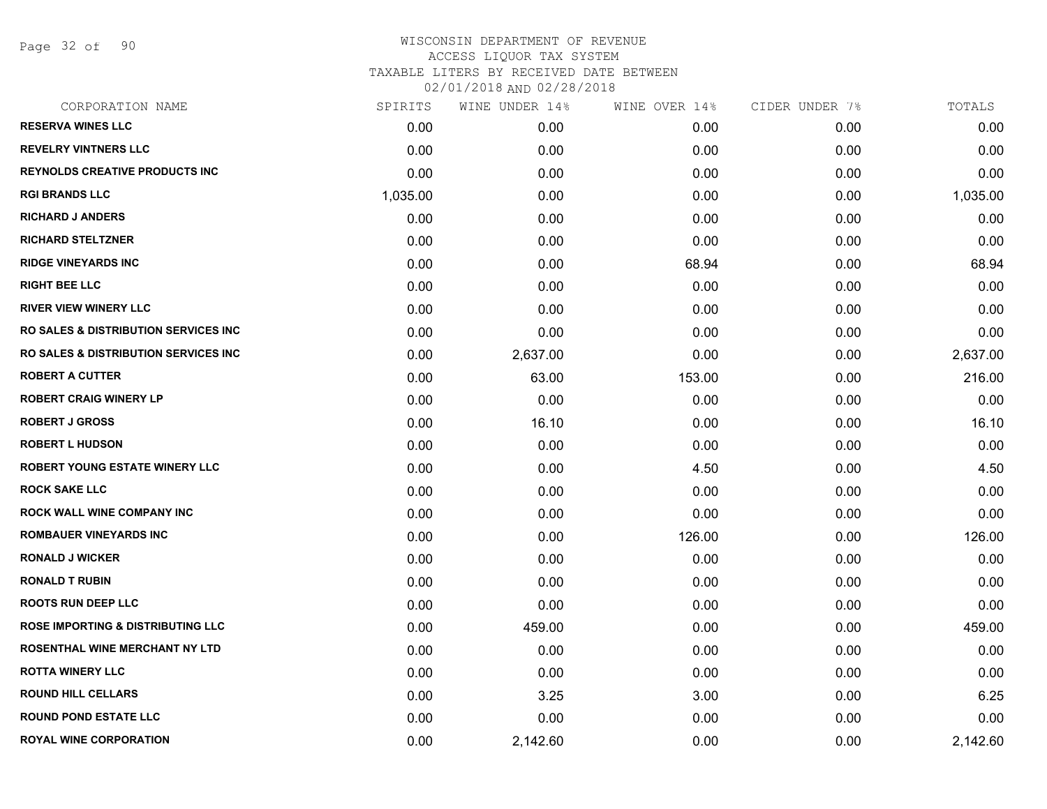# WISCONSIN DEPARTMENT OF REVENUE
## ACCESS LIQUOR TAX SYSTEM
### TAXABLE LITERS BY RECEIVED DATE BETWEEN 02/01/2018 AND 02/28/2018

| CORPORATION NAME | SPIRITS | WINE UNDER 14% | WINE OVER 14% | CIDER UNDER 7% | TOTALS |
|---|---|---|---|---|---|
| RESERVA WINES LLC | 0.00 | 0.00 | 0.00 | 0.00 | 0.00 |
| REVELRY VINTNERS LLC | 0.00 | 0.00 | 0.00 | 0.00 | 0.00 |
| REYNOLDS CREATIVE PRODUCTS INC | 0.00 | 0.00 | 0.00 | 0.00 | 0.00 |
| RGI BRANDS LLC | 1,035.00 | 0.00 | 0.00 | 0.00 | 1,035.00 |
| RICHARD J ANDERS | 0.00 | 0.00 | 0.00 | 0.00 | 0.00 |
| RICHARD STELTZNER | 0.00 | 0.00 | 0.00 | 0.00 | 0.00 |
| RIDGE VINEYARDS INC | 0.00 | 0.00 | 68.94 | 0.00 | 68.94 |
| RIGHT BEE LLC | 0.00 | 0.00 | 0.00 | 0.00 | 0.00 |
| RIVER VIEW WINERY LLC | 0.00 | 0.00 | 0.00 | 0.00 | 0.00 |
| RO SALES & DISTRIBUTION SERVICES INC | 0.00 | 0.00 | 0.00 | 0.00 | 0.00 |
| RO SALES & DISTRIBUTION SERVICES INC | 0.00 | 2,637.00 | 0.00 | 0.00 | 2,637.00 |
| ROBERT A CUTTER | 0.00 | 63.00 | 153.00 | 0.00 | 216.00 |
| ROBERT CRAIG WINERY LP | 0.00 | 0.00 | 0.00 | 0.00 | 0.00 |
| ROBERT J GROSS | 0.00 | 16.10 | 0.00 | 0.00 | 16.10 |
| ROBERT L HUDSON | 0.00 | 0.00 | 0.00 | 0.00 | 0.00 |
| ROBERT YOUNG ESTATE WINERY LLC | 0.00 | 0.00 | 4.50 | 0.00 | 4.50 |
| ROCK SAKE LLC | 0.00 | 0.00 | 0.00 | 0.00 | 0.00 |
| ROCK WALL WINE COMPANY INC | 0.00 | 0.00 | 0.00 | 0.00 | 0.00 |
| ROMBAUER VINEYARDS INC | 0.00 | 0.00 | 126.00 | 0.00 | 126.00 |
| RONALD J WICKER | 0.00 | 0.00 | 0.00 | 0.00 | 0.00 |
| RONALD T RUBIN | 0.00 | 0.00 | 0.00 | 0.00 | 0.00 |
| ROOTS RUN DEEP LLC | 0.00 | 0.00 | 0.00 | 0.00 | 0.00 |
| ROSE IMPORTING & DISTRIBUTING LLC | 0.00 | 459.00 | 0.00 | 0.00 | 459.00 |
| ROSENTHAL WINE MERCHANT NY LTD | 0.00 | 0.00 | 0.00 | 0.00 | 0.00 |
| ROTTA WINERY LLC | 0.00 | 0.00 | 0.00 | 0.00 | 0.00 |
| ROUND HILL CELLARS | 0.00 | 3.25 | 3.00 | 0.00 | 6.25 |
| ROUND POND ESTATE LLC | 0.00 | 0.00 | 0.00 | 0.00 | 0.00 |
| ROYAL WINE CORPORATION | 0.00 | 2,142.60 | 0.00 | 0.00 | 2,142.60 |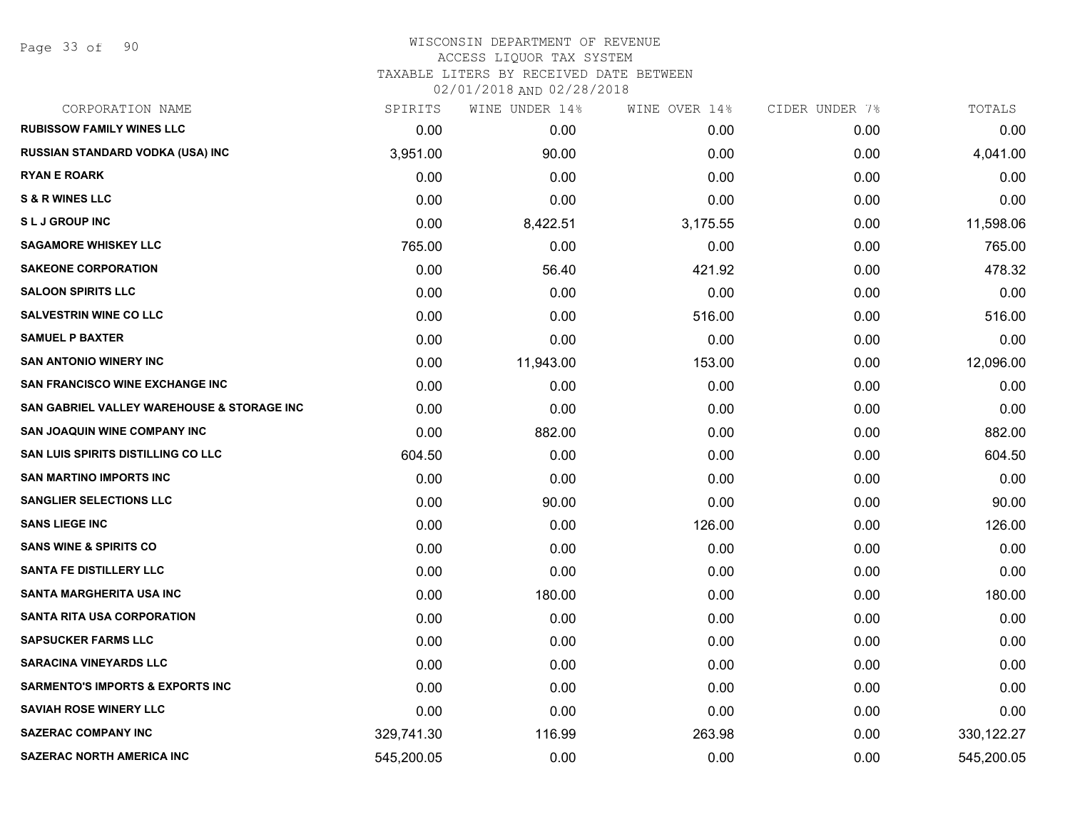# WISCONSIN DEPARTMENT OF REVENUE
ACCESS LIQUOR TAX SYSTEM
TAXABLE LITERS BY RECEIVED DATE BETWEEN
02/01/2018 AND 02/28/2018

| CORPORATION NAME | SPIRITS | WINE UNDER 14% | WINE OVER 14% | CIDER UNDER 7% | TOTALS |
|---|---|---|---|---|---|
| RUBISSOW FAMILY WINES LLC | 0.00 | 0.00 | 0.00 | 0.00 | 0.00 |
| RUSSIAN STANDARD VODKA (USA) INC | 3,951.00 | 90.00 | 0.00 | 0.00 | 4,041.00 |
| RYAN E ROARK | 0.00 | 0.00 | 0.00 | 0.00 | 0.00 |
| S & R WINES LLC | 0.00 | 0.00 | 0.00 | 0.00 | 0.00 |
| S L J GROUP INC | 0.00 | 8,422.51 | 3,175.55 | 0.00 | 11,598.06 |
| SAGAMORE WHISKEY LLC | 765.00 | 0.00 | 0.00 | 0.00 | 765.00 |
| SAKEONE CORPORATION | 0.00 | 56.40 | 421.92 | 0.00 | 478.32 |
| SALOON SPIRITS LLC | 0.00 | 0.00 | 0.00 | 0.00 | 0.00 |
| SALVESTRIN WINE CO LLC | 0.00 | 0.00 | 516.00 | 0.00 | 516.00 |
| SAMUEL P BAXTER | 0.00 | 0.00 | 0.00 | 0.00 | 0.00 |
| SAN ANTONIO WINERY INC | 0.00 | 11,943.00 | 153.00 | 0.00 | 12,096.00 |
| SAN FRANCISCO WINE EXCHANGE INC | 0.00 | 0.00 | 0.00 | 0.00 | 0.00 |
| SAN GABRIEL VALLEY WAREHOUSE & STORAGE INC | 0.00 | 0.00 | 0.00 | 0.00 | 0.00 |
| SAN JOAQUIN WINE COMPANY INC | 0.00 | 882.00 | 0.00 | 0.00 | 882.00 |
| SAN LUIS SPIRITS DISTILLING CO LLC | 604.50 | 0.00 | 0.00 | 0.00 | 604.50 |
| SAN MARTINO IMPORTS INC | 0.00 | 0.00 | 0.00 | 0.00 | 0.00 |
| SANGLIER SELECTIONS LLC | 0.00 | 90.00 | 0.00 | 0.00 | 90.00 |
| SANS LIEGE INC | 0.00 | 0.00 | 126.00 | 0.00 | 126.00 |
| SANS WINE & SPIRITS CO | 0.00 | 0.00 | 0.00 | 0.00 | 0.00 |
| SANTA FE DISTILLERY LLC | 0.00 | 0.00 | 0.00 | 0.00 | 0.00 |
| SANTA MARGHERITA USA INC | 0.00 | 180.00 | 0.00 | 0.00 | 180.00 |
| SANTA RITA USA CORPORATION | 0.00 | 0.00 | 0.00 | 0.00 | 0.00 |
| SAPSUCKER FARMS LLC | 0.00 | 0.00 | 0.00 | 0.00 | 0.00 |
| SARACINA VINEYARDS LLC | 0.00 | 0.00 | 0.00 | 0.00 | 0.00 |
| SARMENTO'S IMPORTS & EXPORTS INC | 0.00 | 0.00 | 0.00 | 0.00 | 0.00 |
| SAVIAH ROSE WINERY LLC | 0.00 | 0.00 | 0.00 | 0.00 | 0.00 |
| SAZERAC COMPANY INC | 329,741.30 | 116.99 | 263.98 | 0.00 | 330,122.27 |
| SAZERAC NORTH AMERICA INC | 545,200.05 | 0.00 | 0.00 | 0.00 | 545,200.05 |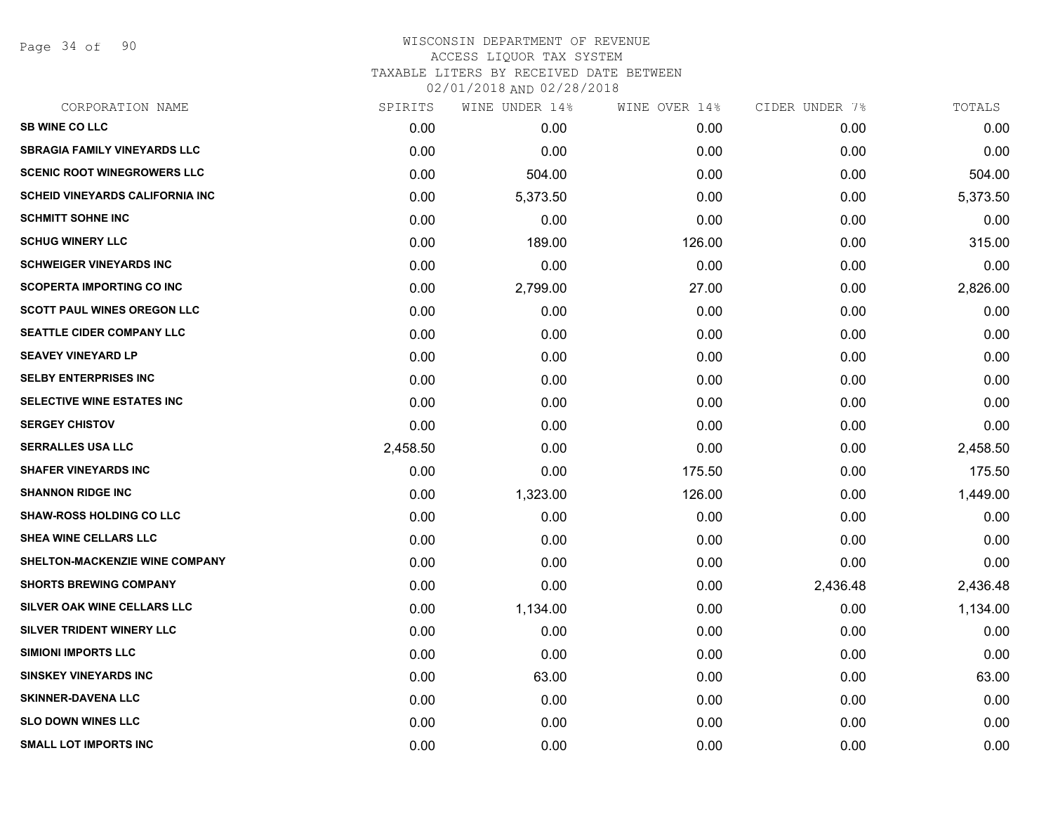# WISCONSIN DEPARTMENT OF REVENUE
ACCESS LIQUOR TAX SYSTEM
TAXABLE LITERS BY RECEIVED DATE BETWEEN
02/01/2018 AND 02/28/2018

| CORPORATION NAME | SPIRITS | WINE UNDER 14% | WINE OVER 14% | CIDER UNDER 7% | TOTALS |
|---|---|---|---|---|---|
| SB WINE CO LLC | 0.00 | 0.00 | 0.00 | 0.00 | 0.00 |
| SBRAGIA FAMILY VINEYARDS LLC | 0.00 | 0.00 | 0.00 | 0.00 | 0.00 |
| SCENIC ROOT WINEGROWERS LLC | 0.00 | 504.00 | 0.00 | 0.00 | 504.00 |
| SCHEID VINEYARDS CALIFORNIA INC | 0.00 | 5,373.50 | 0.00 | 0.00 | 5,373.50 |
| SCHMITT SOHNE INC | 0.00 | 0.00 | 0.00 | 0.00 | 0.00 |
| SCHUG WINERY LLC | 0.00 | 189.00 | 126.00 | 0.00 | 315.00 |
| SCHWEIGER VINEYARDS INC | 0.00 | 0.00 | 0.00 | 0.00 | 0.00 |
| SCOPERTA IMPORTING CO INC | 0.00 | 2,799.00 | 27.00 | 0.00 | 2,826.00 |
| SCOTT PAUL WINES OREGON LLC | 0.00 | 0.00 | 0.00 | 0.00 | 0.00 |
| SEATTLE CIDER COMPANY LLC | 0.00 | 0.00 | 0.00 | 0.00 | 0.00 |
| SEAVEY VINEYARD LP | 0.00 | 0.00 | 0.00 | 0.00 | 0.00 |
| SELBY ENTERPRISES INC | 0.00 | 0.00 | 0.00 | 0.00 | 0.00 |
| SELECTIVE WINE ESTATES INC | 0.00 | 0.00 | 0.00 | 0.00 | 0.00 |
| SERGEY CHISTOV | 0.00 | 0.00 | 0.00 | 0.00 | 0.00 |
| SERRALLES USA LLC | 2,458.50 | 0.00 | 0.00 | 0.00 | 2,458.50 |
| SHAFER VINEYARDS INC | 0.00 | 0.00 | 175.50 | 0.00 | 175.50 |
| SHANNON RIDGE INC | 0.00 | 1,323.00 | 126.00 | 0.00 | 1,449.00 |
| SHAW-ROSS HOLDING CO LLC | 0.00 | 0.00 | 0.00 | 0.00 | 0.00 |
| SHEA WINE CELLARS LLC | 0.00 | 0.00 | 0.00 | 0.00 | 0.00 |
| SHELTON-MACKENZIE WINE COMPANY | 0.00 | 0.00 | 0.00 | 0.00 | 0.00 |
| SHORTS BREWING COMPANY | 0.00 | 0.00 | 0.00 | 2,436.48 | 2,436.48 |
| SILVER OAK WINE CELLARS LLC | 0.00 | 1,134.00 | 0.00 | 0.00 | 1,134.00 |
| SILVER TRIDENT WINERY LLC | 0.00 | 0.00 | 0.00 | 0.00 | 0.00 |
| SIMIONI IMPORTS LLC | 0.00 | 0.00 | 0.00 | 0.00 | 0.00 |
| SINSKEY VINEYARDS INC | 0.00 | 63.00 | 0.00 | 0.00 | 63.00 |
| SKINNER-DAVENA LLC | 0.00 | 0.00 | 0.00 | 0.00 | 0.00 |
| SLO DOWN WINES LLC | 0.00 | 0.00 | 0.00 | 0.00 | 0.00 |
| SMALL LOT IMPORTS INC | 0.00 | 0.00 | 0.00 | 0.00 | 0.00 |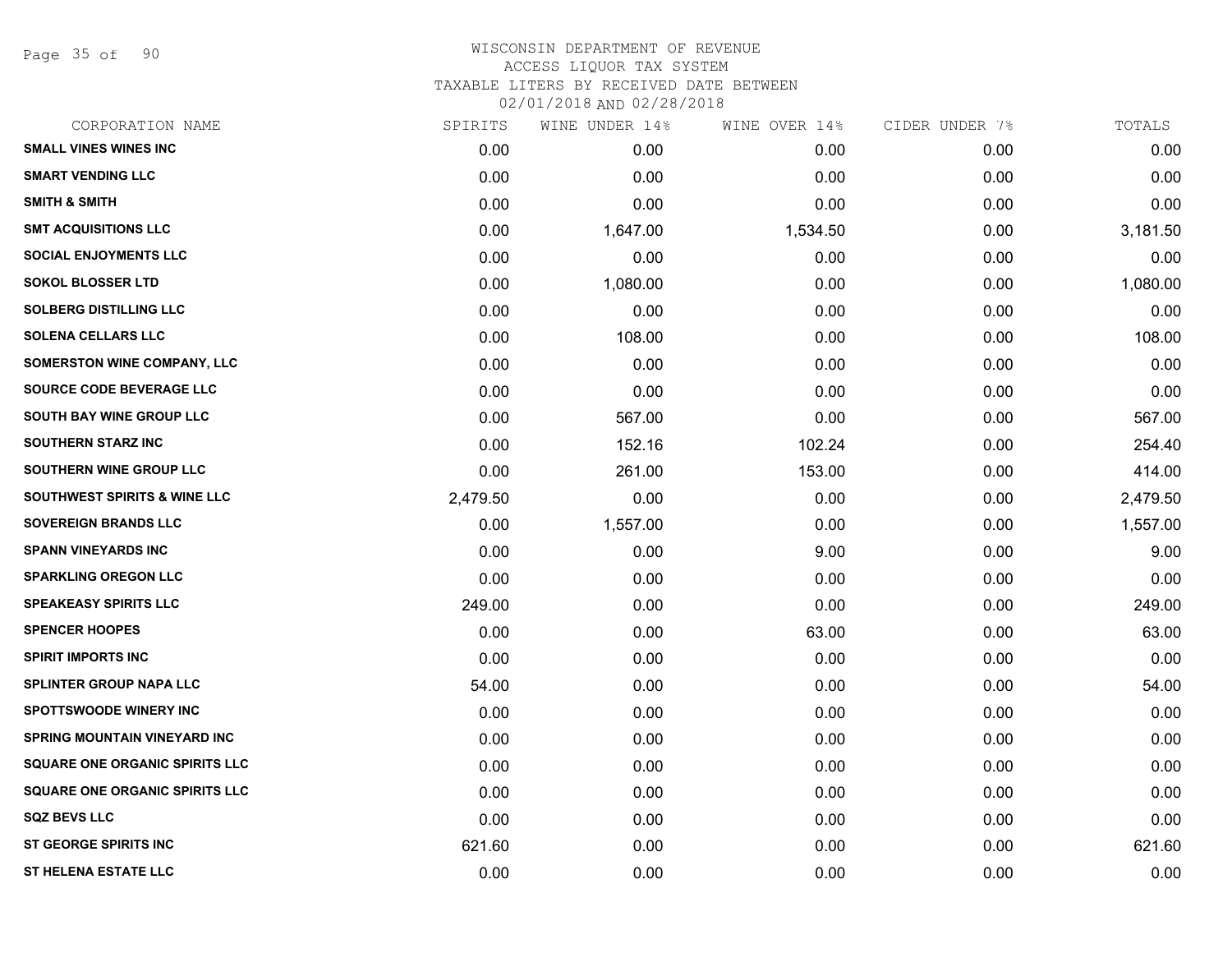# WISCONSIN DEPARTMENT OF REVENUE
## ACCESS LIQUOR TAX SYSTEM
### TAXABLE LITERS BY RECEIVED DATE BETWEEN 02/01/2018 AND 02/28/2018

| CORPORATION NAME | SPIRITS | WINE UNDER 14% | WINE OVER 14% | CIDER UNDER 7% | TOTALS |
|---|---|---|---|---|---|
| SMALL VINES WINES INC | 0.00 | 0.00 | 0.00 | 0.00 | 0.00 |
| SMART VENDING LLC | 0.00 | 0.00 | 0.00 | 0.00 | 0.00 |
| SMITH & SMITH | 0.00 | 0.00 | 0.00 | 0.00 | 0.00 |
| SMT ACQUISITIONS LLC | 0.00 | 1,647.00 | 1,534.50 | 0.00 | 3,181.50 |
| SOCIAL ENJOYMENTS LLC | 0.00 | 0.00 | 0.00 | 0.00 | 0.00 |
| SOKOL BLOSSER LTD | 0.00 | 1,080.00 | 0.00 | 0.00 | 1,080.00 |
| SOLBERG DISTILLING LLC | 0.00 | 0.00 | 0.00 | 0.00 | 0.00 |
| SOLENA CELLARS LLC | 0.00 | 108.00 | 0.00 | 0.00 | 108.00 |
| SOMERSTON WINE COMPANY, LLC | 0.00 | 0.00 | 0.00 | 0.00 | 0.00 |
| SOURCE CODE BEVERAGE LLC | 0.00 | 0.00 | 0.00 | 0.00 | 0.00 |
| SOUTH BAY WINE GROUP LLC | 0.00 | 567.00 | 0.00 | 0.00 | 567.00 |
| SOUTHERN STARZ INC | 0.00 | 152.16 | 102.24 | 0.00 | 254.40 |
| SOUTHERN WINE GROUP LLC | 0.00 | 261.00 | 153.00 | 0.00 | 414.00 |
| SOUTHWEST SPIRITS & WINE LLC | 2,479.50 | 0.00 | 0.00 | 0.00 | 2,479.50 |
| SOVEREIGN BRANDS LLC | 0.00 | 1,557.00 | 0.00 | 0.00 | 1,557.00 |
| SPANN VINEYARDS INC | 0.00 | 0.00 | 9.00 | 0.00 | 9.00 |
| SPARKLING OREGON LLC | 0.00 | 0.00 | 0.00 | 0.00 | 0.00 |
| SPEAKEASY SPIRITS LLC | 249.00 | 0.00 | 0.00 | 0.00 | 249.00 |
| SPENCER HOOPES | 0.00 | 0.00 | 63.00 | 0.00 | 63.00 |
| SPIRIT IMPORTS INC | 0.00 | 0.00 | 0.00 | 0.00 | 0.00 |
| SPLINTER GROUP NAPA LLC | 54.00 | 0.00 | 0.00 | 0.00 | 54.00 |
| SPOTTSWOODE WINERY INC | 0.00 | 0.00 | 0.00 | 0.00 | 0.00 |
| SPRING MOUNTAIN VINEYARD INC | 0.00 | 0.00 | 0.00 | 0.00 | 0.00 |
| SQUARE ONE ORGANIC SPIRITS LLC | 0.00 | 0.00 | 0.00 | 0.00 | 0.00 |
| SQUARE ONE ORGANIC SPIRITS LLC | 0.00 | 0.00 | 0.00 | 0.00 | 0.00 |
| SQZ BEVS LLC | 0.00 | 0.00 | 0.00 | 0.00 | 0.00 |
| ST GEORGE SPIRITS INC | 621.60 | 0.00 | 0.00 | 0.00 | 621.60 |
| ST HELENA ESTATE LLC | 0.00 | 0.00 | 0.00 | 0.00 | 0.00 |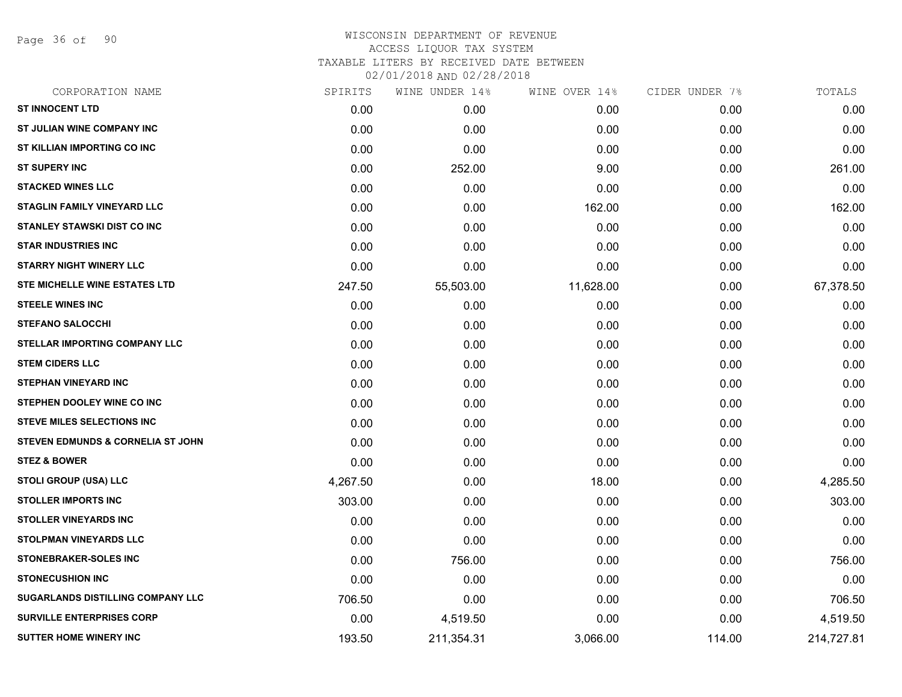# WISCONSIN DEPARTMENT OF REVENUE
## ACCESS LIQUOR TAX SYSTEM
### TAXABLE LITERS BY RECEIVED DATE BETWEEN 02/01/2018 AND 02/28/2018

| CORPORATION NAME | SPIRITS | WINE UNDER 14% | WINE OVER 14% | CIDER UNDER 7% | TOTALS |
|---|---|---|---|---|---|
| ST INNOCENT LTD | 0.00 | 0.00 | 0.00 | 0.00 | 0.00 |
| ST JULIAN WINE COMPANY INC | 0.00 | 0.00 | 0.00 | 0.00 | 0.00 |
| ST KILLIAN IMPORTING CO INC | 0.00 | 0.00 | 0.00 | 0.00 | 0.00 |
| ST SUPERY INC | 0.00 | 252.00 | 9.00 | 0.00 | 261.00 |
| STACKED WINES LLC | 0.00 | 0.00 | 0.00 | 0.00 | 0.00 |
| STAGLIN FAMILY VINEYARD LLC | 0.00 | 0.00 | 162.00 | 0.00 | 162.00 |
| STANLEY STAWSKI DIST CO INC | 0.00 | 0.00 | 0.00 | 0.00 | 0.00 |
| STAR INDUSTRIES INC | 0.00 | 0.00 | 0.00 | 0.00 | 0.00 |
| STARRY NIGHT WINERY LLC | 0.00 | 0.00 | 0.00 | 0.00 | 0.00 |
| STE MICHELLE WINE ESTATES LTD | 247.50 | 55,503.00 | 11,628.00 | 0.00 | 67,378.50 |
| STEELE WINES INC | 0.00 | 0.00 | 0.00 | 0.00 | 0.00 |
| STEFANO SALOCCHI | 0.00 | 0.00 | 0.00 | 0.00 | 0.00 |
| STELLAR IMPORTING COMPANY LLC | 0.00 | 0.00 | 0.00 | 0.00 | 0.00 |
| STEM CIDERS LLC | 0.00 | 0.00 | 0.00 | 0.00 | 0.00 |
| STEPHAN VINEYARD INC | 0.00 | 0.00 | 0.00 | 0.00 | 0.00 |
| STEPHEN DOOLEY WINE CO INC | 0.00 | 0.00 | 0.00 | 0.00 | 0.00 |
| STEVE MILES SELECTIONS INC | 0.00 | 0.00 | 0.00 | 0.00 | 0.00 |
| STEVEN EDMUNDS & CORNELIA ST JOHN | 0.00 | 0.00 | 0.00 | 0.00 | 0.00 |
| STEZ & BOWER | 0.00 | 0.00 | 0.00 | 0.00 | 0.00 |
| STOLI GROUP (USA) LLC | 4,267.50 | 0.00 | 18.00 | 0.00 | 4,285.50 |
| STOLLER IMPORTS INC | 303.00 | 0.00 | 0.00 | 0.00 | 303.00 |
| STOLLER VINEYARDS INC | 0.00 | 0.00 | 0.00 | 0.00 | 0.00 |
| STOLPMAN VINEYARDS LLC | 0.00 | 0.00 | 0.00 | 0.00 | 0.00 |
| STONEBRAKER-SOLES INC | 0.00 | 756.00 | 0.00 | 0.00 | 756.00 |
| STONECUSHION INC | 0.00 | 0.00 | 0.00 | 0.00 | 0.00 |
| SUGARLANDS DISTILLING COMPANY LLC | 706.50 | 0.00 | 0.00 | 0.00 | 706.50 |
| SURVILLE ENTERPRISES CORP | 0.00 | 4,519.50 | 0.00 | 0.00 | 4,519.50 |
| SUTTER HOME WINERY INC | 193.50 | 211,354.31 | 3,066.00 | 114.00 | 214,727.81 |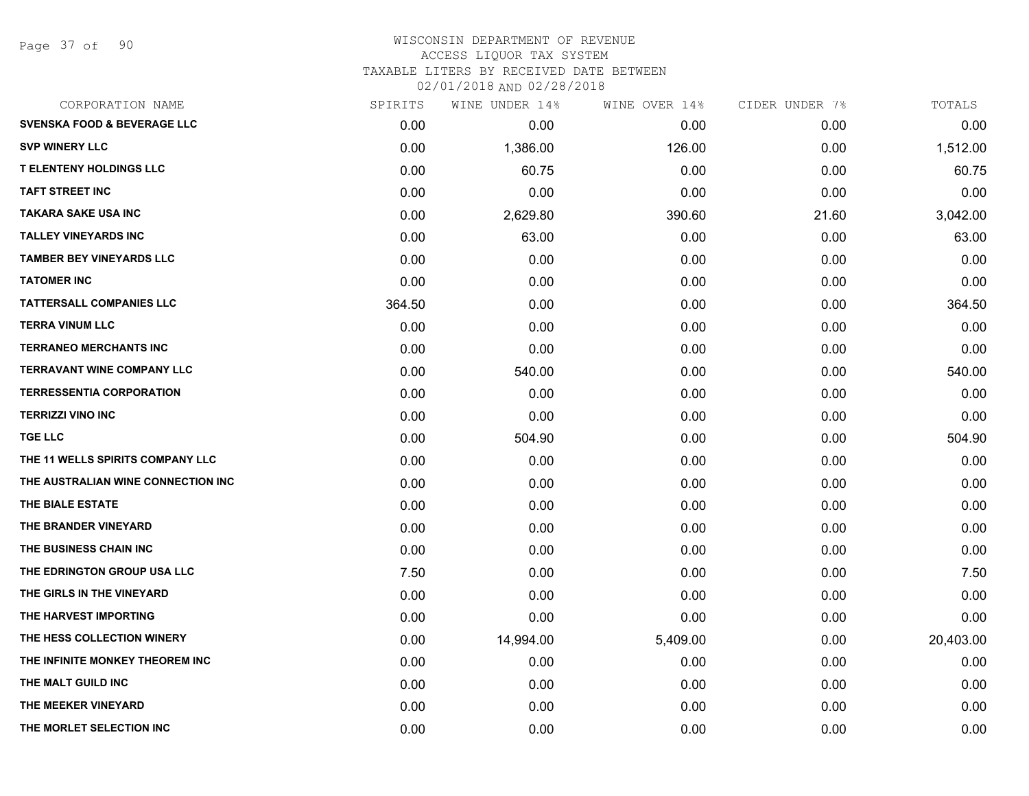# WISCONSIN DEPARTMENT OF REVENUE
ACCESS LIQUOR TAX SYSTEM
TAXABLE LITERS BY RECEIVED DATE BETWEEN
02/01/2018 AND 02/28/2018

| CORPORATION NAME | SPIRITS | WINE UNDER 14% | WINE OVER 14% | CIDER UNDER 7% | TOTALS |
|---|---|---|---|---|---|
| SVENSKA FOOD & BEVERAGE LLC | 0.00 | 0.00 | 0.00 | 0.00 | 0.00 |
| SVP WINERY LLC | 0.00 | 1,386.00 | 126.00 | 0.00 | 1,512.00 |
| T ELENTENY HOLDINGS LLC | 0.00 | 60.75 | 0.00 | 0.00 | 60.75 |
| TAFT STREET INC | 0.00 | 0.00 | 0.00 | 0.00 | 0.00 |
| TAKARA SAKE USA INC | 0.00 | 2,629.80 | 390.60 | 21.60 | 3,042.00 |
| TALLEY VINEYARDS INC | 0.00 | 63.00 | 0.00 | 0.00 | 63.00 |
| TAMBER BEY VINEYARDS LLC | 0.00 | 0.00 | 0.00 | 0.00 | 0.00 |
| TATOMER INC | 0.00 | 0.00 | 0.00 | 0.00 | 0.00 |
| TATTERSALL COMPANIES LLC | 364.50 | 0.00 | 0.00 | 0.00 | 364.50 |
| TERRA VINUM LLC | 0.00 | 0.00 | 0.00 | 0.00 | 0.00 |
| TERRANEO MERCHANTS INC | 0.00 | 0.00 | 0.00 | 0.00 | 0.00 |
| TERRAVANT WINE COMPANY LLC | 0.00 | 540.00 | 0.00 | 0.00 | 540.00 |
| TERRESSENTIA CORPORATION | 0.00 | 0.00 | 0.00 | 0.00 | 0.00 |
| TERRIZZI VINO INC | 0.00 | 0.00 | 0.00 | 0.00 | 0.00 |
| TGE LLC | 0.00 | 504.90 | 0.00 | 0.00 | 504.90 |
| THE 11 WELLS SPIRITS COMPANY LLC | 0.00 | 0.00 | 0.00 | 0.00 | 0.00 |
| THE AUSTRALIAN WINE CONNECTION INC | 0.00 | 0.00 | 0.00 | 0.00 | 0.00 |
| THE BIALE ESTATE | 0.00 | 0.00 | 0.00 | 0.00 | 0.00 |
| THE BRANDER VINEYARD | 0.00 | 0.00 | 0.00 | 0.00 | 0.00 |
| THE BUSINESS CHAIN INC | 0.00 | 0.00 | 0.00 | 0.00 | 0.00 |
| THE EDRINGTON GROUP USA LLC | 7.50 | 0.00 | 0.00 | 0.00 | 7.50 |
| THE GIRLS IN THE VINEYARD | 0.00 | 0.00 | 0.00 | 0.00 | 0.00 |
| THE HARVEST IMPORTING | 0.00 | 0.00 | 0.00 | 0.00 | 0.00 |
| THE HESS COLLECTION WINERY | 0.00 | 14,994.00 | 5,409.00 | 0.00 | 20,403.00 |
| THE INFINITE MONKEY THEOREM INC | 0.00 | 0.00 | 0.00 | 0.00 | 0.00 |
| THE MALT GUILD INC | 0.00 | 0.00 | 0.00 | 0.00 | 0.00 |
| THE MEEKER VINEYARD | 0.00 | 0.00 | 0.00 | 0.00 | 0.00 |
| THE MORLET SELECTION INC | 0.00 | 0.00 | 0.00 | 0.00 | 0.00 |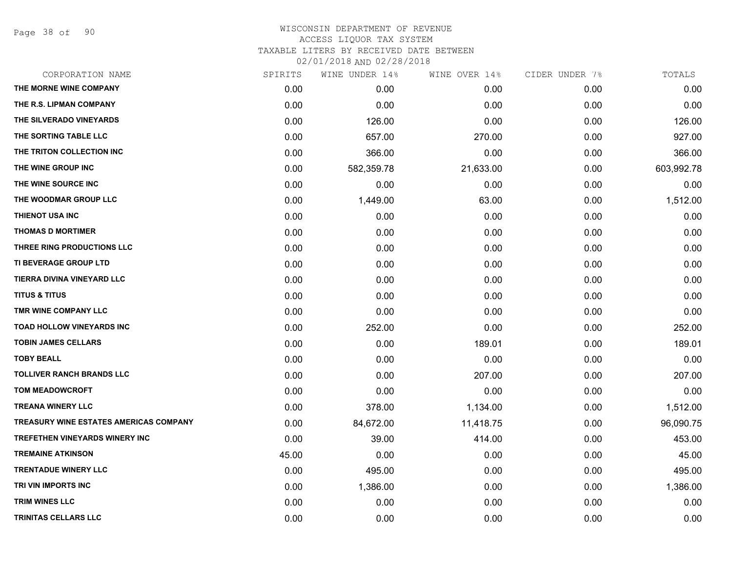WISCONSIN DEPARTMENT OF REVENUE
ACCESS LIQUOR TAX SYSTEM
TAXABLE LITERS BY RECEIVED DATE BETWEEN
02/01/2018 AND 02/28/2018

| CORPORATION NAME | SPIRITS | WINE UNDER 14% | WINE OVER 14% | CIDER UNDER 7% | TOTALS |
|---|---|---|---|---|---|
| THE MORNE WINE COMPANY | 0.00 | 0.00 | 0.00 | 0.00 | 0.00 |
| THE R.S. LIPMAN COMPANY | 0.00 | 0.00 | 0.00 | 0.00 | 0.00 |
| THE SILVERADO VINEYARDS | 0.00 | 126.00 | 0.00 | 0.00 | 126.00 |
| THE SORTING TABLE LLC | 0.00 | 657.00 | 270.00 | 0.00 | 927.00 |
| THE TRITON COLLECTION INC | 0.00 | 366.00 | 0.00 | 0.00 | 366.00 |
| THE WINE GROUP INC | 0.00 | 582,359.78 | 21,633.00 | 0.00 | 603,992.78 |
| THE WINE SOURCE INC | 0.00 | 0.00 | 0.00 | 0.00 | 0.00 |
| THE WOODMAR GROUP LLC | 0.00 | 1,449.00 | 63.00 | 0.00 | 1,512.00 |
| THIENOT USA INC | 0.00 | 0.00 | 0.00 | 0.00 | 0.00 |
| THOMAS D MORTIMER | 0.00 | 0.00 | 0.00 | 0.00 | 0.00 |
| THREE RING PRODUCTIONS LLC | 0.00 | 0.00 | 0.00 | 0.00 | 0.00 |
| TI BEVERAGE GROUP LTD | 0.00 | 0.00 | 0.00 | 0.00 | 0.00 |
| TIERRA DIVINA VINEYARD LLC | 0.00 | 0.00 | 0.00 | 0.00 | 0.00 |
| TITUS & TITUS | 0.00 | 0.00 | 0.00 | 0.00 | 0.00 |
| TMR WINE COMPANY LLC | 0.00 | 0.00 | 0.00 | 0.00 | 0.00 |
| TOAD HOLLOW VINEYARDS INC | 0.00 | 252.00 | 0.00 | 0.00 | 252.00 |
| TOBIN JAMES CELLARS | 0.00 | 0.00 | 189.01 | 0.00 | 189.01 |
| TOBY BEALL | 0.00 | 0.00 | 0.00 | 0.00 | 0.00 |
| TOLLIVER RANCH BRANDS LLC | 0.00 | 0.00 | 207.00 | 0.00 | 207.00 |
| TOM MEADOWCROFT | 0.00 | 0.00 | 0.00 | 0.00 | 0.00 |
| TREANA WINERY LLC | 0.00 | 378.00 | 1,134.00 | 0.00 | 1,512.00 |
| TREASURY WINE ESTATES AMERICAS COMPANY | 0.00 | 84,672.00 | 11,418.75 | 0.00 | 96,090.75 |
| TREFETHEN VINEYARDS WINERY INC | 0.00 | 39.00 | 414.00 | 0.00 | 453.00 |
| TREMAINE ATKINSON | 45.00 | 0.00 | 0.00 | 0.00 | 45.00 |
| TRENTADUE WINERY LLC | 0.00 | 495.00 | 0.00 | 0.00 | 495.00 |
| TRI VIN IMPORTS INC | 0.00 | 1,386.00 | 0.00 | 0.00 | 1,386.00 |
| TRIM WINES LLC | 0.00 | 0.00 | 0.00 | 0.00 | 0.00 |
| TRINITAS CELLARS LLC | 0.00 | 0.00 | 0.00 | 0.00 | 0.00 |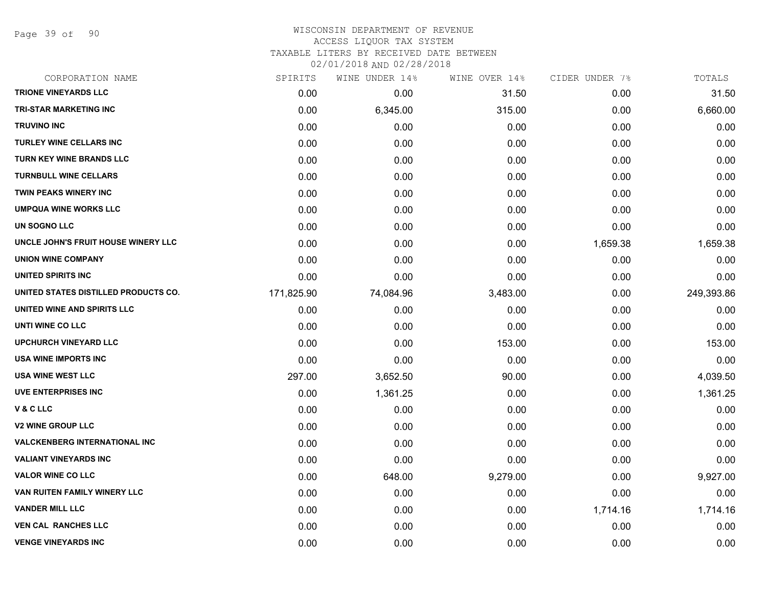WISCONSIN DEPARTMENT OF REVENUE
ACCESS LIQUOR TAX SYSTEM
TAXABLE LITERS BY RECEIVED DATE BETWEEN
02/01/2018 AND 02/28/2018

| CORPORATION NAME | SPIRITS | WINE UNDER 14% | WINE OVER 14% | CIDER UNDER 7% | TOTALS |
|---|---|---|---|---|---|
| TRIONE VINEYARDS LLC | 0.00 | 0.00 | 31.50 | 0.00 | 31.50 |
| TRI-STAR MARKETING INC | 0.00 | 6,345.00 | 315.00 | 0.00 | 6,660.00 |
| TRUVINO INC | 0.00 | 0.00 | 0.00 | 0.00 | 0.00 |
| TURLEY WINE CELLARS INC | 0.00 | 0.00 | 0.00 | 0.00 | 0.00 |
| TURN KEY WINE BRANDS LLC | 0.00 | 0.00 | 0.00 | 0.00 | 0.00 |
| TURNBULL WINE CELLARS | 0.00 | 0.00 | 0.00 | 0.00 | 0.00 |
| TWIN PEAKS WINERY INC | 0.00 | 0.00 | 0.00 | 0.00 | 0.00 |
| UMPQUA WINE WORKS LLC | 0.00 | 0.00 | 0.00 | 0.00 | 0.00 |
| UN SOGNO LLC | 0.00 | 0.00 | 0.00 | 0.00 | 0.00 |
| UNCLE JOHN'S FRUIT HOUSE WINERY LLC | 0.00 | 0.00 | 0.00 | 1,659.38 | 1,659.38 |
| UNION WINE COMPANY | 0.00 | 0.00 | 0.00 | 0.00 | 0.00 |
| UNITED SPIRITS INC | 0.00 | 0.00 | 0.00 | 0.00 | 0.00 |
| UNITED STATES DISTILLED PRODUCTS CO. | 171,825.90 | 74,084.96 | 3,483.00 | 0.00 | 249,393.86 |
| UNITED WINE AND SPIRITS LLC | 0.00 | 0.00 | 0.00 | 0.00 | 0.00 |
| UNTI WINE CO LLC | 0.00 | 0.00 | 0.00 | 0.00 | 0.00 |
| UPCHURCH VINEYARD LLC | 0.00 | 0.00 | 153.00 | 0.00 | 153.00 |
| USA WINE IMPORTS INC | 0.00 | 0.00 | 0.00 | 0.00 | 0.00 |
| USA WINE WEST LLC | 297.00 | 3,652.50 | 90.00 | 0.00 | 4,039.50 |
| UVE ENTERPRISES INC | 0.00 | 1,361.25 | 0.00 | 0.00 | 1,361.25 |
| V & C LLC | 0.00 | 0.00 | 0.00 | 0.00 | 0.00 |
| V2 WINE GROUP LLC | 0.00 | 0.00 | 0.00 | 0.00 | 0.00 |
| VALCKENBERG INTERNATIONAL INC | 0.00 | 0.00 | 0.00 | 0.00 | 0.00 |
| VALIANT VINEYARDS INC | 0.00 | 0.00 | 0.00 | 0.00 | 0.00 |
| VALOR WINE CO LLC | 0.00 | 648.00 | 9,279.00 | 0.00 | 9,927.00 |
| VAN RUITEN FAMILY WINERY LLC | 0.00 | 0.00 | 0.00 | 0.00 | 0.00 |
| VANDER MILL LLC | 0.00 | 0.00 | 0.00 | 1,714.16 | 1,714.16 |
| VEN CAL RANCHES LLC | 0.00 | 0.00 | 0.00 | 0.00 | 0.00 |
| VENGE VINEYARDS INC | 0.00 | 0.00 | 0.00 | 0.00 | 0.00 |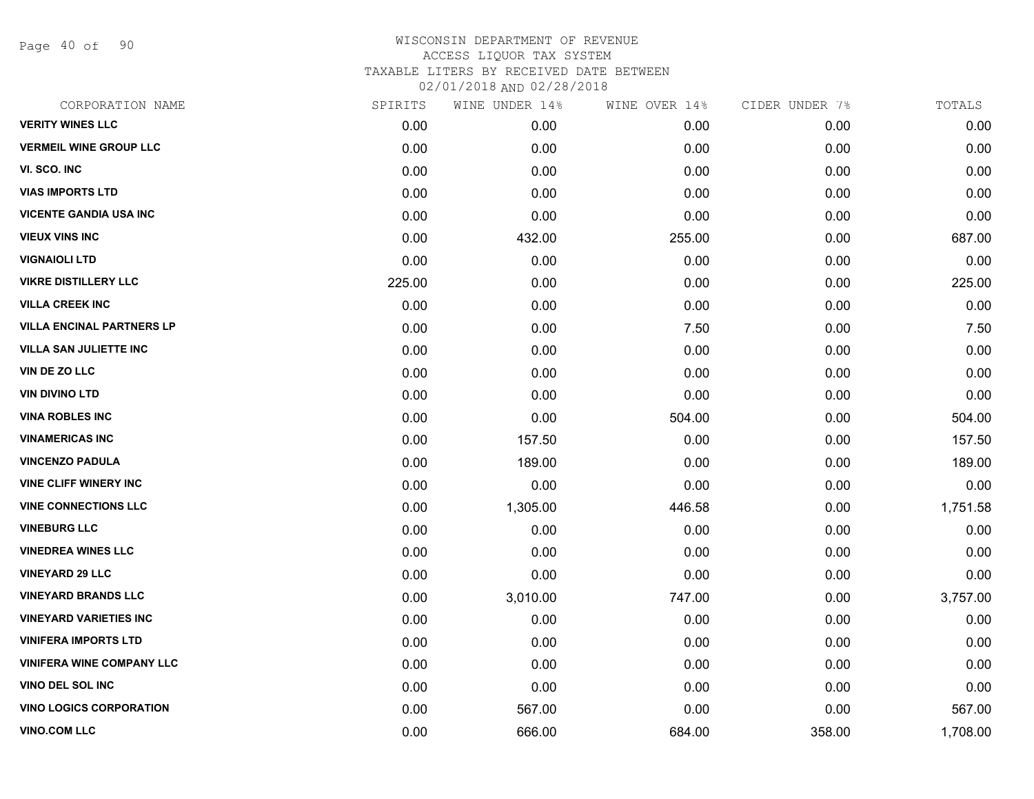WISCONSIN DEPARTMENT OF REVENUE
ACCESS LIQUOR TAX SYSTEM
TAXABLE LITERS BY RECEIVED DATE BETWEEN
02/01/2018 AND 02/28/2018

| CORPORATION NAME | SPIRITS | WINE UNDER 14% | WINE OVER 14% | CIDER UNDER 7% | TOTALS |
|---|---|---|---|---|---|
| VERITY WINES LLC | 0.00 | 0.00 | 0.00 | 0.00 | 0.00 |
| VERMEIL WINE GROUP LLC | 0.00 | 0.00 | 0.00 | 0.00 | 0.00 |
| VI. SCO. INC | 0.00 | 0.00 | 0.00 | 0.00 | 0.00 |
| VIAS IMPORTS LTD | 0.00 | 0.00 | 0.00 | 0.00 | 0.00 |
| VICENTE GANDIA USA INC | 0.00 | 0.00 | 0.00 | 0.00 | 0.00 |
| VIEUX VINS INC | 0.00 | 432.00 | 255.00 | 0.00 | 687.00 |
| VIGNAIOLI LTD | 0.00 | 0.00 | 0.00 | 0.00 | 0.00 |
| VIKRE DISTILLERY LLC | 225.00 | 0.00 | 0.00 | 0.00 | 225.00 |
| VILLA CREEK INC | 0.00 | 0.00 | 0.00 | 0.00 | 0.00 |
| VILLA ENCINAL PARTNERS LP | 0.00 | 0.00 | 7.50 | 0.00 | 7.50 |
| VILLA SAN JULIETTE INC | 0.00 | 0.00 | 0.00 | 0.00 | 0.00 |
| VIN DE ZO LLC | 0.00 | 0.00 | 0.00 | 0.00 | 0.00 |
| VIN DIVINO LTD | 0.00 | 0.00 | 0.00 | 0.00 | 0.00 |
| VINA ROBLES INC | 0.00 | 0.00 | 504.00 | 0.00 | 504.00 |
| VINAMERICAS INC | 0.00 | 157.50 | 0.00 | 0.00 | 157.50 |
| VINCENZO PADULA | 0.00 | 189.00 | 0.00 | 0.00 | 189.00 |
| VINE CLIFF WINERY INC | 0.00 | 0.00 | 0.00 | 0.00 | 0.00 |
| VINE CONNECTIONS LLC | 0.00 | 1,305.00 | 446.58 | 0.00 | 1,751.58 |
| VINEBURG LLC | 0.00 | 0.00 | 0.00 | 0.00 | 0.00 |
| VINEDREA WINES LLC | 0.00 | 0.00 | 0.00 | 0.00 | 0.00 |
| VINEYARD 29 LLC | 0.00 | 0.00 | 0.00 | 0.00 | 0.00 |
| VINEYARD BRANDS LLC | 0.00 | 3,010.00 | 747.00 | 0.00 | 3,757.00 |
| VINEYARD VARIETIES INC | 0.00 | 0.00 | 0.00 | 0.00 | 0.00 |
| VINIFERA IMPORTS LTD | 0.00 | 0.00 | 0.00 | 0.00 | 0.00 |
| VINIFERA WINE COMPANY LLC | 0.00 | 0.00 | 0.00 | 0.00 | 0.00 |
| VINO DEL SOL INC | 0.00 | 0.00 | 0.00 | 0.00 | 0.00 |
| VINO LOGICS CORPORATION | 0.00 | 567.00 | 0.00 | 0.00 | 567.00 |
| VINO.COM LLC | 0.00 | 666.00 | 684.00 | 358.00 | 1,708.00 |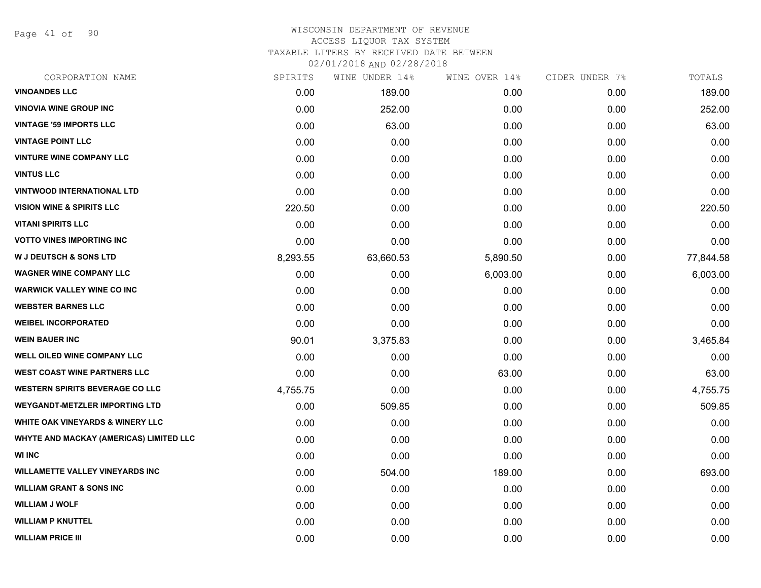# WISCONSIN DEPARTMENT OF REVENUE
## ACCESS LIQUOR TAX SYSTEM
### TAXABLE LITERS BY RECEIVED DATE BETWEEN 02/01/2018 AND 02/28/2018

| CORPORATION NAME | SPIRITS | WINE UNDER 14% | WINE OVER 14% | CIDER UNDER 7% | TOTALS |
|---|---|---|---|---|---|
| **VINOANDES LLC** | 0.00 | 189.00 | 0.00 | 0.00 | 189.00 |
| **VINOVIA WINE GROUP INC** | 0.00 | 252.00 | 0.00 | 0.00 | 252.00 |
| **VINTAGE '59 IMPORTS LLC** | 0.00 | 63.00 | 0.00 | 0.00 | 63.00 |
| **VINTAGE POINT LLC** | 0.00 | 0.00 | 0.00 | 0.00 | 0.00 |
| **VINTURE WINE COMPANY LLC** | 0.00 | 0.00 | 0.00 | 0.00 | 0.00 |
| **VINTUS LLC** | 0.00 | 0.00 | 0.00 | 0.00 | 0.00 |
| **VINTWOOD INTERNATIONAL LTD** | 0.00 | 0.00 | 0.00 | 0.00 | 0.00 |
| **VISION WINE & SPIRITS LLC** | 220.50 | 0.00 | 0.00 | 0.00 | 220.50 |
| **VITANI SPIRITS LLC** | 0.00 | 0.00 | 0.00 | 0.00 | 0.00 |
| **VOTTO VINES IMPORTING INC** | 0.00 | 0.00 | 0.00 | 0.00 | 0.00 |
| **W J DEUTSCH & SONS LTD** | 8,293.55 | 63,660.53 | 5,890.50 | 0.00 | 77,844.58 |
| **WAGNER WINE COMPANY LLC** | 0.00 | 0.00 | 6,003.00 | 0.00 | 6,003.00 |
| **WARWICK VALLEY WINE CO INC** | 0.00 | 0.00 | 0.00 | 0.00 | 0.00 |
| **WEBSTER BARNES LLC** | 0.00 | 0.00 | 0.00 | 0.00 | 0.00 |
| **WEIBEL INCORPORATED** | 0.00 | 0.00 | 0.00 | 0.00 | 0.00 |
| **WEIN BAUER INC** | 90.01 | 3,375.83 | 0.00 | 0.00 | 3,465.84 |
| **WELL OILED WINE COMPANY LLC** | 0.00 | 0.00 | 0.00 | 0.00 | 0.00 |
| **WEST COAST WINE PARTNERS LLC** | 0.00 | 0.00 | 63.00 | 0.00 | 63.00 |
| **WESTERN SPIRITS BEVERAGE CO LLC** | 4,755.75 | 0.00 | 0.00 | 0.00 | 4,755.75 |
| **WEYGANDT-METZLER IMPORTING LTD** | 0.00 | 509.85 | 0.00 | 0.00 | 509.85 |
| **WHITE OAK VINEYARDS & WINERY LLC** | 0.00 | 0.00 | 0.00 | 0.00 | 0.00 |
| **WHYTE AND MACKAY (AMERICAS) LIMITED LLC** | 0.00 | 0.00 | 0.00 | 0.00 | 0.00 |
| **WI INC** | 0.00 | 0.00 | 0.00 | 0.00 | 0.00 |
| **WILLAMETTE VALLEY VINEYARDS INC** | 0.00 | 504.00 | 189.00 | 0.00 | 693.00 |
| **WILLIAM GRANT & SONS INC** | 0.00 | 0.00 | 0.00 | 0.00 | 0.00 |
| **WILLIAM J WOLF** | 0.00 | 0.00 | 0.00 | 0.00 | 0.00 |
| **WILLIAM P KNUTTEL** | 0.00 | 0.00 | 0.00 | 0.00 | 0.00 |
| **WILLIAM PRICE III** | 0.00 | 0.00 | 0.00 | 0.00 | 0.00 |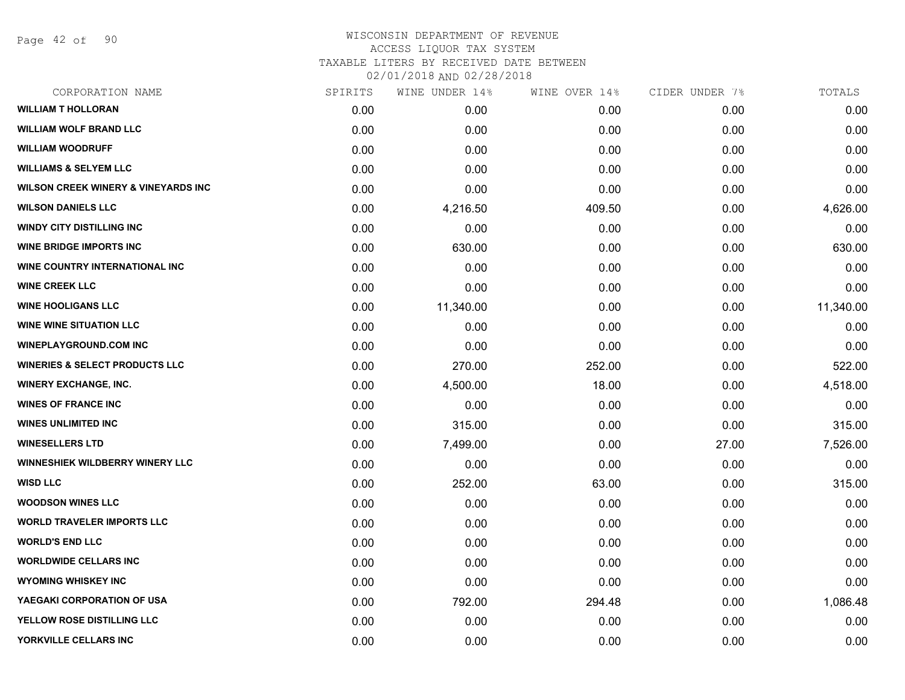# WISCONSIN DEPARTMENT OF REVENUE
ACCESS LIQUOR TAX SYSTEM
TAXABLE LITERS BY RECEIVED DATE BETWEEN
02/01/2018 AND 02/28/2018

| CORPORATION NAME | SPIRITS | WINE UNDER 14% | WINE OVER 14% | CIDER UNDER 7% | TOTALS |
|---|---|---|---|---|---|
| WILLIAM T HOLLORAN | 0.00 | 0.00 | 0.00 | 0.00 | 0.00 |
| WILLIAM WOLF BRAND LLC | 0.00 | 0.00 | 0.00 | 0.00 | 0.00 |
| WILLIAM WOODRUFF | 0.00 | 0.00 | 0.00 | 0.00 | 0.00 |
| WILLIAMS & SELYEM LLC | 0.00 | 0.00 | 0.00 | 0.00 | 0.00 |
| WILSON CREEK WINERY & VINEYARDS INC | 0.00 | 0.00 | 0.00 | 0.00 | 0.00 |
| WILSON DANIELS LLC | 0.00 | 4,216.50 | 409.50 | 0.00 | 4,626.00 |
| WINDY CITY DISTILLING INC | 0.00 | 0.00 | 0.00 | 0.00 | 0.00 |
| WINE BRIDGE IMPORTS INC | 0.00 | 630.00 | 0.00 | 0.00 | 630.00 |
| WINE COUNTRY INTERNATIONAL INC | 0.00 | 0.00 | 0.00 | 0.00 | 0.00 |
| WINE CREEK LLC | 0.00 | 0.00 | 0.00 | 0.00 | 0.00 |
| WINE HOOLIGANS LLC | 0.00 | 11,340.00 | 0.00 | 0.00 | 11,340.00 |
| WINE WINE SITUATION LLC | 0.00 | 0.00 | 0.00 | 0.00 | 0.00 |
| WINEPLAYGROUND.COM INC | 0.00 | 0.00 | 0.00 | 0.00 | 0.00 |
| WINERIES & SELECT PRODUCTS LLC | 0.00 | 270.00 | 252.00 | 0.00 | 522.00 |
| WINERY EXCHANGE, INC. | 0.00 | 4,500.00 | 18.00 | 0.00 | 4,518.00 |
| WINES OF FRANCE INC | 0.00 | 0.00 | 0.00 | 0.00 | 0.00 |
| WINES UNLIMITED INC | 0.00 | 315.00 | 0.00 | 0.00 | 315.00 |
| WINESELLERS LTD | 0.00 | 7,499.00 | 0.00 | 27.00 | 7,526.00 |
| WINNESHIEK WILDBERRY WINERY LLC | 0.00 | 0.00 | 0.00 | 0.00 | 0.00 |
| WISD LLC | 0.00 | 252.00 | 63.00 | 0.00 | 315.00 |
| WOODSON WINES LLC | 0.00 | 0.00 | 0.00 | 0.00 | 0.00 |
| WORLD TRAVELER IMPORTS LLC | 0.00 | 0.00 | 0.00 | 0.00 | 0.00 |
| WORLD'S END LLC | 0.00 | 0.00 | 0.00 | 0.00 | 0.00 |
| WORLDWIDE CELLARS INC | 0.00 | 0.00 | 0.00 | 0.00 | 0.00 |
| WYOMING WHISKEY INC | 0.00 | 0.00 | 0.00 | 0.00 | 0.00 |
| YAEGAKI CORPORATION OF USA | 0.00 | 792.00 | 294.48 | 0.00 | 1,086.48 |
| YELLOW ROSE DISTILLING LLC | 0.00 | 0.00 | 0.00 | 0.00 | 0.00 |
| YORKVILLE CELLARS INC | 0.00 | 0.00 | 0.00 | 0.00 | 0.00 |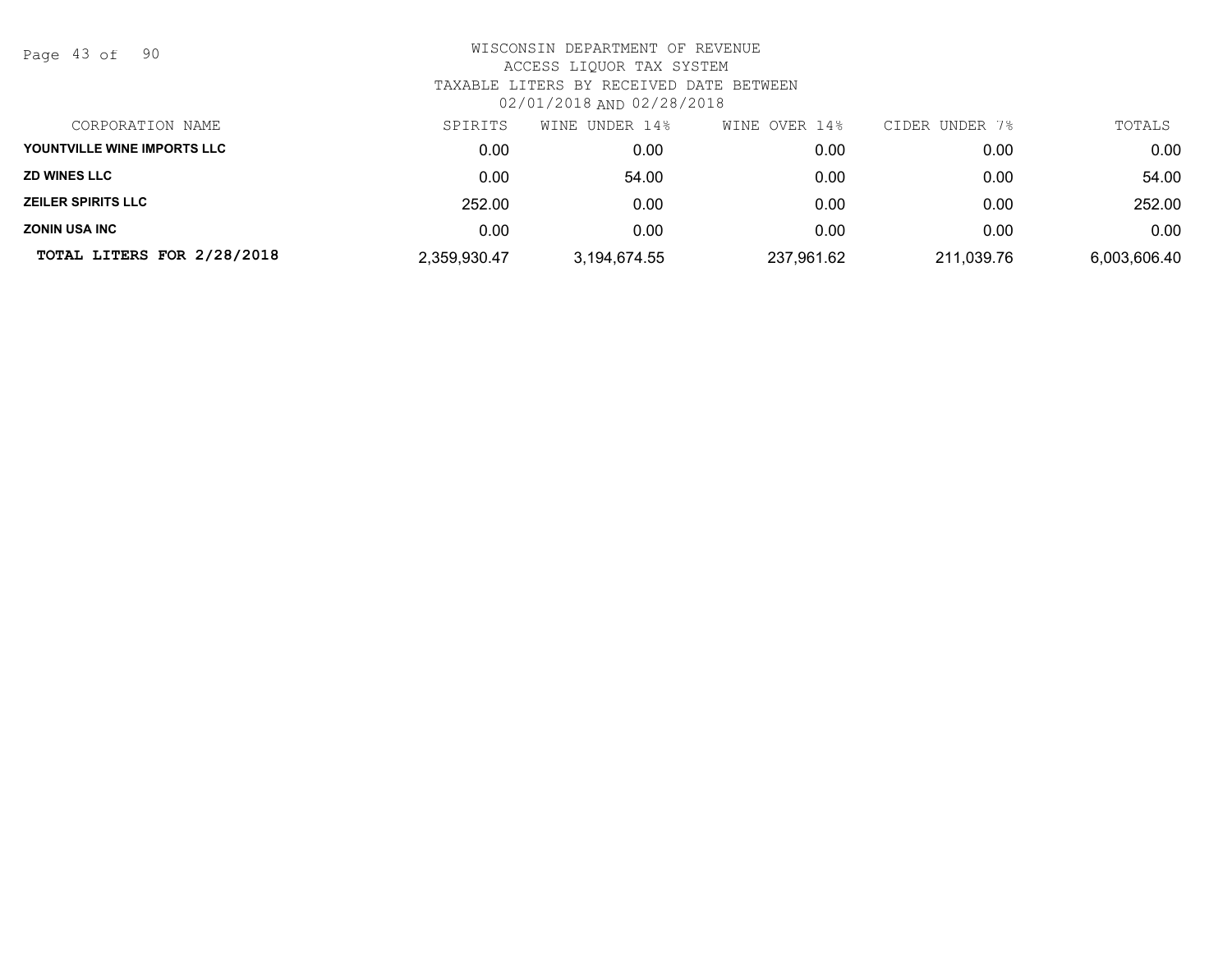WISCONSIN DEPARTMENT OF REVENUE
ACCESS LIQUOR TAX SYSTEM
TAXABLE LITERS BY RECEIVED DATE BETWEEN
02/01/2018 AND 02/28/2018

| CORPORATION NAME | SPIRITS | WINE UNDER 14% | WINE OVER 14% | CIDER UNDER 7% | TOTALS |
|---|---|---|---|---|---|
| **YOUNTVILLE WINE IMPORTS LLC** | 0.00 | 0.00 | 0.00 | 0.00 | 0.00 |
| **ZD WINES LLC** | 0.00 | 54.00 | 0.00 | 0.00 | 54.00 |
| **ZEILER SPIRITS LLC** | 252.00 | 0.00 | 0.00 | 0.00 | 252.00 |
| **ZONIN USA INC** | 0.00 | 0.00 | 0.00 | 0.00 | 0.00 |
| **TOTAL LITERS FOR 2/28/2018** | 2,359,930.47 | 3,194,674.55 | 237,961.62 | 211,039.76 | 6,003,606.40 |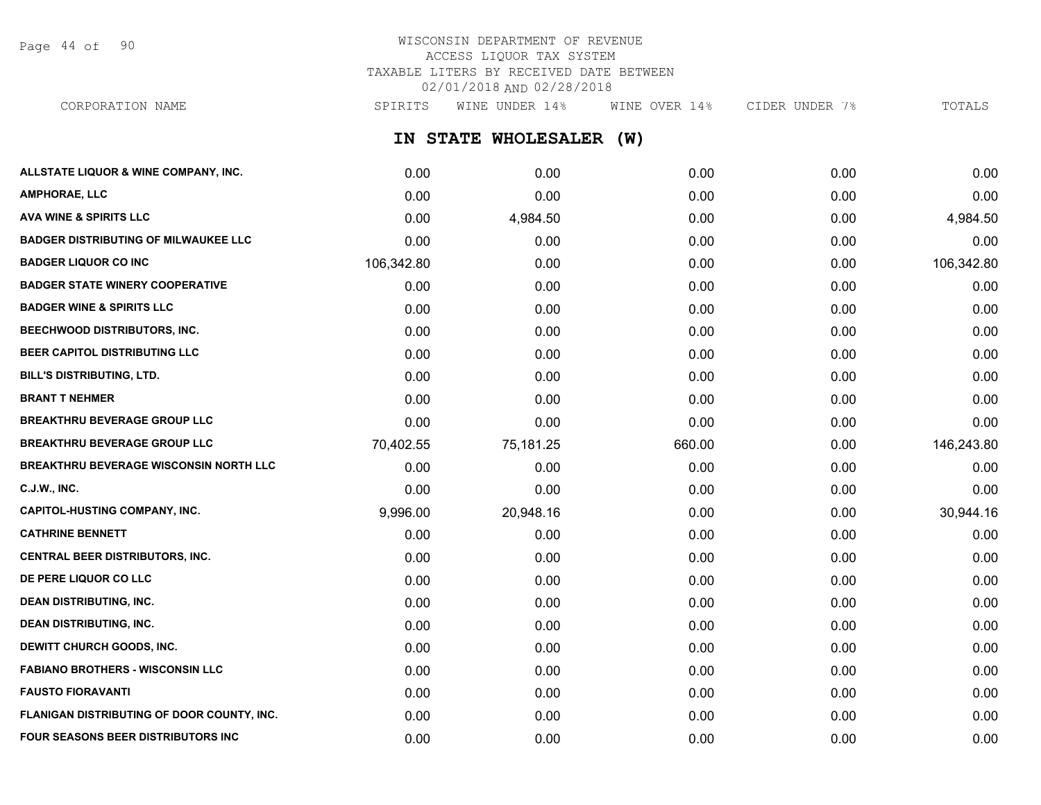# WISCONSIN DEPARTMENT OF REVENUE
## ACCESS LIQUOR TAX SYSTEM
## TAXABLE LITERS BY RECEIVED DATE BETWEEN 02/01/2018 AND 02/28/2018

## IN STATE WHOLESALER (W)

| CORPORATION NAME | SPIRITS | WINE UNDER 14% | WINE OVER 14% | CIDER UNDER 7% | TOTALS |
|---|---|---|---|---|---|
| ALLSTATE LIQUOR & WINE COMPANY, INC. | 0.00 | 0.00 | 0.00 | 0.00 | 0.00 |
| AMPHORAE, LLC | 0.00 | 0.00 | 0.00 | 0.00 | 0.00 |
| AVA WINE & SPIRITS LLC | 0.00 | 4,984.50 | 0.00 | 0.00 | 4,984.50 |
| BADGER DISTRIBUTING OF MILWAUKEE LLC | 0.00 | 0.00 | 0.00 | 0.00 | 0.00 |
| BADGER LIQUOR CO INC | 106,342.80 | 0.00 | 0.00 | 0.00 | 106,342.80 |
| BADGER STATE WINERY COOPERATIVE | 0.00 | 0.00 | 0.00 | 0.00 | 0.00 |
| BADGER WINE & SPIRITS LLC | 0.00 | 0.00 | 0.00 | 0.00 | 0.00 |
| BEECHWOOD DISTRIBUTORS, INC. | 0.00 | 0.00 | 0.00 | 0.00 | 0.00 |
| BEER CAPITOL DISTRIBUTING LLC | 0.00 | 0.00 | 0.00 | 0.00 | 0.00 |
| BILL'S DISTRIBUTING, LTD. | 0.00 | 0.00 | 0.00 | 0.00 | 0.00 |
| BRANT T NEHMER | 0.00 | 0.00 | 0.00 | 0.00 | 0.00 |
| BREAKTHRU BEVERAGE GROUP LLC | 0.00 | 0.00 | 0.00 | 0.00 | 0.00 |
| BREAKTHRU BEVERAGE GROUP LLC | 70,402.55 | 75,181.25 | 660.00 | 0.00 | 146,243.80 |
| BREAKTHRU BEVERAGE WISCONSIN NORTH LLC | 0.00 | 0.00 | 0.00 | 0.00 | 0.00 |
| C.J.W., INC. | 0.00 | 0.00 | 0.00 | 0.00 | 0.00 |
| CAPITOL-HUSTING COMPANY, INC. | 9,996.00 | 20,948.16 | 0.00 | 0.00 | 30,944.16 |
| CATHRINE BENNETT | 0.00 | 0.00 | 0.00 | 0.00 | 0.00 |
| CENTRAL BEER DISTRIBUTORS, INC. | 0.00 | 0.00 | 0.00 | 0.00 | 0.00 |
| DE PERE LIQUOR CO LLC | 0.00 | 0.00 | 0.00 | 0.00 | 0.00 |
| DEAN DISTRIBUTING, INC. | 0.00 | 0.00 | 0.00 | 0.00 | 0.00 |
| DEAN DISTRIBUTING, INC. | 0.00 | 0.00 | 0.00 | 0.00 | 0.00 |
| DEWITT CHURCH GOODS, INC. | 0.00 | 0.00 | 0.00 | 0.00 | 0.00 |
| FABIANO BROTHERS - WISCONSIN LLC | 0.00 | 0.00 | 0.00 | 0.00 | 0.00 |
| FAUSTO FIORAVANTI | 0.00 | 0.00 | 0.00 | 0.00 | 0.00 |
| FLANIGAN DISTRIBUTING OF DOOR COUNTY, INC. | 0.00 | 0.00 | 0.00 | 0.00 | 0.00 |
| FOUR SEASONS BEER DISTRIBUTORS INC | 0.00 | 0.00 | 0.00 | 0.00 | 0.00 |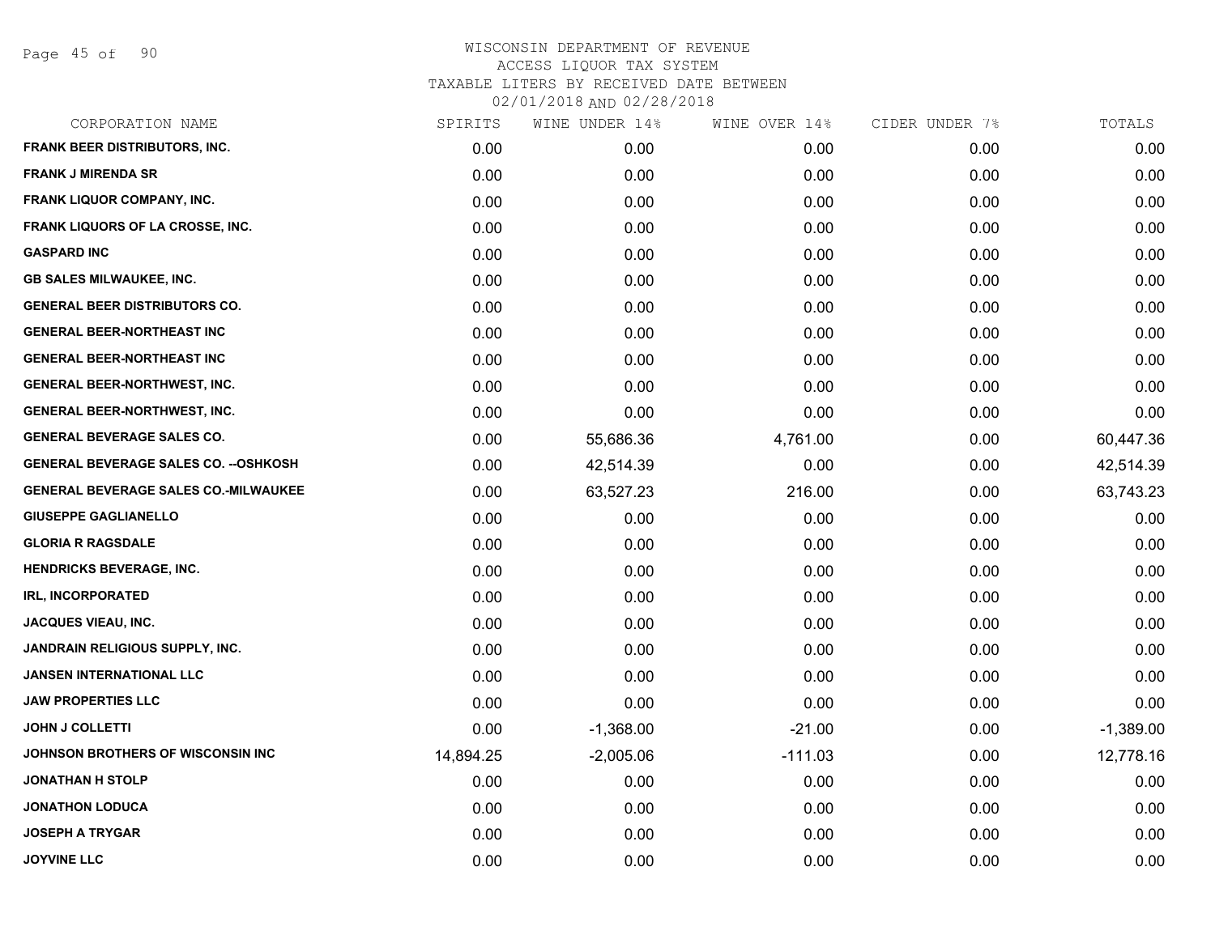# WISCONSIN DEPARTMENT OF REVENUE
ACCESS LIQUOR TAX SYSTEM
TAXABLE LITERS BY RECEIVED DATE BETWEEN
02/01/2018 AND 02/28/2018

| CORPORATION NAME | SPIRITS | WINE UNDER 14% | WINE OVER 14% | CIDER UNDER 7% | TOTALS |
|---|---|---|---|---|---|
| FRANK BEER DISTRIBUTORS, INC. | 0.00 | 0.00 | 0.00 | 0.00 | 0.00 |
| FRANK J MIRENDA SR | 0.00 | 0.00 | 0.00 | 0.00 | 0.00 |
| FRANK LIQUOR COMPANY, INC. | 0.00 | 0.00 | 0.00 | 0.00 | 0.00 |
| FRANK LIQUORS OF LA CROSSE, INC. | 0.00 | 0.00 | 0.00 | 0.00 | 0.00 |
| GASPARD INC | 0.00 | 0.00 | 0.00 | 0.00 | 0.00 |
| GB SALES MILWAUKEE, INC. | 0.00 | 0.00 | 0.00 | 0.00 | 0.00 |
| GENERAL BEER DISTRIBUTORS CO. | 0.00 | 0.00 | 0.00 | 0.00 | 0.00 |
| GENERAL BEER-NORTHEAST INC | 0.00 | 0.00 | 0.00 | 0.00 | 0.00 |
| GENERAL BEER-NORTHEAST INC | 0.00 | 0.00 | 0.00 | 0.00 | 0.00 |
| GENERAL BEER-NORTHWEST, INC. | 0.00 | 0.00 | 0.00 | 0.00 | 0.00 |
| GENERAL BEER-NORTHWEST, INC. | 0.00 | 0.00 | 0.00 | 0.00 | 0.00 |
| GENERAL BEVERAGE SALES CO. | 0.00 | 55,686.36 | 4,761.00 | 0.00 | 60,447.36 |
| GENERAL BEVERAGE SALES CO. --OSHKOSH | 0.00 | 42,514.39 | 0.00 | 0.00 | 42,514.39 |
| GENERAL BEVERAGE SALES CO.-MILWAUKEE | 0.00 | 63,527.23 | 216.00 | 0.00 | 63,743.23 |
| GIUSEPPE GAGLIANELLO | 0.00 | 0.00 | 0.00 | 0.00 | 0.00 |
| GLORIA R RAGSDALE | 0.00 | 0.00 | 0.00 | 0.00 | 0.00 |
| HENDRICKS BEVERAGE, INC. | 0.00 | 0.00 | 0.00 | 0.00 | 0.00 |
| IRL, INCORPORATED | 0.00 | 0.00 | 0.00 | 0.00 | 0.00 |
| JACQUES VIEAU, INC. | 0.00 | 0.00 | 0.00 | 0.00 | 0.00 |
| JANDRAIN RELIGIOUS SUPPLY, INC. | 0.00 | 0.00 | 0.00 | 0.00 | 0.00 |
| JANSEN INTERNATIONAL LLC | 0.00 | 0.00 | 0.00 | 0.00 | 0.00 |
| JAW PROPERTIES LLC | 0.00 | 0.00 | 0.00 | 0.00 | 0.00 |
| JOHN J COLLETTI | 0.00 | -1,368.00 | -21.00 | 0.00 | -1,389.00 |
| JOHNSON BROTHERS OF WISCONSIN INC | 14,894.25 | -2,005.06 | -111.03 | 0.00 | 12,778.16 |
| JONATHAN H STOLP | 0.00 | 0.00 | 0.00 | 0.00 | 0.00 |
| JONATHON LODUCA | 0.00 | 0.00 | 0.00 | 0.00 | 0.00 |
| JOSEPH A TRYGAR | 0.00 | 0.00 | 0.00 | 0.00 | 0.00 |
| JOYVINE LLC | 0.00 | 0.00 | 0.00 | 0.00 | 0.00 |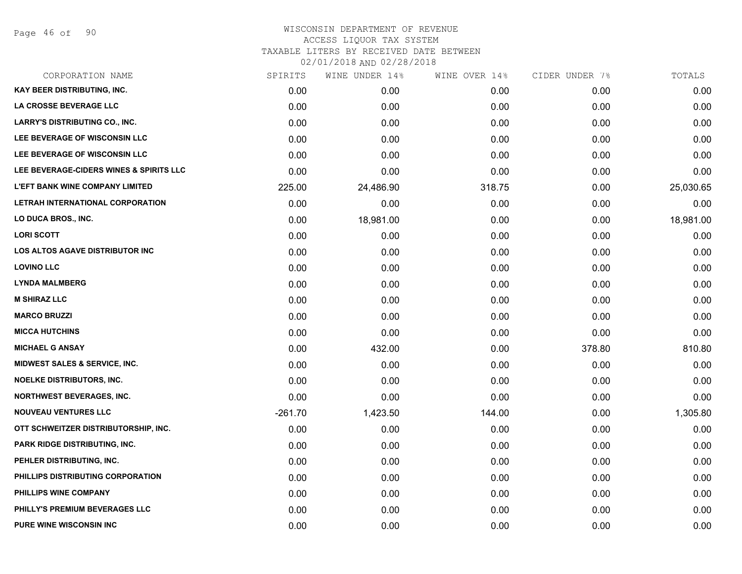# WISCONSIN DEPARTMENT OF REVENUE
ACCESS LIQUOR TAX SYSTEM
TAXABLE LITERS BY RECEIVED DATE BETWEEN
02/01/2018 AND 02/28/2018

| CORPORATION NAME | SPIRITS | WINE UNDER 14% | WINE OVER 14% | CIDER UNDER 7% | TOTALS |
|---|---|---|---|---|---|
| KAY BEER DISTRIBUTING, INC. | 0.00 | 0.00 | 0.00 | 0.00 | 0.00 |
| LA CROSSE BEVERAGE LLC | 0.00 | 0.00 | 0.00 | 0.00 | 0.00 |
| LARRY'S DISTRIBUTING CO., INC. | 0.00 | 0.00 | 0.00 | 0.00 | 0.00 |
| LEE BEVERAGE OF WISCONSIN LLC | 0.00 | 0.00 | 0.00 | 0.00 | 0.00 |
| LEE BEVERAGE OF WISCONSIN LLC | 0.00 | 0.00 | 0.00 | 0.00 | 0.00 |
| LEE BEVERAGE-CIDERS WINES & SPIRITS LLC | 0.00 | 0.00 | 0.00 | 0.00 | 0.00 |
| L'EFT BANK WINE COMPANY LIMITED | 225.00 | 24,486.90 | 318.75 | 0.00 | 25,030.65 |
| LETRAH INTERNATIONAL CORPORATION | 0.00 | 0.00 | 0.00 | 0.00 | 0.00 |
| LO DUCA BROS., INC. | 0.00 | 18,981.00 | 0.00 | 0.00 | 18,981.00 |
| LORI SCOTT | 0.00 | 0.00 | 0.00 | 0.00 | 0.00 |
| LOS ALTOS AGAVE DISTRIBUTOR INC | 0.00 | 0.00 | 0.00 | 0.00 | 0.00 |
| LOVINO LLC | 0.00 | 0.00 | 0.00 | 0.00 | 0.00 |
| LYNDA MALMBERG | 0.00 | 0.00 | 0.00 | 0.00 | 0.00 |
| M SHIRAZ LLC | 0.00 | 0.00 | 0.00 | 0.00 | 0.00 |
| MARCO BRUZZI | 0.00 | 0.00 | 0.00 | 0.00 | 0.00 |
| MICCA HUTCHINS | 0.00 | 0.00 | 0.00 | 0.00 | 0.00 |
| MICHAEL G ANSAY | 0.00 | 432.00 | 0.00 | 378.80 | 810.80 |
| MIDWEST SALES & SERVICE, INC. | 0.00 | 0.00 | 0.00 | 0.00 | 0.00 |
| NOELKE DISTRIBUTORS, INC. | 0.00 | 0.00 | 0.00 | 0.00 | 0.00 |
| NORTHWEST BEVERAGES, INC. | 0.00 | 0.00 | 0.00 | 0.00 | 0.00 |
| NOUVEAU VENTURES LLC | -261.70 | 1,423.50 | 144.00 | 0.00 | 1,305.80 |
| OTT SCHWEITZER DISTRIBUTORSHIP, INC. | 0.00 | 0.00 | 0.00 | 0.00 | 0.00 |
| PARK RIDGE DISTRIBUTING, INC. | 0.00 | 0.00 | 0.00 | 0.00 | 0.00 |
| PEHLER DISTRIBUTING, INC. | 0.00 | 0.00 | 0.00 | 0.00 | 0.00 |
| PHILLIPS DISTRIBUTING CORPORATION | 0.00 | 0.00 | 0.00 | 0.00 | 0.00 |
| PHILLIPS WINE COMPANY | 0.00 | 0.00 | 0.00 | 0.00 | 0.00 |
| PHILLY'S PREMIUM BEVERAGES LLC | 0.00 | 0.00 | 0.00 | 0.00 | 0.00 |
| PURE WINE WISCONSIN INC | 0.00 | 0.00 | 0.00 | 0.00 | 0.00 |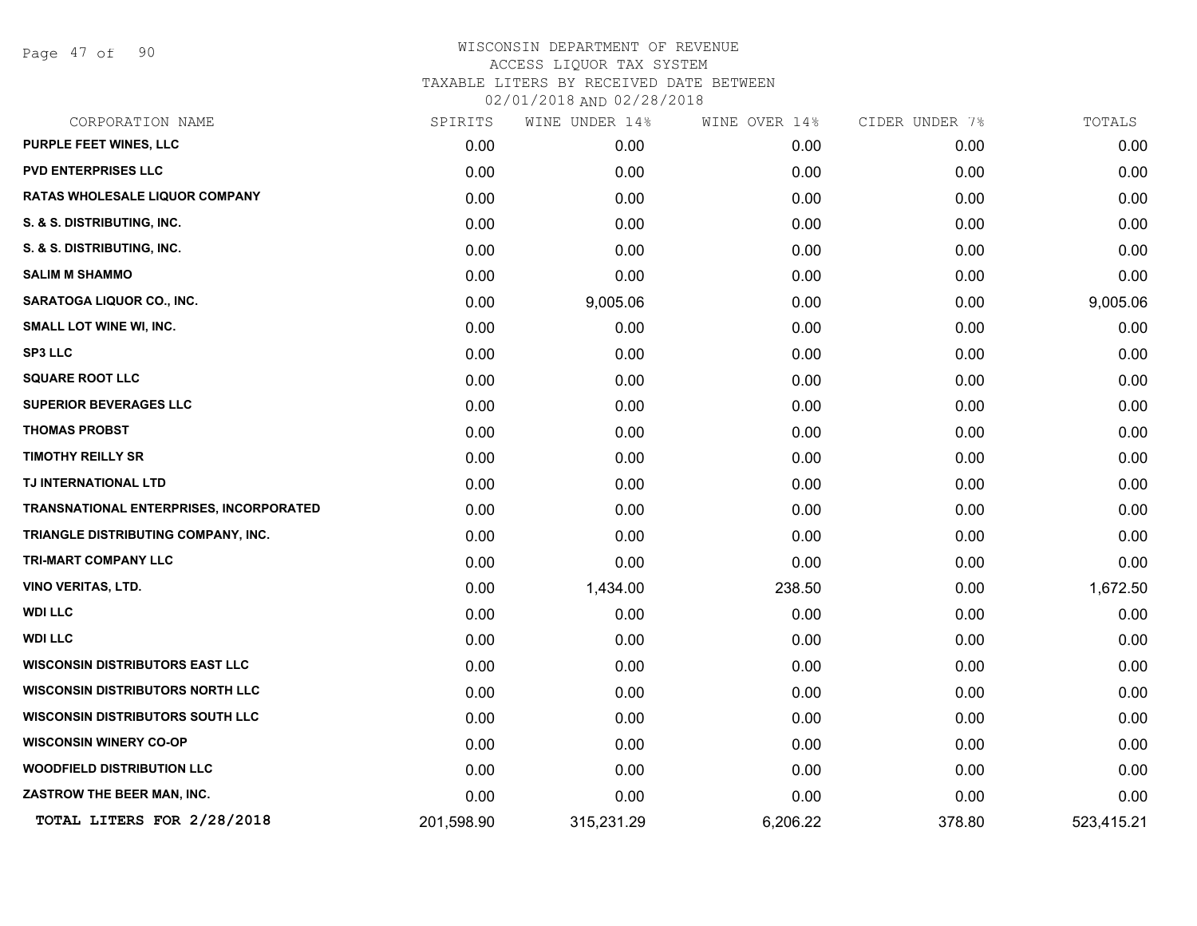# WISCONSIN DEPARTMENT OF REVENUE
## ACCESS LIQUOR TAX SYSTEM
## TAXABLE LITERS BY RECEIVED DATE BETWEEN
## 02/01/2018 AND 02/28/2018

| CORPORATION NAME | SPIRITS | WINE UNDER 14% | WINE OVER 14% | CIDER UNDER 7% | TOTALS |
|---|---|---|---|---|---|
| PURPLE FEET WINES, LLC | 0.00 | 0.00 | 0.00 | 0.00 | 0.00 |
| PVD ENTERPRISES LLC | 0.00 | 0.00 | 0.00 | 0.00 | 0.00 |
| RATAS WHOLESALE LIQUOR COMPANY | 0.00 | 0.00 | 0.00 | 0.00 | 0.00 |
| S. & S. DISTRIBUTING, INC. | 0.00 | 0.00 | 0.00 | 0.00 | 0.00 |
| S. & S. DISTRIBUTING, INC. | 0.00 | 0.00 | 0.00 | 0.00 | 0.00 |
| SALIM M SHAMMO | 0.00 | 0.00 | 0.00 | 0.00 | 0.00 |
| SARATOGA LIQUOR CO., INC. | 0.00 | 9,005.06 | 0.00 | 0.00 | 9,005.06 |
| SMALL LOT WINE WI, INC. | 0.00 | 0.00 | 0.00 | 0.00 | 0.00 |
| SP3 LLC | 0.00 | 0.00 | 0.00 | 0.00 | 0.00 |
| SQUARE ROOT LLC | 0.00 | 0.00 | 0.00 | 0.00 | 0.00 |
| SUPERIOR BEVERAGES LLC | 0.00 | 0.00 | 0.00 | 0.00 | 0.00 |
| THOMAS PROBST | 0.00 | 0.00 | 0.00 | 0.00 | 0.00 |
| TIMOTHY REILLY SR | 0.00 | 0.00 | 0.00 | 0.00 | 0.00 |
| TJ INTERNATIONAL LTD | 0.00 | 0.00 | 0.00 | 0.00 | 0.00 |
| TRANSNATIONAL ENTERPRISES, INCORPORATED | 0.00 | 0.00 | 0.00 | 0.00 | 0.00 |
| TRIANGLE DISTRIBUTING COMPANY, INC. | 0.00 | 0.00 | 0.00 | 0.00 | 0.00 |
| TRI-MART COMPANY LLC | 0.00 | 0.00 | 0.00 | 0.00 | 0.00 |
| VINO VERITAS, LTD. | 0.00 | 1,434.00 | 238.50 | 0.00 | 1,672.50 |
| WDI LLC | 0.00 | 0.00 | 0.00 | 0.00 | 0.00 |
| WDI LLC | 0.00 | 0.00 | 0.00 | 0.00 | 0.00 |
| WISCONSIN DISTRIBUTORS EAST LLC | 0.00 | 0.00 | 0.00 | 0.00 | 0.00 |
| WISCONSIN DISTRIBUTORS NORTH LLC | 0.00 | 0.00 | 0.00 | 0.00 | 0.00 |
| WISCONSIN DISTRIBUTORS SOUTH LLC | 0.00 | 0.00 | 0.00 | 0.00 | 0.00 |
| WISCONSIN WINERY CO-OP | 0.00 | 0.00 | 0.00 | 0.00 | 0.00 |
| WOODFIELD DISTRIBUTION LLC | 0.00 | 0.00 | 0.00 | 0.00 | 0.00 |
| ZASTROW THE BEER MAN, INC. | 0.00 | 0.00 | 0.00 | 0.00 | 0.00 |
| **TOTAL LITERS FOR 2/28/2018** | 201,598.90 | 315,231.29 | 6,206.22 | 378.80 | 523,415.21 |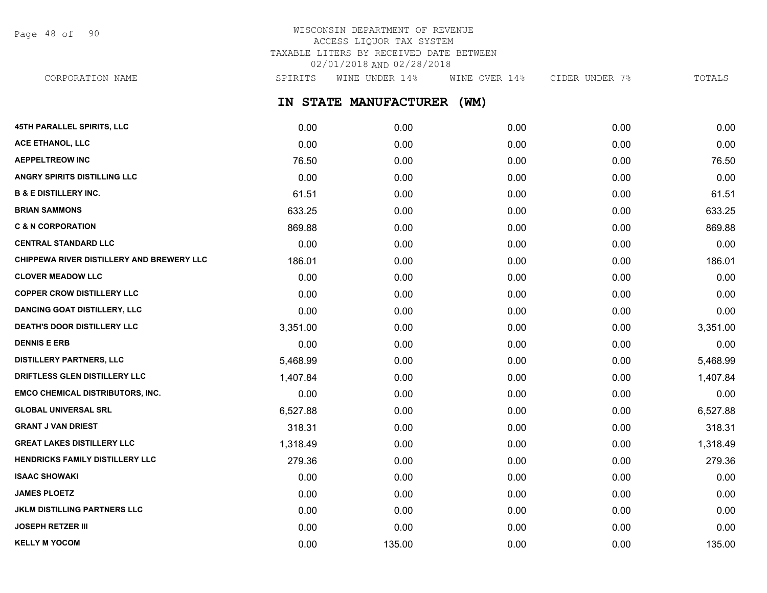# WISCONSIN DEPARTMENT OF REVENUE
## ACCESS LIQUOR TAX SYSTEM
## TAXABLE LITERS BY RECEIVED DATE BETWEEN 02/01/2018 AND 02/28/2018

## IN STATE MANUFACTURER (WM)

| CORPORATION NAME | SPIRITS | WINE UNDER 14% | WINE OVER 14% | CIDER UNDER 7% | TOTALS |
|---|---|---|---|---|---|
| 45TH PARALLEL SPIRITS, LLC | 0.00 | 0.00 | 0.00 | 0.00 | 0.00 |
| ACE ETHANOL, LLC | 0.00 | 0.00 | 0.00 | 0.00 | 0.00 |
| AEPPELTREOW INC | 76.50 | 0.00 | 0.00 | 0.00 | 76.50 |
| ANGRY SPIRITS DISTILLING LLC | 0.00 | 0.00 | 0.00 | 0.00 | 0.00 |
| B & E DISTILLERY INC. | 61.51 | 0.00 | 0.00 | 0.00 | 61.51 |
| BRIAN SAMMONS | 633.25 | 0.00 | 0.00 | 0.00 | 633.25 |
| C & N CORPORATION | 869.88 | 0.00 | 0.00 | 0.00 | 869.88 |
| CENTRAL STANDARD LLC | 0.00 | 0.00 | 0.00 | 0.00 | 0.00 |
| CHIPPEWA RIVER DISTILLERY AND BREWERY LLC | 186.01 | 0.00 | 0.00 | 0.00 | 186.01 |
| CLOVER MEADOW LLC | 0.00 | 0.00 | 0.00 | 0.00 | 0.00 |
| COPPER CROW DISTILLERY LLC | 0.00 | 0.00 | 0.00 | 0.00 | 0.00 |
| DANCING GOAT DISTILLERY, LLC | 0.00 | 0.00 | 0.00 | 0.00 | 0.00 |
| DEATH'S DOOR DISTILLERY LLC | 3,351.00 | 0.00 | 0.00 | 0.00 | 3,351.00 |
| DENNIS E ERB | 0.00 | 0.00 | 0.00 | 0.00 | 0.00 |
| DISTILLERY PARTNERS, LLC | 5,468.99 | 0.00 | 0.00 | 0.00 | 5,468.99 |
| DRIFTLESS GLEN DISTILLERY LLC | 1,407.84 | 0.00 | 0.00 | 0.00 | 1,407.84 |
| EMCO CHEMICAL DISTRIBUTORS, INC. | 0.00 | 0.00 | 0.00 | 0.00 | 0.00 |
| GLOBAL UNIVERSAL SRL | 6,527.88 | 0.00 | 0.00 | 0.00 | 6,527.88 |
| GRANT J VAN DRIEST | 318.31 | 0.00 | 0.00 | 0.00 | 318.31 |
| GREAT LAKES DISTILLERY LLC | 1,318.49 | 0.00 | 0.00 | 0.00 | 1,318.49 |
| HENDRICKS FAMILY DISTILLERY LLC | 279.36 | 0.00 | 0.00 | 0.00 | 279.36 |
| ISAAC SHOWAKI | 0.00 | 0.00 | 0.00 | 0.00 | 0.00 |
| JAMES PLOETZ | 0.00 | 0.00 | 0.00 | 0.00 | 0.00 |
| JKLM DISTILLING PARTNERS LLC | 0.00 | 0.00 | 0.00 | 0.00 | 0.00 |
| JOSEPH RETZER III | 0.00 | 0.00 | 0.00 | 0.00 | 0.00 |
| KELLY M YOCOM | 0.00 | 135.00 | 0.00 | 0.00 | 135.00 |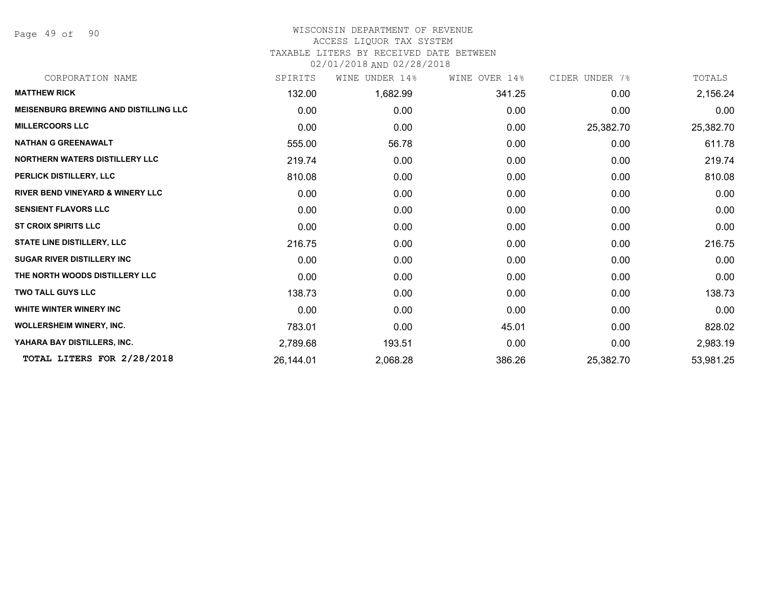# WISCONSIN DEPARTMENT OF REVENUE
## ACCESS LIQUOR TAX SYSTEM
## TAXABLE LITERS BY RECEIVED DATE BETWEEN 02/01/2018 AND 02/28/2018

| CORPORATION NAME | SPIRITS | WINE UNDER 14% | WINE OVER 14% | CIDER UNDER 7% | TOTALS |
|---|---|---|---|---|---|
| **MATTHEW RICK** | 132.00 | 1,682.99 | 341.25 | 0.00 | 2,156.24 |
| **MEISENBURG BREWING AND DISTILLING LLC** | 0.00 | 0.00 | 0.00 | 0.00 | 0.00 |
| **MILLERCOORS LLC** | 0.00 | 0.00 | 0.00 | 25,382.70 | 25,382.70 |
| **NATHAN G GREENAWALT** | 555.00 | 56.78 | 0.00 | 0.00 | 611.78 |
| **NORTHERN WATERS DISTILLERY LLC** | 219.74 | 0.00 | 0.00 | 0.00 | 219.74 |
| **PERLICK DISTILLERY, LLC** | 810.08 | 0.00 | 0.00 | 0.00 | 810.08 |
| **RIVER BEND VINEYARD & WINERY LLC** | 0.00 | 0.00 | 0.00 | 0.00 | 0.00 |
| **SENSIENT FLAVORS LLC** | 0.00 | 0.00 | 0.00 | 0.00 | 0.00 |
| **ST CROIX SPIRITS LLC** | 0.00 | 0.00 | 0.00 | 0.00 | 0.00 |
| **STATE LINE DISTILLERY, LLC** | 216.75 | 0.00 | 0.00 | 0.00 | 216.75 |
| **SUGAR RIVER DISTILLERY INC** | 0.00 | 0.00 | 0.00 | 0.00 | 0.00 |
| **THE NORTH WOODS DISTILLERY LLC** | 0.00 | 0.00 | 0.00 | 0.00 | 0.00 |
| **TWO TALL GUYS LLC** | 138.73 | 0.00 | 0.00 | 0.00 | 138.73 |
| **WHITE WINTER WINERY INC** | 0.00 | 0.00 | 0.00 | 0.00 | 0.00 |
| **WOLLERSHEIM WINERY, INC.** | 783.01 | 0.00 | 45.01 | 0.00 | 828.02 |
| **YAHARA BAY DISTILLERS, INC.** | 2,789.68 | 193.51 | 0.00 | 0.00 | 2,983.19 |
| **TOTAL LITERS FOR 2/28/2018** | 26,144.01 | 2,068.28 | 386.26 | 25,382.70 | 53,981.25 |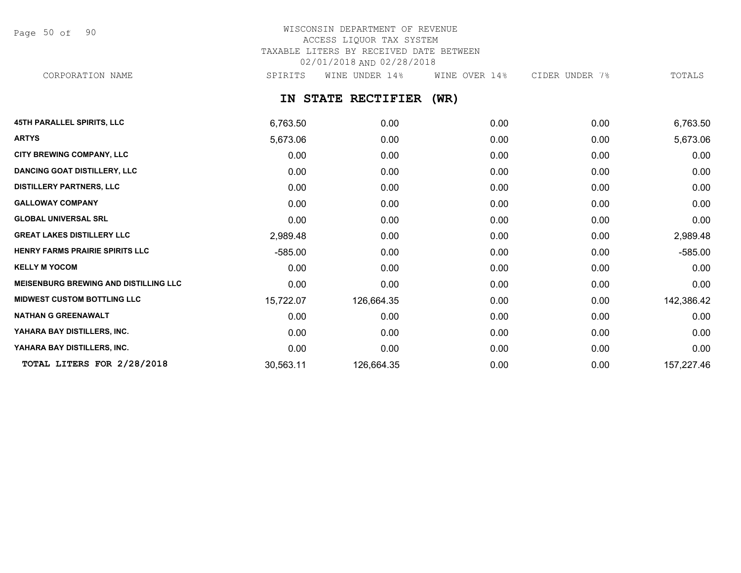# WISCONSIN DEPARTMENT OF REVENUE
ACCESS LIQUOR TAX SYSTEM
TAXABLE LITERS BY RECEIVED DATE BETWEEN
02/01/2018 AND 02/28/2018

## IN STATE RECTIFIER (WR)

| CORPORATION NAME | SPIRITS | WINE UNDER 14% | WINE OVER 14% | CIDER UNDER 7% | TOTALS |
|---|---|---|---|---|---|
| **45TH PARALLEL SPIRITS, LLC** | 6,763.50 | 0.00 | 0.00 | 0.00 | 6,763.50 |
| **ARTYS** | 5,673.06 | 0.00 | 0.00 | 0.00 | 5,673.06 |
| **CITY BREWING COMPANY, LLC** | 0.00 | 0.00 | 0.00 | 0.00 | 0.00 |
| **DANCING GOAT DISTILLERY, LLC** | 0.00 | 0.00 | 0.00 | 0.00 | 0.00 |
| **DISTILLERY PARTNERS, LLC** | 0.00 | 0.00 | 0.00 | 0.00 | 0.00 |
| **GALLOWAY COMPANY** | 0.00 | 0.00 | 0.00 | 0.00 | 0.00 |
| **GLOBAL UNIVERSAL SRL** | 0.00 | 0.00 | 0.00 | 0.00 | 0.00 |
| **GREAT LAKES DISTILLERY LLC** | 2,989.48 | 0.00 | 0.00 | 0.00 | 2,989.48 |
| **HENRY FARMS PRAIRIE SPIRITS LLC** | -585.00 | 0.00 | 0.00 | 0.00 | -585.00 |
| **KELLY M YOCOM** | 0.00 | 0.00 | 0.00 | 0.00 | 0.00 |
| **MEISENBURG BREWING AND DISTILLING LLC** | 0.00 | 0.00 | 0.00 | 0.00 | 0.00 |
| **MIDWEST CUSTOM BOTTLING LLC** | 15,722.07 | 126,664.35 | 0.00 | 0.00 | 142,386.42 |
| **NATHAN G GREENAWALT** | 0.00 | 0.00 | 0.00 | 0.00 | 0.00 |
| **YAHARA BAY DISTILLERS, INC.** | 0.00 | 0.00 | 0.00 | 0.00 | 0.00 |
| **YAHARA BAY DISTILLERS, INC.** | 0.00 | 0.00 | 0.00 | 0.00 | 0.00 |
| **TOTAL LITERS FOR 2/28/2018** | 30,563.11 | 126,664.35 | 0.00 | 0.00 | 157,227.46 |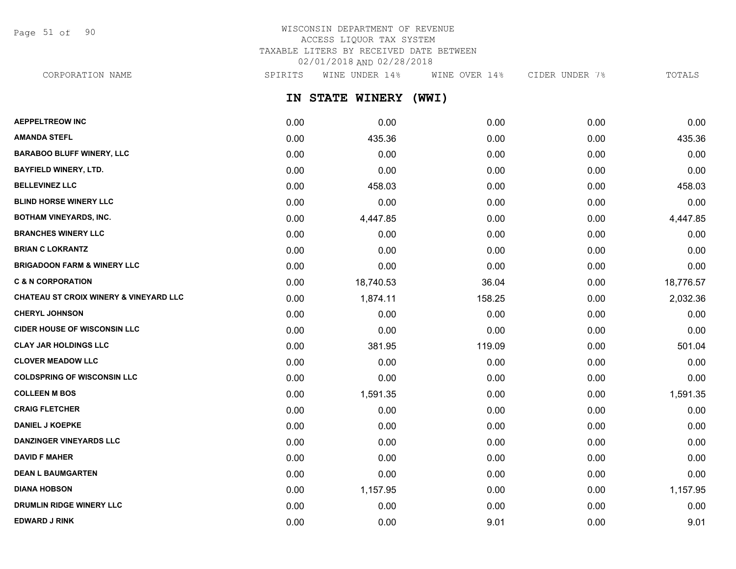# WISCONSIN DEPARTMENT OF REVENUE
ACCESS LIQUOR TAX SYSTEM
TAXABLE LITERS BY RECEIVED DATE BETWEEN
02/01/2018 AND 02/28/2018

## IN STATE WINERY (WWI)

| CORPORATION NAME | SPIRITS | WINE UNDER 14% | WINE OVER 14% | CIDER UNDER 7% | TOTALS |
|---|---|---|---|---|---|
| **AEPPELTREOW INC** | 0.00 | 0.00 | 0.00 | 0.00 | 0.00 |
| **AMANDA STEFL** | 0.00 | 435.36 | 0.00 | 0.00 | 435.36 |
| **BARABOO BLUFF WINERY, LLC** | 0.00 | 0.00 | 0.00 | 0.00 | 0.00 |
| **BAYFIELD WINERY, LTD.** | 0.00 | 0.00 | 0.00 | 0.00 | 0.00 |
| **BELLEVINEZ LLC** | 0.00 | 458.03 | 0.00 | 0.00 | 458.03 |
| **BLIND HORSE WINERY LLC** | 0.00 | 0.00 | 0.00 | 0.00 | 0.00 |
| **BOTHAM VINEYARDS, INC.** | 0.00 | 4,447.85 | 0.00 | 0.00 | 4,447.85 |
| **BRANCHES WINERY LLC** | 0.00 | 0.00 | 0.00 | 0.00 | 0.00 |
| **BRIAN C LOKRANTZ** | 0.00 | 0.00 | 0.00 | 0.00 | 0.00 |
| **BRIGADOON FARM & WINERY LLC** | 0.00 | 0.00 | 0.00 | 0.00 | 0.00 |
| **C & N CORPORATION** | 0.00 | 18,740.53 | 36.04 | 0.00 | 18,776.57 |
| **CHATEAU ST CROIX WINERY & VINEYARD LLC** | 0.00 | 1,874.11 | 158.25 | 0.00 | 2,032.36 |
| **CHERYL JOHNSON** | 0.00 | 0.00 | 0.00 | 0.00 | 0.00 |
| **CIDER HOUSE OF WISCONSIN LLC** | 0.00 | 0.00 | 0.00 | 0.00 | 0.00 |
| **CLAY JAR HOLDINGS LLC** | 0.00 | 381.95 | 119.09 | 0.00 | 501.04 |
| **CLOVER MEADOW LLC** | 0.00 | 0.00 | 0.00 | 0.00 | 0.00 |
| **COLDSPRING OF WISCONSIN LLC** | 0.00 | 0.00 | 0.00 | 0.00 | 0.00 |
| **COLLEEN M BOS** | 0.00 | 1,591.35 | 0.00 | 0.00 | 1,591.35 |
| **CRAIG FLETCHER** | 0.00 | 0.00 | 0.00 | 0.00 | 0.00 |
| **DANIEL J KOEPKE** | 0.00 | 0.00 | 0.00 | 0.00 | 0.00 |
| **DANZINGER VINEYARDS LLC** | 0.00 | 0.00 | 0.00 | 0.00 | 0.00 |
| **DAVID F MAHER** | 0.00 | 0.00 | 0.00 | 0.00 | 0.00 |
| **DEAN L BAUMGARTEN** | 0.00 | 0.00 | 0.00 | 0.00 | 0.00 |
| **DIANA HOBSON** | 0.00 | 1,157.95 | 0.00 | 0.00 | 1,157.95 |
| **DRUMLIN RIDGE WINERY LLC** | 0.00 | 0.00 | 0.00 | 0.00 | 0.00 |
| **EDWARD J RINK** | 0.00 | 0.00 | 9.01 | 0.00 | 9.01 |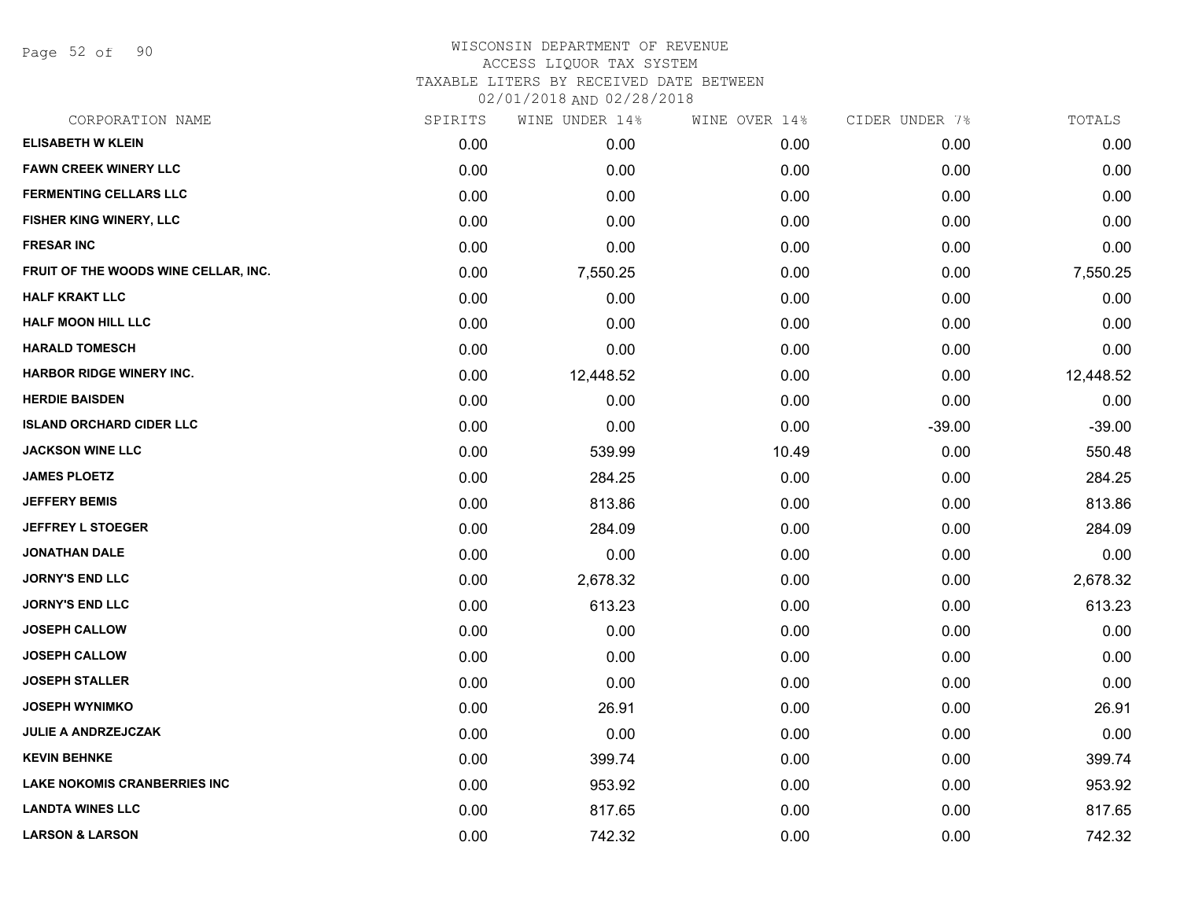# WISCONSIN DEPARTMENT OF REVENUE
## ACCESS LIQUOR TAX SYSTEM
### TAXABLE LITERS BY RECEIVED DATE BETWEEN 02/01/2018 AND 02/28/2018

| CORPORATION NAME | SPIRITS | WINE UNDER 14% | WINE OVER 14% | CIDER UNDER 7% | TOTALS |
|---|---|---|---|---|---|
| ELISABETH W KLEIN | 0.00 | 0.00 | 0.00 | 0.00 | 0.00 |
| FAWN CREEK WINERY LLC | 0.00 | 0.00 | 0.00 | 0.00 | 0.00 |
| FERMENTING CELLARS LLC | 0.00 | 0.00 | 0.00 | 0.00 | 0.00 |
| FISHER KING WINERY, LLC | 0.00 | 0.00 | 0.00 | 0.00 | 0.00 |
| FRESAR INC | 0.00 | 0.00 | 0.00 | 0.00 | 0.00 |
| FRUIT OF THE WOODS WINE CELLAR, INC. | 0.00 | 7,550.25 | 0.00 | 0.00 | 7,550.25 |
| HALF KRAKT LLC | 0.00 | 0.00 | 0.00 | 0.00 | 0.00 |
| HALF MOON HILL LLC | 0.00 | 0.00 | 0.00 | 0.00 | 0.00 |
| HARALD TOMESCH | 0.00 | 0.00 | 0.00 | 0.00 | 0.00 |
| HARBOR RIDGE WINERY INC. | 0.00 | 12,448.52 | 0.00 | 0.00 | 12,448.52 |
| HERDIE BAISDEN | 0.00 | 0.00 | 0.00 | 0.00 | 0.00 |
| ISLAND ORCHARD CIDER LLC | 0.00 | 0.00 | 0.00 | -39.00 | -39.00 |
| JACKSON WINE LLC | 0.00 | 539.99 | 10.49 | 0.00 | 550.48 |
| JAMES PLOETZ | 0.00 | 284.25 | 0.00 | 0.00 | 284.25 |
| JEFFERY BEMIS | 0.00 | 813.86 | 0.00 | 0.00 | 813.86 |
| JEFFREY L STOEGER | 0.00 | 284.09 | 0.00 | 0.00 | 284.09 |
| JONATHAN DALE | 0.00 | 0.00 | 0.00 | 0.00 | 0.00 |
| JORNY'S END LLC | 0.00 | 2,678.32 | 0.00 | 0.00 | 2,678.32 |
| JORNY'S END LLC | 0.00 | 613.23 | 0.00 | 0.00 | 613.23 |
| JOSEPH CALLOW | 0.00 | 0.00 | 0.00 | 0.00 | 0.00 |
| JOSEPH CALLOW | 0.00 | 0.00 | 0.00 | 0.00 | 0.00 |
| JOSEPH STALLER | 0.00 | 0.00 | 0.00 | 0.00 | 0.00 |
| JOSEPH WYNIMKO | 0.00 | 26.91 | 0.00 | 0.00 | 26.91 |
| JULIE A ANDRZEJCZAK | 0.00 | 0.00 | 0.00 | 0.00 | 0.00 |
| KEVIN BEHNKE | 0.00 | 399.74 | 0.00 | 0.00 | 399.74 |
| LAKE NOKOMIS CRANBERRIES INC | 0.00 | 953.92 | 0.00 | 0.00 | 953.92 |
| LANDTA WINES LLC | 0.00 | 817.65 | 0.00 | 0.00 | 817.65 |
| LARSON & LARSON | 0.00 | 742.32 | 0.00 | 0.00 | 742.32 |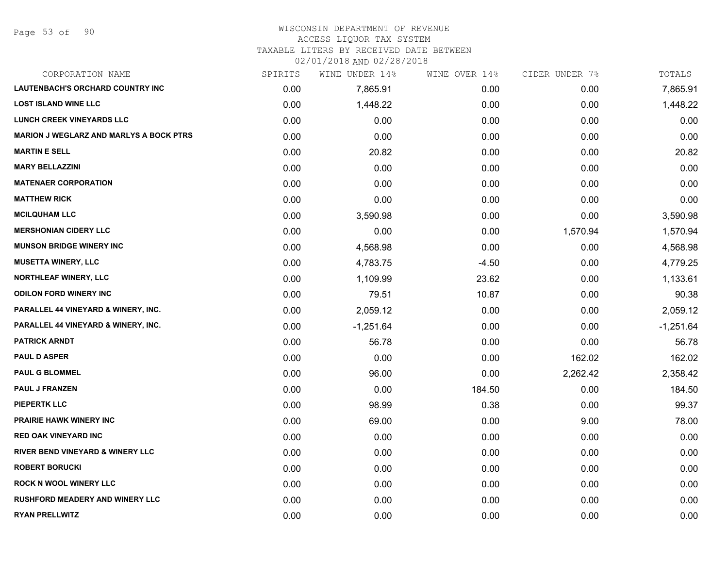# WISCONSIN DEPARTMENT OF REVENUE
ACCESS LIQUOR TAX SYSTEM
TAXABLE LITERS BY RECEIVED DATE BETWEEN
02/01/2018 AND 02/28/2018

| CORPORATION NAME | SPIRITS | WINE UNDER 14% | WINE OVER 14% | CIDER UNDER 7% | TOTALS |
|---|---|---|---|---|---|
| LAUTENBACH'S ORCHARD COUNTRY INC | 0.00 | 7,865.91 | 0.00 | 0.00 | 7,865.91 |
| LOST ISLAND WINE LLC | 0.00 | 1,448.22 | 0.00 | 0.00 | 1,448.22 |
| LUNCH CREEK VINEYARDS LLC | 0.00 | 0.00 | 0.00 | 0.00 | 0.00 |
| MARION J WEGLARZ AND MARLYS A BOCK PTRS | 0.00 | 0.00 | 0.00 | 0.00 | 0.00 |
| MARTIN E SELL | 0.00 | 20.82 | 0.00 | 0.00 | 20.82 |
| MARY BELLAZZINI | 0.00 | 0.00 | 0.00 | 0.00 | 0.00 |
| MATENAER CORPORATION | 0.00 | 0.00 | 0.00 | 0.00 | 0.00 |
| MATTHEW RICK | 0.00 | 0.00 | 0.00 | 0.00 | 0.00 |
| MCILQUHAM LLC | 0.00 | 3,590.98 | 0.00 | 0.00 | 3,590.98 |
| MERSHONIAN CIDERY LLC | 0.00 | 0.00 | 0.00 | 1,570.94 | 1,570.94 |
| MUNSON BRIDGE WINERY INC | 0.00 | 4,568.98 | 0.00 | 0.00 | 4,568.98 |
| MUSETTA WINERY, LLC | 0.00 | 4,783.75 | -4.50 | 0.00 | 4,779.25 |
| NORTHLEAF WINERY, LLC | 0.00 | 1,109.99 | 23.62 | 0.00 | 1,133.61 |
| ODILON FORD WINERY INC | 0.00 | 79.51 | 10.87 | 0.00 | 90.38 |
| PARALLEL 44 VINEYARD & WINERY, INC. | 0.00 | 2,059.12 | 0.00 | 0.00 | 2,059.12 |
| PARALLEL 44 VINEYARD & WINERY, INC. | 0.00 | -1,251.64 | 0.00 | 0.00 | -1,251.64 |
| PATRICK ARNDT | 0.00 | 56.78 | 0.00 | 0.00 | 56.78 |
| PAUL D ASPER | 0.00 | 0.00 | 0.00 | 162.02 | 162.02 |
| PAUL G BLOMMEL | 0.00 | 96.00 | 0.00 | 2,262.42 | 2,358.42 |
| PAUL J FRANZEN | 0.00 | 0.00 | 184.50 | 0.00 | 184.50 |
| PIEPERTK LLC | 0.00 | 98.99 | 0.38 | 0.00 | 99.37 |
| PRAIRIE HAWK WINERY INC | 0.00 | 69.00 | 0.00 | 9.00 | 78.00 |
| RED OAK VINEYARD INC | 0.00 | 0.00 | 0.00 | 0.00 | 0.00 |
| RIVER BEND VINEYARD & WINERY LLC | 0.00 | 0.00 | 0.00 | 0.00 | 0.00 |
| ROBERT BORUCKI | 0.00 | 0.00 | 0.00 | 0.00 | 0.00 |
| ROCK N WOOL WINERY LLC | 0.00 | 0.00 | 0.00 | 0.00 | 0.00 |
| RUSHFORD MEADERY AND WINERY LLC | 0.00 | 0.00 | 0.00 | 0.00 | 0.00 |
| RYAN PRELLWITZ | 0.00 | 0.00 | 0.00 | 0.00 | 0.00 |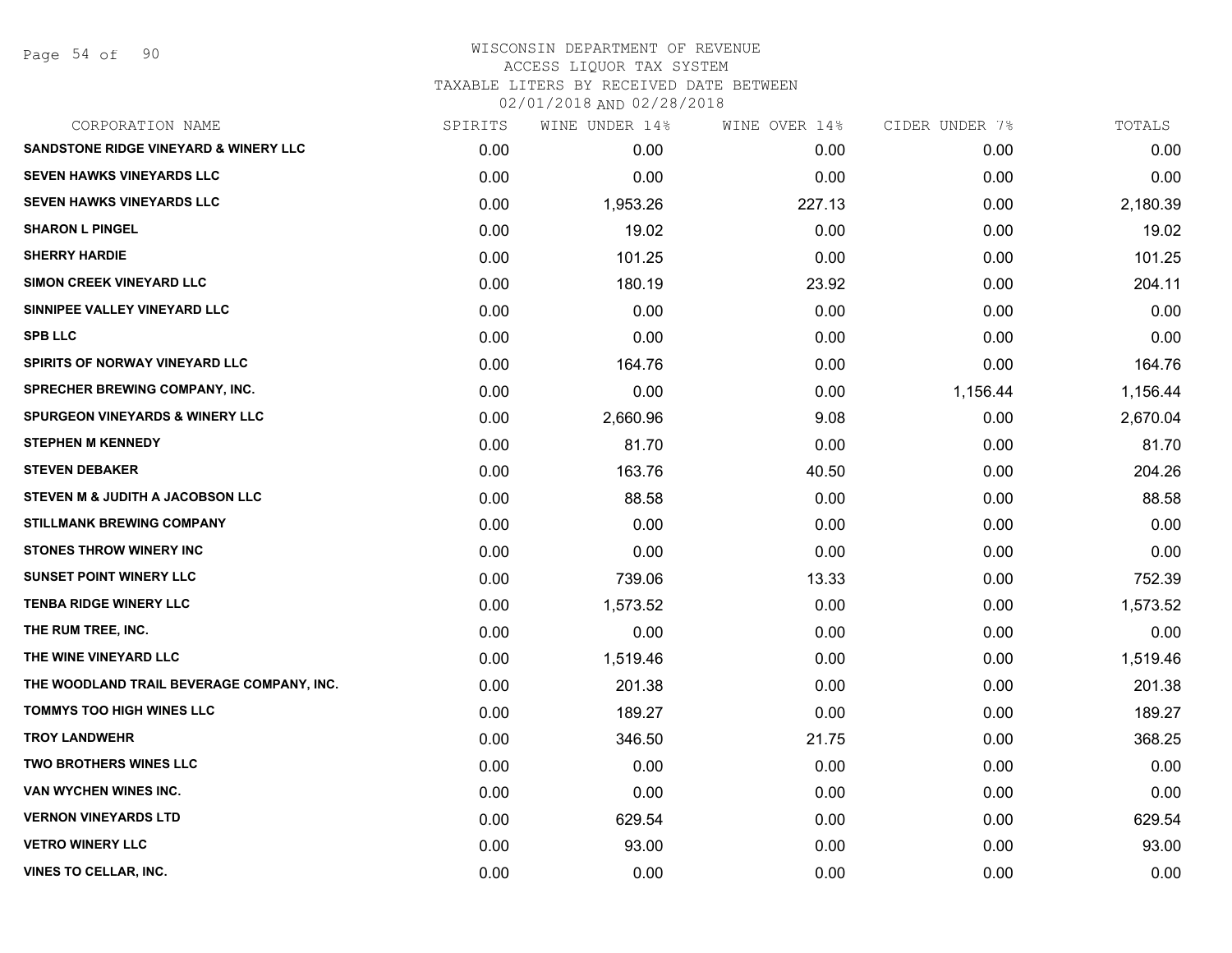# WISCONSIN DEPARTMENT OF REVENUE
ACCESS LIQUOR TAX SYSTEM
TAXABLE LITERS BY RECEIVED DATE BETWEEN
02/01/2018 AND 02/28/2018

| CORPORATION NAME | SPIRITS | WINE UNDER 14% | WINE OVER 14% | CIDER UNDER 7% | TOTALS |
|---|---|---|---|---|---|
| SANDSTONE RIDGE VINEYARD & WINERY LLC | 0.00 | 0.00 | 0.00 | 0.00 | 0.00 |
| SEVEN HAWKS VINEYARDS LLC | 0.00 | 0.00 | 0.00 | 0.00 | 0.00 |
| SEVEN HAWKS VINEYARDS LLC | 0.00 | 1,953.26 | 227.13 | 0.00 | 2,180.39 |
| SHARON L PINGEL | 0.00 | 19.02 | 0.00 | 0.00 | 19.02 |
| SHERRY HARDIE | 0.00 | 101.25 | 0.00 | 0.00 | 101.25 |
| SIMON CREEK VINEYARD LLC | 0.00 | 180.19 | 23.92 | 0.00 | 204.11 |
| SINNIPEE VALLEY VINEYARD LLC | 0.00 | 0.00 | 0.00 | 0.00 | 0.00 |
| SPB LLC | 0.00 | 0.00 | 0.00 | 0.00 | 0.00 |
| SPIRITS OF NORWAY VINEYARD LLC | 0.00 | 164.76 | 0.00 | 0.00 | 164.76 |
| SPRECHER BREWING COMPANY, INC. | 0.00 | 0.00 | 0.00 | 1,156.44 | 1,156.44 |
| SPURGEON VINEYARDS & WINERY LLC | 0.00 | 2,660.96 | 9.08 | 0.00 | 2,670.04 |
| STEPHEN M KENNEDY | 0.00 | 81.70 | 0.00 | 0.00 | 81.70 |
| STEVEN DEBAKER | 0.00 | 163.76 | 40.50 | 0.00 | 204.26 |
| STEVEN M & JUDITH A JACOBSON LLC | 0.00 | 88.58 | 0.00 | 0.00 | 88.58 |
| STILLMANK BREWING COMPANY | 0.00 | 0.00 | 0.00 | 0.00 | 0.00 |
| STONES THROW WINERY INC | 0.00 | 0.00 | 0.00 | 0.00 | 0.00 |
| SUNSET POINT WINERY LLC | 0.00 | 739.06 | 13.33 | 0.00 | 752.39 |
| TENBA RIDGE WINERY LLC | 0.00 | 1,573.52 | 0.00 | 0.00 | 1,573.52 |
| THE RUM TREE, INC. | 0.00 | 0.00 | 0.00 | 0.00 | 0.00 |
| THE WINE VINEYARD LLC | 0.00 | 1,519.46 | 0.00 | 0.00 | 1,519.46 |
| THE WOODLAND TRAIL BEVERAGE COMPANY, INC. | 0.00 | 201.38 | 0.00 | 0.00 | 201.38 |
| TOMMYS TOO HIGH WINES LLC | 0.00 | 189.27 | 0.00 | 0.00 | 189.27 |
| TROY LANDWEHR | 0.00 | 346.50 | 21.75 | 0.00 | 368.25 |
| TWO BROTHERS WINES LLC | 0.00 | 0.00 | 0.00 | 0.00 | 0.00 |
| VAN WYCHEN WINES INC. | 0.00 | 0.00 | 0.00 | 0.00 | 0.00 |
| VERNON VINEYARDS LTD | 0.00 | 629.54 | 0.00 | 0.00 | 629.54 |
| VETRO WINERY LLC | 0.00 | 93.00 | 0.00 | 0.00 | 93.00 |
| VINES TO CELLAR, INC. | 0.00 | 0.00 | 0.00 | 0.00 | 0.00 |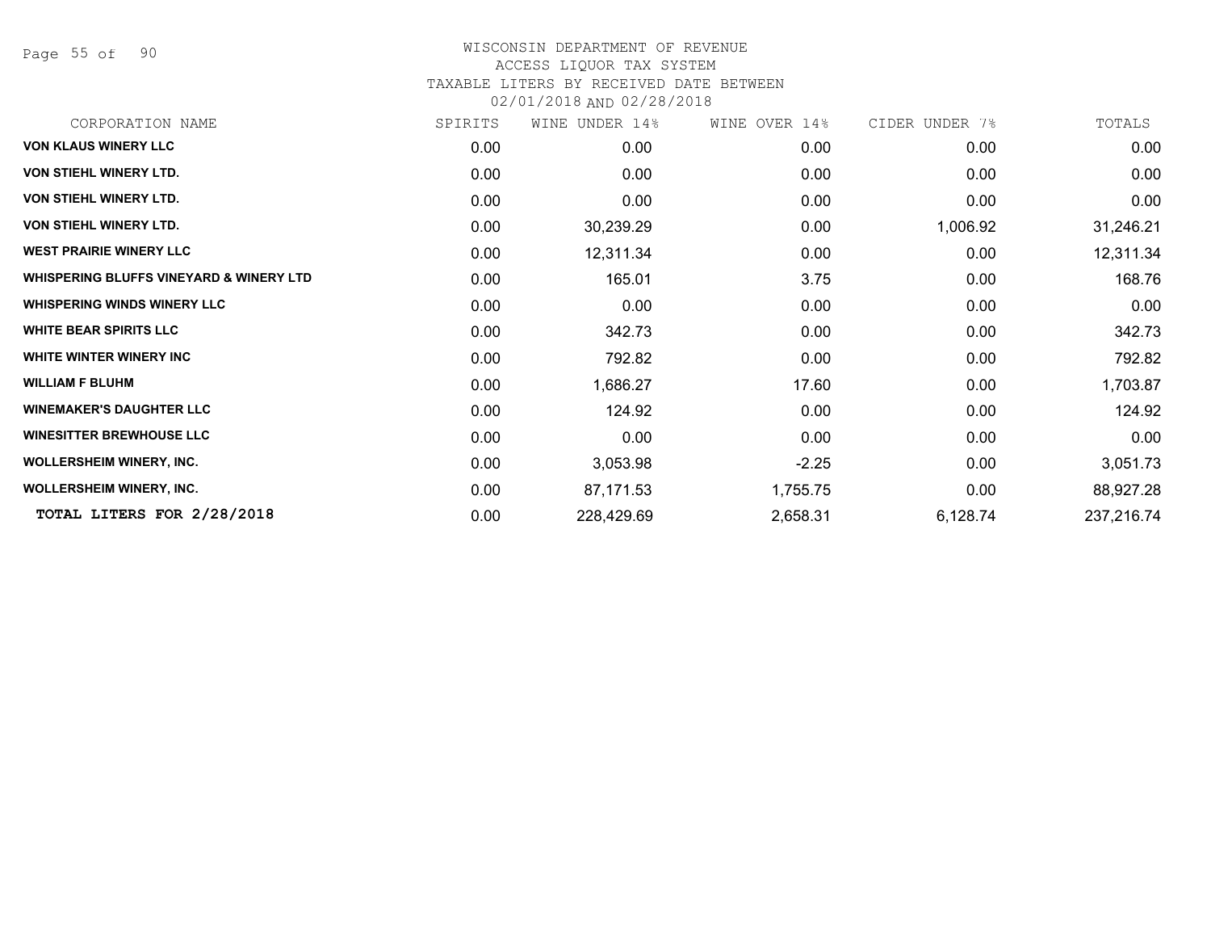# WISCONSIN DEPARTMENT OF REVENUE
## ACCESS LIQUOR TAX SYSTEM
### TAXABLE LITERS BY RECEIVED DATE BETWEEN 02/01/2018 AND 02/28/2018

| CORPORATION NAME | SPIRITS | WINE UNDER 14% | WINE OVER 14% | CIDER UNDER 7% | TOTALS |
|---|---|---|---|---|---|
| **VON KLAUS WINERY LLC** | 0.00 | 0.00 | 0.00 | 0.00 | 0.00 |
| **VON STIEHL WINERY LTD.** | 0.00 | 0.00 | 0.00 | 0.00 | 0.00 |
| **VON STIEHL WINERY LTD.** | 0.00 | 0.00 | 0.00 | 0.00 | 0.00 |
| **VON STIEHL WINERY LTD.** | 0.00 | 30,239.29 | 0.00 | 1,006.92 | 31,246.21 |
| **WEST PRAIRIE WINERY LLC** | 0.00 | 12,311.34 | 0.00 | 0.00 | 12,311.34 |
| **WHISPERING BLUFFS VINEYARD & WINERY LTD** | 0.00 | 165.01 | 3.75 | 0.00 | 168.76 |
| **WHISPERING WINDS WINERY LLC** | 0.00 | 0.00 | 0.00 | 0.00 | 0.00 |
| **WHITE BEAR SPIRITS LLC** | 0.00 | 342.73 | 0.00 | 0.00 | 342.73 |
| **WHITE WINTER WINERY INC** | 0.00 | 792.82 | 0.00 | 0.00 | 792.82 |
| **WILLIAM F BLUHM** | 0.00 | 1,686.27 | 17.60 | 0.00 | 1,703.87 |
| **WINEMAKER'S DAUGHTER LLC** | 0.00 | 124.92 | 0.00 | 0.00 | 124.92 |
| **WINESITTER BREWHOUSE LLC** | 0.00 | 0.00 | 0.00 | 0.00 | 0.00 |
| **WOLLERSHEIM WINERY, INC.** | 0.00 | 3,053.98 | -2.25 | 0.00 | 3,051.73 |
| **WOLLERSHEIM WINERY, INC.** | 0.00 | 87,171.53 | 1,755.75 | 0.00 | 88,927.28 |
| **TOTAL LITERS FOR 2/28/2018** | 0.00 | 228,429.69 | 2,658.31 | 6,128.74 | 237,216.74 |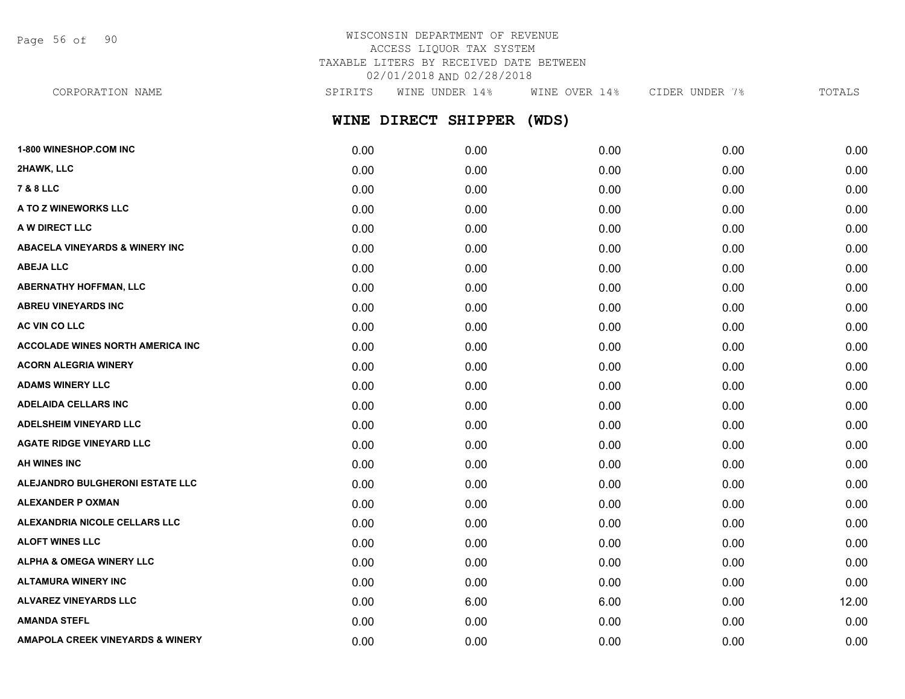WISCONSIN DEPARTMENT OF REVENUE
ACCESS LIQUOR TAX SYSTEM
TAXABLE LITERS BY RECEIVED DATE BETWEEN
02/01/2018 AND 02/28/2018

## WINE DIRECT SHIPPER (WDS)

| CORPORATION NAME | SPIRITS | WINE UNDER 14% | WINE OVER 14% | CIDER UNDER 7% | TOTALS |
|---|---|---|---|---|---|
| 1-800 WINESHOP.COM INC | 0.00 | 0.00 | 0.00 | 0.00 | 0.00 |
| 2HAWK, LLC | 0.00 | 0.00 | 0.00 | 0.00 | 0.00 |
| 7 & 8 LLC | 0.00 | 0.00 | 0.00 | 0.00 | 0.00 |
| A TO Z WINEWORKS LLC | 0.00 | 0.00 | 0.00 | 0.00 | 0.00 |
| A W DIRECT LLC | 0.00 | 0.00 | 0.00 | 0.00 | 0.00 |
| ABACELA VINEYARDS & WINERY INC | 0.00 | 0.00 | 0.00 | 0.00 | 0.00 |
| ABEJA LLC | 0.00 | 0.00 | 0.00 | 0.00 | 0.00 |
| ABERNATHY HOFFMAN, LLC | 0.00 | 0.00 | 0.00 | 0.00 | 0.00 |
| ABREU VINEYARDS INC | 0.00 | 0.00 | 0.00 | 0.00 | 0.00 |
| AC VIN CO LLC | 0.00 | 0.00 | 0.00 | 0.00 | 0.00 |
| ACCOLADE WINES NORTH AMERICA INC | 0.00 | 0.00 | 0.00 | 0.00 | 0.00 |
| ACORN ALEGRIA WINERY | 0.00 | 0.00 | 0.00 | 0.00 | 0.00 |
| ADAMS WINERY LLC | 0.00 | 0.00 | 0.00 | 0.00 | 0.00 |
| ADELAIDA CELLARS INC | 0.00 | 0.00 | 0.00 | 0.00 | 0.00 |
| ADELSHEIM VINEYARD LLC | 0.00 | 0.00 | 0.00 | 0.00 | 0.00 |
| AGATE RIDGE VINEYARD LLC | 0.00 | 0.00 | 0.00 | 0.00 | 0.00 |
| AH WINES INC | 0.00 | 0.00 | 0.00 | 0.00 | 0.00 |
| ALEJANDRO BULGHERONI ESTATE LLC | 0.00 | 0.00 | 0.00 | 0.00 | 0.00 |
| ALEXANDER P OXMAN | 0.00 | 0.00 | 0.00 | 0.00 | 0.00 |
| ALEXANDRIA NICOLE CELLARS LLC | 0.00 | 0.00 | 0.00 | 0.00 | 0.00 |
| ALOFT WINES LLC | 0.00 | 0.00 | 0.00 | 0.00 | 0.00 |
| ALPHA & OMEGA WINERY LLC | 0.00 | 0.00 | 0.00 | 0.00 | 0.00 |
| ALTAMURA WINERY INC | 0.00 | 0.00 | 0.00 | 0.00 | 0.00 |
| ALVAREZ VINEYARDS LLC | 0.00 | 6.00 | 6.00 | 0.00 | 12.00 |
| AMANDA STEFL | 0.00 | 0.00 | 0.00 | 0.00 | 0.00 |
| AMAPOLA CREEK VINEYARDS & WINERY | 0.00 | 0.00 | 0.00 | 0.00 | 0.00 |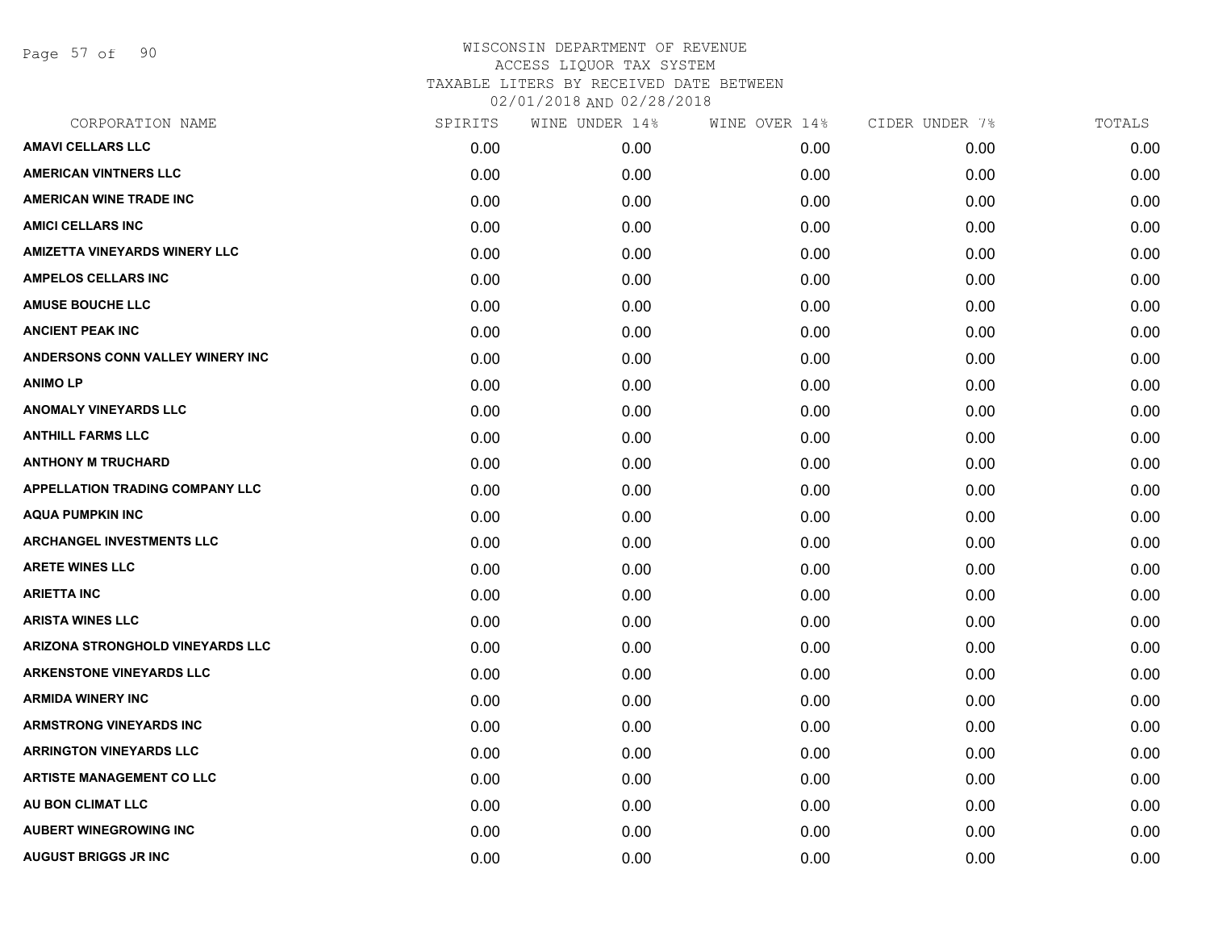# WISCONSIN DEPARTMENT OF REVENUE
## ACCESS LIQUOR TAX SYSTEM
### TAXABLE LITERS BY RECEIVED DATE BETWEEN 02/01/2018 AND 02/28/2018

| CORPORATION NAME | SPIRITS | WINE UNDER 14% | WINE OVER 14% | CIDER UNDER 7% | TOTALS |
|---|---|---|---|---|---|
| AMAVI CELLARS LLC | 0.00 | 0.00 | 0.00 | 0.00 | 0.00 |
| AMERICAN VINTNERS LLC | 0.00 | 0.00 | 0.00 | 0.00 | 0.00 |
| AMERICAN WINE TRADE INC | 0.00 | 0.00 | 0.00 | 0.00 | 0.00 |
| AMICI CELLARS INC | 0.00 | 0.00 | 0.00 | 0.00 | 0.00 |
| AMIZETTA VINEYARDS WINERY LLC | 0.00 | 0.00 | 0.00 | 0.00 | 0.00 |
| AMPELOS CELLARS INC | 0.00 | 0.00 | 0.00 | 0.00 | 0.00 |
| AMUSE BOUCHE LLC | 0.00 | 0.00 | 0.00 | 0.00 | 0.00 |
| ANCIENT PEAK INC | 0.00 | 0.00 | 0.00 | 0.00 | 0.00 |
| ANDERSONS CONN VALLEY WINERY INC | 0.00 | 0.00 | 0.00 | 0.00 | 0.00 |
| ANIMO LP | 0.00 | 0.00 | 0.00 | 0.00 | 0.00 |
| ANOMALY VINEYARDS LLC | 0.00 | 0.00 | 0.00 | 0.00 | 0.00 |
| ANTHILL FARMS LLC | 0.00 | 0.00 | 0.00 | 0.00 | 0.00 |
| ANTHONY M TRUCHARD | 0.00 | 0.00 | 0.00 | 0.00 | 0.00 |
| APPELLATION TRADING COMPANY LLC | 0.00 | 0.00 | 0.00 | 0.00 | 0.00 |
| AQUA PUMPKIN INC | 0.00 | 0.00 | 0.00 | 0.00 | 0.00 |
| ARCHANGEL INVESTMENTS LLC | 0.00 | 0.00 | 0.00 | 0.00 | 0.00 |
| ARETE WINES LLC | 0.00 | 0.00 | 0.00 | 0.00 | 0.00 |
| ARIETTA INC | 0.00 | 0.00 | 0.00 | 0.00 | 0.00 |
| ARISTA WINES LLC | 0.00 | 0.00 | 0.00 | 0.00 | 0.00 |
| ARIZONA STRONGHOLD VINEYARDS LLC | 0.00 | 0.00 | 0.00 | 0.00 | 0.00 |
| ARKENSTONE VINEYARDS LLC | 0.00 | 0.00 | 0.00 | 0.00 | 0.00 |
| ARMIDA WINERY INC | 0.00 | 0.00 | 0.00 | 0.00 | 0.00 |
| ARMSTRONG VINEYARDS INC | 0.00 | 0.00 | 0.00 | 0.00 | 0.00 |
| ARRINGTON VINEYARDS LLC | 0.00 | 0.00 | 0.00 | 0.00 | 0.00 |
| ARTISTE MANAGEMENT CO LLC | 0.00 | 0.00 | 0.00 | 0.00 | 0.00 |
| AU BON CLIMAT LLC | 0.00 | 0.00 | 0.00 | 0.00 | 0.00 |
| AUBERT WINEGROWING INC | 0.00 | 0.00 | 0.00 | 0.00 | 0.00 |
| AUGUST BRIGGS JR INC | 0.00 | 0.00 | 0.00 | 0.00 | 0.00 |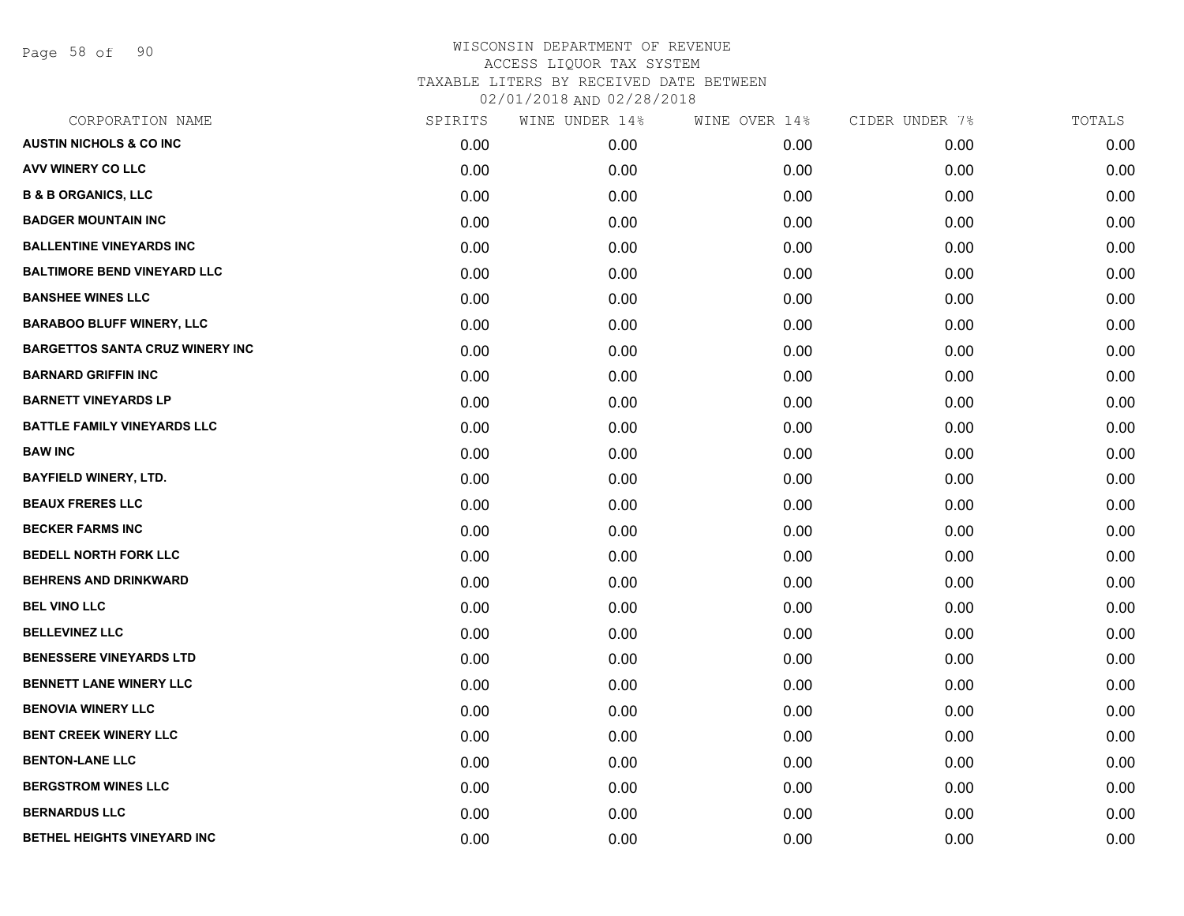# WISCONSIN DEPARTMENT OF REVENUE
## ACCESS LIQUOR TAX SYSTEM
### TAXABLE LITERS BY RECEIVED DATE BETWEEN 02/01/2018 AND 02/28/2018

| CORPORATION NAME | SPIRITS | WINE UNDER 14% | WINE OVER 14% | CIDER UNDER 7% | TOTALS |
|---|---|---|---|---|---|
| AUSTIN NICHOLS & CO INC | 0.00 | 0.00 | 0.00 | 0.00 | 0.00 |
| AVV WINERY CO LLC | 0.00 | 0.00 | 0.00 | 0.00 | 0.00 |
| B & B ORGANICS, LLC | 0.00 | 0.00 | 0.00 | 0.00 | 0.00 |
| BADGER MOUNTAIN INC | 0.00 | 0.00 | 0.00 | 0.00 | 0.00 |
| BALLENTINE VINEYARDS INC | 0.00 | 0.00 | 0.00 | 0.00 | 0.00 |
| BALTIMORE BEND VINEYARD LLC | 0.00 | 0.00 | 0.00 | 0.00 | 0.00 |
| BANSHEE WINES LLC | 0.00 | 0.00 | 0.00 | 0.00 | 0.00 |
| BARABOO BLUFF WINERY, LLC | 0.00 | 0.00 | 0.00 | 0.00 | 0.00 |
| BARGETTOS SANTA CRUZ WINERY INC | 0.00 | 0.00 | 0.00 | 0.00 | 0.00 |
| BARNARD GRIFFIN INC | 0.00 | 0.00 | 0.00 | 0.00 | 0.00 |
| BARNETT VINEYARDS LP | 0.00 | 0.00 | 0.00 | 0.00 | 0.00 |
| BATTLE FAMILY VINEYARDS LLC | 0.00 | 0.00 | 0.00 | 0.00 | 0.00 |
| BAW INC | 0.00 | 0.00 | 0.00 | 0.00 | 0.00 |
| BAYFIELD WINERY, LTD. | 0.00 | 0.00 | 0.00 | 0.00 | 0.00 |
| BEAUX FRERES LLC | 0.00 | 0.00 | 0.00 | 0.00 | 0.00 |
| BECKER FARMS INC | 0.00 | 0.00 | 0.00 | 0.00 | 0.00 |
| BEDELL NORTH FORK LLC | 0.00 | 0.00 | 0.00 | 0.00 | 0.00 |
| BEHRENS AND DRINKWARD | 0.00 | 0.00 | 0.00 | 0.00 | 0.00 |
| BEL VINO LLC | 0.00 | 0.00 | 0.00 | 0.00 | 0.00 |
| BELLEVINEZ LLC | 0.00 | 0.00 | 0.00 | 0.00 | 0.00 |
| BENESSERE VINEYARDS LTD | 0.00 | 0.00 | 0.00 | 0.00 | 0.00 |
| BENNETT LANE WINERY LLC | 0.00 | 0.00 | 0.00 | 0.00 | 0.00 |
| BENOVIA WINERY LLC | 0.00 | 0.00 | 0.00 | 0.00 | 0.00 |
| BENT CREEK WINERY LLC | 0.00 | 0.00 | 0.00 | 0.00 | 0.00 |
| BENTON-LANE LLC | 0.00 | 0.00 | 0.00 | 0.00 | 0.00 |
| BERGSTROM WINES LLC | 0.00 | 0.00 | 0.00 | 0.00 | 0.00 |
| BERNARDUS LLC | 0.00 | 0.00 | 0.00 | 0.00 | 0.00 |
| BETHEL HEIGHTS VINEYARD INC | 0.00 | 0.00 | 0.00 | 0.00 | 0.00 |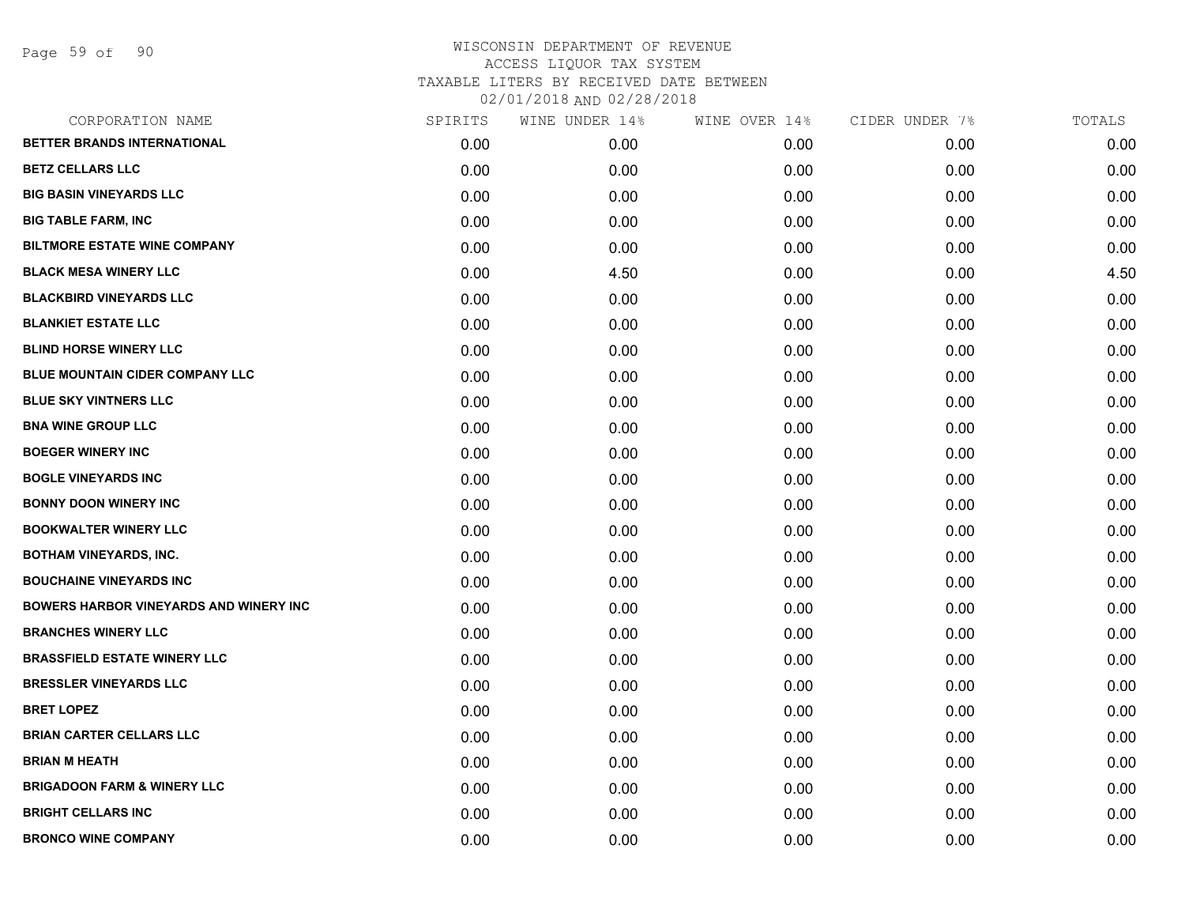WISCONSIN DEPARTMENT OF REVENUE
ACCESS LIQUOR TAX SYSTEM
TAXABLE LITERS BY RECEIVED DATE BETWEEN
02/01/2018 AND 02/28/2018

| CORPORATION NAME | SPIRITS | WINE UNDER 14% | WINE OVER 14% | CIDER UNDER 7% | TOTALS |
|---|---|---|---|---|---|
| BETTER BRANDS INTERNATIONAL | 0.00 | 0.00 | 0.00 | 0.00 | 0.00 |
| BETZ CELLARS LLC | 0.00 | 0.00 | 0.00 | 0.00 | 0.00 |
| BIG BASIN VINEYARDS LLC | 0.00 | 0.00 | 0.00 | 0.00 | 0.00 |
| BIG TABLE FARM, INC | 0.00 | 0.00 | 0.00 | 0.00 | 0.00 |
| BILTMORE ESTATE WINE COMPANY | 0.00 | 0.00 | 0.00 | 0.00 | 0.00 |
| BLACK MESA WINERY LLC | 0.00 | 4.50 | 0.00 | 0.00 | 4.50 |
| BLACKBIRD VINEYARDS LLC | 0.00 | 0.00 | 0.00 | 0.00 | 0.00 |
| BLANKIET ESTATE LLC | 0.00 | 0.00 | 0.00 | 0.00 | 0.00 |
| BLIND HORSE WINERY LLC | 0.00 | 0.00 | 0.00 | 0.00 | 0.00 |
| BLUE MOUNTAIN CIDER COMPANY LLC | 0.00 | 0.00 | 0.00 | 0.00 | 0.00 |
| BLUE SKY VINTNERS LLC | 0.00 | 0.00 | 0.00 | 0.00 | 0.00 |
| BNA WINE GROUP LLC | 0.00 | 0.00 | 0.00 | 0.00 | 0.00 |
| BOEGER WINERY INC | 0.00 | 0.00 | 0.00 | 0.00 | 0.00 |
| BOGLE VINEYARDS INC | 0.00 | 0.00 | 0.00 | 0.00 | 0.00 |
| BONNY DOON WINERY INC | 0.00 | 0.00 | 0.00 | 0.00 | 0.00 |
| BOOKWALTER WINERY LLC | 0.00 | 0.00 | 0.00 | 0.00 | 0.00 |
| BOTHAM VINEYARDS, INC. | 0.00 | 0.00 | 0.00 | 0.00 | 0.00 |
| BOUCHAINE VINEYARDS INC | 0.00 | 0.00 | 0.00 | 0.00 | 0.00 |
| BOWERS HARBOR VINEYARDS AND WINERY INC | 0.00 | 0.00 | 0.00 | 0.00 | 0.00 |
| BRANCHES WINERY LLC | 0.00 | 0.00 | 0.00 | 0.00 | 0.00 |
| BRASSFIELD ESTATE WINERY LLC | 0.00 | 0.00 | 0.00 | 0.00 | 0.00 |
| BRESSLER VINEYARDS LLC | 0.00 | 0.00 | 0.00 | 0.00 | 0.00 |
| BRET LOPEZ | 0.00 | 0.00 | 0.00 | 0.00 | 0.00 |
| BRIAN CARTER CELLARS LLC | 0.00 | 0.00 | 0.00 | 0.00 | 0.00 |
| BRIAN M HEATH | 0.00 | 0.00 | 0.00 | 0.00 | 0.00 |
| BRIGADOON FARM & WINERY LLC | 0.00 | 0.00 | 0.00 | 0.00 | 0.00 |
| BRIGHT CELLARS INC | 0.00 | 0.00 | 0.00 | 0.00 | 0.00 |
| BRONCO WINE COMPANY | 0.00 | 0.00 | 0.00 | 0.00 | 0.00 |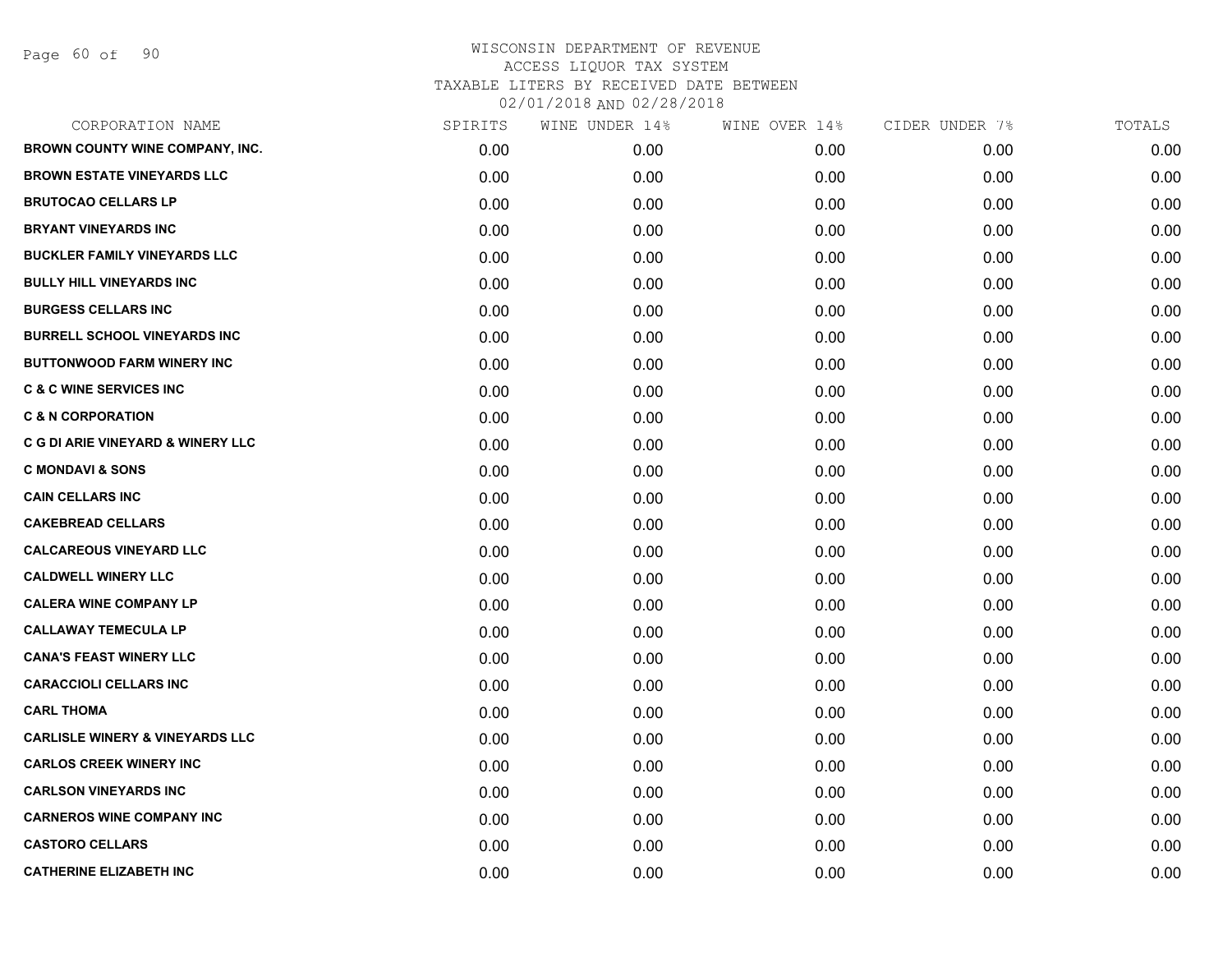WISCONSIN DEPARTMENT OF REVENUE
ACCESS LIQUOR TAX SYSTEM
TAXABLE LITERS BY RECEIVED DATE BETWEEN
02/01/2018 AND 02/28/2018

| CORPORATION NAME | SPIRITS | WINE UNDER 14% | WINE OVER 14% | CIDER UNDER 7% | TOTALS |
|---|---|---|---|---|---|
| BROWN COUNTY WINE COMPANY, INC. | 0.00 | 0.00 | 0.00 | 0.00 | 0.00 |
| BROWN ESTATE VINEYARDS LLC | 0.00 | 0.00 | 0.00 | 0.00 | 0.00 |
| BRUTOCAO CELLARS LP | 0.00 | 0.00 | 0.00 | 0.00 | 0.00 |
| BRYANT VINEYARDS INC | 0.00 | 0.00 | 0.00 | 0.00 | 0.00 |
| BUCKLER FAMILY VINEYARDS LLC | 0.00 | 0.00 | 0.00 | 0.00 | 0.00 |
| BULLY HILL VINEYARDS INC | 0.00 | 0.00 | 0.00 | 0.00 | 0.00 |
| BURGESS CELLARS INC | 0.00 | 0.00 | 0.00 | 0.00 | 0.00 |
| BURRELL SCHOOL VINEYARDS INC | 0.00 | 0.00 | 0.00 | 0.00 | 0.00 |
| BUTTONWOOD FARM WINERY INC | 0.00 | 0.00 | 0.00 | 0.00 | 0.00 |
| C & C WINE SERVICES INC | 0.00 | 0.00 | 0.00 | 0.00 | 0.00 |
| C & N CORPORATION | 0.00 | 0.00 | 0.00 | 0.00 | 0.00 |
| C G DI ARIE VINEYARD & WINERY LLC | 0.00 | 0.00 | 0.00 | 0.00 | 0.00 |
| C MONDAVI & SONS | 0.00 | 0.00 | 0.00 | 0.00 | 0.00 |
| CAIN CELLARS INC | 0.00 | 0.00 | 0.00 | 0.00 | 0.00 |
| CAKEBREAD CELLARS | 0.00 | 0.00 | 0.00 | 0.00 | 0.00 |
| CALCAREOUS VINEYARD LLC | 0.00 | 0.00 | 0.00 | 0.00 | 0.00 |
| CALDWELL WINERY LLC | 0.00 | 0.00 | 0.00 | 0.00 | 0.00 |
| CALERA WINE COMPANY LP | 0.00 | 0.00 | 0.00 | 0.00 | 0.00 |
| CALLAWAY TEMECULA LP | 0.00 | 0.00 | 0.00 | 0.00 | 0.00 |
| CANA'S FEAST WINERY LLC | 0.00 | 0.00 | 0.00 | 0.00 | 0.00 |
| CARACCIOLI CELLARS INC | 0.00 | 0.00 | 0.00 | 0.00 | 0.00 |
| CARL THOMA | 0.00 | 0.00 | 0.00 | 0.00 | 0.00 |
| CARLISLE WINERY & VINEYARDS LLC | 0.00 | 0.00 | 0.00 | 0.00 | 0.00 |
| CARLOS CREEK WINERY INC | 0.00 | 0.00 | 0.00 | 0.00 | 0.00 |
| CARLSON VINEYARDS INC | 0.00 | 0.00 | 0.00 | 0.00 | 0.00 |
| CARNEROS WINE COMPANY INC | 0.00 | 0.00 | 0.00 | 0.00 | 0.00 |
| CASTORO CELLARS | 0.00 | 0.00 | 0.00 | 0.00 | 0.00 |
| CATHERINE ELIZABETH INC | 0.00 | 0.00 | 0.00 | 0.00 | 0.00 |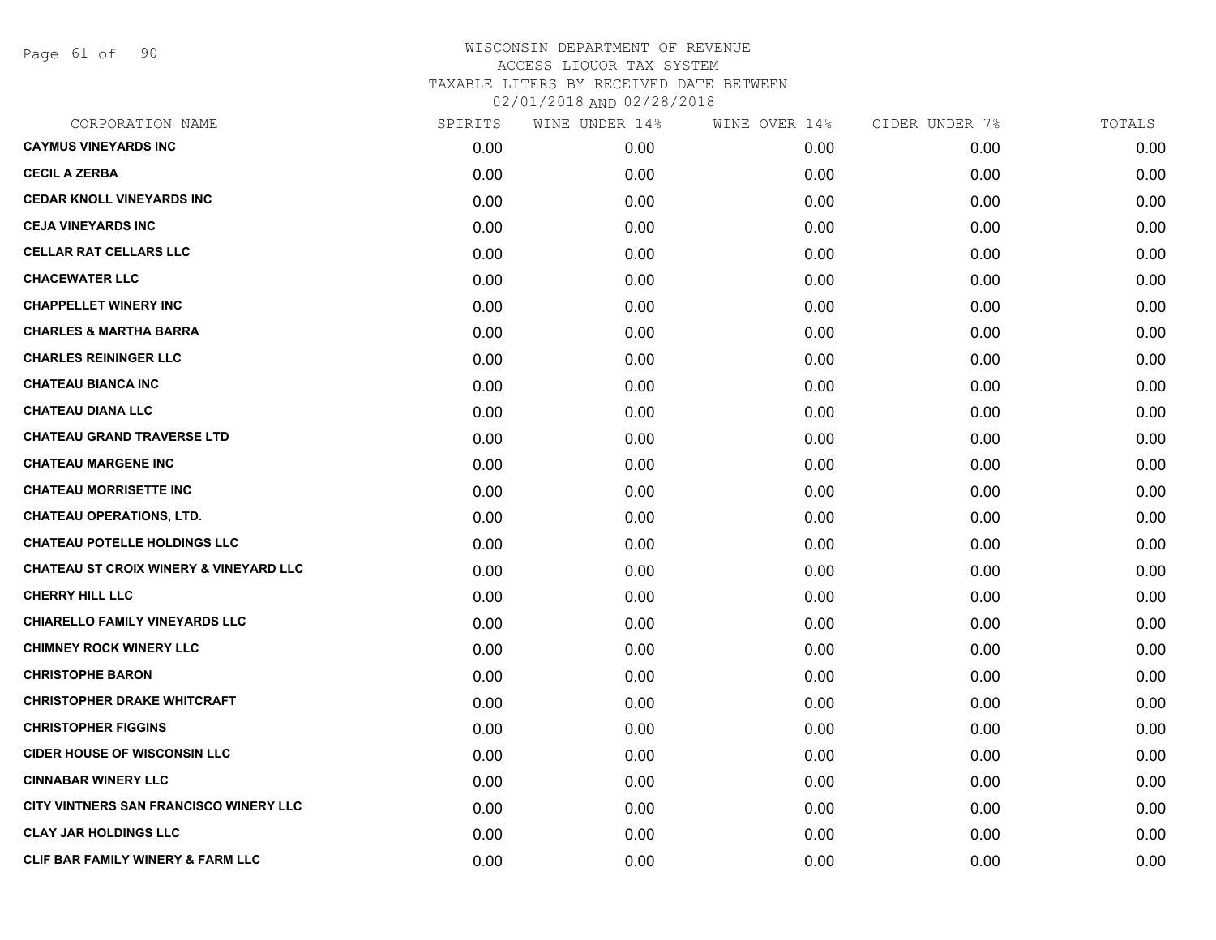# WISCONSIN DEPARTMENT OF REVENUE
## ACCESS LIQUOR TAX SYSTEM
### TAXABLE LITERS BY RECEIVED DATE BETWEEN 02/01/2018 AND 02/28/2018

| CORPORATION NAME | SPIRITS | WINE UNDER 14% | WINE OVER 14% | CIDER UNDER 7% | TOTALS |
|---|---|---|---|---|---|
| CAYMUS VINEYARDS INC | 0.00 | 0.00 | 0.00 | 0.00 | 0.00 |
| CECIL A ZERBA | 0.00 | 0.00 | 0.00 | 0.00 | 0.00 |
| CEDAR KNOLL VINEYARDS INC | 0.00 | 0.00 | 0.00 | 0.00 | 0.00 |
| CEJA VINEYARDS INC | 0.00 | 0.00 | 0.00 | 0.00 | 0.00 |
| CELLAR RAT CELLARS LLC | 0.00 | 0.00 | 0.00 | 0.00 | 0.00 |
| CHACEWATER LLC | 0.00 | 0.00 | 0.00 | 0.00 | 0.00 |
| CHAPPELLET WINERY INC | 0.00 | 0.00 | 0.00 | 0.00 | 0.00 |
| CHARLES & MARTHA BARRA | 0.00 | 0.00 | 0.00 | 0.00 | 0.00 |
| CHARLES REININGER LLC | 0.00 | 0.00 | 0.00 | 0.00 | 0.00 |
| CHATEAU BIANCA INC | 0.00 | 0.00 | 0.00 | 0.00 | 0.00 |
| CHATEAU DIANA LLC | 0.00 | 0.00 | 0.00 | 0.00 | 0.00 |
| CHATEAU GRAND TRAVERSE LTD | 0.00 | 0.00 | 0.00 | 0.00 | 0.00 |
| CHATEAU MARGENE INC | 0.00 | 0.00 | 0.00 | 0.00 | 0.00 |
| CHATEAU MORRISETTE INC | 0.00 | 0.00 | 0.00 | 0.00 | 0.00 |
| CHATEAU OPERATIONS, LTD. | 0.00 | 0.00 | 0.00 | 0.00 | 0.00 |
| CHATEAU POTELLE HOLDINGS LLC | 0.00 | 0.00 | 0.00 | 0.00 | 0.00 |
| CHATEAU ST CROIX WINERY & VINEYARD LLC | 0.00 | 0.00 | 0.00 | 0.00 | 0.00 |
| CHERRY HILL LLC | 0.00 | 0.00 | 0.00 | 0.00 | 0.00 |
| CHIARELLO FAMILY VINEYARDS LLC | 0.00 | 0.00 | 0.00 | 0.00 | 0.00 |
| CHIMNEY ROCK WINERY LLC | 0.00 | 0.00 | 0.00 | 0.00 | 0.00 |
| CHRISTOPHE BARON | 0.00 | 0.00 | 0.00 | 0.00 | 0.00 |
| CHRISTOPHER DRAKE WHITCRAFT | 0.00 | 0.00 | 0.00 | 0.00 | 0.00 |
| CHRISTOPHER FIGGINS | 0.00 | 0.00 | 0.00 | 0.00 | 0.00 |
| CIDER HOUSE OF WISCONSIN LLC | 0.00 | 0.00 | 0.00 | 0.00 | 0.00 |
| CINNABAR WINERY LLC | 0.00 | 0.00 | 0.00 | 0.00 | 0.00 |
| CITY VINTNERS SAN FRANCISCO WINERY LLC | 0.00 | 0.00 | 0.00 | 0.00 | 0.00 |
| CLAY JAR HOLDINGS LLC | 0.00 | 0.00 | 0.00 | 0.00 | 0.00 |
| CLIF BAR FAMILY WINERY & FARM LLC | 0.00 | 0.00 | 0.00 | 0.00 | 0.00 |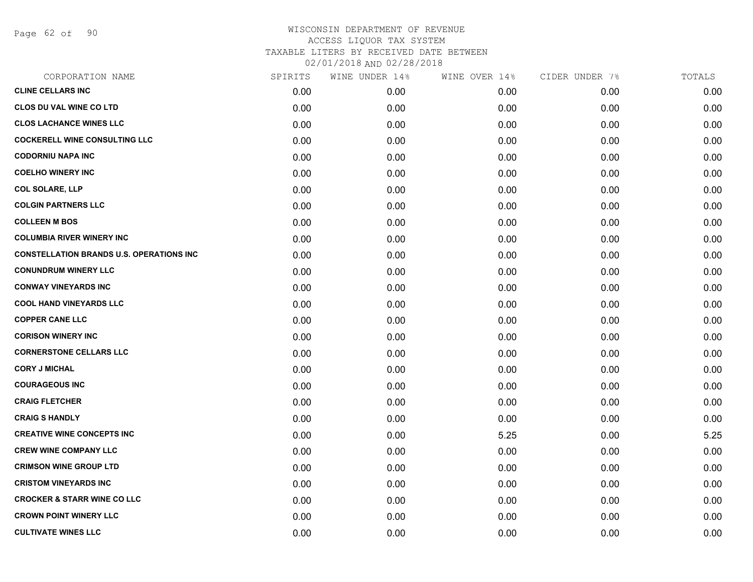# WISCONSIN DEPARTMENT OF REVENUE
ACCESS LIQUOR TAX SYSTEM
TAXABLE LITERS BY RECEIVED DATE BETWEEN
02/01/2018 AND 02/28/2018

| CORPORATION NAME | SPIRITS | WINE UNDER 14% | WINE OVER 14% | CIDER UNDER 7% | TOTALS |
|---|---|---|---|---|---|
| CLINE CELLARS INC | 0.00 | 0.00 | 0.00 | 0.00 | 0.00 |
| CLOS DU VAL WINE CO LTD | 0.00 | 0.00 | 0.00 | 0.00 | 0.00 |
| CLOS LACHANCE WINES LLC | 0.00 | 0.00 | 0.00 | 0.00 | 0.00 |
| COCKERELL WINE CONSULTING LLC | 0.00 | 0.00 | 0.00 | 0.00 | 0.00 |
| CODORNIU NAPA INC | 0.00 | 0.00 | 0.00 | 0.00 | 0.00 |
| COELHO WINERY INC | 0.00 | 0.00 | 0.00 | 0.00 | 0.00 |
| COL SOLARE, LLP | 0.00 | 0.00 | 0.00 | 0.00 | 0.00 |
| COLGIN PARTNERS LLC | 0.00 | 0.00 | 0.00 | 0.00 | 0.00 |
| COLLEEN M BOS | 0.00 | 0.00 | 0.00 | 0.00 | 0.00 |
| COLUMBIA RIVER WINERY INC | 0.00 | 0.00 | 0.00 | 0.00 | 0.00 |
| CONSTELLATION BRANDS U.S. OPERATIONS INC | 0.00 | 0.00 | 0.00 | 0.00 | 0.00 |
| CONUNDRUM WINERY LLC | 0.00 | 0.00 | 0.00 | 0.00 | 0.00 |
| CONWAY VINEYARDS INC | 0.00 | 0.00 | 0.00 | 0.00 | 0.00 |
| COOL HAND VINEYARDS LLC | 0.00 | 0.00 | 0.00 | 0.00 | 0.00 |
| COPPER CANE LLC | 0.00 | 0.00 | 0.00 | 0.00 | 0.00 |
| CORISON WINERY INC | 0.00 | 0.00 | 0.00 | 0.00 | 0.00 |
| CORNERSTONE CELLARS LLC | 0.00 | 0.00 | 0.00 | 0.00 | 0.00 |
| CORY J MICHAL | 0.00 | 0.00 | 0.00 | 0.00 | 0.00 |
| COURAGEOUS INC | 0.00 | 0.00 | 0.00 | 0.00 | 0.00 |
| CRAIG FLETCHER | 0.00 | 0.00 | 0.00 | 0.00 | 0.00 |
| CRAIG S HANDLY | 0.00 | 0.00 | 0.00 | 0.00 | 0.00 |
| CREATIVE WINE CONCEPTS INC | 0.00 | 0.00 | 5.25 | 0.00 | 5.25 |
| CREW WINE COMPANY LLC | 0.00 | 0.00 | 0.00 | 0.00 | 0.00 |
| CRIMSON WINE GROUP LTD | 0.00 | 0.00 | 0.00 | 0.00 | 0.00 |
| CRISTOM VINEYARDS INC | 0.00 | 0.00 | 0.00 | 0.00 | 0.00 |
| CROCKER & STARR WINE CO LLC | 0.00 | 0.00 | 0.00 | 0.00 | 0.00 |
| CROWN POINT WINERY LLC | 0.00 | 0.00 | 0.00 | 0.00 | 0.00 |
| CULTIVATE WINES LLC | 0.00 | 0.00 | 0.00 | 0.00 | 0.00 |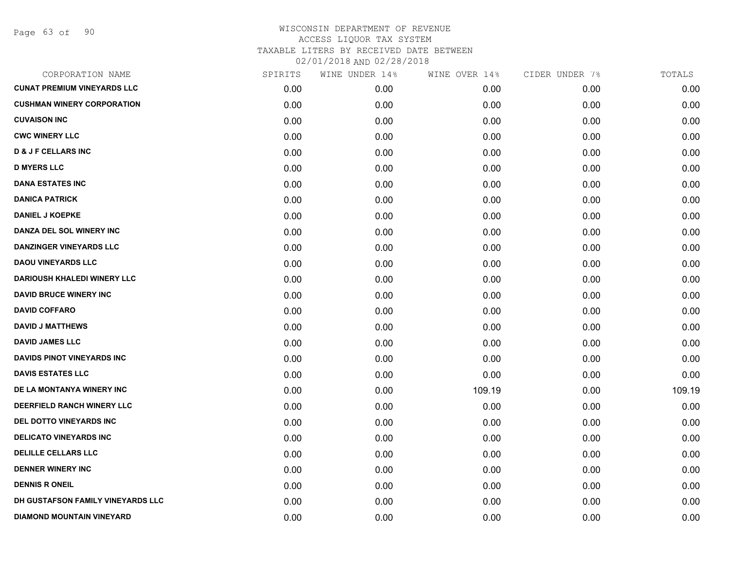WISCONSIN DEPARTMENT OF REVENUE
ACCESS LIQUOR TAX SYSTEM
TAXABLE LITERS BY RECEIVED DATE BETWEEN
02/01/2018 AND 02/28/2018

| CORPORATION NAME | SPIRITS | WINE UNDER 14% | WINE OVER 14% | CIDER UNDER 7% | TOTALS |
|---|---|---|---|---|---|
| CUNAT PREMIUM VINEYARDS LLC | 0.00 | 0.00 | 0.00 | 0.00 | 0.00 |
| CUSHMAN WINERY CORPORATION | 0.00 | 0.00 | 0.00 | 0.00 | 0.00 |
| CUVAISON INC | 0.00 | 0.00 | 0.00 | 0.00 | 0.00 |
| CWC WINERY LLC | 0.00 | 0.00 | 0.00 | 0.00 | 0.00 |
| D & J F CELLARS INC | 0.00 | 0.00 | 0.00 | 0.00 | 0.00 |
| D MYERS LLC | 0.00 | 0.00 | 0.00 | 0.00 | 0.00 |
| DANA ESTATES INC | 0.00 | 0.00 | 0.00 | 0.00 | 0.00 |
| DANICA PATRICK | 0.00 | 0.00 | 0.00 | 0.00 | 0.00 |
| DANIEL J KOEPKE | 0.00 | 0.00 | 0.00 | 0.00 | 0.00 |
| DANZA DEL SOL WINERY INC | 0.00 | 0.00 | 0.00 | 0.00 | 0.00 |
| DANZINGER VINEYARDS LLC | 0.00 | 0.00 | 0.00 | 0.00 | 0.00 |
| DAOU VINEYARDS LLC | 0.00 | 0.00 | 0.00 | 0.00 | 0.00 |
| DARIOUSH KHALEDI WINERY LLC | 0.00 | 0.00 | 0.00 | 0.00 | 0.00 |
| DAVID BRUCE WINERY INC | 0.00 | 0.00 | 0.00 | 0.00 | 0.00 |
| DAVID COFFARO | 0.00 | 0.00 | 0.00 | 0.00 | 0.00 |
| DAVID J MATTHEWS | 0.00 | 0.00 | 0.00 | 0.00 | 0.00 |
| DAVID JAMES LLC | 0.00 | 0.00 | 0.00 | 0.00 | 0.00 |
| DAVIDS PINOT VINEYARDS INC | 0.00 | 0.00 | 0.00 | 0.00 | 0.00 |
| DAVIS ESTATES LLC | 0.00 | 0.00 | 0.00 | 0.00 | 0.00 |
| DE LA MONTANYA WINERY INC | 0.00 | 0.00 | 109.19 | 0.00 | 109.19 |
| DEERFIELD RANCH WINERY LLC | 0.00 | 0.00 | 0.00 | 0.00 | 0.00 |
| DEL DOTTO VINEYARDS INC | 0.00 | 0.00 | 0.00 | 0.00 | 0.00 |
| DELICATO VINEYARDS INC | 0.00 | 0.00 | 0.00 | 0.00 | 0.00 |
| DELILLE CELLARS LLC | 0.00 | 0.00 | 0.00 | 0.00 | 0.00 |
| DENNER WINERY INC | 0.00 | 0.00 | 0.00 | 0.00 | 0.00 |
| DENNIS R ONEIL | 0.00 | 0.00 | 0.00 | 0.00 | 0.00 |
| DH GUSTAFSON FAMILY VINEYARDS LLC | 0.00 | 0.00 | 0.00 | 0.00 | 0.00 |
| DIAMOND MOUNTAIN VINEYARD | 0.00 | 0.00 | 0.00 | 0.00 | 0.00 |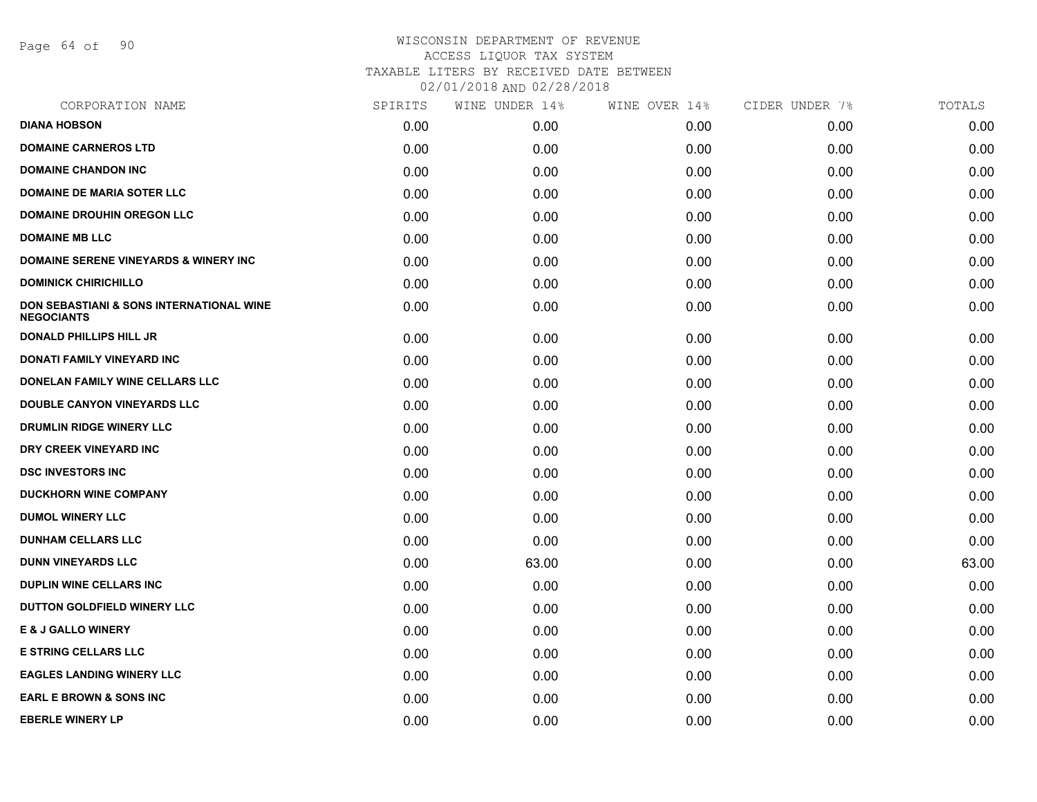# WISCONSIN DEPARTMENT OF REVENUE
ACCESS LIQUOR TAX SYSTEM
TAXABLE LITERS BY RECEIVED DATE BETWEEN
02/01/2018 AND 02/28/2018

| CORPORATION NAME | SPIRITS | WINE UNDER 14% | WINE OVER 14% | CIDER UNDER 7% | TOTALS |
|---|---|---|---|---|---|
| DIANA HOBSON | 0.00 | 0.00 | 0.00 | 0.00 | 0.00 |
| DOMAINE CARNEROS LTD | 0.00 | 0.00 | 0.00 | 0.00 | 0.00 |
| DOMAINE CHANDON INC | 0.00 | 0.00 | 0.00 | 0.00 | 0.00 |
| DOMAINE DE MARIA SOTER LLC | 0.00 | 0.00 | 0.00 | 0.00 | 0.00 |
| DOMAINE DROUHIN OREGON LLC | 0.00 | 0.00 | 0.00 | 0.00 | 0.00 |
| DOMAINE MB LLC | 0.00 | 0.00 | 0.00 | 0.00 | 0.00 |
| DOMAINE SERENE VINEYARDS & WINERY INC | 0.00 | 0.00 | 0.00 | 0.00 | 0.00 |
| DOMINICK CHIRICHILLO | 0.00 | 0.00 | 0.00 | 0.00 | 0.00 |
| DON SEBASTIANI & SONS INTERNATIONAL WINE NEGOCIANTS | 0.00 | 0.00 | 0.00 | 0.00 | 0.00 |
| DONALD PHILLIPS HILL JR | 0.00 | 0.00 | 0.00 | 0.00 | 0.00 |
| DONATI FAMILY VINEYARD INC | 0.00 | 0.00 | 0.00 | 0.00 | 0.00 |
| DONELAN FAMILY WINE CELLARS LLC | 0.00 | 0.00 | 0.00 | 0.00 | 0.00 |
| DOUBLE CANYON VINEYARDS LLC | 0.00 | 0.00 | 0.00 | 0.00 | 0.00 |
| DRUMLIN RIDGE WINERY LLC | 0.00 | 0.00 | 0.00 | 0.00 | 0.00 |
| DRY CREEK VINEYARD INC | 0.00 | 0.00 | 0.00 | 0.00 | 0.00 |
| DSC INVESTORS INC | 0.00 | 0.00 | 0.00 | 0.00 | 0.00 |
| DUCKHORN WINE COMPANY | 0.00 | 0.00 | 0.00 | 0.00 | 0.00 |
| DUMOL WINERY LLC | 0.00 | 0.00 | 0.00 | 0.00 | 0.00 |
| DUNHAM CELLARS LLC | 0.00 | 0.00 | 0.00 | 0.00 | 0.00 |
| DUNN VINEYARDS LLC | 0.00 | 63.00 | 0.00 | 0.00 | 63.00 |
| DUPLIN WINE CELLARS INC | 0.00 | 0.00 | 0.00 | 0.00 | 0.00 |
| DUTTON GOLDFIELD WINERY LLC | 0.00 | 0.00 | 0.00 | 0.00 | 0.00 |
| E & J GALLO WINERY | 0.00 | 0.00 | 0.00 | 0.00 | 0.00 |
| E STRING CELLARS LLC | 0.00 | 0.00 | 0.00 | 0.00 | 0.00 |
| EAGLES LANDING WINERY LLC | 0.00 | 0.00 | 0.00 | 0.00 | 0.00 |
| EARL E BROWN & SONS INC | 0.00 | 0.00 | 0.00 | 0.00 | 0.00 |
| EBERLE WINERY LP | 0.00 | 0.00 | 0.00 | 0.00 | 0.00 |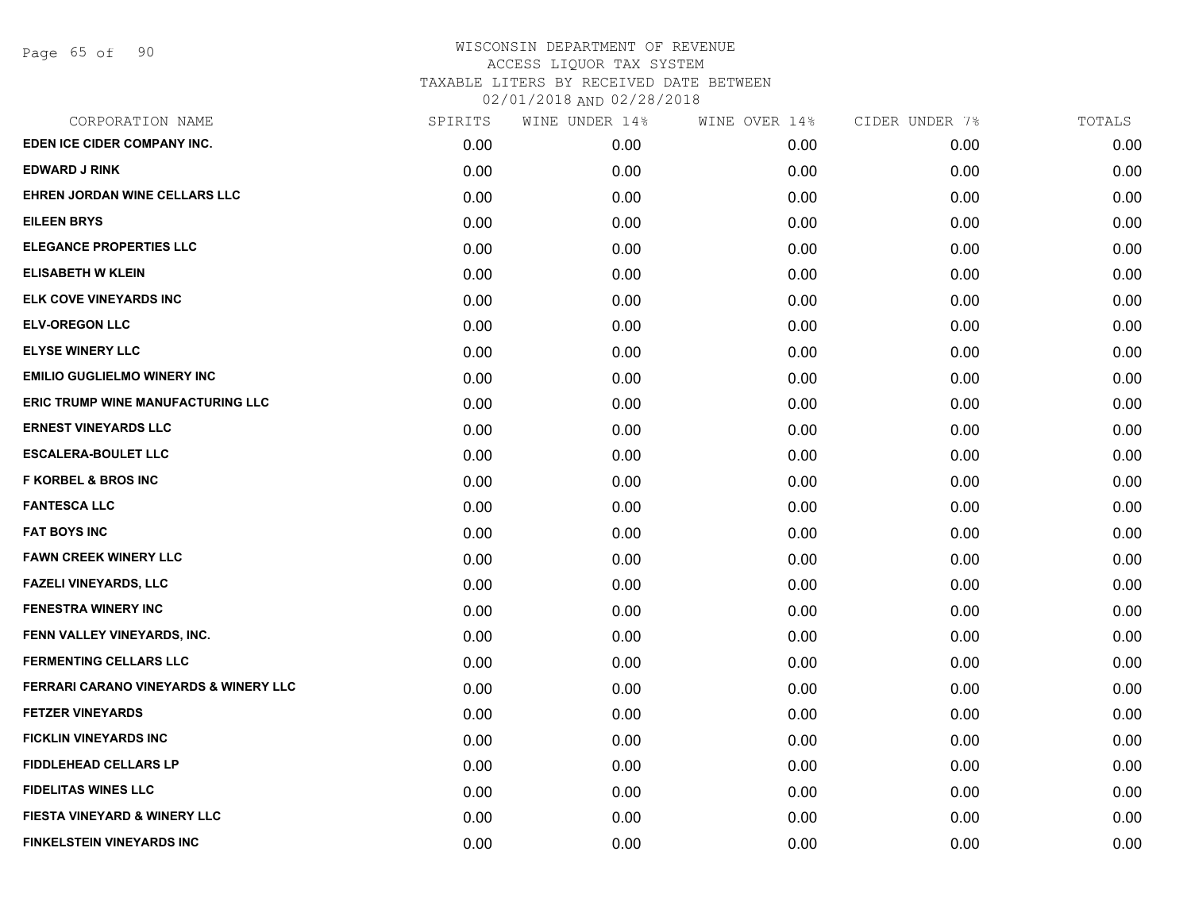WISCONSIN DEPARTMENT OF REVENUE
ACCESS LIQUOR TAX SYSTEM
TAXABLE LITERS BY RECEIVED DATE BETWEEN
02/01/2018 AND 02/28/2018

| CORPORATION NAME | SPIRITS | WINE UNDER 14% | WINE OVER 14% | CIDER UNDER 7% | TOTALS |
|---|---|---|---|---|---|
| EDEN ICE CIDER COMPANY INC. | 0.00 | 0.00 | 0.00 | 0.00 | 0.00 |
| EDWARD J RINK | 0.00 | 0.00 | 0.00 | 0.00 | 0.00 |
| EHREN JORDAN WINE CELLARS LLC | 0.00 | 0.00 | 0.00 | 0.00 | 0.00 |
| EILEEN BRYS | 0.00 | 0.00 | 0.00 | 0.00 | 0.00 |
| ELEGANCE PROPERTIES LLC | 0.00 | 0.00 | 0.00 | 0.00 | 0.00 |
| ELISABETH W KLEIN | 0.00 | 0.00 | 0.00 | 0.00 | 0.00 |
| ELK COVE VINEYARDS INC | 0.00 | 0.00 | 0.00 | 0.00 | 0.00 |
| ELV-OREGON LLC | 0.00 | 0.00 | 0.00 | 0.00 | 0.00 |
| ELYSE WINERY LLC | 0.00 | 0.00 | 0.00 | 0.00 | 0.00 |
| EMILIO GUGLIELMO WINERY INC | 0.00 | 0.00 | 0.00 | 0.00 | 0.00 |
| ERIC TRUMP WINE MANUFACTURING LLC | 0.00 | 0.00 | 0.00 | 0.00 | 0.00 |
| ERNEST VINEYARDS LLC | 0.00 | 0.00 | 0.00 | 0.00 | 0.00 |
| ESCALERA-BOULET LLC | 0.00 | 0.00 | 0.00 | 0.00 | 0.00 |
| F KORBEL & BROS INC | 0.00 | 0.00 | 0.00 | 0.00 | 0.00 |
| FANTESCA LLC | 0.00 | 0.00 | 0.00 | 0.00 | 0.00 |
| FAT BOYS INC | 0.00 | 0.00 | 0.00 | 0.00 | 0.00 |
| FAWN CREEK WINERY LLC | 0.00 | 0.00 | 0.00 | 0.00 | 0.00 |
| FAZELI VINEYARDS, LLC | 0.00 | 0.00 | 0.00 | 0.00 | 0.00 |
| FENESTRA WINERY INC | 0.00 | 0.00 | 0.00 | 0.00 | 0.00 |
| FENN VALLEY VINEYARDS, INC. | 0.00 | 0.00 | 0.00 | 0.00 | 0.00 |
| FERMENTING CELLARS LLC | 0.00 | 0.00 | 0.00 | 0.00 | 0.00 |
| FERRARI CARANO VINEYARDS & WINERY LLC | 0.00 | 0.00 | 0.00 | 0.00 | 0.00 |
| FETZER VINEYARDS | 0.00 | 0.00 | 0.00 | 0.00 | 0.00 |
| FICKLIN VINEYARDS INC | 0.00 | 0.00 | 0.00 | 0.00 | 0.00 |
| FIDDLEHEAD CELLARS LP | 0.00 | 0.00 | 0.00 | 0.00 | 0.00 |
| FIDELITAS WINES LLC | 0.00 | 0.00 | 0.00 | 0.00 | 0.00 |
| FIESTA VINEYARD & WINERY LLC | 0.00 | 0.00 | 0.00 | 0.00 | 0.00 |
| FINKELSTEIN VINEYARDS INC | 0.00 | 0.00 | 0.00 | 0.00 | 0.00 |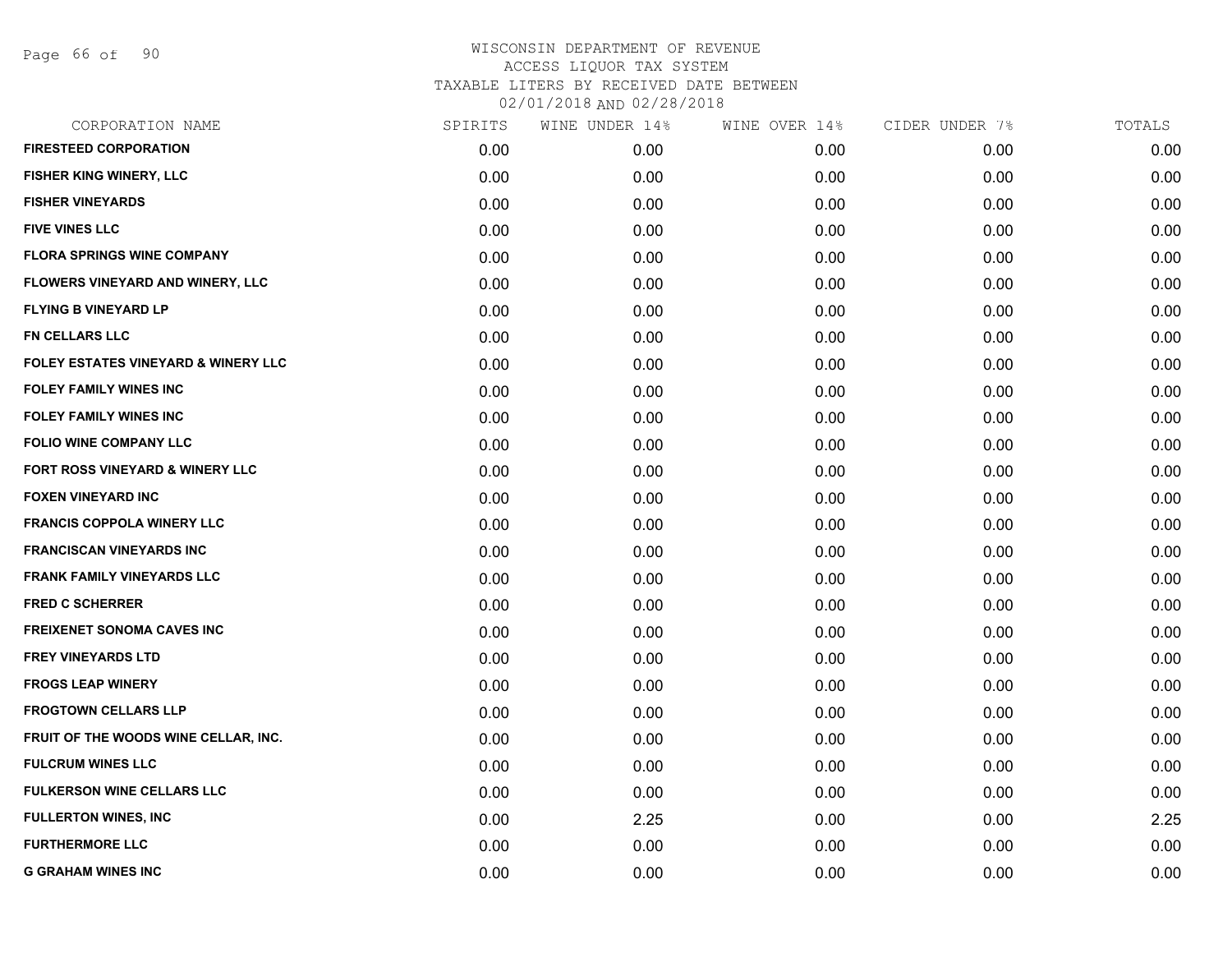# WISCONSIN DEPARTMENT OF REVENUE
## ACCESS LIQUOR TAX SYSTEM
### TAXABLE LITERS BY RECEIVED DATE BETWEEN 02/01/2018 AND 02/28/2018

| CORPORATION NAME | SPIRITS | WINE UNDER 14% | WINE OVER 14% | CIDER UNDER 7% | TOTALS |
|---|---|---|---|---|---|
| FIRESTEED CORPORATION | 0.00 | 0.00 | 0.00 | 0.00 | 0.00 |
| FISHER KING WINERY, LLC | 0.00 | 0.00 | 0.00 | 0.00 | 0.00 |
| FISHER VINEYARDS | 0.00 | 0.00 | 0.00 | 0.00 | 0.00 |
| FIVE VINES LLC | 0.00 | 0.00 | 0.00 | 0.00 | 0.00 |
| FLORA SPRINGS WINE COMPANY | 0.00 | 0.00 | 0.00 | 0.00 | 0.00 |
| FLOWERS VINEYARD AND WINERY, LLC | 0.00 | 0.00 | 0.00 | 0.00 | 0.00 |
| FLYING B VINEYARD LP | 0.00 | 0.00 | 0.00 | 0.00 | 0.00 |
| FN CELLARS LLC | 0.00 | 0.00 | 0.00 | 0.00 | 0.00 |
| FOLEY ESTATES VINEYARD & WINERY LLC | 0.00 | 0.00 | 0.00 | 0.00 | 0.00 |
| FOLEY FAMILY WINES INC | 0.00 | 0.00 | 0.00 | 0.00 | 0.00 |
| FOLEY FAMILY WINES INC | 0.00 | 0.00 | 0.00 | 0.00 | 0.00 |
| FOLIO WINE COMPANY LLC | 0.00 | 0.00 | 0.00 | 0.00 | 0.00 |
| FORT ROSS VINEYARD & WINERY LLC | 0.00 | 0.00 | 0.00 | 0.00 | 0.00 |
| FOXEN VINEYARD INC | 0.00 | 0.00 | 0.00 | 0.00 | 0.00 |
| FRANCIS COPPOLA WINERY LLC | 0.00 | 0.00 | 0.00 | 0.00 | 0.00 |
| FRANCISCAN VINEYARDS INC | 0.00 | 0.00 | 0.00 | 0.00 | 0.00 |
| FRANK FAMILY VINEYARDS LLC | 0.00 | 0.00 | 0.00 | 0.00 | 0.00 |
| FRED C SCHERRER | 0.00 | 0.00 | 0.00 | 0.00 | 0.00 |
| FREIXENET SONOMA CAVES INC | 0.00 | 0.00 | 0.00 | 0.00 | 0.00 |
| FREY VINEYARDS LTD | 0.00 | 0.00 | 0.00 | 0.00 | 0.00 |
| FROGS LEAP WINERY | 0.00 | 0.00 | 0.00 | 0.00 | 0.00 |
| FROGTOWN CELLARS LLP | 0.00 | 0.00 | 0.00 | 0.00 | 0.00 |
| FRUIT OF THE WOODS WINE CELLAR, INC. | 0.00 | 0.00 | 0.00 | 0.00 | 0.00 |
| FULCRUM WINES LLC | 0.00 | 0.00 | 0.00 | 0.00 | 0.00 |
| FULKERSON WINE CELLARS LLC | 0.00 | 0.00 | 0.00 | 0.00 | 0.00 |
| FULLERTON WINES, INC | 0.00 | 2.25 | 0.00 | 0.00 | 2.25 |
| FURTHERMORE LLC | 0.00 | 0.00 | 0.00 | 0.00 | 0.00 |
| G GRAHAM WINES INC | 0.00 | 0.00 | 0.00 | 0.00 | 0.00 |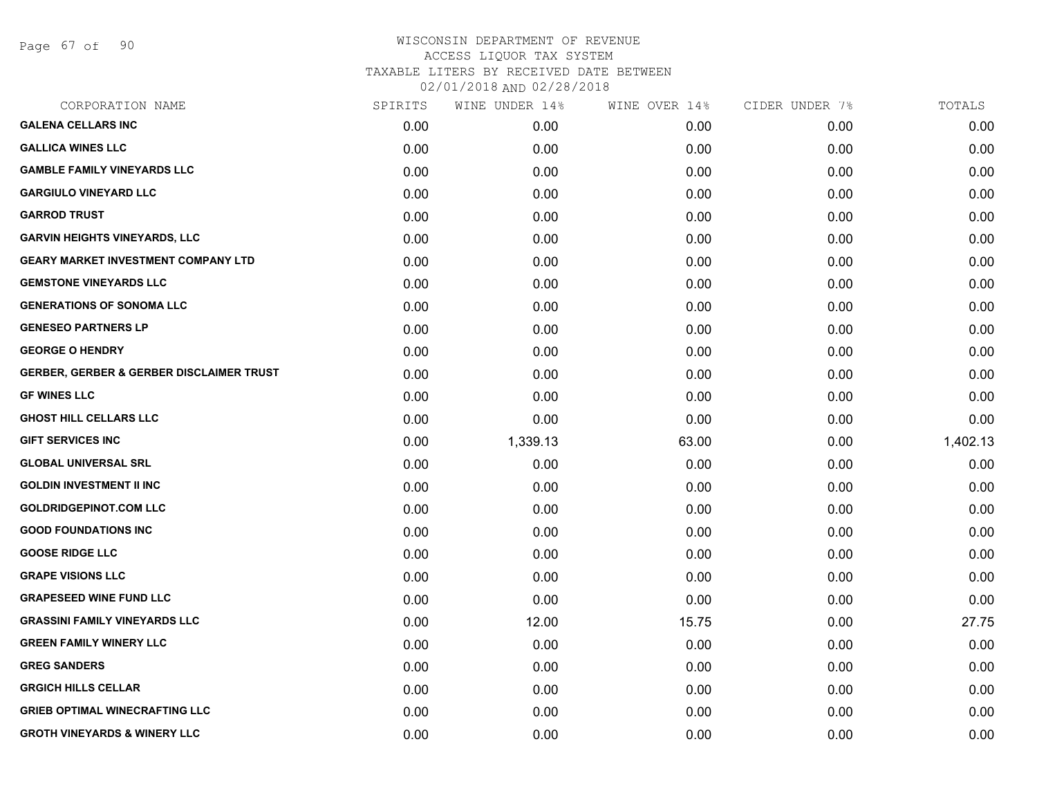WISCONSIN DEPARTMENT OF REVENUE
ACCESS LIQUOR TAX SYSTEM
TAXABLE LITERS BY RECEIVED DATE BETWEEN
02/01/2018 AND 02/28/2018

| CORPORATION NAME | SPIRITS | WINE UNDER 14% | WINE OVER 14% | CIDER UNDER 7% | TOTALS |
|---|---|---|---|---|---|
| GALENA CELLARS INC | 0.00 | 0.00 | 0.00 | 0.00 | 0.00 |
| GALLICA WINES LLC | 0.00 | 0.00 | 0.00 | 0.00 | 0.00 |
| GAMBLE FAMILY VINEYARDS LLC | 0.00 | 0.00 | 0.00 | 0.00 | 0.00 |
| GARGIULO VINEYARD LLC | 0.00 | 0.00 | 0.00 | 0.00 | 0.00 |
| GARROD TRUST | 0.00 | 0.00 | 0.00 | 0.00 | 0.00 |
| GARVIN HEIGHTS VINEYARDS, LLC | 0.00 | 0.00 | 0.00 | 0.00 | 0.00 |
| GEARY MARKET INVESTMENT COMPANY LTD | 0.00 | 0.00 | 0.00 | 0.00 | 0.00 |
| GEMSTONE VINEYARDS LLC | 0.00 | 0.00 | 0.00 | 0.00 | 0.00 |
| GENERATIONS OF SONOMA LLC | 0.00 | 0.00 | 0.00 | 0.00 | 0.00 |
| GENESEO PARTNERS LP | 0.00 | 0.00 | 0.00 | 0.00 | 0.00 |
| GEORGE O HENDRY | 0.00 | 0.00 | 0.00 | 0.00 | 0.00 |
| GERBER, GERBER & GERBER DISCLAIMER TRUST | 0.00 | 0.00 | 0.00 | 0.00 | 0.00 |
| GF WINES LLC | 0.00 | 0.00 | 0.00 | 0.00 | 0.00 |
| GHOST HILL CELLARS LLC | 0.00 | 0.00 | 0.00 | 0.00 | 0.00 |
| GIFT SERVICES INC | 0.00 | 1,339.13 | 63.00 | 0.00 | 1,402.13 |
| GLOBAL UNIVERSAL SRL | 0.00 | 0.00 | 0.00 | 0.00 | 0.00 |
| GOLDIN INVESTMENT II INC | 0.00 | 0.00 | 0.00 | 0.00 | 0.00 |
| GOLDRIDGEPINOT.COM LLC | 0.00 | 0.00 | 0.00 | 0.00 | 0.00 |
| GOOD FOUNDATIONS INC | 0.00 | 0.00 | 0.00 | 0.00 | 0.00 |
| GOOSE RIDGE LLC | 0.00 | 0.00 | 0.00 | 0.00 | 0.00 |
| GRAPE VISIONS LLC | 0.00 | 0.00 | 0.00 | 0.00 | 0.00 |
| GRAPESEED WINE FUND LLC | 0.00 | 0.00 | 0.00 | 0.00 | 0.00 |
| GRASSINI FAMILY VINEYARDS LLC | 0.00 | 12.00 | 15.75 | 0.00 | 27.75 |
| GREEN FAMILY WINERY LLC | 0.00 | 0.00 | 0.00 | 0.00 | 0.00 |
| GREG SANDERS | 0.00 | 0.00 | 0.00 | 0.00 | 0.00 |
| GRGICH HILLS CELLAR | 0.00 | 0.00 | 0.00 | 0.00 | 0.00 |
| GRIEB OPTIMAL WINECRAFTING LLC | 0.00 | 0.00 | 0.00 | 0.00 | 0.00 |
| GROTH VINEYARDS & WINERY LLC | 0.00 | 0.00 | 0.00 | 0.00 | 0.00 |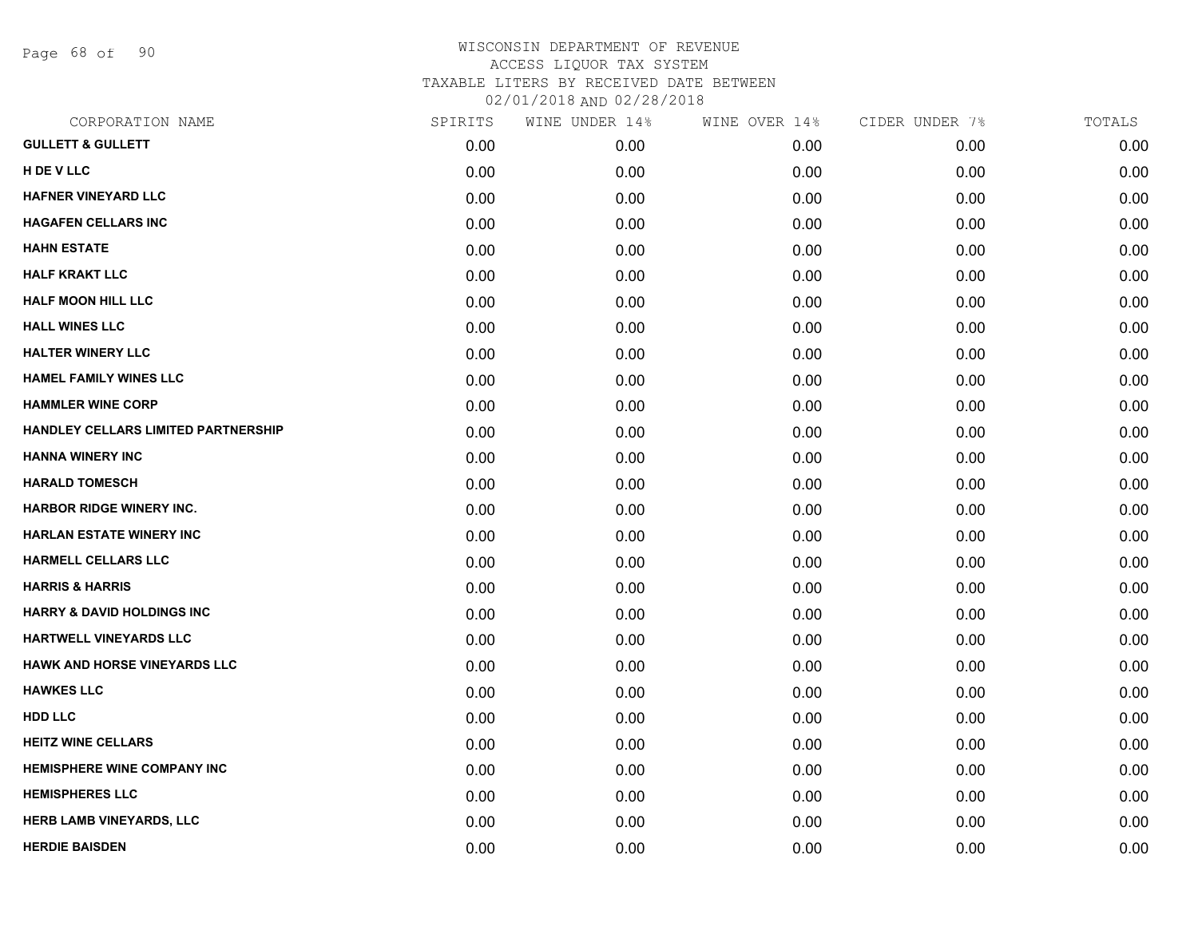WISCONSIN DEPARTMENT OF REVENUE
ACCESS LIQUOR TAX SYSTEM
TAXABLE LITERS BY RECEIVED DATE BETWEEN
02/01/2018 AND 02/28/2018

| CORPORATION NAME | SPIRITS | WINE UNDER 14% | WINE OVER 14% | CIDER UNDER 7% | TOTALS |
|---|---|---|---|---|---|
| **GULLETT & GULLETT** | 0.00 | 0.00 | 0.00 | 0.00 | 0.00 |
| **H DE V LLC** | 0.00 | 0.00 | 0.00 | 0.00 | 0.00 |
| **HAFNER VINEYARD LLC** | 0.00 | 0.00 | 0.00 | 0.00 | 0.00 |
| **HAGAFEN CELLARS INC** | 0.00 | 0.00 | 0.00 | 0.00 | 0.00 |
| **HAHN ESTATE** | 0.00 | 0.00 | 0.00 | 0.00 | 0.00 |
| **HALF KRAKT LLC** | 0.00 | 0.00 | 0.00 | 0.00 | 0.00 |
| **HALF MOON HILL LLC** | 0.00 | 0.00 | 0.00 | 0.00 | 0.00 |
| **HALL WINES LLC** | 0.00 | 0.00 | 0.00 | 0.00 | 0.00 |
| **HALTER WINERY LLC** | 0.00 | 0.00 | 0.00 | 0.00 | 0.00 |
| **HAMEL FAMILY WINES LLC** | 0.00 | 0.00 | 0.00 | 0.00 | 0.00 |
| **HAMMLER WINE CORP** | 0.00 | 0.00 | 0.00 | 0.00 | 0.00 |
| **HANDLEY CELLARS LIMITED PARTNERSHIP** | 0.00 | 0.00 | 0.00 | 0.00 | 0.00 |
| **HANNA WINERY INC** | 0.00 | 0.00 | 0.00 | 0.00 | 0.00 |
| **HARALD TOMESCH** | 0.00 | 0.00 | 0.00 | 0.00 | 0.00 |
| **HARBOR RIDGE WINERY INC.** | 0.00 | 0.00 | 0.00 | 0.00 | 0.00 |
| **HARLAN ESTATE WINERY INC** | 0.00 | 0.00 | 0.00 | 0.00 | 0.00 |
| **HARMELL CELLARS LLC** | 0.00 | 0.00 | 0.00 | 0.00 | 0.00 |
| **HARRIS & HARRIS** | 0.00 | 0.00 | 0.00 | 0.00 | 0.00 |
| **HARRY & DAVID HOLDINGS INC** | 0.00 | 0.00 | 0.00 | 0.00 | 0.00 |
| **HARTWELL VINEYARDS LLC** | 0.00 | 0.00 | 0.00 | 0.00 | 0.00 |
| **HAWK AND HORSE VINEYARDS LLC** | 0.00 | 0.00 | 0.00 | 0.00 | 0.00 |
| **HAWKES LLC** | 0.00 | 0.00 | 0.00 | 0.00 | 0.00 |
| **HDD LLC** | 0.00 | 0.00 | 0.00 | 0.00 | 0.00 |
| **HEITZ WINE CELLARS** | 0.00 | 0.00 | 0.00 | 0.00 | 0.00 |
| **HEMISPHERE WINE COMPANY INC** | 0.00 | 0.00 | 0.00 | 0.00 | 0.00 |
| **HEMISPHERES LLC** | 0.00 | 0.00 | 0.00 | 0.00 | 0.00 |
| **HERB LAMB VINEYARDS, LLC** | 0.00 | 0.00 | 0.00 | 0.00 | 0.00 |
| **HERDIE BAISDEN** | 0.00 | 0.00 | 0.00 | 0.00 | 0.00 |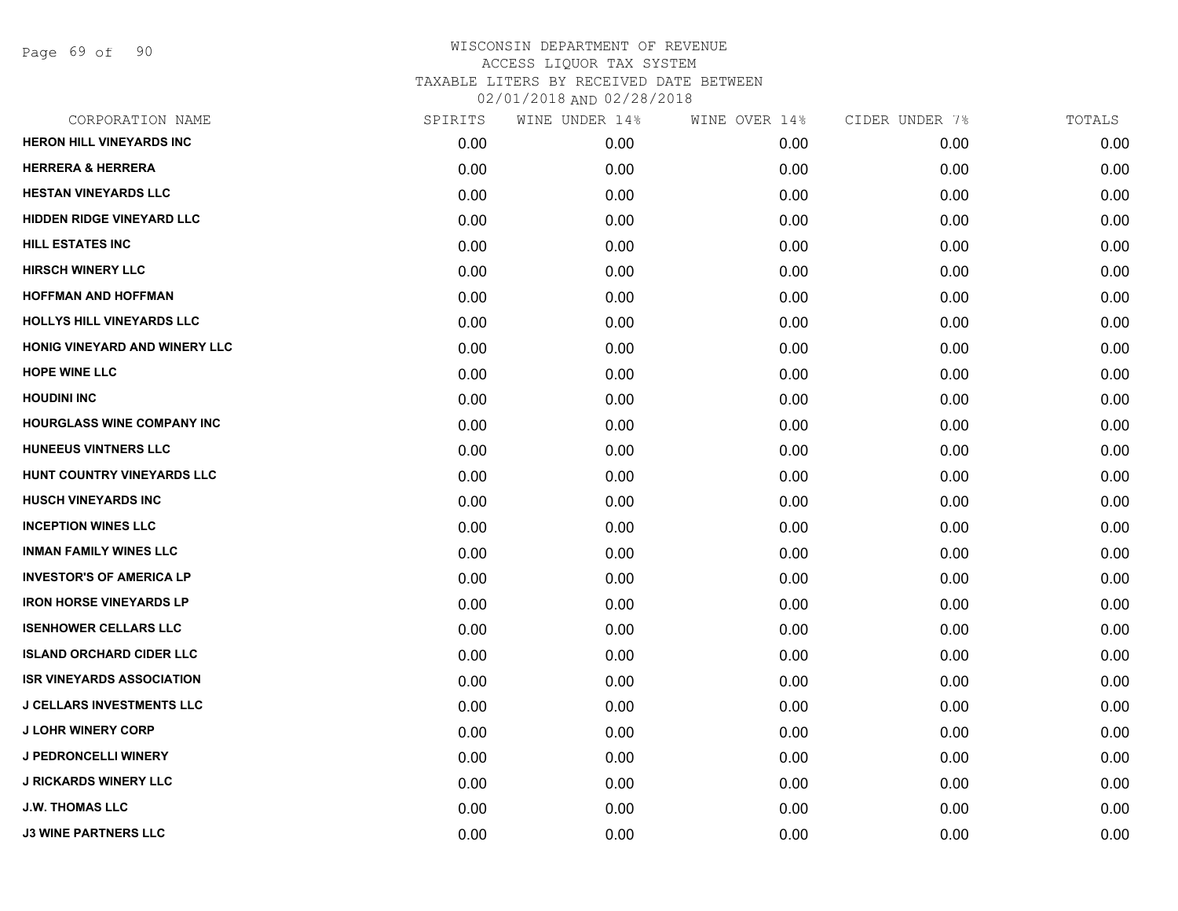WISCONSIN DEPARTMENT OF REVENUE
ACCESS LIQUOR TAX SYSTEM
TAXABLE LITERS BY RECEIVED DATE BETWEEN
02/01/2018 AND 02/28/2018

| CORPORATION NAME | SPIRITS | WINE UNDER 14% | WINE OVER 14% | CIDER UNDER 7% | TOTALS |
|---|---|---|---|---|---|
| HERON HILL VINEYARDS INC | 0.00 | 0.00 | 0.00 | 0.00 | 0.00 |
| HERRERA & HERRERA | 0.00 | 0.00 | 0.00 | 0.00 | 0.00 |
| HESTAN VINEYARDS LLC | 0.00 | 0.00 | 0.00 | 0.00 | 0.00 |
| HIDDEN RIDGE VINEYARD LLC | 0.00 | 0.00 | 0.00 | 0.00 | 0.00 |
| HILL ESTATES INC | 0.00 | 0.00 | 0.00 | 0.00 | 0.00 |
| HIRSCH WINERY LLC | 0.00 | 0.00 | 0.00 | 0.00 | 0.00 |
| HOFFMAN AND HOFFMAN | 0.00 | 0.00 | 0.00 | 0.00 | 0.00 |
| HOLLYS HILL VINEYARDS LLC | 0.00 | 0.00 | 0.00 | 0.00 | 0.00 |
| HONIG VINEYARD AND WINERY LLC | 0.00 | 0.00 | 0.00 | 0.00 | 0.00 |
| HOPE WINE LLC | 0.00 | 0.00 | 0.00 | 0.00 | 0.00 |
| HOUDINI INC | 0.00 | 0.00 | 0.00 | 0.00 | 0.00 |
| HOURGLASS WINE COMPANY INC | 0.00 | 0.00 | 0.00 | 0.00 | 0.00 |
| HUNEEUS VINTNERS LLC | 0.00 | 0.00 | 0.00 | 0.00 | 0.00 |
| HUNT COUNTRY VINEYARDS LLC | 0.00 | 0.00 | 0.00 | 0.00 | 0.00 |
| HUSCH VINEYARDS INC | 0.00 | 0.00 | 0.00 | 0.00 | 0.00 |
| INCEPTION WINES LLC | 0.00 | 0.00 | 0.00 | 0.00 | 0.00 |
| INMAN FAMILY WINES LLC | 0.00 | 0.00 | 0.00 | 0.00 | 0.00 |
| INVESTOR'S OF AMERICA LP | 0.00 | 0.00 | 0.00 | 0.00 | 0.00 |
| IRON HORSE VINEYARDS LP | 0.00 | 0.00 | 0.00 | 0.00 | 0.00 |
| ISENHOWER CELLARS LLC | 0.00 | 0.00 | 0.00 | 0.00 | 0.00 |
| ISLAND ORCHARD CIDER LLC | 0.00 | 0.00 | 0.00 | 0.00 | 0.00 |
| ISR VINEYARDS ASSOCIATION | 0.00 | 0.00 | 0.00 | 0.00 | 0.00 |
| J CELLARS INVESTMENTS LLC | 0.00 | 0.00 | 0.00 | 0.00 | 0.00 |
| J LOHR WINERY CORP | 0.00 | 0.00 | 0.00 | 0.00 | 0.00 |
| J PEDRONCELLI WINERY | 0.00 | 0.00 | 0.00 | 0.00 | 0.00 |
| J RICKARDS WINERY LLC | 0.00 | 0.00 | 0.00 | 0.00 | 0.00 |
| J.W. THOMAS LLC | 0.00 | 0.00 | 0.00 | 0.00 | 0.00 |
| J3 WINE PARTNERS LLC | 0.00 | 0.00 | 0.00 | 0.00 | 0.00 |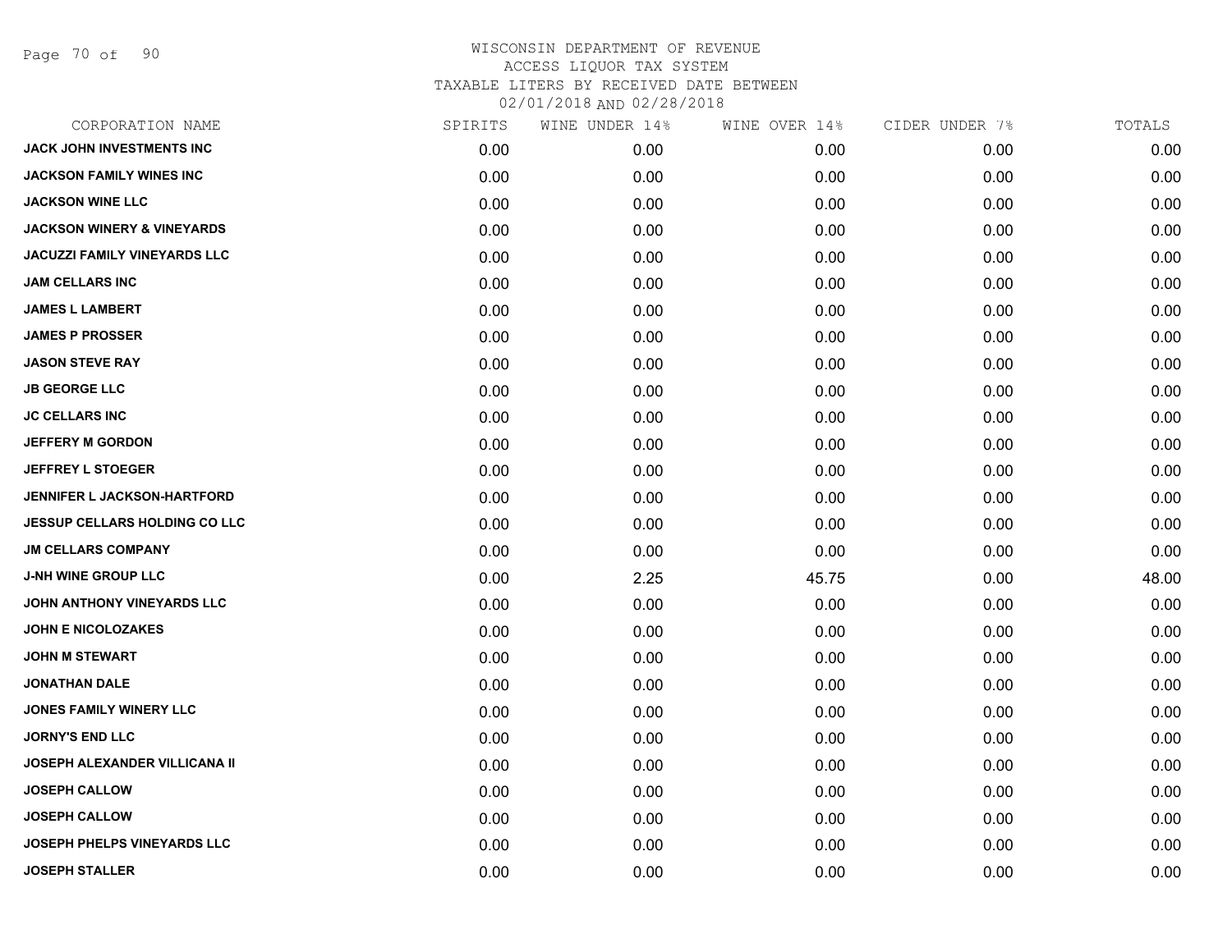WISCONSIN DEPARTMENT OF REVENUE
ACCESS LIQUOR TAX SYSTEM
TAXABLE LITERS BY RECEIVED DATE BETWEEN
02/01/2018 AND 02/28/2018

| CORPORATION NAME | SPIRITS | WINE UNDER 14% | WINE OVER 14% | CIDER UNDER 7% | TOTALS |
|---|---|---|---|---|---|
| JACK JOHN INVESTMENTS INC | 0.00 | 0.00 | 0.00 | 0.00 | 0.00 |
| JACKSON FAMILY WINES INC | 0.00 | 0.00 | 0.00 | 0.00 | 0.00 |
| JACKSON WINE LLC | 0.00 | 0.00 | 0.00 | 0.00 | 0.00 |
| JACKSON WINERY & VINEYARDS | 0.00 | 0.00 | 0.00 | 0.00 | 0.00 |
| JACUZZI FAMILY VINEYARDS LLC | 0.00 | 0.00 | 0.00 | 0.00 | 0.00 |
| JAM CELLARS INC | 0.00 | 0.00 | 0.00 | 0.00 | 0.00 |
| JAMES L LAMBERT | 0.00 | 0.00 | 0.00 | 0.00 | 0.00 |
| JAMES P PROSSER | 0.00 | 0.00 | 0.00 | 0.00 | 0.00 |
| JASON STEVE RAY | 0.00 | 0.00 | 0.00 | 0.00 | 0.00 |
| JB GEORGE LLC | 0.00 | 0.00 | 0.00 | 0.00 | 0.00 |
| JC CELLARS INC | 0.00 | 0.00 | 0.00 | 0.00 | 0.00 |
| JEFFERY M GORDON | 0.00 | 0.00 | 0.00 | 0.00 | 0.00 |
| JEFFREY L STOEGER | 0.00 | 0.00 | 0.00 | 0.00 | 0.00 |
| JENNIFER L JACKSON-HARTFORD | 0.00 | 0.00 | 0.00 | 0.00 | 0.00 |
| JESSUP CELLARS HOLDING CO LLC | 0.00 | 0.00 | 0.00 | 0.00 | 0.00 |
| JM CELLARS COMPANY | 0.00 | 0.00 | 0.00 | 0.00 | 0.00 |
| J-NH WINE GROUP LLC | 0.00 | 2.25 | 45.75 | 0.00 | 48.00 |
| JOHN ANTHONY VINEYARDS LLC | 0.00 | 0.00 | 0.00 | 0.00 | 0.00 |
| JOHN E NICOLOZAKES | 0.00 | 0.00 | 0.00 | 0.00 | 0.00 |
| JOHN M STEWART | 0.00 | 0.00 | 0.00 | 0.00 | 0.00 |
| JONATHAN DALE | 0.00 | 0.00 | 0.00 | 0.00 | 0.00 |
| JONES FAMILY WINERY LLC | 0.00 | 0.00 | 0.00 | 0.00 | 0.00 |
| JORNY'S END LLC | 0.00 | 0.00 | 0.00 | 0.00 | 0.00 |
| JOSEPH ALEXANDER VILLICANA II | 0.00 | 0.00 | 0.00 | 0.00 | 0.00 |
| JOSEPH CALLOW | 0.00 | 0.00 | 0.00 | 0.00 | 0.00 |
| JOSEPH CALLOW | 0.00 | 0.00 | 0.00 | 0.00 | 0.00 |
| JOSEPH PHELPS VINEYARDS LLC | 0.00 | 0.00 | 0.00 | 0.00 | 0.00 |
| JOSEPH STALLER | 0.00 | 0.00 | 0.00 | 0.00 | 0.00 |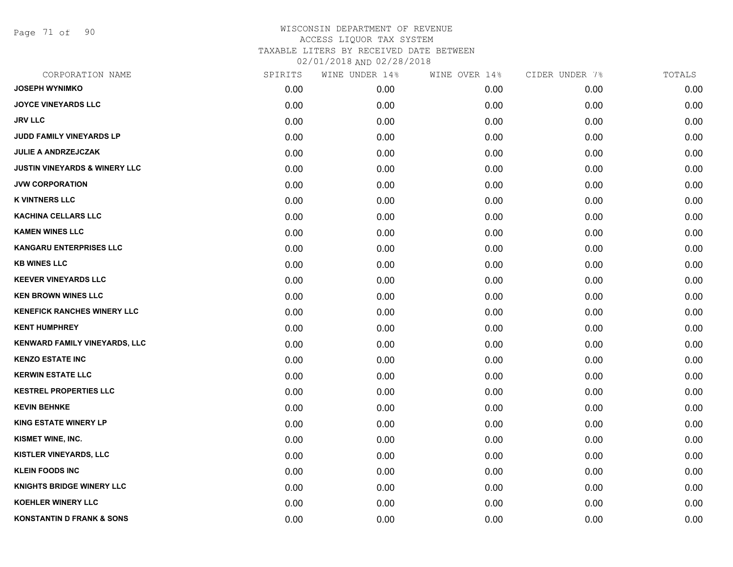# WISCONSIN DEPARTMENT OF REVENUE
ACCESS LIQUOR TAX SYSTEM
TAXABLE LITERS BY RECEIVED DATE BETWEEN
02/01/2018 AND 02/28/2018

| CORPORATION NAME | SPIRITS | WINE UNDER 14% | WINE OVER 14% | CIDER UNDER 7% | TOTALS |
|---|---|---|---|---|---|
| JOSEPH WYNIMKO | 0.00 | 0.00 | 0.00 | 0.00 | 0.00 |
| JOYCE VINEYARDS LLC | 0.00 | 0.00 | 0.00 | 0.00 | 0.00 |
| JRV LLC | 0.00 | 0.00 | 0.00 | 0.00 | 0.00 |
| JUDD FAMILY VINEYARDS LP | 0.00 | 0.00 | 0.00 | 0.00 | 0.00 |
| JULIE A ANDRZEJCZAK | 0.00 | 0.00 | 0.00 | 0.00 | 0.00 |
| JUSTIN VINEYARDS & WINERY LLC | 0.00 | 0.00 | 0.00 | 0.00 | 0.00 |
| JVW CORPORATION | 0.00 | 0.00 | 0.00 | 0.00 | 0.00 |
| K VINTNERS LLC | 0.00 | 0.00 | 0.00 | 0.00 | 0.00 |
| KACHINA CELLARS LLC | 0.00 | 0.00 | 0.00 | 0.00 | 0.00 |
| KAMEN WINES LLC | 0.00 | 0.00 | 0.00 | 0.00 | 0.00 |
| KANGARU ENTERPRISES LLC | 0.00 | 0.00 | 0.00 | 0.00 | 0.00 |
| KB WINES LLC | 0.00 | 0.00 | 0.00 | 0.00 | 0.00 |
| KEEVER VINEYARDS LLC | 0.00 | 0.00 | 0.00 | 0.00 | 0.00 |
| KEN BROWN WINES LLC | 0.00 | 0.00 | 0.00 | 0.00 | 0.00 |
| KENEFICK RANCHES WINERY LLC | 0.00 | 0.00 | 0.00 | 0.00 | 0.00 |
| KENT HUMPHREY | 0.00 | 0.00 | 0.00 | 0.00 | 0.00 |
| KENWARD FAMILY VINEYARDS, LLC | 0.00 | 0.00 | 0.00 | 0.00 | 0.00 |
| KENZO ESTATE INC | 0.00 | 0.00 | 0.00 | 0.00 | 0.00 |
| KERWIN ESTATE LLC | 0.00 | 0.00 | 0.00 | 0.00 | 0.00 |
| KESTREL PROPERTIES LLC | 0.00 | 0.00 | 0.00 | 0.00 | 0.00 |
| KEVIN BEHNKE | 0.00 | 0.00 | 0.00 | 0.00 | 0.00 |
| KING ESTATE WINERY LP | 0.00 | 0.00 | 0.00 | 0.00 | 0.00 |
| KISMET WINE, INC. | 0.00 | 0.00 | 0.00 | 0.00 | 0.00 |
| KISTLER VINEYARDS, LLC | 0.00 | 0.00 | 0.00 | 0.00 | 0.00 |
| KLEIN FOODS INC | 0.00 | 0.00 | 0.00 | 0.00 | 0.00 |
| KNIGHTS BRIDGE WINERY LLC | 0.00 | 0.00 | 0.00 | 0.00 | 0.00 |
| KOEHLER WINERY LLC | 0.00 | 0.00 | 0.00 | 0.00 | 0.00 |
| KONSTANTIN D FRANK & SONS | 0.00 | 0.00 | 0.00 | 0.00 | 0.00 |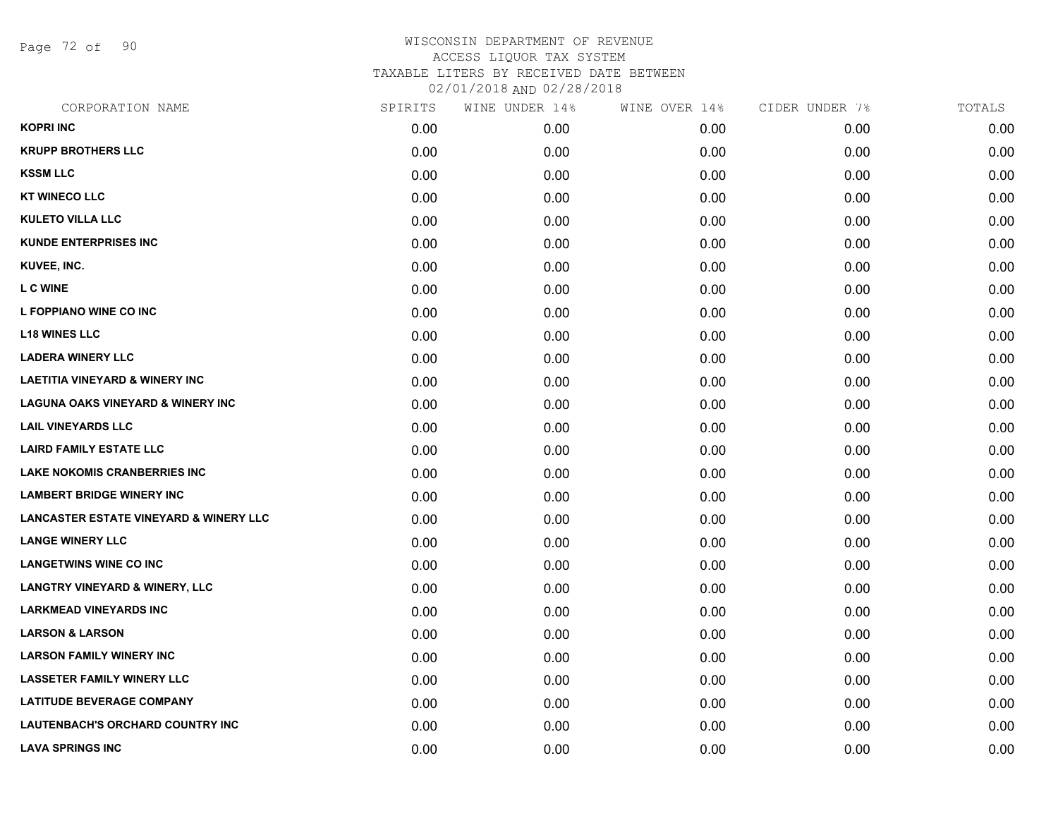WISCONSIN DEPARTMENT OF REVENUE
ACCESS LIQUOR TAX SYSTEM
TAXABLE LITERS BY RECEIVED DATE BETWEEN
02/01/2018 AND 02/28/2018

| CORPORATION NAME | SPIRITS | WINE UNDER 14% | WINE OVER 14% | CIDER UNDER 7% | TOTALS |
|---|---|---|---|---|---|
| KOPRI INC | 0.00 | 0.00 | 0.00 | 0.00 | 0.00 |
| KRUPP BROTHERS LLC | 0.00 | 0.00 | 0.00 | 0.00 | 0.00 |
| KSSM LLC | 0.00 | 0.00 | 0.00 | 0.00 | 0.00 |
| KT WINECO LLC | 0.00 | 0.00 | 0.00 | 0.00 | 0.00 |
| KULETO VILLA LLC | 0.00 | 0.00 | 0.00 | 0.00 | 0.00 |
| KUNDE ENTERPRISES INC | 0.00 | 0.00 | 0.00 | 0.00 | 0.00 |
| KUVEE, INC. | 0.00 | 0.00 | 0.00 | 0.00 | 0.00 |
| L C WINE | 0.00 | 0.00 | 0.00 | 0.00 | 0.00 |
| L FOPPIANO WINE CO INC | 0.00 | 0.00 | 0.00 | 0.00 | 0.00 |
| L18 WINES LLC | 0.00 | 0.00 | 0.00 | 0.00 | 0.00 |
| LADERA WINERY LLC | 0.00 | 0.00 | 0.00 | 0.00 | 0.00 |
| LAETITIA VINEYARD & WINERY INC | 0.00 | 0.00 | 0.00 | 0.00 | 0.00 |
| LAGUNA OAKS VINEYARD & WINERY INC | 0.00 | 0.00 | 0.00 | 0.00 | 0.00 |
| LAIL VINEYARDS LLC | 0.00 | 0.00 | 0.00 | 0.00 | 0.00 |
| LAIRD FAMILY ESTATE LLC | 0.00 | 0.00 | 0.00 | 0.00 | 0.00 |
| LAKE NOKOMIS CRANBERRIES INC | 0.00 | 0.00 | 0.00 | 0.00 | 0.00 |
| LAMBERT BRIDGE WINERY INC | 0.00 | 0.00 | 0.00 | 0.00 | 0.00 |
| LANCASTER ESTATE VINEYARD & WINERY LLC | 0.00 | 0.00 | 0.00 | 0.00 | 0.00 |
| LANGE WINERY LLC | 0.00 | 0.00 | 0.00 | 0.00 | 0.00 |
| LANGETWINS WINE CO INC | 0.00 | 0.00 | 0.00 | 0.00 | 0.00 |
| LANGTRY VINEYARD & WINERY, LLC | 0.00 | 0.00 | 0.00 | 0.00 | 0.00 |
| LARKMEAD VINEYARDS INC | 0.00 | 0.00 | 0.00 | 0.00 | 0.00 |
| LARSON & LARSON | 0.00 | 0.00 | 0.00 | 0.00 | 0.00 |
| LARSON FAMILY WINERY INC | 0.00 | 0.00 | 0.00 | 0.00 | 0.00 |
| LASSETER FAMILY WINERY LLC | 0.00 | 0.00 | 0.00 | 0.00 | 0.00 |
| LATITUDE BEVERAGE COMPANY | 0.00 | 0.00 | 0.00 | 0.00 | 0.00 |
| LAUTENBACH'S ORCHARD COUNTRY INC | 0.00 | 0.00 | 0.00 | 0.00 | 0.00 |
| LAVA SPRINGS INC | 0.00 | 0.00 | 0.00 | 0.00 | 0.00 |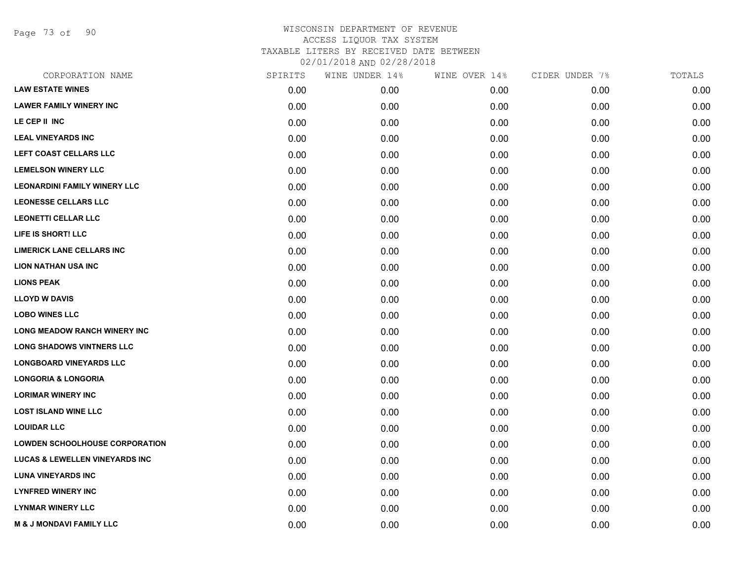WISCONSIN DEPARTMENT OF REVENUE
ACCESS LIQUOR TAX SYSTEM
TAXABLE LITERS BY RECEIVED DATE BETWEEN
02/01/2018 AND 02/28/2018

| CORPORATION NAME | SPIRITS | WINE UNDER 14% | WINE OVER 14% | CIDER UNDER 7% | TOTALS |
|---|---|---|---|---|---|
| LAW ESTATE WINES | 0.00 | 0.00 | 0.00 | 0.00 | 0.00 |
| LAWER FAMILY WINERY INC | 0.00 | 0.00 | 0.00 | 0.00 | 0.00 |
| LE CEP II INC | 0.00 | 0.00 | 0.00 | 0.00 | 0.00 |
| LEAL VINEYARDS INC | 0.00 | 0.00 | 0.00 | 0.00 | 0.00 |
| LEFT COAST CELLARS LLC | 0.00 | 0.00 | 0.00 | 0.00 | 0.00 |
| LEMELSON WINERY LLC | 0.00 | 0.00 | 0.00 | 0.00 | 0.00 |
| LEONARDINI FAMILY WINERY LLC | 0.00 | 0.00 | 0.00 | 0.00 | 0.00 |
| LEONESSE CELLARS LLC | 0.00 | 0.00 | 0.00 | 0.00 | 0.00 |
| LEONETTI CELLAR LLC | 0.00 | 0.00 | 0.00 | 0.00 | 0.00 |
| LIFE IS SHORT! LLC | 0.00 | 0.00 | 0.00 | 0.00 | 0.00 |
| LIMERICK LANE CELLARS INC | 0.00 | 0.00 | 0.00 | 0.00 | 0.00 |
| LION NATHAN USA INC | 0.00 | 0.00 | 0.00 | 0.00 | 0.00 |
| LIONS PEAK | 0.00 | 0.00 | 0.00 | 0.00 | 0.00 |
| LLOYD W DAVIS | 0.00 | 0.00 | 0.00 | 0.00 | 0.00 |
| LOBO WINES LLC | 0.00 | 0.00 | 0.00 | 0.00 | 0.00 |
| LONG MEADOW RANCH WINERY INC | 0.00 | 0.00 | 0.00 | 0.00 | 0.00 |
| LONG SHADOWS VINTNERS LLC | 0.00 | 0.00 | 0.00 | 0.00 | 0.00 |
| LONGBOARD VINEYARDS LLC | 0.00 | 0.00 | 0.00 | 0.00 | 0.00 |
| LONGORIA & LONGORIA | 0.00 | 0.00 | 0.00 | 0.00 | 0.00 |
| LORIMAR WINERY INC | 0.00 | 0.00 | 0.00 | 0.00 | 0.00 |
| LOST ISLAND WINE LLC | 0.00 | 0.00 | 0.00 | 0.00 | 0.00 |
| LOUIDAR LLC | 0.00 | 0.00 | 0.00 | 0.00 | 0.00 |
| LOWDEN SCHOOLHOUSE CORPORATION | 0.00 | 0.00 | 0.00 | 0.00 | 0.00 |
| LUCAS & LEWELLEN VINEYARDS INC | 0.00 | 0.00 | 0.00 | 0.00 | 0.00 |
| LUNA VINEYARDS INC | 0.00 | 0.00 | 0.00 | 0.00 | 0.00 |
| LYNFRED WINERY INC | 0.00 | 0.00 | 0.00 | 0.00 | 0.00 |
| LYNMAR WINERY LLC | 0.00 | 0.00 | 0.00 | 0.00 | 0.00 |
| M & J MONDAVI FAMILY LLC | 0.00 | 0.00 | 0.00 | 0.00 | 0.00 |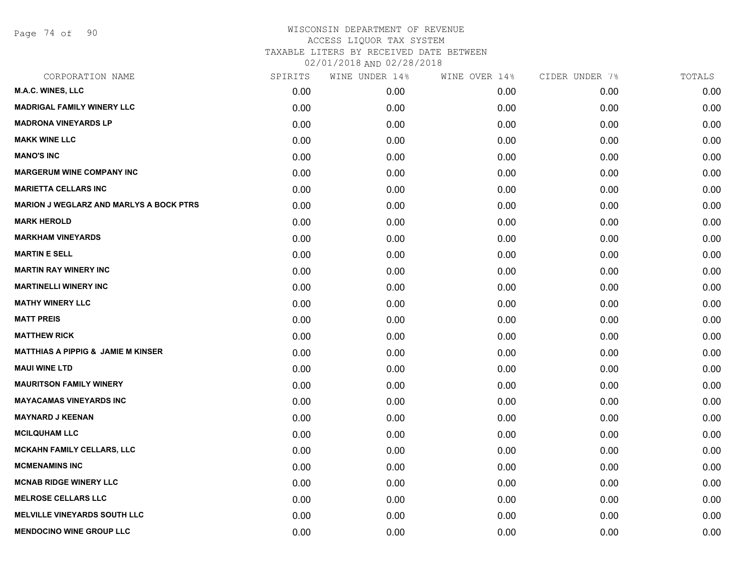# WISCONSIN DEPARTMENT OF REVENUE
## ACCESS LIQUOR TAX SYSTEM
### TAXABLE LITERS BY RECEIVED DATE BETWEEN 02/01/2018 AND 02/28/2018

| CORPORATION NAME | SPIRITS | WINE UNDER 14% | WINE OVER 14% | CIDER UNDER 7% | TOTALS |
|---|---|---|---|---|---|
| M.A.C. WINES, LLC | 0.00 | 0.00 | 0.00 | 0.00 | 0.00 |
| MADRIGAL FAMILY WINERY LLC | 0.00 | 0.00 | 0.00 | 0.00 | 0.00 |
| MADRONA VINEYARDS LP | 0.00 | 0.00 | 0.00 | 0.00 | 0.00 |
| MAKK WINE LLC | 0.00 | 0.00 | 0.00 | 0.00 | 0.00 |
| MANO'S INC | 0.00 | 0.00 | 0.00 | 0.00 | 0.00 |
| MARGERUM WINE COMPANY INC | 0.00 | 0.00 | 0.00 | 0.00 | 0.00 |
| MARIETTA CELLARS INC | 0.00 | 0.00 | 0.00 | 0.00 | 0.00 |
| MARION J WEGLARZ AND MARLYS A BOCK PTRS | 0.00 | 0.00 | 0.00 | 0.00 | 0.00 |
| MARK HEROLD | 0.00 | 0.00 | 0.00 | 0.00 | 0.00 |
| MARKHAM VINEYARDS | 0.00 | 0.00 | 0.00 | 0.00 | 0.00 |
| MARTIN E SELL | 0.00 | 0.00 | 0.00 | 0.00 | 0.00 |
| MARTIN RAY WINERY INC | 0.00 | 0.00 | 0.00 | 0.00 | 0.00 |
| MARTINELLI WINERY INC | 0.00 | 0.00 | 0.00 | 0.00 | 0.00 |
| MATHY WINERY LLC | 0.00 | 0.00 | 0.00 | 0.00 | 0.00 |
| MATT PREIS | 0.00 | 0.00 | 0.00 | 0.00 | 0.00 |
| MATTHEW RICK | 0.00 | 0.00 | 0.00 | 0.00 | 0.00 |
| MATTHIAS A PIPPIG & JAMIE M KINSER | 0.00 | 0.00 | 0.00 | 0.00 | 0.00 |
| MAUI WINE LTD | 0.00 | 0.00 | 0.00 | 0.00 | 0.00 |
| MAURITSON FAMILY WINERY | 0.00 | 0.00 | 0.00 | 0.00 | 0.00 |
| MAYACAMAS VINEYARDS INC | 0.00 | 0.00 | 0.00 | 0.00 | 0.00 |
| MAYNARD J KEENAN | 0.00 | 0.00 | 0.00 | 0.00 | 0.00 |
| MCILQUHAM LLC | 0.00 | 0.00 | 0.00 | 0.00 | 0.00 |
| MCKAHN FAMILY CELLARS, LLC | 0.00 | 0.00 | 0.00 | 0.00 | 0.00 |
| MCMENAMINS INC | 0.00 | 0.00 | 0.00 | 0.00 | 0.00 |
| MCNAB RIDGE WINERY LLC | 0.00 | 0.00 | 0.00 | 0.00 | 0.00 |
| MELROSE CELLARS LLC | 0.00 | 0.00 | 0.00 | 0.00 | 0.00 |
| MELVILLE VINEYARDS SOUTH LLC | 0.00 | 0.00 | 0.00 | 0.00 | 0.00 |
| MENDOCINO WINE GROUP LLC | 0.00 | 0.00 | 0.00 | 0.00 | 0.00 |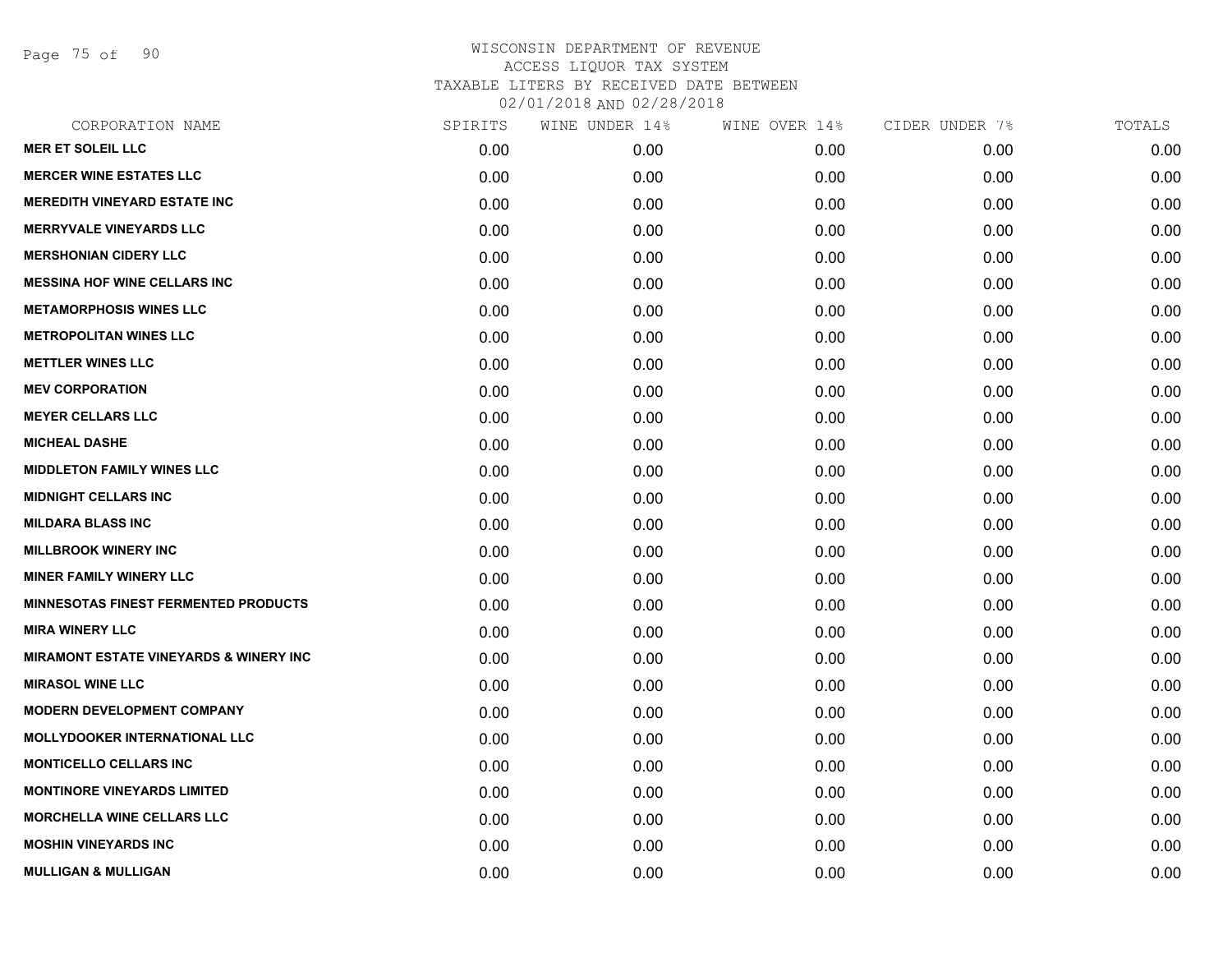# WISCONSIN DEPARTMENT OF REVENUE
## ACCESS LIQUOR TAX SYSTEM
### TAXABLE LITERS BY RECEIVED DATE BETWEEN 02/01/2018 AND 02/28/2018

| CORPORATION NAME | SPIRITS | WINE UNDER 14% | WINE OVER 14% | CIDER UNDER 7% | TOTALS |
|---|---|---|---|---|---|
| MER ET SOLEIL LLC | 0.00 | 0.00 | 0.00 | 0.00 | 0.00 |
| MERCER WINE ESTATES LLC | 0.00 | 0.00 | 0.00 | 0.00 | 0.00 |
| MEREDITH VINEYARD ESTATE INC | 0.00 | 0.00 | 0.00 | 0.00 | 0.00 |
| MERRYVALE VINEYARDS LLC | 0.00 | 0.00 | 0.00 | 0.00 | 0.00 |
| MERSHONIAN CIDERY LLC | 0.00 | 0.00 | 0.00 | 0.00 | 0.00 |
| MESSINA HOF WINE CELLARS INC | 0.00 | 0.00 | 0.00 | 0.00 | 0.00 |
| METAMORPHOSIS WINES LLC | 0.00 | 0.00 | 0.00 | 0.00 | 0.00 |
| METROPOLITAN WINES LLC | 0.00 | 0.00 | 0.00 | 0.00 | 0.00 |
| METTLER WINES LLC | 0.00 | 0.00 | 0.00 | 0.00 | 0.00 |
| MEV CORPORATION | 0.00 | 0.00 | 0.00 | 0.00 | 0.00 |
| MEYER CELLARS LLC | 0.00 | 0.00 | 0.00 | 0.00 | 0.00 |
| MICHEAL DASHE | 0.00 | 0.00 | 0.00 | 0.00 | 0.00 |
| MIDDLETON FAMILY WINES LLC | 0.00 | 0.00 | 0.00 | 0.00 | 0.00 |
| MIDNIGHT CELLARS INC | 0.00 | 0.00 | 0.00 | 0.00 | 0.00 |
| MILDARA BLASS INC | 0.00 | 0.00 | 0.00 | 0.00 | 0.00 |
| MILLBROOK WINERY INC | 0.00 | 0.00 | 0.00 | 0.00 | 0.00 |
| MINER FAMILY WINERY LLC | 0.00 | 0.00 | 0.00 | 0.00 | 0.00 |
| MINNESOTAS FINEST FERMENTED PRODUCTS | 0.00 | 0.00 | 0.00 | 0.00 | 0.00 |
| MIRA WINERY LLC | 0.00 | 0.00 | 0.00 | 0.00 | 0.00 |
| MIRAMONT ESTATE VINEYARDS & WINERY INC | 0.00 | 0.00 | 0.00 | 0.00 | 0.00 |
| MIRASOL WINE LLC | 0.00 | 0.00 | 0.00 | 0.00 | 0.00 |
| MODERN DEVELOPMENT COMPANY | 0.00 | 0.00 | 0.00 | 0.00 | 0.00 |
| MOLLYDOOKER INTERNATIONAL LLC | 0.00 | 0.00 | 0.00 | 0.00 | 0.00 |
| MONTICELLO CELLARS INC | 0.00 | 0.00 | 0.00 | 0.00 | 0.00 |
| MONTINORE VINEYARDS LIMITED | 0.00 | 0.00 | 0.00 | 0.00 | 0.00 |
| MORCHELLA WINE CELLARS LLC | 0.00 | 0.00 | 0.00 | 0.00 | 0.00 |
| MOSHIN VINEYARDS INC | 0.00 | 0.00 | 0.00 | 0.00 | 0.00 |
| MULLIGAN & MULLIGAN | 0.00 | 0.00 | 0.00 | 0.00 | 0.00 |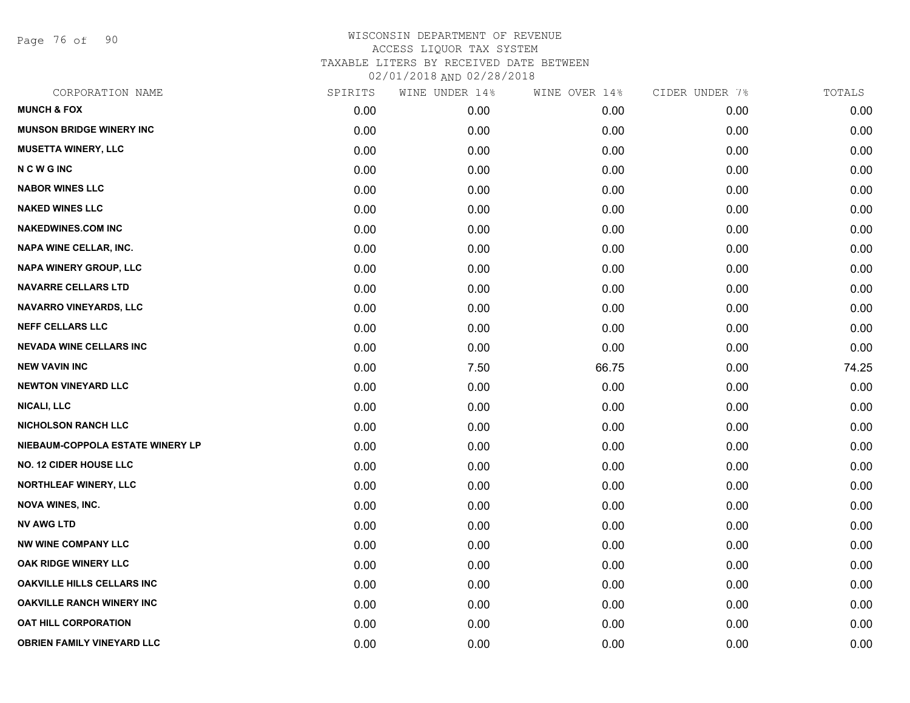WISCONSIN DEPARTMENT OF REVENUE
ACCESS LIQUOR TAX SYSTEM
TAXABLE LITERS BY RECEIVED DATE BETWEEN
02/01/2018 AND 02/28/2018

| CORPORATION NAME | SPIRITS | WINE UNDER 14% | WINE OVER 14% | CIDER UNDER 7% | TOTALS |
|---|---|---|---|---|---|
| MUNCH & FOX | 0.00 | 0.00 | 0.00 | 0.00 | 0.00 |
| MUNSON BRIDGE WINERY INC | 0.00 | 0.00 | 0.00 | 0.00 | 0.00 |
| MUSETTA WINERY, LLC | 0.00 | 0.00 | 0.00 | 0.00 | 0.00 |
| N C W G INC | 0.00 | 0.00 | 0.00 | 0.00 | 0.00 |
| NABOR WINES LLC | 0.00 | 0.00 | 0.00 | 0.00 | 0.00 |
| NAKED WINES LLC | 0.00 | 0.00 | 0.00 | 0.00 | 0.00 |
| NAKEDWINES.COM INC | 0.00 | 0.00 | 0.00 | 0.00 | 0.00 |
| NAPA WINE CELLAR, INC. | 0.00 | 0.00 | 0.00 | 0.00 | 0.00 |
| NAPA WINERY GROUP, LLC | 0.00 | 0.00 | 0.00 | 0.00 | 0.00 |
| NAVARRE CELLARS LTD | 0.00 | 0.00 | 0.00 | 0.00 | 0.00 |
| NAVARRO VINEYARDS, LLC | 0.00 | 0.00 | 0.00 | 0.00 | 0.00 |
| NEFF CELLARS LLC | 0.00 | 0.00 | 0.00 | 0.00 | 0.00 |
| NEVADA WINE CELLARS INC | 0.00 | 0.00 | 0.00 | 0.00 | 0.00 |
| NEW VAVIN INC | 0.00 | 7.50 | 66.75 | 0.00 | 74.25 |
| NEWTON VINEYARD LLC | 0.00 | 0.00 | 0.00 | 0.00 | 0.00 |
| NICALI, LLC | 0.00 | 0.00 | 0.00 | 0.00 | 0.00 |
| NICHOLSON RANCH LLC | 0.00 | 0.00 | 0.00 | 0.00 | 0.00 |
| NIEBAUM-COPPOLA ESTATE WINERY LP | 0.00 | 0.00 | 0.00 | 0.00 | 0.00 |
| NO. 12 CIDER HOUSE LLC | 0.00 | 0.00 | 0.00 | 0.00 | 0.00 |
| NORTHLEAF WINERY, LLC | 0.00 | 0.00 | 0.00 | 0.00 | 0.00 |
| NOVA WINES, INC. | 0.00 | 0.00 | 0.00 | 0.00 | 0.00 |
| NV AWG LTD | 0.00 | 0.00 | 0.00 | 0.00 | 0.00 |
| NW WINE COMPANY LLC | 0.00 | 0.00 | 0.00 | 0.00 | 0.00 |
| OAK RIDGE WINERY LLC | 0.00 | 0.00 | 0.00 | 0.00 | 0.00 |
| OAKVILLE HILLS CELLARS INC | 0.00 | 0.00 | 0.00 | 0.00 | 0.00 |
| OAKVILLE RANCH WINERY INC | 0.00 | 0.00 | 0.00 | 0.00 | 0.00 |
| OAT HILL CORPORATION | 0.00 | 0.00 | 0.00 | 0.00 | 0.00 |
| OBRIEN FAMILY VINEYARD LLC | 0.00 | 0.00 | 0.00 | 0.00 | 0.00 |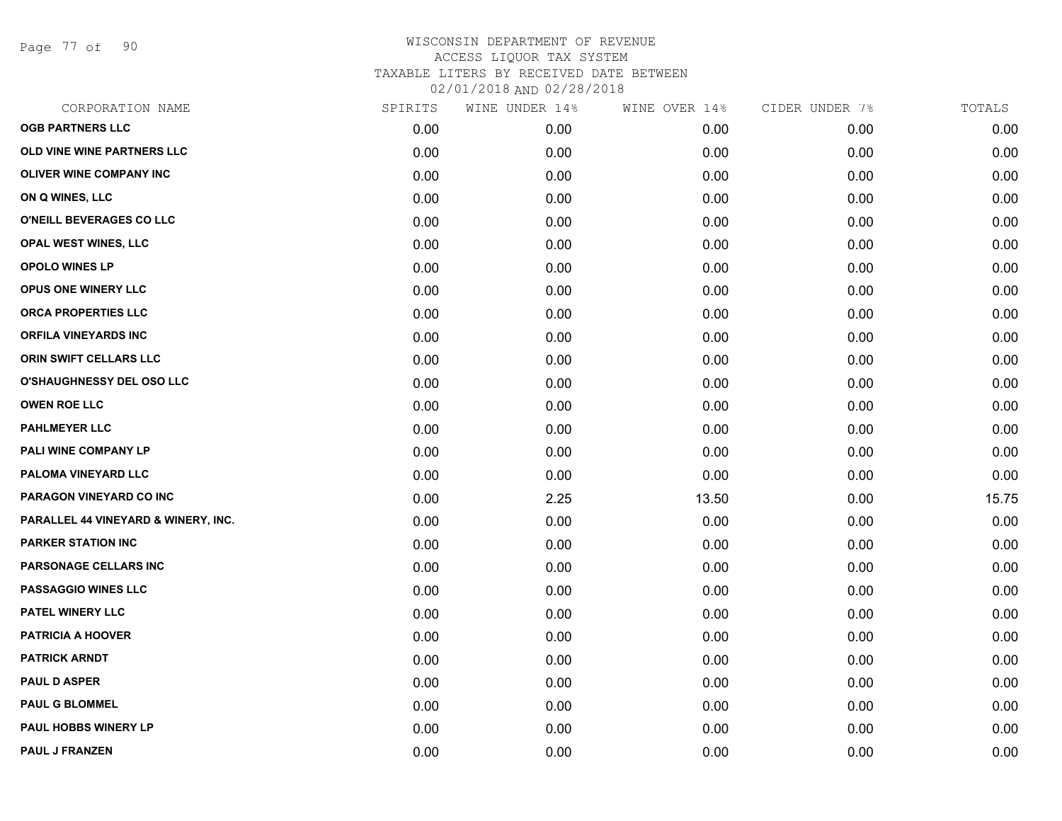# WISCONSIN DEPARTMENT OF REVENUE
## ACCESS LIQUOR TAX SYSTEM
### TAXABLE LITERS BY RECEIVED DATE BETWEEN 02/01/2018 AND 02/28/2018

| CORPORATION NAME | SPIRITS | WINE UNDER 14% | WINE OVER 14% | CIDER UNDER 7% | TOTALS |
|---|---|---|---|---|---|
| **OGB PARTNERS LLC** | 0.00 | 0.00 | 0.00 | 0.00 | 0.00 |
| **OLD VINE WINE PARTNERS LLC** | 0.00 | 0.00 | 0.00 | 0.00 | 0.00 |
| **OLIVER WINE COMPANY INC** | 0.00 | 0.00 | 0.00 | 0.00 | 0.00 |
| **ON Q WINES, LLC** | 0.00 | 0.00 | 0.00 | 0.00 | 0.00 |
| **O'NEILL BEVERAGES CO LLC** | 0.00 | 0.00 | 0.00 | 0.00 | 0.00 |
| **OPAL WEST WINES, LLC** | 0.00 | 0.00 | 0.00 | 0.00 | 0.00 |
| **OPOLO WINES LP** | 0.00 | 0.00 | 0.00 | 0.00 | 0.00 |
| **OPUS ONE WINERY LLC** | 0.00 | 0.00 | 0.00 | 0.00 | 0.00 |
| **ORCA PROPERTIES LLC** | 0.00 | 0.00 | 0.00 | 0.00 | 0.00 |
| **ORFILA VINEYARDS INC** | 0.00 | 0.00 | 0.00 | 0.00 | 0.00 |
| **ORIN SWIFT CELLARS LLC** | 0.00 | 0.00 | 0.00 | 0.00 | 0.00 |
| **O'SHAUGHNESSY DEL OSO LLC** | 0.00 | 0.00 | 0.00 | 0.00 | 0.00 |
| **OWEN ROE LLC** | 0.00 | 0.00 | 0.00 | 0.00 | 0.00 |
| **PAHLMEYER LLC** | 0.00 | 0.00 | 0.00 | 0.00 | 0.00 |
| **PALI WINE COMPANY LP** | 0.00 | 0.00 | 0.00 | 0.00 | 0.00 |
| **PALOMA VINEYARD LLC** | 0.00 | 0.00 | 0.00 | 0.00 | 0.00 |
| **PARAGON VINEYARD CO INC** | 0.00 | 2.25 | 13.50 | 0.00 | 15.75 |
| **PARALLEL 44 VINEYARD & WINERY, INC.** | 0.00 | 0.00 | 0.00 | 0.00 | 0.00 |
| **PARKER STATION INC** | 0.00 | 0.00 | 0.00 | 0.00 | 0.00 |
| **PARSONAGE CELLARS INC** | 0.00 | 0.00 | 0.00 | 0.00 | 0.00 |
| **PASSAGGIO WINES LLC** | 0.00 | 0.00 | 0.00 | 0.00 | 0.00 |
| **PATEL WINERY LLC** | 0.00 | 0.00 | 0.00 | 0.00 | 0.00 |
| **PATRICIA A HOOVER** | 0.00 | 0.00 | 0.00 | 0.00 | 0.00 |
| **PATRICK ARNDT** | 0.00 | 0.00 | 0.00 | 0.00 | 0.00 |
| **PAUL D ASPER** | 0.00 | 0.00 | 0.00 | 0.00 | 0.00 |
| **PAUL G BLOMMEL** | 0.00 | 0.00 | 0.00 | 0.00 | 0.00 |
| **PAUL HOBBS WINERY LP** | 0.00 | 0.00 | 0.00 | 0.00 | 0.00 |
| **PAUL J FRANZEN** | 0.00 | 0.00 | 0.00 | 0.00 | 0.00 |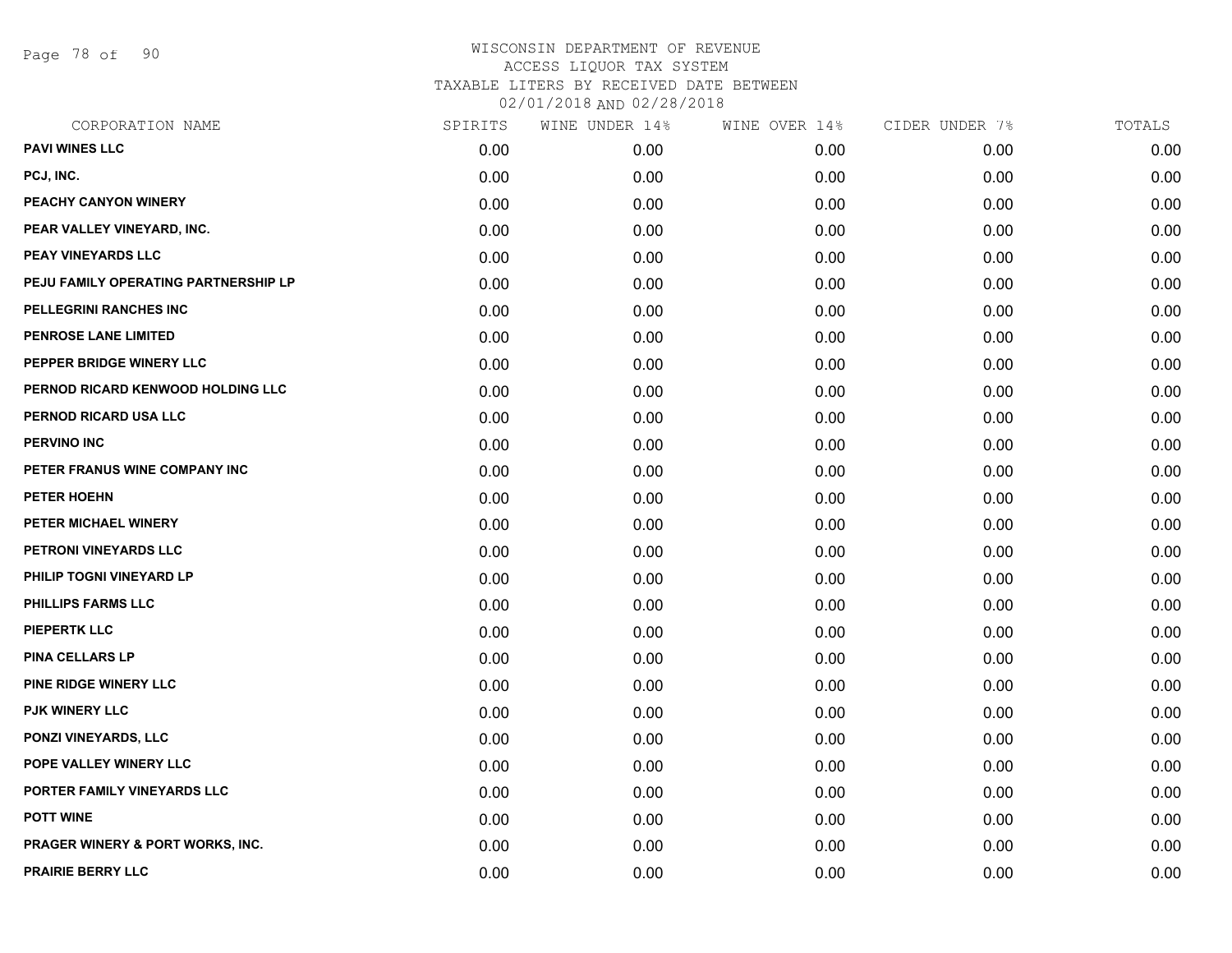# WISCONSIN DEPARTMENT OF REVENUE
ACCESS LIQUOR TAX SYSTEM
TAXABLE LITERS BY RECEIVED DATE BETWEEN
02/01/2018 AND 02/28/2018

| CORPORATION NAME | SPIRITS | WINE UNDER 14% | WINE OVER 14% | CIDER UNDER 7% | TOTALS |
|---|---|---|---|---|---|
| PAVI WINES LLC | 0.00 | 0.00 | 0.00 | 0.00 | 0.00 |
| PCJ, INC. | 0.00 | 0.00 | 0.00 | 0.00 | 0.00 |
| PEACHY CANYON WINERY | 0.00 | 0.00 | 0.00 | 0.00 | 0.00 |
| PEAR VALLEY VINEYARD, INC. | 0.00 | 0.00 | 0.00 | 0.00 | 0.00 |
| PEAY VINEYARDS LLC | 0.00 | 0.00 | 0.00 | 0.00 | 0.00 |
| PEJU FAMILY OPERATING PARTNERSHIP LP | 0.00 | 0.00 | 0.00 | 0.00 | 0.00 |
| PELLEGRINI RANCHES INC | 0.00 | 0.00 | 0.00 | 0.00 | 0.00 |
| PENROSE LANE LIMITED | 0.00 | 0.00 | 0.00 | 0.00 | 0.00 |
| PEPPER BRIDGE WINERY LLC | 0.00 | 0.00 | 0.00 | 0.00 | 0.00 |
| PERNOD RICARD KENWOOD HOLDING LLC | 0.00 | 0.00 | 0.00 | 0.00 | 0.00 |
| PERNOD RICARD USA LLC | 0.00 | 0.00 | 0.00 | 0.00 | 0.00 |
| PERVINO INC | 0.00 | 0.00 | 0.00 | 0.00 | 0.00 |
| PETER FRANUS WINE COMPANY INC | 0.00 | 0.00 | 0.00 | 0.00 | 0.00 |
| PETER HOEHN | 0.00 | 0.00 | 0.00 | 0.00 | 0.00 |
| PETER MICHAEL WINERY | 0.00 | 0.00 | 0.00 | 0.00 | 0.00 |
| PETRONI VINEYARDS LLC | 0.00 | 0.00 | 0.00 | 0.00 | 0.00 |
| PHILIP TOGNI VINEYARD LP | 0.00 | 0.00 | 0.00 | 0.00 | 0.00 |
| PHILLIPS FARMS LLC | 0.00 | 0.00 | 0.00 | 0.00 | 0.00 |
| PIEPERTK LLC | 0.00 | 0.00 | 0.00 | 0.00 | 0.00 |
| PINA CELLARS LP | 0.00 | 0.00 | 0.00 | 0.00 | 0.00 |
| PINE RIDGE WINERY LLC | 0.00 | 0.00 | 0.00 | 0.00 | 0.00 |
| PJK WINERY LLC | 0.00 | 0.00 | 0.00 | 0.00 | 0.00 |
| PONZI VINEYARDS, LLC | 0.00 | 0.00 | 0.00 | 0.00 | 0.00 |
| POPE VALLEY WINERY LLC | 0.00 | 0.00 | 0.00 | 0.00 | 0.00 |
| PORTER FAMILY VINEYARDS LLC | 0.00 | 0.00 | 0.00 | 0.00 | 0.00 |
| POTT WINE | 0.00 | 0.00 | 0.00 | 0.00 | 0.00 |
| PRAGER WINERY & PORT WORKS, INC. | 0.00 | 0.00 | 0.00 | 0.00 | 0.00 |
| PRAIRIE BERRY LLC | 0.00 | 0.00 | 0.00 | 0.00 | 0.00 |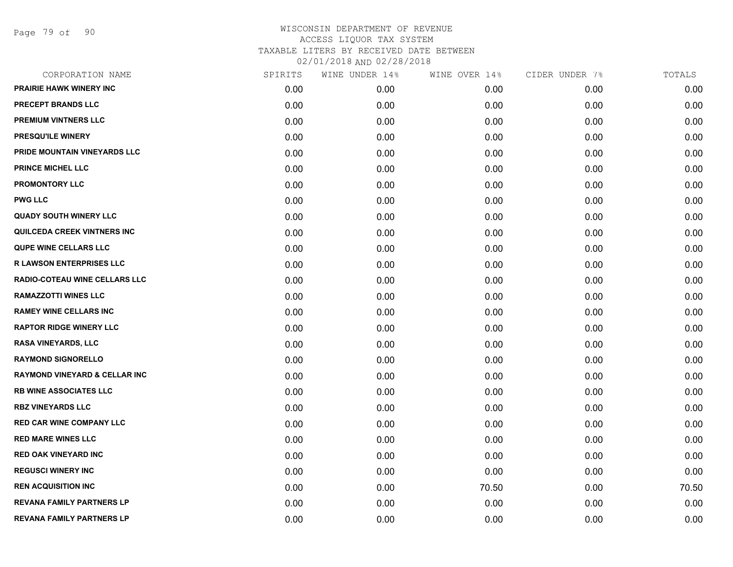# WISCONSIN DEPARTMENT OF REVENUE
ACCESS LIQUOR TAX SYSTEM
TAXABLE LITERS BY RECEIVED DATE BETWEEN
02/01/2018 AND 02/28/2018

| CORPORATION NAME | SPIRITS | WINE UNDER 14% | WINE OVER 14% | CIDER UNDER 7% | TOTALS |
|---|---|---|---|---|---|
| PRAIRIE HAWK WINERY INC | 0.00 | 0.00 | 0.00 | 0.00 | 0.00 |
| PRECEPT BRANDS LLC | 0.00 | 0.00 | 0.00 | 0.00 | 0.00 |
| PREMIUM VINTNERS LLC | 0.00 | 0.00 | 0.00 | 0.00 | 0.00 |
| PRESQU'ILE WINERY | 0.00 | 0.00 | 0.00 | 0.00 | 0.00 |
| PRIDE MOUNTAIN VINEYARDS LLC | 0.00 | 0.00 | 0.00 | 0.00 | 0.00 |
| PRINCE MICHEL LLC | 0.00 | 0.00 | 0.00 | 0.00 | 0.00 |
| PROMONTORY LLC | 0.00 | 0.00 | 0.00 | 0.00 | 0.00 |
| PWG LLC | 0.00 | 0.00 | 0.00 | 0.00 | 0.00 |
| QUADY SOUTH WINERY LLC | 0.00 | 0.00 | 0.00 | 0.00 | 0.00 |
| QUILCEDA CREEK VINTNERS INC | 0.00 | 0.00 | 0.00 | 0.00 | 0.00 |
| QUPE WINE CELLARS LLC | 0.00 | 0.00 | 0.00 | 0.00 | 0.00 |
| R LAWSON ENTERPRISES LLC | 0.00 | 0.00 | 0.00 | 0.00 | 0.00 |
| RADIO-COTEAU WINE CELLARS LLC | 0.00 | 0.00 | 0.00 | 0.00 | 0.00 |
| RAMAZZOTTI WINES LLC | 0.00 | 0.00 | 0.00 | 0.00 | 0.00 |
| RAMEY WINE CELLARS INC | 0.00 | 0.00 | 0.00 | 0.00 | 0.00 |
| RAPTOR RIDGE WINERY LLC | 0.00 | 0.00 | 0.00 | 0.00 | 0.00 |
| RASA VINEYARDS, LLC | 0.00 | 0.00 | 0.00 | 0.00 | 0.00 |
| RAYMOND SIGNORELLO | 0.00 | 0.00 | 0.00 | 0.00 | 0.00 |
| RAYMOND VINEYARD & CELLAR INC | 0.00 | 0.00 | 0.00 | 0.00 | 0.00 |
| RB WINE ASSOCIATES LLC | 0.00 | 0.00 | 0.00 | 0.00 | 0.00 |
| RBZ VINEYARDS LLC | 0.00 | 0.00 | 0.00 | 0.00 | 0.00 |
| RED CAR WINE COMPANY LLC | 0.00 | 0.00 | 0.00 | 0.00 | 0.00 |
| RED MARE WINES LLC | 0.00 | 0.00 | 0.00 | 0.00 | 0.00 |
| RED OAK VINEYARD INC | 0.00 | 0.00 | 0.00 | 0.00 | 0.00 |
| REGUSCI WINERY INC | 0.00 | 0.00 | 0.00 | 0.00 | 0.00 |
| REN ACQUISITION INC | 0.00 | 0.00 | 70.50 | 0.00 | 70.50 |
| REVANA FAMILY PARTNERS LP | 0.00 | 0.00 | 0.00 | 0.00 | 0.00 |
| REVANA FAMILY PARTNERS LP | 0.00 | 0.00 | 0.00 | 0.00 | 0.00 |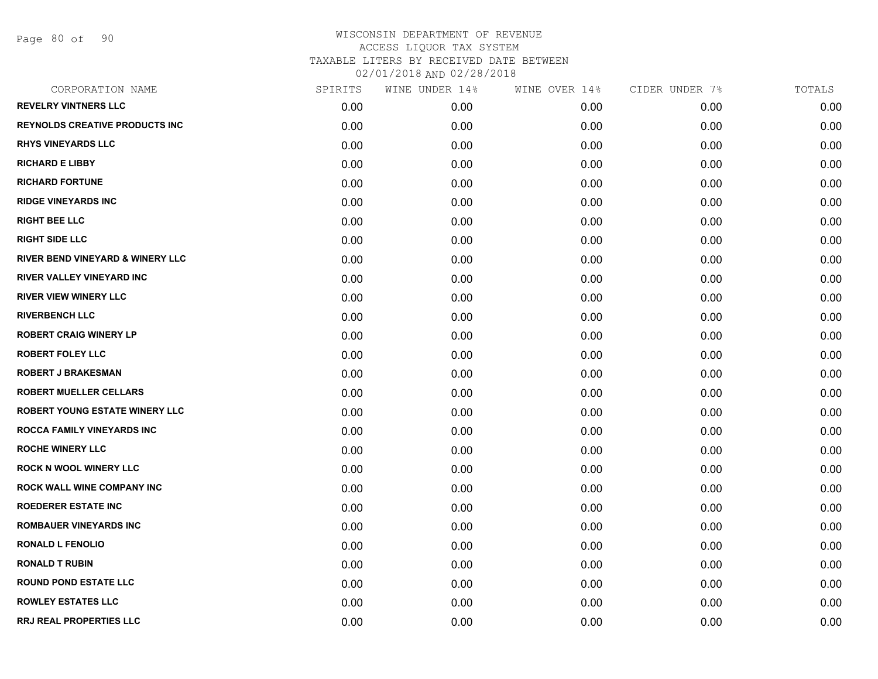# WISCONSIN DEPARTMENT OF REVENUE
## ACCESS LIQUOR TAX SYSTEM
### TAXABLE LITERS BY RECEIVED DATE BETWEEN 02/01/2018 AND 02/28/2018

| CORPORATION NAME | SPIRITS | WINE UNDER 14% | WINE OVER 14% | CIDER UNDER 7% | TOTALS |
|---|---|---|---|---|---|
| **REVELRY VINTNERS LLC** | 0.00 | 0.00 | 0.00 | 0.00 | 0.00 |
| **REYNOLDS CREATIVE PRODUCTS INC** | 0.00 | 0.00 | 0.00 | 0.00 | 0.00 |
| **RHYS VINEYARDS LLC** | 0.00 | 0.00 | 0.00 | 0.00 | 0.00 |
| **RICHARD E LIBBY** | 0.00 | 0.00 | 0.00 | 0.00 | 0.00 |
| **RICHARD FORTUNE** | 0.00 | 0.00 | 0.00 | 0.00 | 0.00 |
| **RIDGE VINEYARDS INC** | 0.00 | 0.00 | 0.00 | 0.00 | 0.00 |
| **RIGHT BEE LLC** | 0.00 | 0.00 | 0.00 | 0.00 | 0.00 |
| **RIGHT SIDE LLC** | 0.00 | 0.00 | 0.00 | 0.00 | 0.00 |
| **RIVER BEND VINEYARD & WINERY LLC** | 0.00 | 0.00 | 0.00 | 0.00 | 0.00 |
| **RIVER VALLEY VINEYARD INC** | 0.00 | 0.00 | 0.00 | 0.00 | 0.00 |
| **RIVER VIEW WINERY LLC** | 0.00 | 0.00 | 0.00 | 0.00 | 0.00 |
| **RIVERBENCH LLC** | 0.00 | 0.00 | 0.00 | 0.00 | 0.00 |
| **ROBERT CRAIG WINERY LP** | 0.00 | 0.00 | 0.00 | 0.00 | 0.00 |
| **ROBERT FOLEY LLC** | 0.00 | 0.00 | 0.00 | 0.00 | 0.00 |
| **ROBERT J BRAKESMAN** | 0.00 | 0.00 | 0.00 | 0.00 | 0.00 |
| **ROBERT MUELLER CELLARS** | 0.00 | 0.00 | 0.00 | 0.00 | 0.00 |
| **ROBERT YOUNG ESTATE WINERY LLC** | 0.00 | 0.00 | 0.00 | 0.00 | 0.00 |
| **ROCCA FAMILY VINEYARDS INC** | 0.00 | 0.00 | 0.00 | 0.00 | 0.00 |
| **ROCHE WINERY LLC** | 0.00 | 0.00 | 0.00 | 0.00 | 0.00 |
| **ROCK N WOOL WINERY LLC** | 0.00 | 0.00 | 0.00 | 0.00 | 0.00 |
| **ROCK WALL WINE COMPANY INC** | 0.00 | 0.00 | 0.00 | 0.00 | 0.00 |
| **ROEDERER ESTATE INC** | 0.00 | 0.00 | 0.00 | 0.00 | 0.00 |
| **ROMBAUER VINEYARDS INC** | 0.00 | 0.00 | 0.00 | 0.00 | 0.00 |
| **RONALD L FENOLIO** | 0.00 | 0.00 | 0.00 | 0.00 | 0.00 |
| **RONALD T RUBIN** | 0.00 | 0.00 | 0.00 | 0.00 | 0.00 |
| **ROUND POND ESTATE LLC** | 0.00 | 0.00 | 0.00 | 0.00 | 0.00 |
| **ROWLEY ESTATES LLC** | 0.00 | 0.00 | 0.00 | 0.00 | 0.00 |
| **RRJ REAL PROPERTIES LLC** | 0.00 | 0.00 | 0.00 | 0.00 | 0.00 |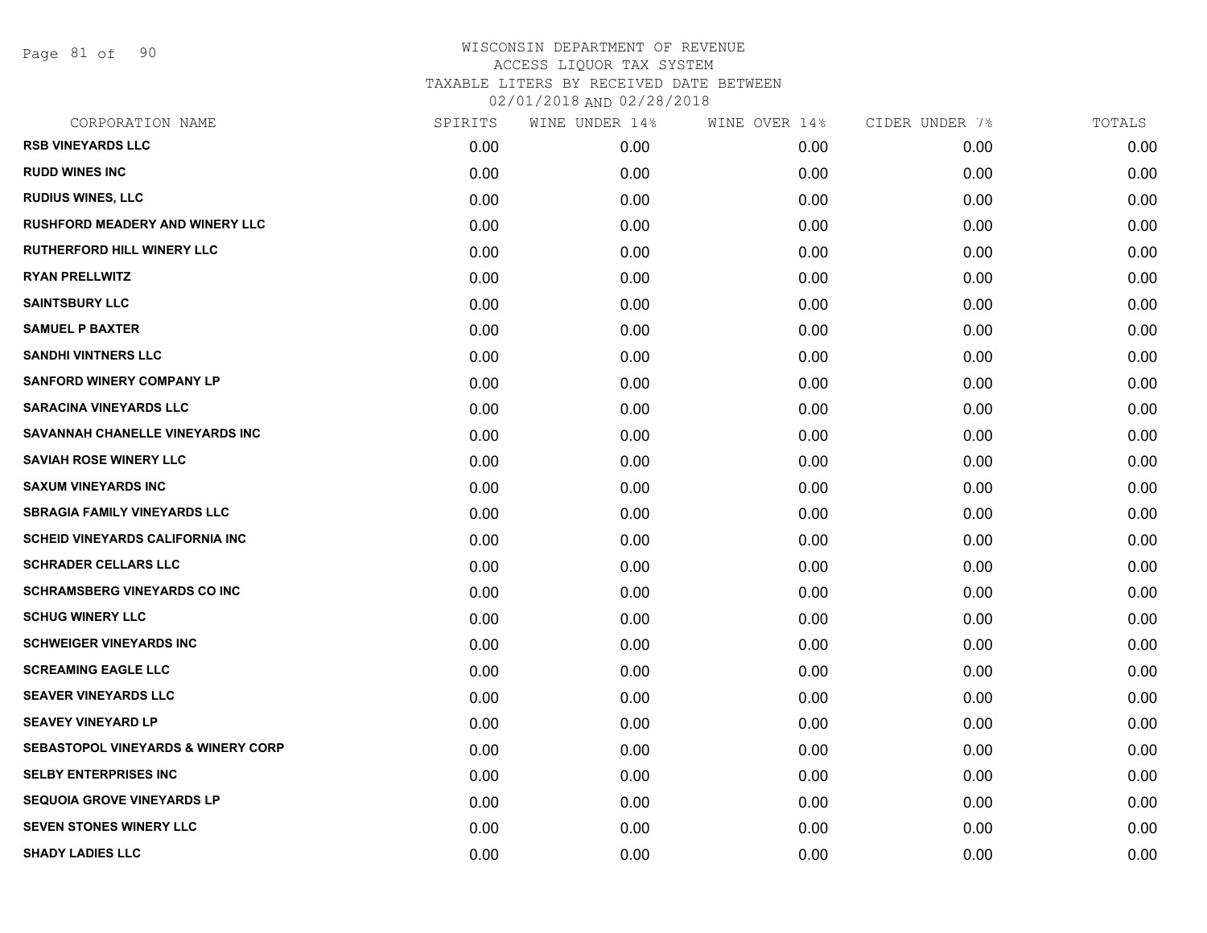WISCONSIN DEPARTMENT OF REVENUE
ACCESS LIQUOR TAX SYSTEM
TAXABLE LITERS BY RECEIVED DATE BETWEEN
02/01/2018 AND 02/28/2018

| CORPORATION NAME | SPIRITS | WINE UNDER 14% | WINE OVER 14% | CIDER UNDER 7% | TOTALS |
|---|---|---|---|---|---|
| RSB VINEYARDS LLC | 0.00 | 0.00 | 0.00 | 0.00 | 0.00 |
| RUDD WINES INC | 0.00 | 0.00 | 0.00 | 0.00 | 0.00 |
| RUDIUS WINES, LLC | 0.00 | 0.00 | 0.00 | 0.00 | 0.00 |
| RUSHFORD MEADERY AND WINERY LLC | 0.00 | 0.00 | 0.00 | 0.00 | 0.00 |
| RUTHERFORD HILL WINERY LLC | 0.00 | 0.00 | 0.00 | 0.00 | 0.00 |
| RYAN PRELLWITZ | 0.00 | 0.00 | 0.00 | 0.00 | 0.00 |
| SAINTSBURY LLC | 0.00 | 0.00 | 0.00 | 0.00 | 0.00 |
| SAMUEL P BAXTER | 0.00 | 0.00 | 0.00 | 0.00 | 0.00 |
| SANDHI VINTNERS LLC | 0.00 | 0.00 | 0.00 | 0.00 | 0.00 |
| SANFORD WINERY COMPANY LP | 0.00 | 0.00 | 0.00 | 0.00 | 0.00 |
| SARACINA VINEYARDS LLC | 0.00 | 0.00 | 0.00 | 0.00 | 0.00 |
| SAVANNAH CHANELLE VINEYARDS INC | 0.00 | 0.00 | 0.00 | 0.00 | 0.00 |
| SAVIAH ROSE WINERY LLC | 0.00 | 0.00 | 0.00 | 0.00 | 0.00 |
| SAXUM VINEYARDS INC | 0.00 | 0.00 | 0.00 | 0.00 | 0.00 |
| SBRAGIA FAMILY VINEYARDS LLC | 0.00 | 0.00 | 0.00 | 0.00 | 0.00 |
| SCHEID VINEYARDS CALIFORNIA INC | 0.00 | 0.00 | 0.00 | 0.00 | 0.00 |
| SCHRADER CELLARS LLC | 0.00 | 0.00 | 0.00 | 0.00 | 0.00 |
| SCHRAMSBERG VINEYARDS CO INC | 0.00 | 0.00 | 0.00 | 0.00 | 0.00 |
| SCHUG WINERY LLC | 0.00 | 0.00 | 0.00 | 0.00 | 0.00 |
| SCHWEIGER VINEYARDS INC | 0.00 | 0.00 | 0.00 | 0.00 | 0.00 |
| SCREAMING EAGLE LLC | 0.00 | 0.00 | 0.00 | 0.00 | 0.00 |
| SEAVER VINEYARDS LLC | 0.00 | 0.00 | 0.00 | 0.00 | 0.00 |
| SEAVEY VINEYARD LP | 0.00 | 0.00 | 0.00 | 0.00 | 0.00 |
| SEBASTOPOL VINEYARDS & WINERY CORP | 0.00 | 0.00 | 0.00 | 0.00 | 0.00 |
| SELBY ENTERPRISES INC | 0.00 | 0.00 | 0.00 | 0.00 | 0.00 |
| SEQUOIA GROVE VINEYARDS LP | 0.00 | 0.00 | 0.00 | 0.00 | 0.00 |
| SEVEN STONES WINERY LLC | 0.00 | 0.00 | 0.00 | 0.00 | 0.00 |
| SHADY LADIES LLC | 0.00 | 0.00 | 0.00 | 0.00 | 0.00 |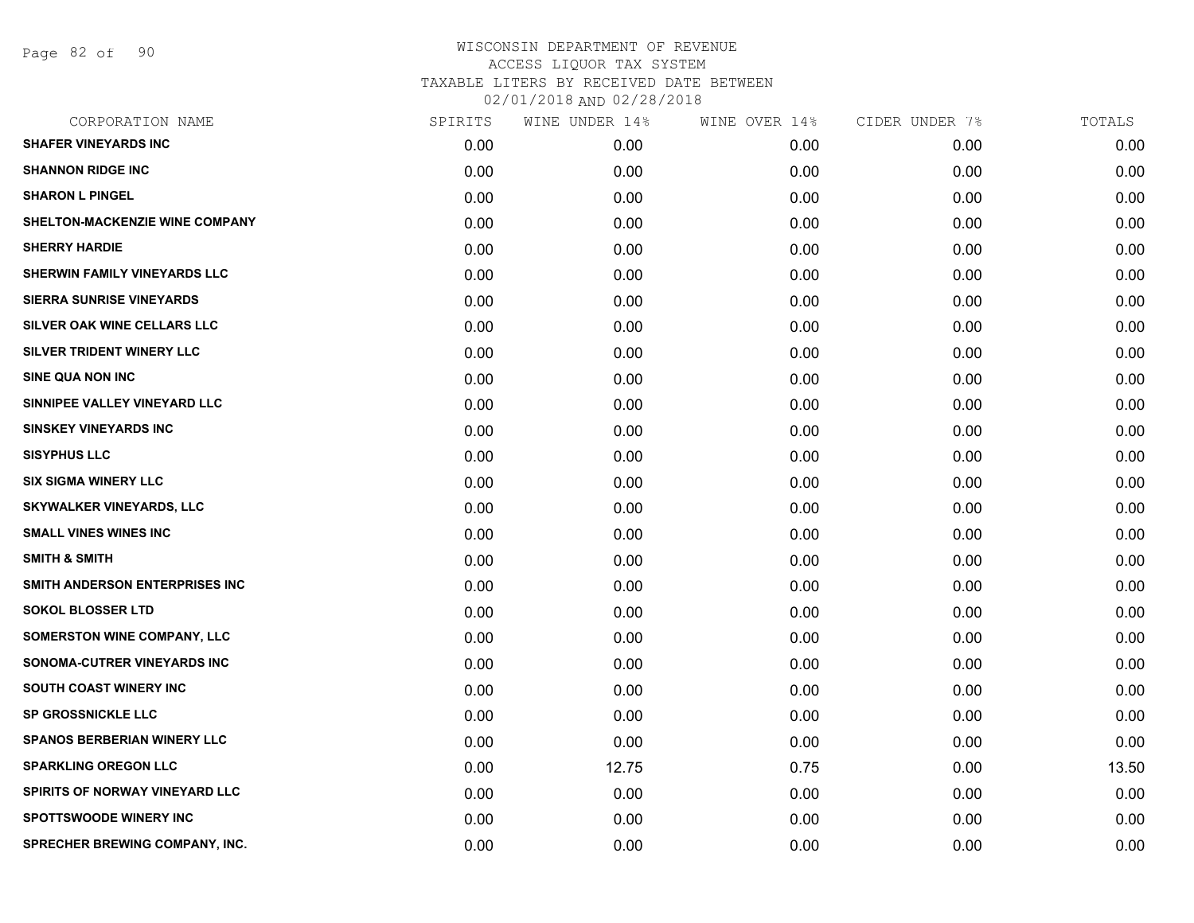# WISCONSIN DEPARTMENT OF REVENUE
## ACCESS LIQUOR TAX SYSTEM
## TAXABLE LITERS BY RECEIVED DATE BETWEEN 02/01/2018 AND 02/28/2018

| CORPORATION NAME | SPIRITS | WINE UNDER 14% | WINE OVER 14% | CIDER UNDER 7% | TOTALS |
|---|---|---|---|---|---|
| SHAFER VINEYARDS INC | 0.00 | 0.00 | 0.00 | 0.00 | 0.00 |
| SHANNON RIDGE INC | 0.00 | 0.00 | 0.00 | 0.00 | 0.00 |
| SHARON L PINGEL | 0.00 | 0.00 | 0.00 | 0.00 | 0.00 |
| SHELTON-MACKENZIE WINE COMPANY | 0.00 | 0.00 | 0.00 | 0.00 | 0.00 |
| SHERRY HARDIE | 0.00 | 0.00 | 0.00 | 0.00 | 0.00 |
| SHERWIN FAMILY VINEYARDS LLC | 0.00 | 0.00 | 0.00 | 0.00 | 0.00 |
| SIERRA SUNRISE VINEYARDS | 0.00 | 0.00 | 0.00 | 0.00 | 0.00 |
| SILVER OAK WINE CELLARS LLC | 0.00 | 0.00 | 0.00 | 0.00 | 0.00 |
| SILVER TRIDENT WINERY LLC | 0.00 | 0.00 | 0.00 | 0.00 | 0.00 |
| SINE QUA NON INC | 0.00 | 0.00 | 0.00 | 0.00 | 0.00 |
| SINNIPEE VALLEY VINEYARD LLC | 0.00 | 0.00 | 0.00 | 0.00 | 0.00 |
| SINSKEY VINEYARDS INC | 0.00 | 0.00 | 0.00 | 0.00 | 0.00 |
| SISYPHUS LLC | 0.00 | 0.00 | 0.00 | 0.00 | 0.00 |
| SIX SIGMA WINERY LLC | 0.00 | 0.00 | 0.00 | 0.00 | 0.00 |
| SKYWALKER VINEYARDS, LLC | 0.00 | 0.00 | 0.00 | 0.00 | 0.00 |
| SMALL VINES WINES INC | 0.00 | 0.00 | 0.00 | 0.00 | 0.00 |
| SMITH & SMITH | 0.00 | 0.00 | 0.00 | 0.00 | 0.00 |
| SMITH ANDERSON ENTERPRISES INC | 0.00 | 0.00 | 0.00 | 0.00 | 0.00 |
| SOKOL BLOSSER LTD | 0.00 | 0.00 | 0.00 | 0.00 | 0.00 |
| SOMERSTON WINE COMPANY, LLC | 0.00 | 0.00 | 0.00 | 0.00 | 0.00 |
| SONOMA-CUTRER VINEYARDS INC | 0.00 | 0.00 | 0.00 | 0.00 | 0.00 |
| SOUTH COAST WINERY INC | 0.00 | 0.00 | 0.00 | 0.00 | 0.00 |
| SP GROSSNICKLE LLC | 0.00 | 0.00 | 0.00 | 0.00 | 0.00 |
| SPANOS BERBERIAN WINERY LLC | 0.00 | 0.00 | 0.00 | 0.00 | 0.00 |
| SPARKLING OREGON LLC | 0.00 | 12.75 | 0.75 | 0.00 | 13.50 |
| SPIRITS OF NORWAY VINEYARD LLC | 0.00 | 0.00 | 0.00 | 0.00 | 0.00 |
| SPOTTSWOODE WINERY INC | 0.00 | 0.00 | 0.00 | 0.00 | 0.00 |
| SPRECHER BREWING COMPANY, INC. | 0.00 | 0.00 | 0.00 | 0.00 | 0.00 |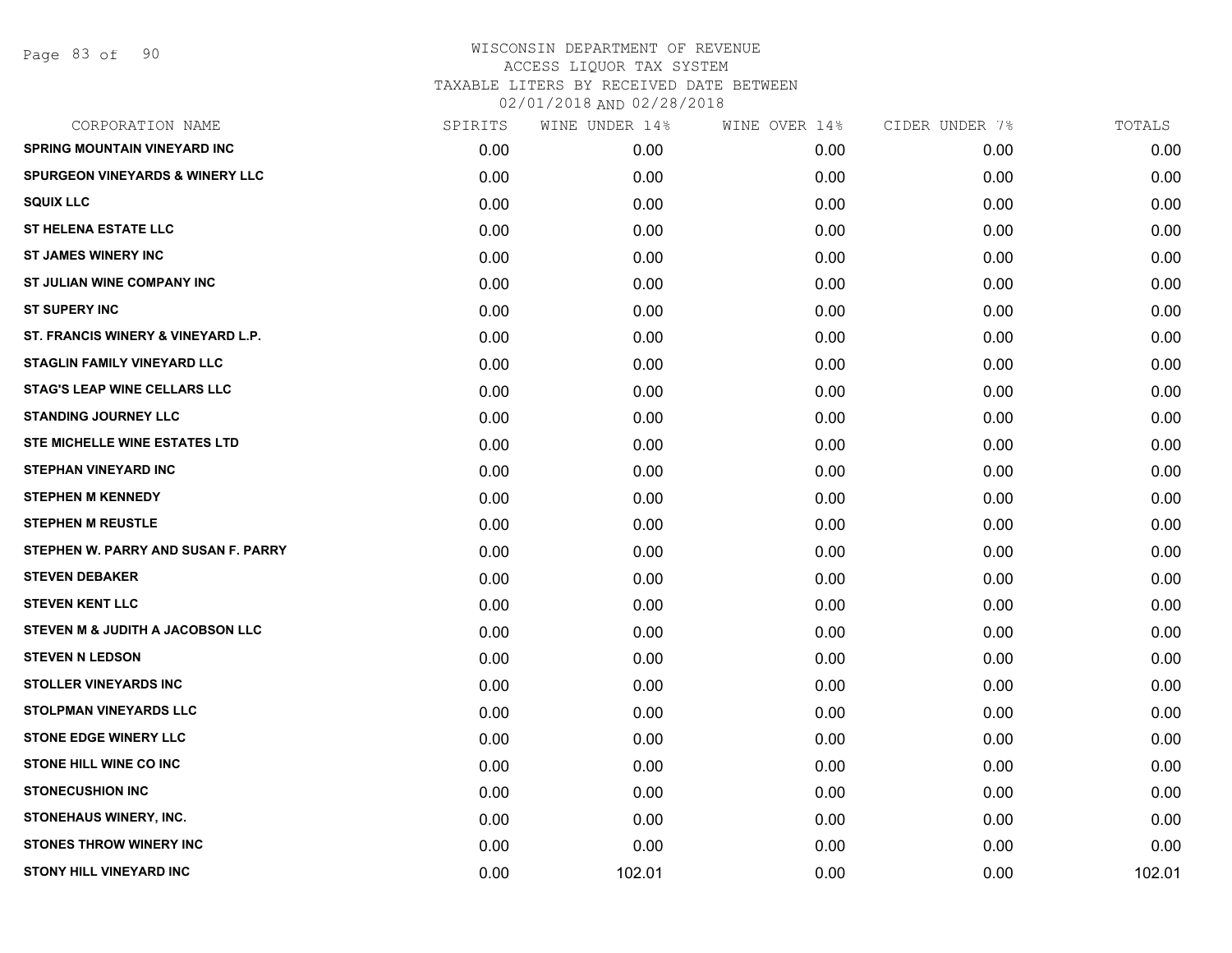WISCONSIN DEPARTMENT OF REVENUE
ACCESS LIQUOR TAX SYSTEM
TAXABLE LITERS BY RECEIVED DATE BETWEEN
02/01/2018 AND 02/28/2018

| CORPORATION NAME | SPIRITS | WINE UNDER 14% | WINE OVER 14% | CIDER UNDER 7% | TOTALS |
|---|---|---|---|---|---|
| SPRING MOUNTAIN VINEYARD INC | 0.00 | 0.00 | 0.00 | 0.00 | 0.00 |
| SPURGEON VINEYARDS & WINERY LLC | 0.00 | 0.00 | 0.00 | 0.00 | 0.00 |
| SQUIX LLC | 0.00 | 0.00 | 0.00 | 0.00 | 0.00 |
| ST HELENA ESTATE LLC | 0.00 | 0.00 | 0.00 | 0.00 | 0.00 |
| ST JAMES WINERY INC | 0.00 | 0.00 | 0.00 | 0.00 | 0.00 |
| ST JULIAN WINE COMPANY INC | 0.00 | 0.00 | 0.00 | 0.00 | 0.00 |
| ST SUPERY INC | 0.00 | 0.00 | 0.00 | 0.00 | 0.00 |
| ST. FRANCIS WINERY & VINEYARD L.P. | 0.00 | 0.00 | 0.00 | 0.00 | 0.00 |
| STAGLIN FAMILY VINEYARD LLC | 0.00 | 0.00 | 0.00 | 0.00 | 0.00 |
| STAG'S LEAP WINE CELLARS LLC | 0.00 | 0.00 | 0.00 | 0.00 | 0.00 |
| STANDING JOURNEY LLC | 0.00 | 0.00 | 0.00 | 0.00 | 0.00 |
| STE MICHELLE WINE ESTATES LTD | 0.00 | 0.00 | 0.00 | 0.00 | 0.00 |
| STEPHAN VINEYARD INC | 0.00 | 0.00 | 0.00 | 0.00 | 0.00 |
| STEPHEN M KENNEDY | 0.00 | 0.00 | 0.00 | 0.00 | 0.00 |
| STEPHEN M REUSTLE | 0.00 | 0.00 | 0.00 | 0.00 | 0.00 |
| STEPHEN W. PARRY AND SUSAN F. PARRY | 0.00 | 0.00 | 0.00 | 0.00 | 0.00 |
| STEVEN DEBAKER | 0.00 | 0.00 | 0.00 | 0.00 | 0.00 |
| STEVEN KENT LLC | 0.00 | 0.00 | 0.00 | 0.00 | 0.00 |
| STEVEN M & JUDITH A JACOBSON LLC | 0.00 | 0.00 | 0.00 | 0.00 | 0.00 |
| STEVEN N LEDSON | 0.00 | 0.00 | 0.00 | 0.00 | 0.00 |
| STOLLER VINEYARDS INC | 0.00 | 0.00 | 0.00 | 0.00 | 0.00 |
| STOLPMAN VINEYARDS LLC | 0.00 | 0.00 | 0.00 | 0.00 | 0.00 |
| STONE EDGE WINERY LLC | 0.00 | 0.00 | 0.00 | 0.00 | 0.00 |
| STONE HILL WINE CO INC | 0.00 | 0.00 | 0.00 | 0.00 | 0.00 |
| STONECUSHION INC | 0.00 | 0.00 | 0.00 | 0.00 | 0.00 |
| STONEHAUS WINERY, INC. | 0.00 | 0.00 | 0.00 | 0.00 | 0.00 |
| STONES THROW WINERY INC | 0.00 | 0.00 | 0.00 | 0.00 | 0.00 |
| STONY HILL VINEYARD INC | 0.00 | 102.01 | 0.00 | 0.00 | 102.01 |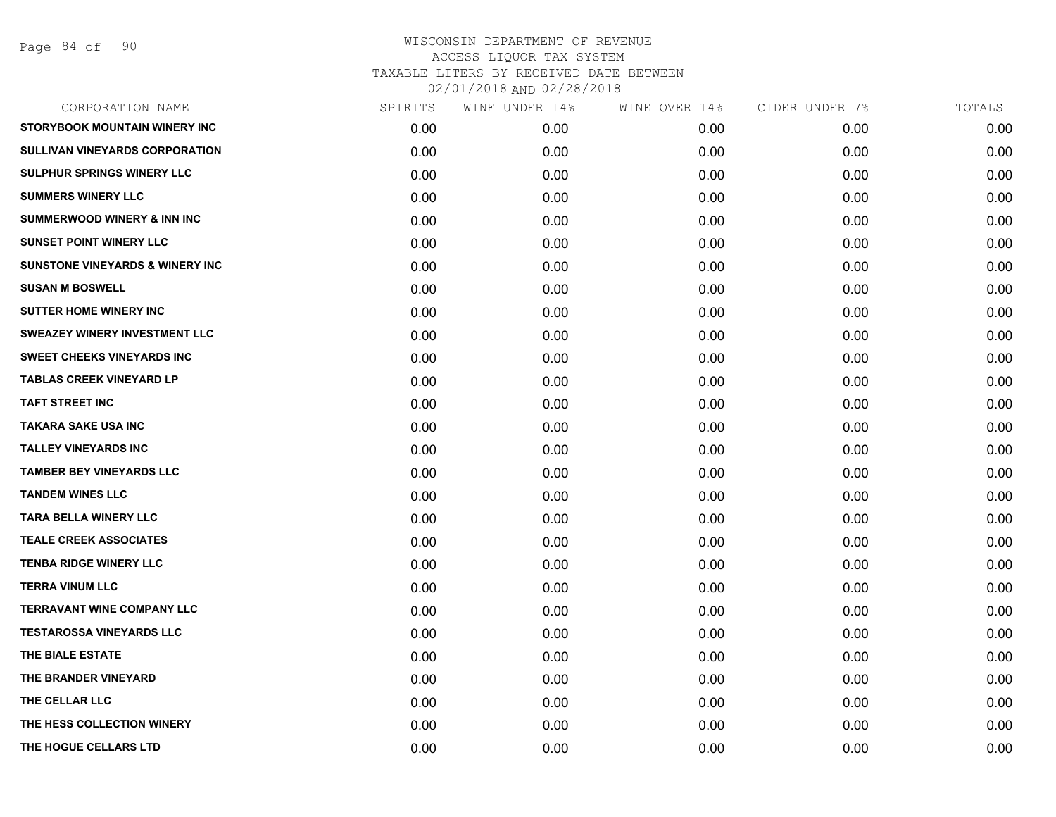# WISCONSIN DEPARTMENT OF REVENUE
## ACCESS LIQUOR TAX SYSTEM
### TAXABLE LITERS BY RECEIVED DATE BETWEEN 02/01/2018 AND 02/28/2018

| CORPORATION NAME | SPIRITS | WINE UNDER 14% | WINE OVER 14% | CIDER UNDER 7% | TOTALS |
|---|---|---|---|---|---|
| STORYBOOK MOUNTAIN WINERY INC | 0.00 | 0.00 | 0.00 | 0.00 | 0.00 |
| SULLIVAN VINEYARDS CORPORATION | 0.00 | 0.00 | 0.00 | 0.00 | 0.00 |
| SULPHUR SPRINGS WINERY LLC | 0.00 | 0.00 | 0.00 | 0.00 | 0.00 |
| SUMMERS WINERY LLC | 0.00 | 0.00 | 0.00 | 0.00 | 0.00 |
| SUMMERWOOD WINERY & INN INC | 0.00 | 0.00 | 0.00 | 0.00 | 0.00 |
| SUNSET POINT WINERY LLC | 0.00 | 0.00 | 0.00 | 0.00 | 0.00 |
| SUNSTONE VINEYARDS & WINERY INC | 0.00 | 0.00 | 0.00 | 0.00 | 0.00 |
| SUSAN M BOSWELL | 0.00 | 0.00 | 0.00 | 0.00 | 0.00 |
| SUTTER HOME WINERY INC | 0.00 | 0.00 | 0.00 | 0.00 | 0.00 |
| SWEAZEY WINERY INVESTMENT LLC | 0.00 | 0.00 | 0.00 | 0.00 | 0.00 |
| SWEET CHEEKS VINEYARDS INC | 0.00 | 0.00 | 0.00 | 0.00 | 0.00 |
| TABLAS CREEK VINEYARD LP | 0.00 | 0.00 | 0.00 | 0.00 | 0.00 |
| TAFT STREET INC | 0.00 | 0.00 | 0.00 | 0.00 | 0.00 |
| TAKARA SAKE USA INC | 0.00 | 0.00 | 0.00 | 0.00 | 0.00 |
| TALLEY VINEYARDS INC | 0.00 | 0.00 | 0.00 | 0.00 | 0.00 |
| TAMBER BEY VINEYARDS LLC | 0.00 | 0.00 | 0.00 | 0.00 | 0.00 |
| TANDEM WINES LLC | 0.00 | 0.00 | 0.00 | 0.00 | 0.00 |
| TARA BELLA WINERY LLC | 0.00 | 0.00 | 0.00 | 0.00 | 0.00 |
| TEALE CREEK ASSOCIATES | 0.00 | 0.00 | 0.00 | 0.00 | 0.00 |
| TENBA RIDGE WINERY LLC | 0.00 | 0.00 | 0.00 | 0.00 | 0.00 |
| TERRA VINUM LLC | 0.00 | 0.00 | 0.00 | 0.00 | 0.00 |
| TERRAVANT WINE COMPANY LLC | 0.00 | 0.00 | 0.00 | 0.00 | 0.00 |
| TESTAROSSA VINEYARDS LLC | 0.00 | 0.00 | 0.00 | 0.00 | 0.00 |
| THE BIALE ESTATE | 0.00 | 0.00 | 0.00 | 0.00 | 0.00 |
| THE BRANDER VINEYARD | 0.00 | 0.00 | 0.00 | 0.00 | 0.00 |
| THE CELLAR LLC | 0.00 | 0.00 | 0.00 | 0.00 | 0.00 |
| THE HESS COLLECTION WINERY | 0.00 | 0.00 | 0.00 | 0.00 | 0.00 |
| THE HOGUE CELLARS LTD | 0.00 | 0.00 | 0.00 | 0.00 | 0.00 |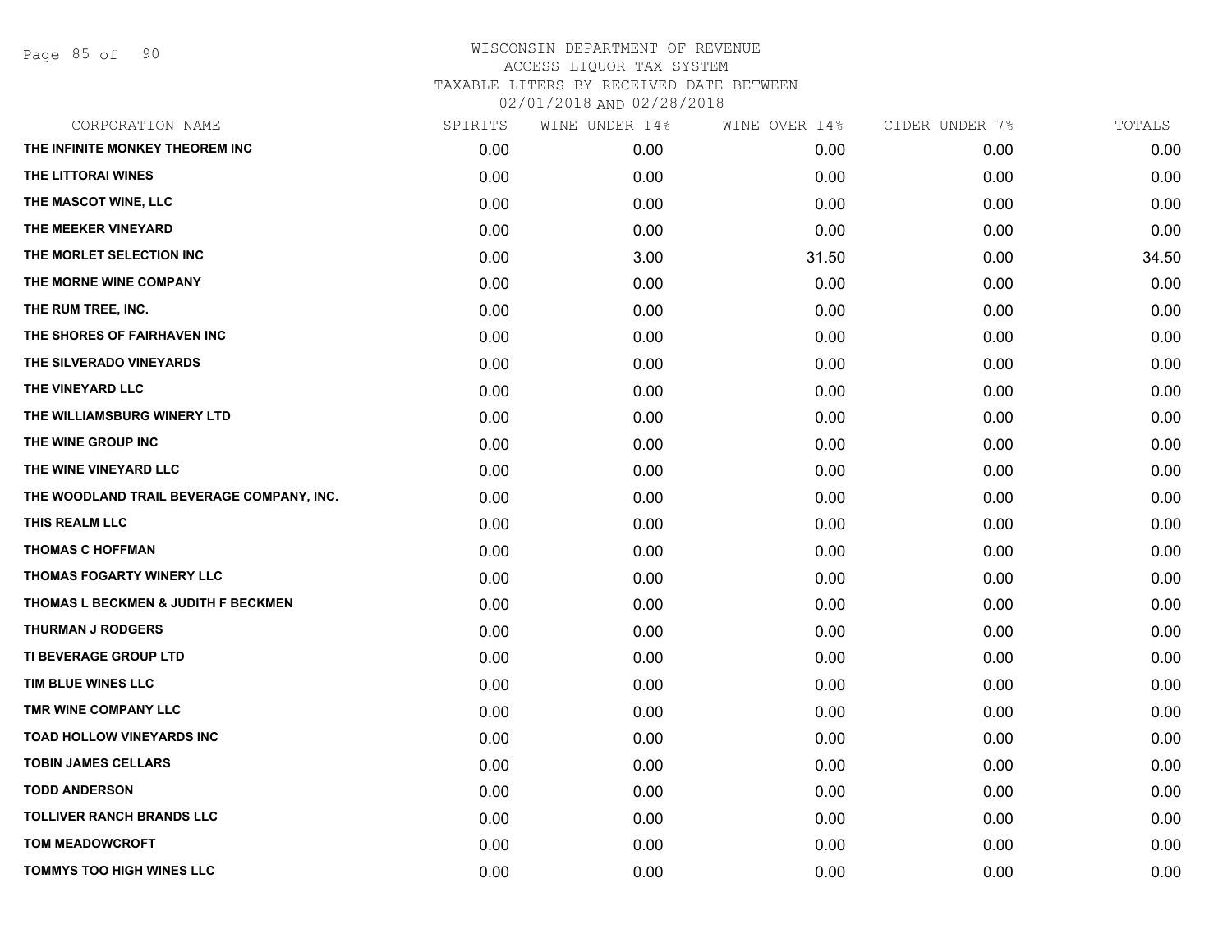# WISCONSIN DEPARTMENT OF REVENUE
## ACCESS LIQUOR TAX SYSTEM
## TAXABLE LITERS BY RECEIVED DATE BETWEEN 02/01/2018 AND 02/28/2018

| CORPORATION NAME | SPIRITS | WINE UNDER 14% | WINE OVER 14% | CIDER UNDER 7% | TOTALS |
|---|---|---|---|---|---|
| THE INFINITE MONKEY THEOREM INC | 0.00 | 0.00 | 0.00 | 0.00 | 0.00 |
| THE LITTORAI WINES | 0.00 | 0.00 | 0.00 | 0.00 | 0.00 |
| THE MASCOT WINE, LLC | 0.00 | 0.00 | 0.00 | 0.00 | 0.00 |
| THE MEEKER VINEYARD | 0.00 | 0.00 | 0.00 | 0.00 | 0.00 |
| THE MORLET SELECTION INC | 0.00 | 3.00 | 31.50 | 0.00 | 34.50 |
| THE MORNE WINE COMPANY | 0.00 | 0.00 | 0.00 | 0.00 | 0.00 |
| THE RUM TREE, INC. | 0.00 | 0.00 | 0.00 | 0.00 | 0.00 |
| THE SHORES OF FAIRHAVEN INC | 0.00 | 0.00 | 0.00 | 0.00 | 0.00 |
| THE SILVERADO VINEYARDS | 0.00 | 0.00 | 0.00 | 0.00 | 0.00 |
| THE VINEYARD LLC | 0.00 | 0.00 | 0.00 | 0.00 | 0.00 |
| THE WILLIAMSBURG WINERY LTD | 0.00 | 0.00 | 0.00 | 0.00 | 0.00 |
| THE WINE GROUP INC | 0.00 | 0.00 | 0.00 | 0.00 | 0.00 |
| THE WINE VINEYARD LLC | 0.00 | 0.00 | 0.00 | 0.00 | 0.00 |
| THE WOODLAND TRAIL BEVERAGE COMPANY, INC. | 0.00 | 0.00 | 0.00 | 0.00 | 0.00 |
| THIS REALM LLC | 0.00 | 0.00 | 0.00 | 0.00 | 0.00 |
| THOMAS C HOFFMAN | 0.00 | 0.00 | 0.00 | 0.00 | 0.00 |
| THOMAS FOGARTY WINERY LLC | 0.00 | 0.00 | 0.00 | 0.00 | 0.00 |
| THOMAS L BECKMEN & JUDITH F BECKMEN | 0.00 | 0.00 | 0.00 | 0.00 | 0.00 |
| THURMAN J RODGERS | 0.00 | 0.00 | 0.00 | 0.00 | 0.00 |
| TI BEVERAGE GROUP LTD | 0.00 | 0.00 | 0.00 | 0.00 | 0.00 |
| TIM BLUE WINES LLC | 0.00 | 0.00 | 0.00 | 0.00 | 0.00 |
| TMR WINE COMPANY LLC | 0.00 | 0.00 | 0.00 | 0.00 | 0.00 |
| TOAD HOLLOW VINEYARDS INC | 0.00 | 0.00 | 0.00 | 0.00 | 0.00 |
| TOBIN JAMES CELLARS | 0.00 | 0.00 | 0.00 | 0.00 | 0.00 |
| TODD ANDERSON | 0.00 | 0.00 | 0.00 | 0.00 | 0.00 |
| TOLLIVER RANCH BRANDS LLC | 0.00 | 0.00 | 0.00 | 0.00 | 0.00 |
| TOM MEADOWCROFT | 0.00 | 0.00 | 0.00 | 0.00 | 0.00 |
| TOMMYS TOO HIGH WINES LLC | 0.00 | 0.00 | 0.00 | 0.00 | 0.00 |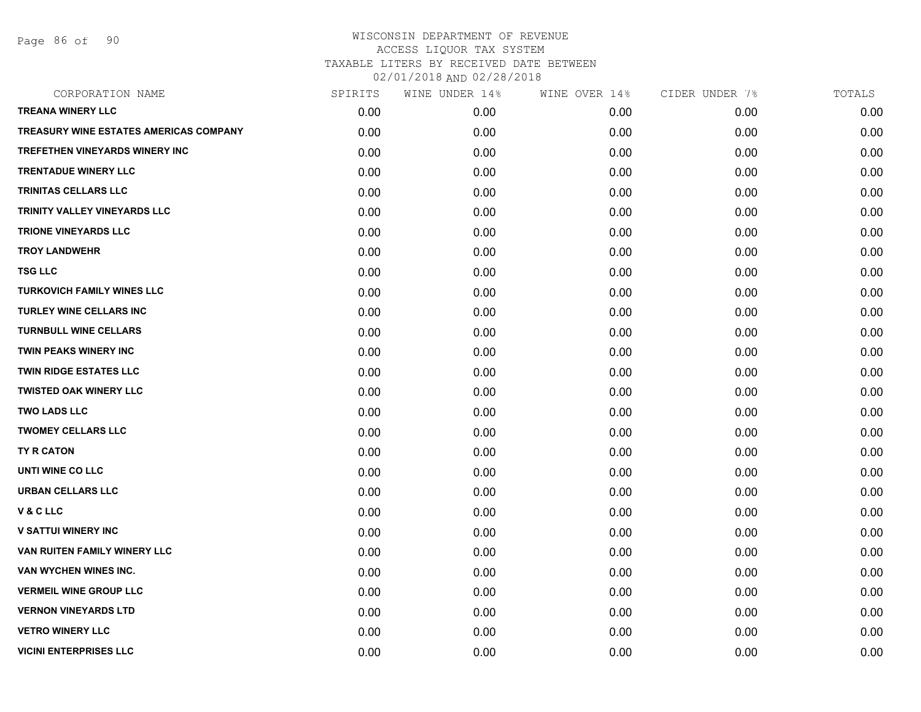WISCONSIN DEPARTMENT OF REVENUE
ACCESS LIQUOR TAX SYSTEM
TAXABLE LITERS BY RECEIVED DATE BETWEEN
02/01/2018 AND 02/28/2018

| CORPORATION NAME | SPIRITS | WINE UNDER 14% | WINE OVER 14% | CIDER UNDER 7% | TOTALS |
|---|---|---|---|---|---|
| TREANA WINERY LLC | 0.00 | 0.00 | 0.00 | 0.00 | 0.00 |
| TREASURY WINE ESTATES AMERICAS COMPANY | 0.00 | 0.00 | 0.00 | 0.00 | 0.00 |
| TREFETHEN VINEYARDS WINERY INC | 0.00 | 0.00 | 0.00 | 0.00 | 0.00 |
| TRENTADUE WINERY LLC | 0.00 | 0.00 | 0.00 | 0.00 | 0.00 |
| TRINITAS CELLARS LLC | 0.00 | 0.00 | 0.00 | 0.00 | 0.00 |
| TRINITY VALLEY VINEYARDS LLC | 0.00 | 0.00 | 0.00 | 0.00 | 0.00 |
| TRIONE VINEYARDS LLC | 0.00 | 0.00 | 0.00 | 0.00 | 0.00 |
| TROY LANDWEHR | 0.00 | 0.00 | 0.00 | 0.00 | 0.00 |
| TSG LLC | 0.00 | 0.00 | 0.00 | 0.00 | 0.00 |
| TURKOVICH FAMILY WINES LLC | 0.00 | 0.00 | 0.00 | 0.00 | 0.00 |
| TURLEY WINE CELLARS INC | 0.00 | 0.00 | 0.00 | 0.00 | 0.00 |
| TURNBULL WINE CELLARS | 0.00 | 0.00 | 0.00 | 0.00 | 0.00 |
| TWIN PEAKS WINERY INC | 0.00 | 0.00 | 0.00 | 0.00 | 0.00 |
| TWIN RIDGE ESTATES LLC | 0.00 | 0.00 | 0.00 | 0.00 | 0.00 |
| TWISTED OAK WINERY LLC | 0.00 | 0.00 | 0.00 | 0.00 | 0.00 |
| TWO LADS LLC | 0.00 | 0.00 | 0.00 | 0.00 | 0.00 |
| TWOMEY CELLARS LLC | 0.00 | 0.00 | 0.00 | 0.00 | 0.00 |
| TY R CATON | 0.00 | 0.00 | 0.00 | 0.00 | 0.00 |
| UNTI WINE CO LLC | 0.00 | 0.00 | 0.00 | 0.00 | 0.00 |
| URBAN CELLARS LLC | 0.00 | 0.00 | 0.00 | 0.00 | 0.00 |
| V & C LLC | 0.00 | 0.00 | 0.00 | 0.00 | 0.00 |
| V SATTUI WINERY INC | 0.00 | 0.00 | 0.00 | 0.00 | 0.00 |
| VAN RUITEN FAMILY WINERY LLC | 0.00 | 0.00 | 0.00 | 0.00 | 0.00 |
| VAN WYCHEN WINES INC. | 0.00 | 0.00 | 0.00 | 0.00 | 0.00 |
| VERMEIL WINE GROUP LLC | 0.00 | 0.00 | 0.00 | 0.00 | 0.00 |
| VERNON VINEYARDS LTD | 0.00 | 0.00 | 0.00 | 0.00 | 0.00 |
| VETRO WINERY LLC | 0.00 | 0.00 | 0.00 | 0.00 | 0.00 |
| VICINI ENTERPRISES LLC | 0.00 | 0.00 | 0.00 | 0.00 | 0.00 |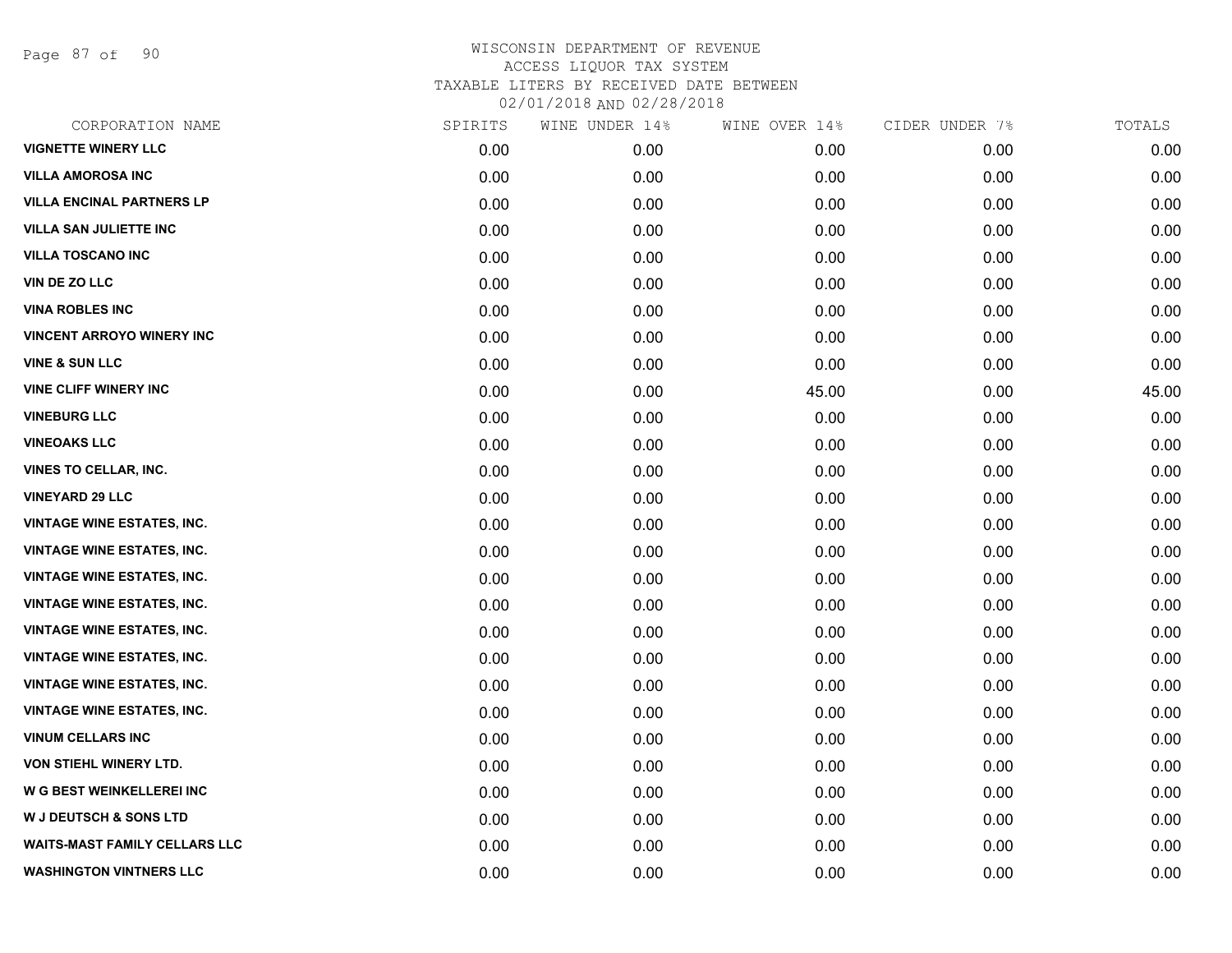# WISCONSIN DEPARTMENT OF REVENUE
## ACCESS LIQUOR TAX SYSTEM
## TAXABLE LITERS BY RECEIVED DATE BETWEEN 02/01/2018 AND 02/28/2018

| CORPORATION NAME | SPIRITS | WINE UNDER 14% | WINE OVER 14% | CIDER UNDER 7% | TOTALS |
|---|---|---|---|---|---|
| VIGNETTE WINERY LLC | 0.00 | 0.00 | 0.00 | 0.00 | 0.00 |
| VILLA AMOROSA INC | 0.00 | 0.00 | 0.00 | 0.00 | 0.00 |
| VILLA ENCINAL PARTNERS LP | 0.00 | 0.00 | 0.00 | 0.00 | 0.00 |
| VILLA SAN JULIETTE INC | 0.00 | 0.00 | 0.00 | 0.00 | 0.00 |
| VILLA TOSCANO INC | 0.00 | 0.00 | 0.00 | 0.00 | 0.00 |
| VIN DE ZO LLC | 0.00 | 0.00 | 0.00 | 0.00 | 0.00 |
| VINA ROBLES INC | 0.00 | 0.00 | 0.00 | 0.00 | 0.00 |
| VINCENT ARROYO WINERY INC | 0.00 | 0.00 | 0.00 | 0.00 | 0.00 |
| VINE & SUN LLC | 0.00 | 0.00 | 0.00 | 0.00 | 0.00 |
| VINE CLIFF WINERY INC | 0.00 | 0.00 | 45.00 | 0.00 | 45.00 |
| VINEBURG LLC | 0.00 | 0.00 | 0.00 | 0.00 | 0.00 |
| VINEOAKS LLC | 0.00 | 0.00 | 0.00 | 0.00 | 0.00 |
| VINES TO CELLAR, INC. | 0.00 | 0.00 | 0.00 | 0.00 | 0.00 |
| VINEYARD 29 LLC | 0.00 | 0.00 | 0.00 | 0.00 | 0.00 |
| VINTAGE WINE ESTATES, INC. | 0.00 | 0.00 | 0.00 | 0.00 | 0.00 |
| VINTAGE WINE ESTATES, INC. | 0.00 | 0.00 | 0.00 | 0.00 | 0.00 |
| VINTAGE WINE ESTATES, INC. | 0.00 | 0.00 | 0.00 | 0.00 | 0.00 |
| VINTAGE WINE ESTATES, INC. | 0.00 | 0.00 | 0.00 | 0.00 | 0.00 |
| VINTAGE WINE ESTATES, INC. | 0.00 | 0.00 | 0.00 | 0.00 | 0.00 |
| VINTAGE WINE ESTATES, INC. | 0.00 | 0.00 | 0.00 | 0.00 | 0.00 |
| VINTAGE WINE ESTATES, INC. | 0.00 | 0.00 | 0.00 | 0.00 | 0.00 |
| VINTAGE WINE ESTATES, INC. | 0.00 | 0.00 | 0.00 | 0.00 | 0.00 |
| VINUM CELLARS INC | 0.00 | 0.00 | 0.00 | 0.00 | 0.00 |
| VON STIEHL WINERY LTD. | 0.00 | 0.00 | 0.00 | 0.00 | 0.00 |
| W G BEST WEINKELLEREI INC | 0.00 | 0.00 | 0.00 | 0.00 | 0.00 |
| W J DEUTSCH & SONS LTD | 0.00 | 0.00 | 0.00 | 0.00 | 0.00 |
| WAITS-MAST FAMILY CELLARS LLC | 0.00 | 0.00 | 0.00 | 0.00 | 0.00 |
| WASHINGTON VINTNERS LLC | 0.00 | 0.00 | 0.00 | 0.00 | 0.00 |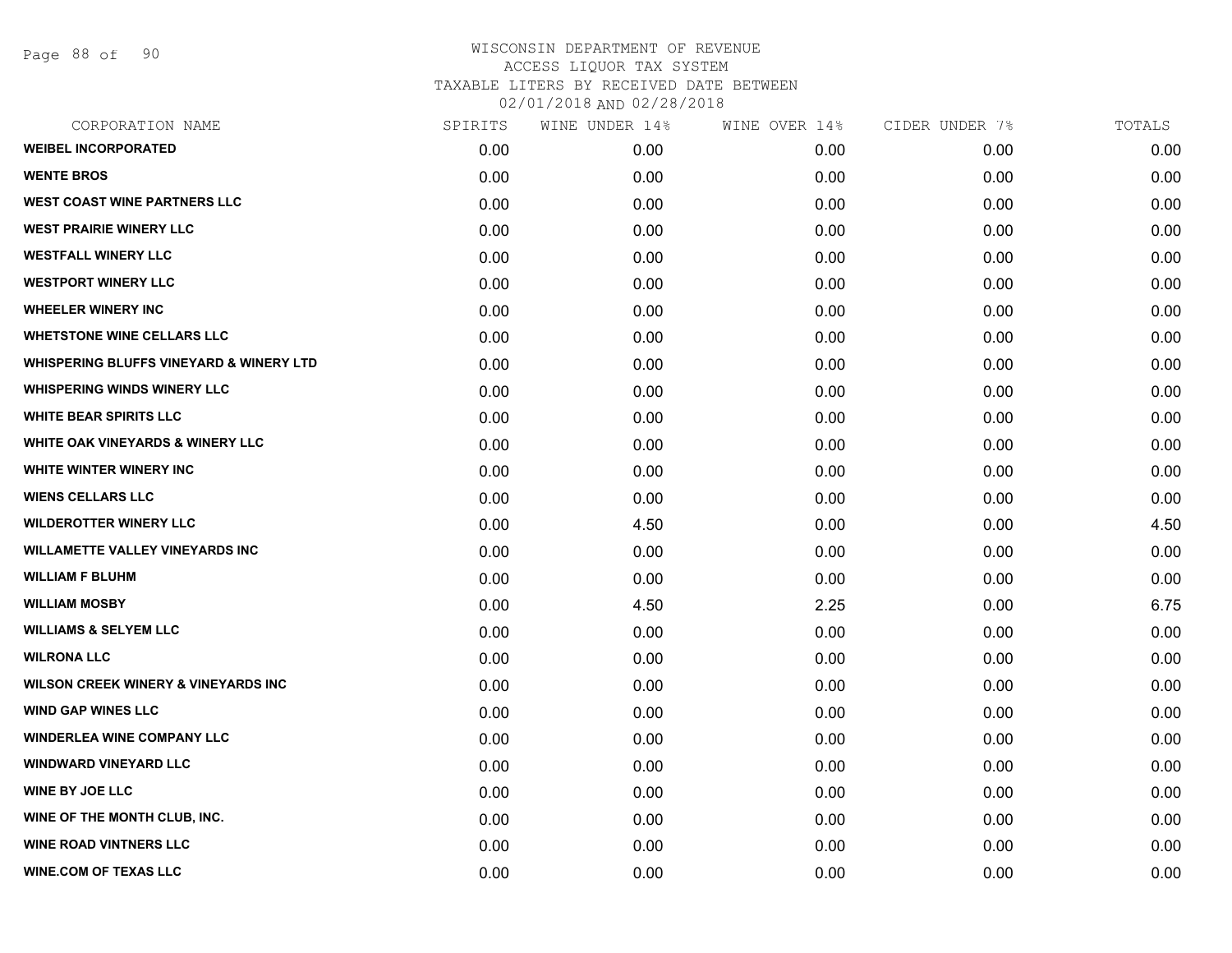# WISCONSIN DEPARTMENT OF REVENUE
ACCESS LIQUOR TAX SYSTEM
TAXABLE LITERS BY RECEIVED DATE BETWEEN
02/01/2018 AND 02/28/2018

| CORPORATION NAME | SPIRITS | WINE UNDER 14% | WINE OVER 14% | CIDER UNDER 7% | TOTALS |
|---|---|---|---|---|---|
| WEIBEL INCORPORATED | 0.00 | 0.00 | 0.00 | 0.00 | 0.00 |
| WENTE BROS | 0.00 | 0.00 | 0.00 | 0.00 | 0.00 |
| WEST COAST WINE PARTNERS LLC | 0.00 | 0.00 | 0.00 | 0.00 | 0.00 |
| WEST PRAIRIE WINERY LLC | 0.00 | 0.00 | 0.00 | 0.00 | 0.00 |
| WESTFALL WINERY LLC | 0.00 | 0.00 | 0.00 | 0.00 | 0.00 |
| WESTPORT WINERY LLC | 0.00 | 0.00 | 0.00 | 0.00 | 0.00 |
| WHEELER WINERY INC | 0.00 | 0.00 | 0.00 | 0.00 | 0.00 |
| WHETSTONE WINE CELLARS LLC | 0.00 | 0.00 | 0.00 | 0.00 | 0.00 |
| WHISPERING BLUFFS VINEYARD & WINERY LTD | 0.00 | 0.00 | 0.00 | 0.00 | 0.00 |
| WHISPERING WINDS WINERY LLC | 0.00 | 0.00 | 0.00 | 0.00 | 0.00 |
| WHITE BEAR SPIRITS LLC | 0.00 | 0.00 | 0.00 | 0.00 | 0.00 |
| WHITE OAK VINEYARDS & WINERY LLC | 0.00 | 0.00 | 0.00 | 0.00 | 0.00 |
| WHITE WINTER WINERY INC | 0.00 | 0.00 | 0.00 | 0.00 | 0.00 |
| WIENS CELLARS LLC | 0.00 | 0.00 | 0.00 | 0.00 | 0.00 |
| WILDEROTTER WINERY LLC | 0.00 | 4.50 | 0.00 | 0.00 | 4.50 |
| WILLAMETTE VALLEY VINEYARDS INC | 0.00 | 0.00 | 0.00 | 0.00 | 0.00 |
| WILLIAM F BLUHM | 0.00 | 0.00 | 0.00 | 0.00 | 0.00 |
| WILLIAM MOSBY | 0.00 | 4.50 | 2.25 | 0.00 | 6.75 |
| WILLIAMS & SELYEM LLC | 0.00 | 0.00 | 0.00 | 0.00 | 0.00 |
| WILRONA LLC | 0.00 | 0.00 | 0.00 | 0.00 | 0.00 |
| WILSON CREEK WINERY & VINEYARDS INC | 0.00 | 0.00 | 0.00 | 0.00 | 0.00 |
| WIND GAP WINES LLC | 0.00 | 0.00 | 0.00 | 0.00 | 0.00 |
| WINDERLEA WINE COMPANY LLC | 0.00 | 0.00 | 0.00 | 0.00 | 0.00 |
| WINDWARD VINEYARD LLC | 0.00 | 0.00 | 0.00 | 0.00 | 0.00 |
| WINE BY JOE LLC | 0.00 | 0.00 | 0.00 | 0.00 | 0.00 |
| WINE OF THE MONTH CLUB, INC. | 0.00 | 0.00 | 0.00 | 0.00 | 0.00 |
| WINE ROAD VINTNERS LLC | 0.00 | 0.00 | 0.00 | 0.00 | 0.00 |
| WINE.COM OF TEXAS LLC | 0.00 | 0.00 | 0.00 | 0.00 | 0.00 |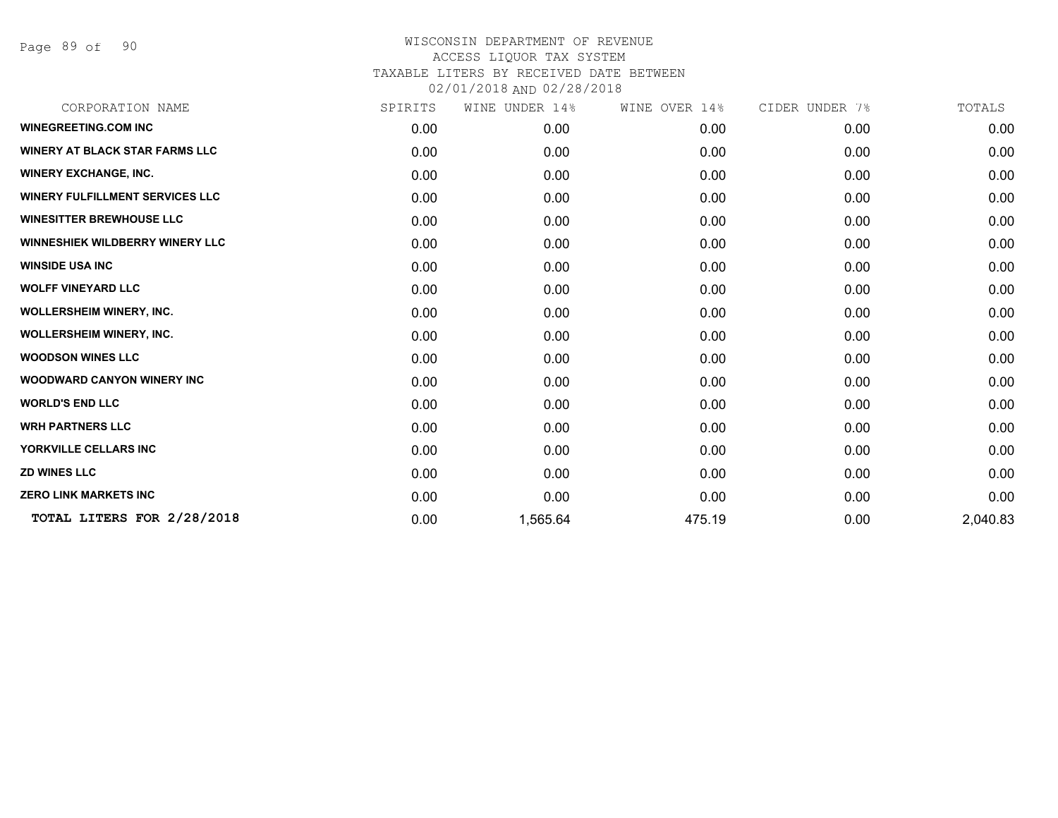WISCONSIN DEPARTMENT OF REVENUE
ACCESS LIQUOR TAX SYSTEM
TAXABLE LITERS BY RECEIVED DATE BETWEEN
02/01/2018 AND 02/28/2018

| CORPORATION NAME | SPIRITS | WINE UNDER 14% | WINE OVER 14% | CIDER UNDER 7% | TOTALS |
|---|---|---|---|---|---|
| **WINEGREETING.COM INC** | 0.00 | 0.00 | 0.00 | 0.00 | 0.00 |
| **WINERY AT BLACK STAR FARMS LLC** | 0.00 | 0.00 | 0.00 | 0.00 | 0.00 |
| **WINERY EXCHANGE, INC.** | 0.00 | 0.00 | 0.00 | 0.00 | 0.00 |
| **WINERY FULFILLMENT SERVICES LLC** | 0.00 | 0.00 | 0.00 | 0.00 | 0.00 |
| **WINESITTER BREWHOUSE LLC** | 0.00 | 0.00 | 0.00 | 0.00 | 0.00 |
| **WINNESHIEK WILDBERRY WINERY LLC** | 0.00 | 0.00 | 0.00 | 0.00 | 0.00 |
| **WINSIDE USA INC** | 0.00 | 0.00 | 0.00 | 0.00 | 0.00 |
| **WOLFF VINEYARD LLC** | 0.00 | 0.00 | 0.00 | 0.00 | 0.00 |
| **WOLLERSHEIM WINERY, INC.** | 0.00 | 0.00 | 0.00 | 0.00 | 0.00 |
| **WOLLERSHEIM WINERY, INC.** | 0.00 | 0.00 | 0.00 | 0.00 | 0.00 |
| **WOODSON WINES LLC** | 0.00 | 0.00 | 0.00 | 0.00 | 0.00 |
| **WOODWARD CANYON WINERY INC** | 0.00 | 0.00 | 0.00 | 0.00 | 0.00 |
| **WORLD'S END LLC** | 0.00 | 0.00 | 0.00 | 0.00 | 0.00 |
| **WRH PARTNERS LLC** | 0.00 | 0.00 | 0.00 | 0.00 | 0.00 |
| **YORKVILLE CELLARS INC** | 0.00 | 0.00 | 0.00 | 0.00 | 0.00 |
| **ZD WINES LLC** | 0.00 | 0.00 | 0.00 | 0.00 | 0.00 |
| **ZERO LINK MARKETS INC** | 0.00 | 0.00 | 0.00 | 0.00 | 0.00 |
| **TOTAL LITERS FOR 2/28/2018** | 0.00 | 1,565.64 | 475.19 | 0.00 | 2,040.83 |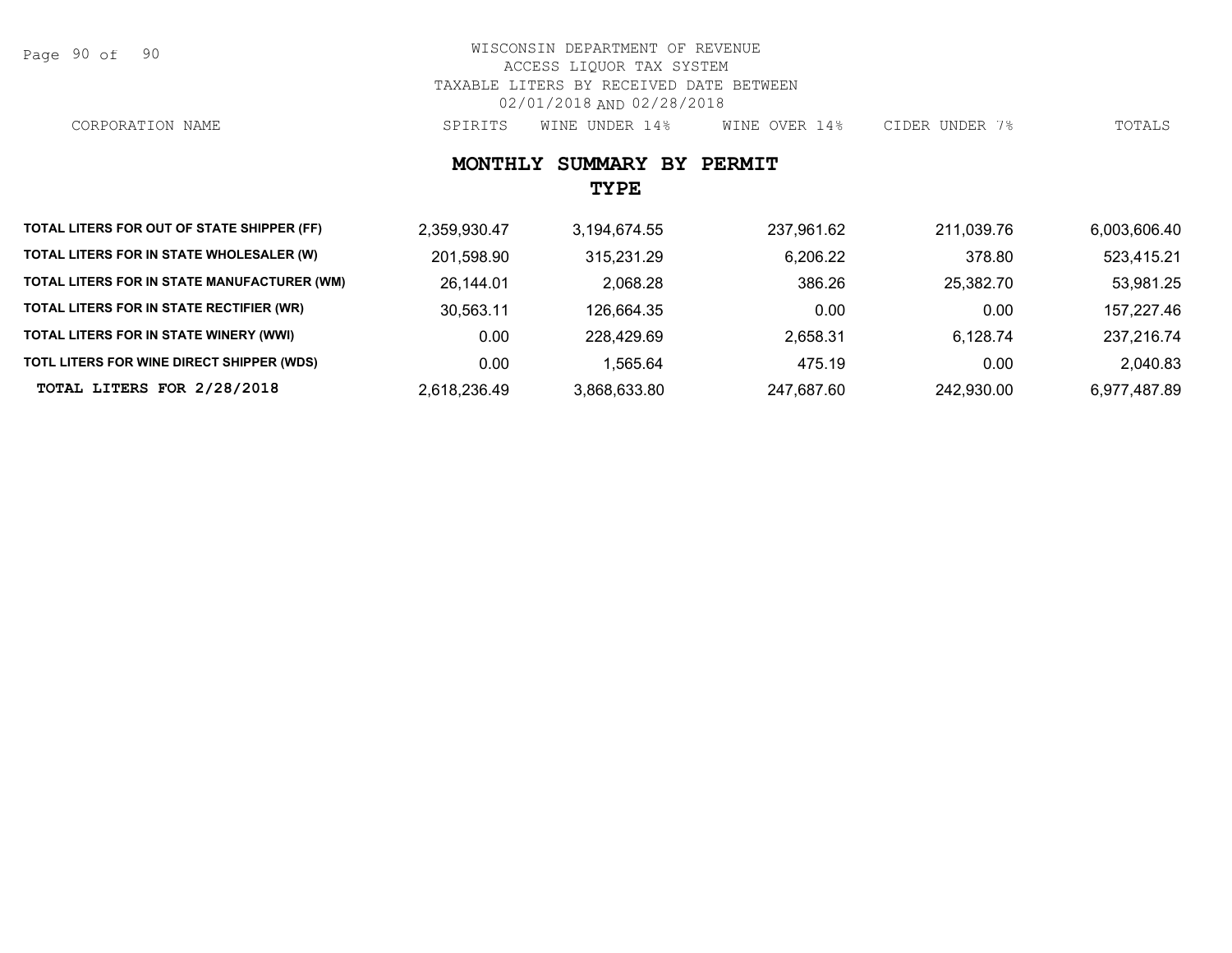WISCONSIN DEPARTMENT OF REVENUE
ACCESS LIQUOR TAX SYSTEM
TAXABLE LITERS BY RECEIVED DATE BETWEEN
02/01/2018 AND 02/28/2018

## MONTHLY SUMMARY BY PERMIT TYPE

| CORPORATION NAME | SPIRITS | WINE UNDER 14% | WINE OVER 14% | CIDER UNDER 7% | TOTALS |
|---|---|---|---|---|---|
| TOTAL LITERS FOR OUT OF STATE SHIPPER (FF) | 2,359,930.47 | 3,194,674.55 | 237,961.62 | 211,039.76 | 6,003,606.40 |
| TOTAL LITERS FOR IN STATE WHOLESALER (W) | 201,598.90 | 315,231.29 | 6,206.22 | 378.80 | 523,415.21 |
| TOTAL LITERS FOR IN STATE MANUFACTURER (WM) | 26,144.01 | 2,068.28 | 386.26 | 25,382.70 | 53,981.25 |
| TOTAL LITERS FOR IN STATE RECTIFIER (WR) | 30,563.11 | 126,664.35 | 0.00 | 0.00 | 157,227.46 |
| TOTAL LITERS FOR IN STATE WINERY (WWI) | 0.00 | 228,429.69 | 2,658.31 | 6,128.74 | 237,216.74 |
| TOTL LITERS FOR WINE DIRECT SHIPPER (WDS) | 0.00 | 1,565.64 | 475.19 | 0.00 | 2,040.83 |
| **TOTAL LITERS FOR 2/28/2018** | 2,618,236.49 | 3,868,633.80 | 247,687.60 | 242,930.00 | 6,977,487.89 |